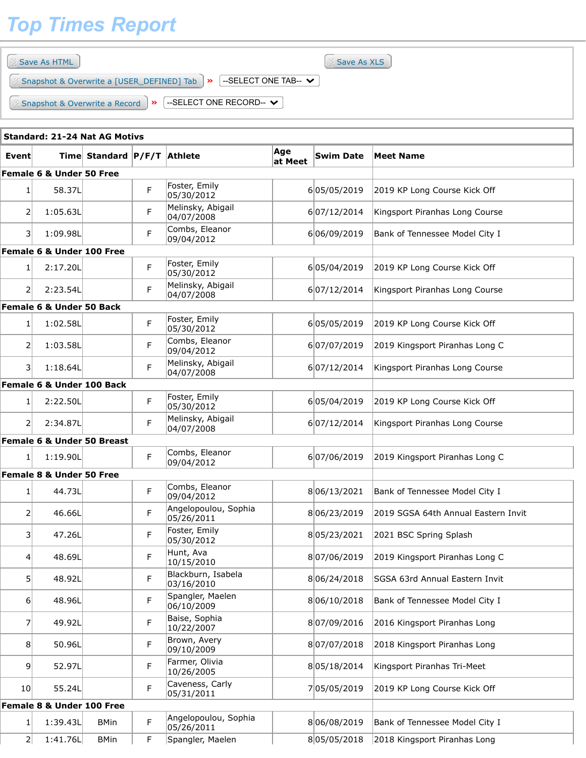# Top Times Report

Save As HTML

Save As XLS

Snapshot & Overwrite a [USER_DEFINED] Tab » --SELECT ONE TAB--

Snapshot & Overwrite a Record » --SELECT ONE RECORD--

**Standard: 21-24 Nat AG Motivs**

| Event | Time | Standard | P/F/T | Athlete | Age at Meet | Swim Date | Meet Name |
|---|---|---|---|---|---|---|---|
| **Female 6 & Under 50 Free** | | | | | | | |
| 1 | 58.37L | | F | Foster, Emily 05/30/2012 | 6 | 05/05/2019 | 2019 KP Long Course Kick Off |
| 2 | 1:05.63L | | F | Melinsky, Abigail 04/07/2008 | 6 | 07/12/2014 | Kingsport Piranhas Long Course |
| 3 | 1:09.98L | | F | Combs, Eleanor 09/04/2012 | 6 | 06/09/2019 | Bank of Tennessee Model City I |
| **Female 6 & Under 100 Free** | | | | | | | |
| 1 | 2:17.20L | | F | Foster, Emily 05/30/2012 | 6 | 05/04/2019 | 2019 KP Long Course Kick Off |
| 2 | 2:23.54L | | F | Melinsky, Abigail 04/07/2008 | 6 | 07/12/2014 | Kingsport Piranhas Long Course |
| **Female 6 & Under 50 Back** | | | | | | | |
| 1 | 1:02.58L | | F | Foster, Emily 05/30/2012 | 6 | 05/05/2019 | 2019 KP Long Course Kick Off |
| 2 | 1:03.58L | | F | Combs, Eleanor 09/04/2012 | 6 | 07/07/2019 | 2019 Kingsport Piranhas Long C |
| 3 | 1:18.64L | | F | Melinsky, Abigail 04/07/2008 | 6 | 07/12/2014 | Kingsport Piranhas Long Course |
| **Female 6 & Under 100 Back** | | | | | | | |
| 1 | 2:22.50L | | F | Foster, Emily 05/30/2012 | 6 | 05/04/2019 | 2019 KP Long Course Kick Off |
| 2 | 2:34.87L | | F | Melinsky, Abigail 04/07/2008 | 6 | 07/12/2014 | Kingsport Piranhas Long Course |
| **Female 6 & Under 50 Breast** | | | | | | | |
| 1 | 1:19.90L | | F | Combs, Eleanor 09/04/2012 | 6 | 07/06/2019 | 2019 Kingsport Piranhas Long C |
| **Female 8 & Under 50 Free** | | | | | | | |
| 1 | 44.73L | | F | Combs, Eleanor 09/04/2012 | 8 | 06/13/2021 | Bank of Tennessee Model City I |
| 2 | 46.66L | | F | Angelopoulou, Sophia 05/26/2011 | 8 | 06/23/2019 | 2019 SGSA 64th Annual Eastern Invit |
| 3 | 47.26L | | F | Foster, Emily 05/30/2012 | 8 | 05/23/2021 | 2021 BSC Spring Splash |
| 4 | 48.69L | | F | Hunt, Ava 10/15/2010 | 8 | 07/06/2019 | 2019 Kingsport Piranhas Long C |
| 5 | 48.92L | | F | Blackburn, Isabela 03/16/2010 | 8 | 06/24/2018 | SGSA 63rd Annual Eastern Invit |
| 6 | 48.96L | | F | Spangler, Maelen 06/10/2009 | 8 | 06/10/2018 | Bank of Tennessee Model City I |
| 7 | 49.92L | | F | Baise, Sophia 10/22/2007 | 8 | 07/09/2016 | 2016 Kingsport Piranhas Long |
| 8 | 50.96L | | F | Brown, Avery 09/10/2009 | 8 | 07/07/2018 | 2018 Kingsport Piranhas Long |
| 9 | 52.97L | | F | Farmer, Olivia 10/26/2005 | 8 | 05/18/2014 | Kingsport Piranhas Tri-Meet |
| 10 | 55.24L | | F | Caveness, Carly 05/31/2011 | 7 | 05/05/2019 | 2019 KP Long Course Kick Off |
| **Female 8 & Under 100 Free** | | | | | | | |
| 1 | 1:39.43L | BMin | F | Angelopoulou, Sophia 05/26/2011 | 8 | 06/08/2019 | Bank of Tennessee Model City I |
| 2 | 1:41.76L | BMin | F | Spangler, Maelen | 8 | 05/05/2018 | 2018 Kingsport Piranhas Long |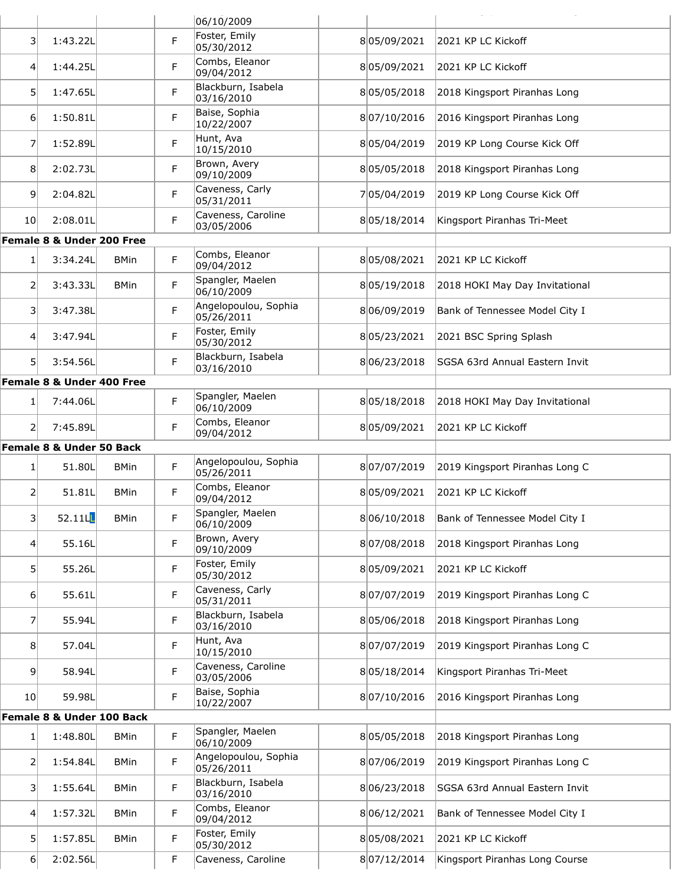| | | | | 06/10/2009 | | | |
|---|---|---|---|---|---|---|---|
| 3 | 1:43.22L | | F | Foster, Emily 05/30/2012 | | 8 05/09/2021 | 2021 KP LC Kickoff |
| 4 | 1:44.25L | | F | Combs, Eleanor 09/04/2012 | | 8 05/09/2021 | 2021 KP LC Kickoff |
| 5 | 1:47.65L | | F | Blackburn, Isabela 03/16/2010 | | 8 05/05/2018 | 2018 Kingsport Piranhas Long |
| 6 | 1:50.81L | | F | Baise, Sophia 10/22/2007 | | 8 07/10/2016 | 2016 Kingsport Piranhas Long |
| 7 | 1:52.89L | | F | Hunt, Ava 10/15/2010 | | 8 05/04/2019 | 2019 KP Long Course Kick Off |
| 8 | 2:02.73L | | F | Brown, Avery 09/10/2009 | | 8 05/05/2018 | 2018 Kingsport Piranhas Long |
| 9 | 2:04.82L | | F | Caveness, Carly 05/31/2011 | | 7 05/04/2019 | 2019 KP Long Course Kick Off |
| 10 | 2:08.01L | | F | Caveness, Caroline 03/05/2006 | | 8 05/18/2014 | Kingsport Piranhas Tri-Meet |
| **Female 8 & Under 200 Free** | | | | | | | |
| 1 | 3:34.24L | BMin | F | Combs, Eleanor 09/04/2012 | | 8 05/08/2021 | 2021 KP LC Kickoff |
| 2 | 3:43.33L | BMin | F | Spangler, Maelen 06/10/2009 | | 8 05/19/2018 | 2018 HOKI May Day Invitational |
| 3 | 3:47.38L | | F | Angelopoulou, Sophia 05/26/2011 | | 8 06/09/2019 | Bank of Tennessee Model City I |
| 4 | 3:47.94L | | F | Foster, Emily 05/30/2012 | | 8 05/23/2021 | 2021 BSC Spring Splash |
| 5 | 3:54.56L | | F | Blackburn, Isabela 03/16/2010 | | 8 06/23/2018 | SGSA 63rd Annual Eastern Invit |
| **Female 8 & Under 400 Free** | | | | | | | |
| 1 | 7:44.06L | | F | Spangler, Maelen 06/10/2009 | | 8 05/18/2018 | 2018 HOKI May Day Invitational |
| 2 | 7:45.89L | | F | Combs, Eleanor 09/04/2012 | | 8 05/09/2021 | 2021 KP LC Kickoff |
| **Female 8 & Under 50 Back** | | | | | | | |
| 1 | 51.80L | BMin | F | Angelopoulou, Sophia 05/26/2011 | | 8 07/07/2019 | 2019 Kingsport Piranhas Long C |
| 2 | 51.81L | BMin | F | Combs, Eleanor 09/04/2012 | | 8 05/09/2021 | 2021 KP LC Kickoff |
| 3 | 52.11L | BMin | F | Spangler, Maelen 06/10/2009 | | 8 06/10/2018 | Bank of Tennessee Model City I |
| 4 | 55.16L | | F | Brown, Avery 09/10/2009 | | 8 07/08/2018 | 2018 Kingsport Piranhas Long |
| 5 | 55.26L | | F | Foster, Emily 05/30/2012 | | 8 05/09/2021 | 2021 KP LC Kickoff |
| 6 | 55.61L | | F | Caveness, Carly 05/31/2011 | | 8 07/07/2019 | 2019 Kingsport Piranhas Long C |
| 7 | 55.94L | | F | Blackburn, Isabela 03/16/2010 | | 8 05/06/2018 | 2018 Kingsport Piranhas Long |
| 8 | 57.04L | | F | Hunt, Ava 10/15/2010 | | 8 07/07/2019 | 2019 Kingsport Piranhas Long C |
| 9 | 58.94L | | F | Caveness, Caroline 03/05/2006 | | 8 05/18/2014 | Kingsport Piranhas Tri-Meet |
| 10 | 59.98L | | F | Baise, Sophia 10/22/2007 | | 8 07/10/2016 | 2016 Kingsport Piranhas Long |
| **Female 8 & Under 100 Back** | | | | | | | |
| 1 | 1:48.80L | BMin | F | Spangler, Maelen 06/10/2009 | | 8 05/05/2018 | 2018 Kingsport Piranhas Long |
| 2 | 1:54.84L | BMin | F | Angelopoulou, Sophia 05/26/2011 | | 8 07/06/2019 | 2019 Kingsport Piranhas Long C |
| 3 | 1:55.64L | BMin | F | Blackburn, Isabela 03/16/2010 | | 8 06/23/2018 | SGSA 63rd Annual Eastern Invit |
| 4 | 1:57.32L | BMin | F | Combs, Eleanor 09/04/2012 | | 8 06/12/2021 | Bank of Tennessee Model City I |
| 5 | 1:57.85L | BMin | F | Foster, Emily 05/30/2012 | | 8 05/08/2021 | 2021 KP LC Kickoff |
| 6 | 2:02.56L | | F | Caveness, Caroline | | 8 07/12/2014 | Kingsport Piranhas Long Course |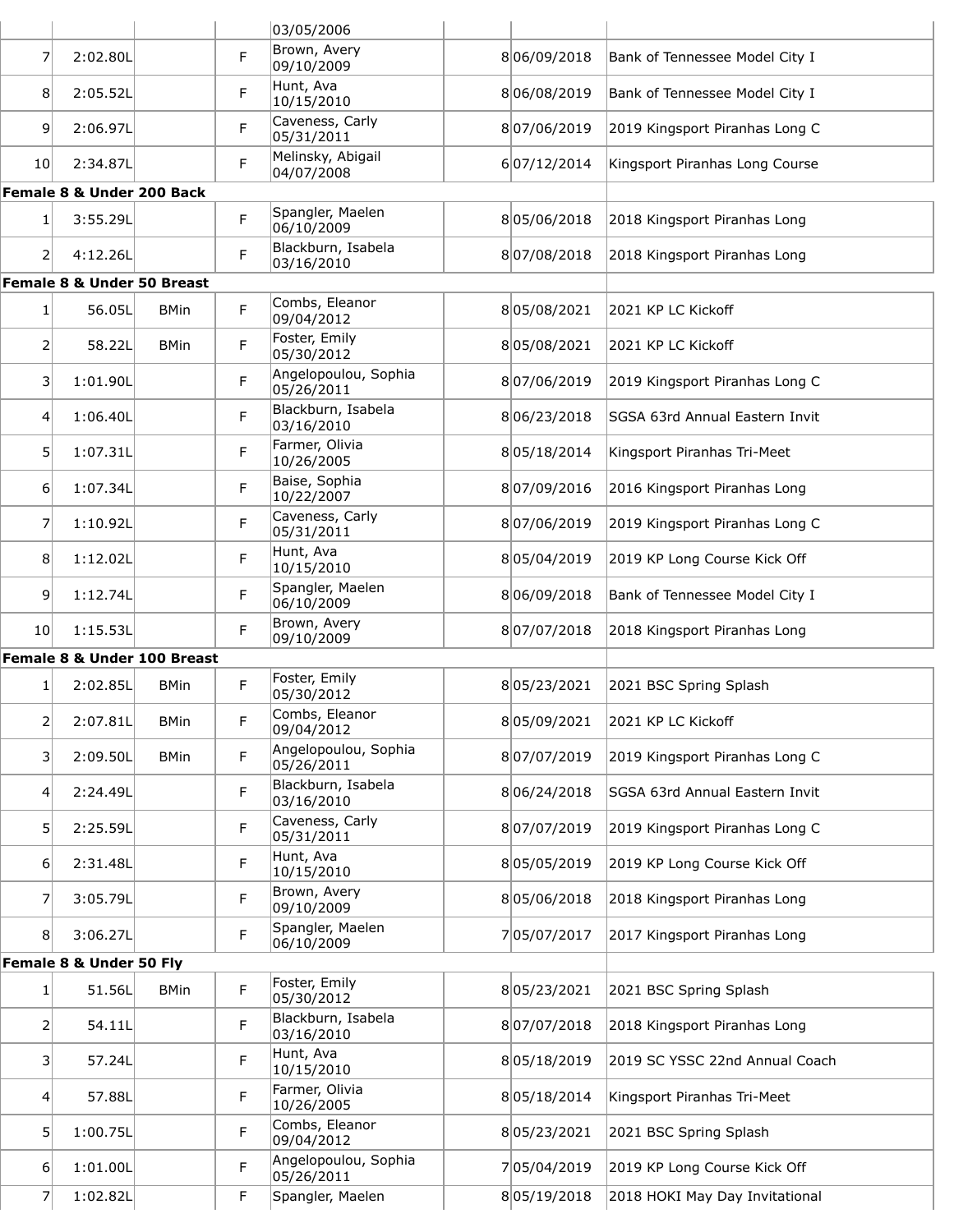| | | | | | | | |
|---|---|---|---|---|---|---|---|
| | | | | 03/05/2006 | | | |
| 7 | 2:02.80L | | F | Brown, Avery 09/10/2009 | 8 | 06/09/2018 | Bank of Tennessee Model City I |
| 8 | 2:05.52L | | F | Hunt, Ava 10/15/2010 | 8 | 06/08/2019 | Bank of Tennessee Model City I |
| 9 | 2:06.97L | | F | Caveness, Carly 05/31/2011 | 8 | 07/06/2019 | 2019 Kingsport Piranhas Long C |
| 10 | 2:34.87L | | F | Melinsky, Abigail 04/07/2008 | 6 | 07/12/2014 | Kingsport Piranhas Long Course |
| **Female 8 & Under 200 Back** | | | | | | | |
| 1 | 3:55.29L | | F | Spangler, Maelen 06/10/2009 | 8 | 05/06/2018 | 2018 Kingsport Piranhas Long |
| 2 | 4:12.26L | | F | Blackburn, Isabela 03/16/2010 | 8 | 07/08/2018 | 2018 Kingsport Piranhas Long |
| **Female 8 & Under 50 Breast** | | | | | | | |
| 1 | 56.05L | BMin | F | Combs, Eleanor 09/04/2012 | 8 | 05/08/2021 | 2021 KP LC Kickoff |
| 2 | 58.22L | BMin | F | Foster, Emily 05/30/2012 | 8 | 05/08/2021 | 2021 KP LC Kickoff |
| 3 | 1:01.90L | | F | Angelopoulou, Sophia 05/26/2011 | 8 | 07/06/2019 | 2019 Kingsport Piranhas Long C |
| 4 | 1:06.40L | | F | Blackburn, Isabela 03/16/2010 | 8 | 06/23/2018 | SGSA 63rd Annual Eastern Invit |
| 5 | 1:07.31L | | F | Farmer, Olivia 10/26/2005 | 8 | 05/18/2014 | Kingsport Piranhas Tri-Meet |
| 6 | 1:07.34L | | F | Baise, Sophia 10/22/2007 | 8 | 07/09/2016 | 2016 Kingsport Piranhas Long |
| 7 | 1:10.92L | | F | Caveness, Carly 05/31/2011 | 8 | 07/06/2019 | 2019 Kingsport Piranhas Long C |
| 8 | 1:12.02L | | F | Hunt, Ava 10/15/2010 | 8 | 05/04/2019 | 2019 KP Long Course Kick Off |
| 9 | 1:12.74L | | F | Spangler, Maelen 06/10/2009 | 8 | 06/09/2018 | Bank of Tennessee Model City I |
| 10 | 1:15.53L | | F | Brown, Avery 09/10/2009 | 8 | 07/07/2018 | 2018 Kingsport Piranhas Long |
| **Female 8 & Under 100 Breast** | | | | | | | |
| 1 | 2:02.85L | BMin | F | Foster, Emily 05/30/2012 | 8 | 05/23/2021 | 2021 BSC Spring Splash |
| 2 | 2:07.81L | BMin | F | Combs, Eleanor 09/04/2012 | 8 | 05/09/2021 | 2021 KP LC Kickoff |
| 3 | 2:09.50L | BMin | F | Angelopoulou, Sophia 05/26/2011 | 8 | 07/07/2019 | 2019 Kingsport Piranhas Long C |
| 4 | 2:24.49L | | F | Blackburn, Isabela 03/16/2010 | 8 | 06/24/2018 | SGSA 63rd Annual Eastern Invit |
| 5 | 2:25.59L | | F | Caveness, Carly 05/31/2011 | 8 | 07/07/2019 | 2019 Kingsport Piranhas Long C |
| 6 | 2:31.48L | | F | Hunt, Ava 10/15/2010 | 8 | 05/05/2019 | 2019 KP Long Course Kick Off |
| 7 | 3:05.79L | | F | Brown, Avery 09/10/2009 | 8 | 05/06/2018 | 2018 Kingsport Piranhas Long |
| 8 | 3:06.27L | | F | Spangler, Maelen 06/10/2009 | 7 | 05/07/2017 | 2017 Kingsport Piranhas Long |
| **Female 8 & Under 50 Fly** | | | | | | | |
| 1 | 51.56L | BMin | F | Foster, Emily 05/30/2012 | 8 | 05/23/2021 | 2021 BSC Spring Splash |
| 2 | 54.11L | | F | Blackburn, Isabela 03/16/2010 | 8 | 07/07/2018 | 2018 Kingsport Piranhas Long |
| 3 | 57.24L | | F | Hunt, Ava 10/15/2010 | 8 | 05/18/2019 | 2019 SC YSSC 22nd Annual Coach |
| 4 | 57.88L | | F | Farmer, Olivia 10/26/2005 | 8 | 05/18/2014 | Kingsport Piranhas Tri-Meet |
| 5 | 1:00.75L | | F | Combs, Eleanor 09/04/2012 | 8 | 05/23/2021 | 2021 BSC Spring Splash |
| 6 | 1:01.00L | | F | Angelopoulou, Sophia 05/26/2011 | 7 | 05/04/2019 | 2019 KP Long Course Kick Off |
| 7 | 1:02.82L | | F | Spangler, Maelen | 8 | 05/19/2018 | 2018 HOKI May Day Invitational |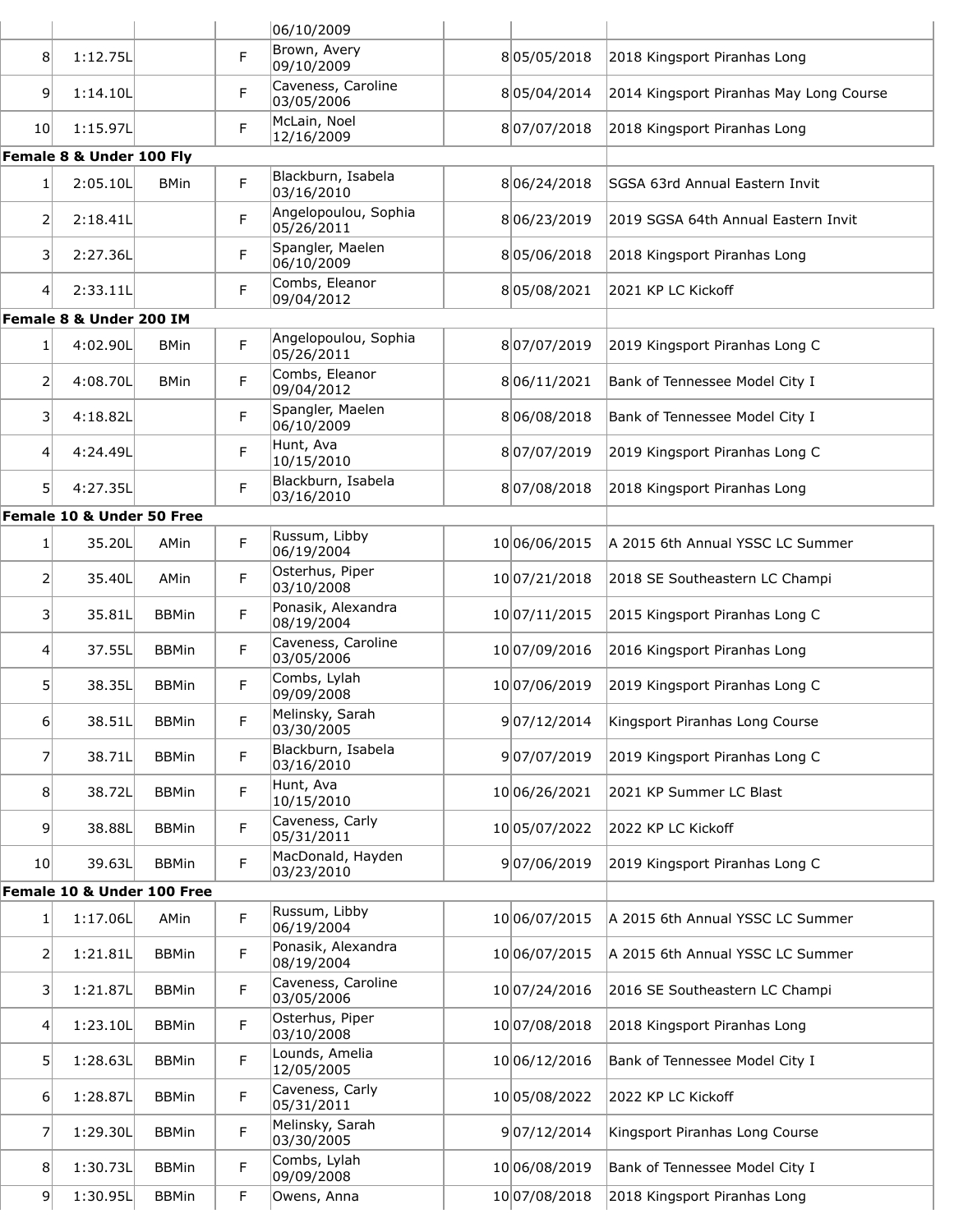| | | | | 06/10/2009 | | | |
|---|---|---|---|---|---|---|---|
| 8 | 1:12.75L | | F | Brown, Avery 09/10/2009 | 8 | 05/05/2018 | 2018 Kingsport Piranhas Long |
| 9 | 1:14.10L | | F | Caveness, Caroline 03/05/2006 | 8 | 05/04/2014 | 2014 Kingsport Piranhas May Long Course |
| 10 | 1:15.97L | | F | McLain, Noel 12/16/2009 | 8 | 07/07/2018 | 2018 Kingsport Piranhas Long |

**Female 8 & Under 100 Fly**

| | | | | | | | |
|---|---|---|---|---|---|---|---|
| 1 | 2:05.10L | BMin | F | Blackburn, Isabela 03/16/2010 | 8 | 06/24/2018 | SGSA 63rd Annual Eastern Invit |
| 2 | 2:18.41L | | F | Angelopoulou, Sophia 05/26/2011 | 8 | 06/23/2019 | 2019 SGSA 64th Annual Eastern Invit |
| 3 | 2:27.36L | | F | Spangler, Maelen 06/10/2009 | 8 | 05/06/2018 | 2018 Kingsport Piranhas Long |
| 4 | 2:33.11L | | F | Combs, Eleanor 09/04/2012 | 8 | 05/08/2021 | 2021 KP LC Kickoff |

**Female 8 & Under 200 IM**

| | | | | | | | |
|---|---|---|---|---|---|---|---|
| 1 | 4:02.90L | BMin | F | Angelopoulou, Sophia 05/26/2011 | 8 | 07/07/2019 | 2019 Kingsport Piranhas Long C |
| 2 | 4:08.70L | BMin | F | Combs, Eleanor 09/04/2012 | 8 | 06/11/2021 | Bank of Tennessee Model City I |
| 3 | 4:18.82L | | F | Spangler, Maelen 06/10/2009 | 8 | 06/08/2018 | Bank of Tennessee Model City I |
| 4 | 4:24.49L | | F | Hunt, Ava 10/15/2010 | 8 | 07/07/2019 | 2019 Kingsport Piranhas Long C |
| 5 | 4:27.35L | | F | Blackburn, Isabela 03/16/2010 | 8 | 07/08/2018 | 2018 Kingsport Piranhas Long |

**Female 10 & Under 50 Free**

| | | | | | | | |
|---|---|---|---|---|---|---|---|
| 1 | 35.20L | AMin | F | Russum, Libby 06/19/2004 | 10 | 06/06/2015 | A 2015 6th Annual YSSC LC Summer |
| 2 | 35.40L | AMin | F | Osterhus, Piper 03/10/2008 | 10 | 07/21/2018 | 2018 SE Southeastern LC Champi |
| 3 | 35.81L | BBMin | F | Ponasik, Alexandra 08/19/2004 | 10 | 07/11/2015 | 2015 Kingsport Piranhas Long C |
| 4 | 37.55L | BBMin | F | Caveness, Caroline 03/05/2006 | 10 | 07/09/2016 | 2016 Kingsport Piranhas Long |
| 5 | 38.35L | BBMin | F | Combs, Lylah 09/09/2008 | 10 | 07/06/2019 | 2019 Kingsport Piranhas Long C |
| 6 | 38.51L | BBMin | F | Melinsky, Sarah 03/30/2005 | 9 | 07/12/2014 | Kingsport Piranhas Long Course |
| 7 | 38.71L | BBMin | F | Blackburn, Isabela 03/16/2010 | 9 | 07/07/2019 | 2019 Kingsport Piranhas Long C |
| 8 | 38.72L | BBMin | F | Hunt, Ava 10/15/2010 | 10 | 06/26/2021 | 2021 KP Summer LC Blast |
| 9 | 38.88L | BBMin | F | Caveness, Carly 05/31/2011 | 10 | 05/07/2022 | 2022 KP LC Kickoff |
| 10 | 39.63L | BBMin | F | MacDonald, Hayden 03/23/2010 | 9 | 07/06/2019 | 2019 Kingsport Piranhas Long C |

**Female 10 & Under 100 Free**

| | | | | | | | |
|---|---|---|---|---|---|---|---|
| 1 | 1:17.06L | AMin | F | Russum, Libby 06/19/2004 | 10 | 06/07/2015 | A 2015 6th Annual YSSC LC Summer |
| 2 | 1:21.81L | BBMin | F | Ponasik, Alexandra 08/19/2004 | 10 | 06/07/2015 | A 2015 6th Annual YSSC LC Summer |
| 3 | 1:21.87L | BBMin | F | Caveness, Caroline 03/05/2006 | 10 | 07/24/2016 | 2016 SE Southeastern LC Champi |
| 4 | 1:23.10L | BBMin | F | Osterhus, Piper 03/10/2008 | 10 | 07/08/2018 | 2018 Kingsport Piranhas Long |
| 5 | 1:28.63L | BBMin | F | Lounds, Amelia 12/05/2005 | 10 | 06/12/2016 | Bank of Tennessee Model City I |
| 6 | 1:28.87L | BBMin | F | Caveness, Carly 05/31/2011 | 10 | 05/08/2022 | 2022 KP LC Kickoff |
| 7 | 1:29.30L | BBMin | F | Melinsky, Sarah 03/30/2005 | 9 | 07/12/2014 | Kingsport Piranhas Long Course |
| 8 | 1:30.73L | BBMin | F | Combs, Lylah 09/09/2008 | 10 | 06/08/2019 | Bank of Tennessee Model City I |
| 9 | 1:30.95L | BBMin | F | Owens, Anna | 10 | 07/08/2018 | 2018 Kingsport Piranhas Long |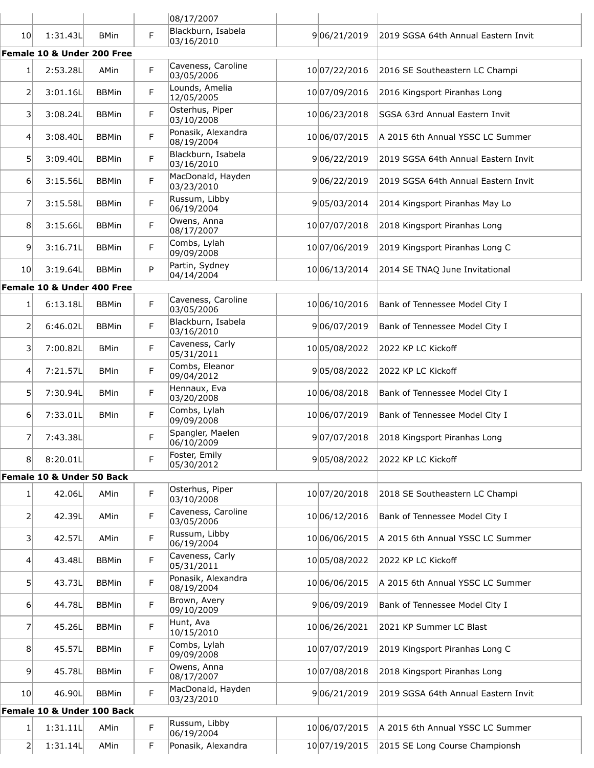| | | | | | | | |
|---|---|---|---|---|---|---|---|
| | | | | 08/17/2007 | | | |
| 10 | 1:31.43L | BMin | F | Blackburn, Isabela 03/16/2010 | 9 | 06/21/2019 | 2019 SGSA 64th Annual Eastern Invit |
| **Female 10 & Under 200 Free** | | | | | | | |
| 1 | 2:53.28L | AMin | F | Caveness, Caroline 03/05/2006 | 10 | 07/22/2016 | 2016 SE Southeastern LC Champi |
| 2 | 3:01.16L | BBMin | F | Lounds, Amelia 12/05/2005 | 10 | 07/09/2016 | 2016 Kingsport Piranhas Long |
| 3 | 3:08.24L | BBMin | F | Osterhus, Piper 03/10/2008 | 10 | 06/23/2018 | SGSA 63rd Annual Eastern Invit |
| 4 | 3:08.40L | BBMin | F | Ponasik, Alexandra 08/19/2004 | 10 | 06/07/2015 | A 2015 6th Annual YSSC LC Summer |
| 5 | 3:09.40L | BBMin | F | Blackburn, Isabela 03/16/2010 | 9 | 06/22/2019 | 2019 SGSA 64th Annual Eastern Invit |
| 6 | 3:15.56L | BBMin | F | MacDonald, Hayden 03/23/2010 | 9 | 06/22/2019 | 2019 SGSA 64th Annual Eastern Invit |
| 7 | 3:15.58L | BBMin | F | Russum, Libby 06/19/2004 | 9 | 05/03/2014 | 2014 Kingsport Piranhas May Lo |
| 8 | 3:15.66L | BBMin | F | Owens, Anna 08/17/2007 | 10 | 07/07/2018 | 2018 Kingsport Piranhas Long |
| 9 | 3:16.71L | BBMin | F | Combs, Lylah 09/09/2008 | 10 | 07/06/2019 | 2019 Kingsport Piranhas Long C |
| 10 | 3:19.64L | BBMin | P | Partin, Sydney 04/14/2004 | 10 | 06/13/2014 | 2014 SE TNAQ June Invitational |
| **Female 10 & Under 400 Free** | | | | | | | |
| 1 | 6:13.18L | BBMin | F | Caveness, Caroline 03/05/2006 | 10 | 06/10/2016 | Bank of Tennessee Model City I |
| 2 | 6:46.02L | BBMin | F | Blackburn, Isabela 03/16/2010 | 9 | 06/07/2019 | Bank of Tennessee Model City I |
| 3 | 7:00.82L | BMin | F | Caveness, Carly 05/31/2011 | 10 | 05/08/2022 | 2022 KP LC Kickoff |
| 4 | 7:21.57L | BMin | F | Combs, Eleanor 09/04/2012 | 9 | 05/08/2022 | 2022 KP LC Kickoff |
| 5 | 7:30.94L | BMin | F | Hennaux, Eva 03/20/2008 | 10 | 06/08/2018 | Bank of Tennessee Model City I |
| 6 | 7:33.01L | BMin | F | Combs, Lylah 09/09/2008 | 10 | 06/07/2019 | Bank of Tennessee Model City I |
| 7 | 7:43.38L | | F | Spangler, Maelen 06/10/2009 | 9 | 07/07/2018 | 2018 Kingsport Piranhas Long |
| 8 | 8:20.01L | | F | Foster, Emily 05/30/2012 | 9 | 05/08/2022 | 2022 KP LC Kickoff |
| **Female 10 & Under 50 Back** | | | | | | | |
| 1 | 42.06L | AMin | F | Osterhus, Piper 03/10/2008 | 10 | 07/20/2018 | 2018 SE Southeastern LC Champi |
| 2 | 42.39L | AMin | F | Caveness, Caroline 03/05/2006 | 10 | 06/12/2016 | Bank of Tennessee Model City I |
| 3 | 42.57L | AMin | F | Russum, Libby 06/19/2004 | 10 | 06/06/2015 | A 2015 6th Annual YSSC LC Summer |
| 4 | 43.48L | BBMin | F | Caveness, Carly 05/31/2011 | 10 | 05/08/2022 | 2022 KP LC Kickoff |
| 5 | 43.73L | BBMin | F | Ponasik, Alexandra 08/19/2004 | 10 | 06/06/2015 | A 2015 6th Annual YSSC LC Summer |
| 6 | 44.78L | BBMin | F | Brown, Avery 09/10/2009 | 9 | 06/09/2019 | Bank of Tennessee Model City I |
| 7 | 45.26L | BBMin | F | Hunt, Ava 10/15/2010 | 10 | 06/26/2021 | 2021 KP Summer LC Blast |
| 8 | 45.57L | BBMin | F | Combs, Lylah 09/09/2008 | 10 | 07/07/2019 | 2019 Kingsport Piranhas Long C |
| 9 | 45.78L | BBMin | F | Owens, Anna 08/17/2007 | 10 | 07/08/2018 | 2018 Kingsport Piranhas Long |
| 10 | 46.90L | BBMin | F | MacDonald, Hayden 03/23/2010 | 9 | 06/21/2019 | 2019 SGSA 64th Annual Eastern Invit |
| **Female 10 & Under 100 Back** | | | | | | | |
| 1 | 1:31.11L | AMin | F | Russum, Libby 06/19/2004 | 10 | 06/07/2015 | A 2015 6th Annual YSSC LC Summer |
| 2 | 1:31.14L | AMin | F | Ponasik, Alexandra | 10 | 07/19/2015 | 2015 SE Long Course Championsh |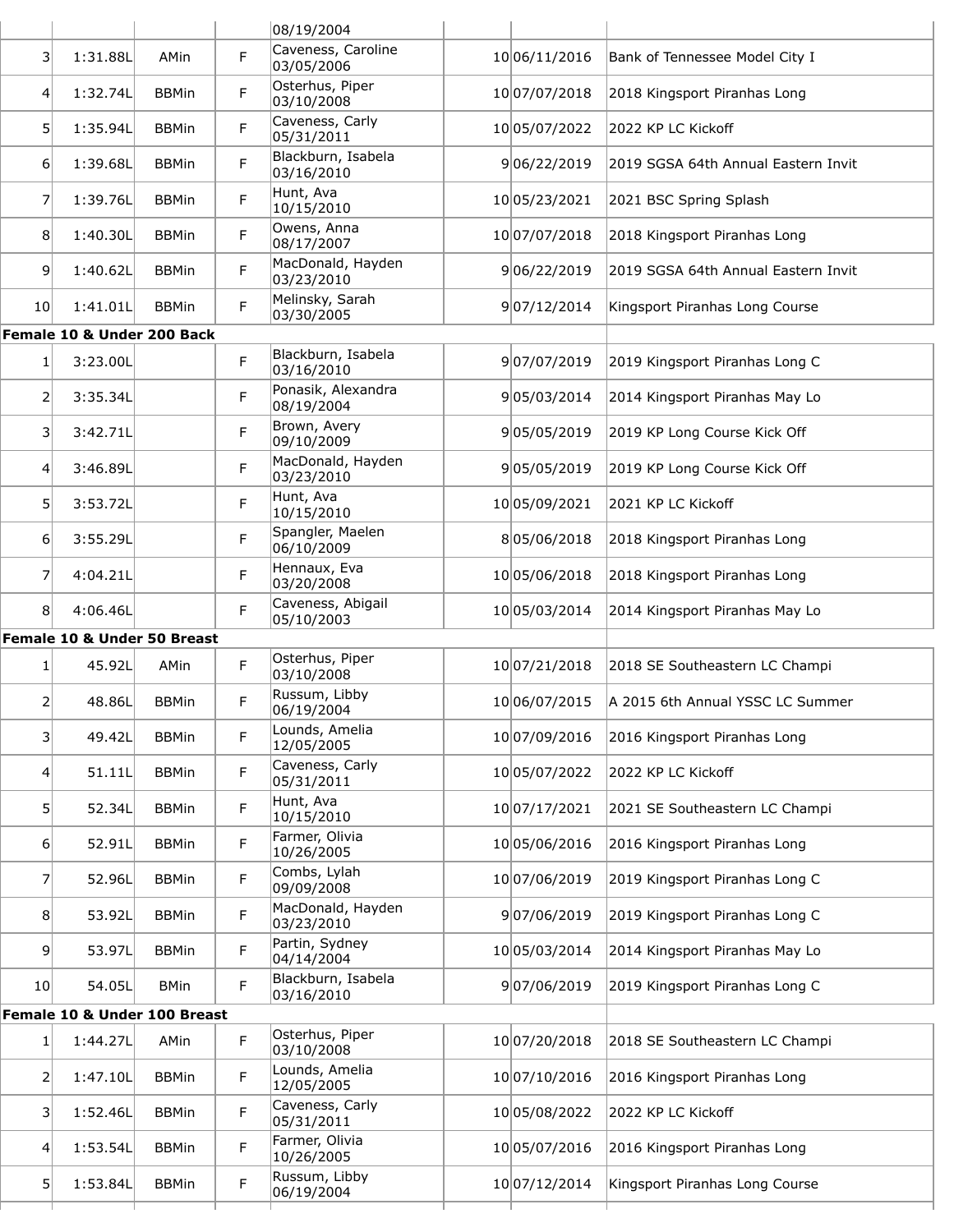| | | | | 08/19/2004 | | | |
|---|---|---|---|---|---|---|---|
| 3 | 1:31.88L | AMin | F | Caveness, Caroline 03/05/2006 | 10 | 06/11/2016 | Bank of Tennessee Model City I |
| 4 | 1:32.74L | BBMin | F | Osterhus, Piper 03/10/2008 | 10 | 07/07/2018 | 2018 Kingsport Piranhas Long |
| 5 | 1:35.94L | BBMin | F | Caveness, Carly 05/31/2011 | 10 | 05/07/2022 | 2022 KP LC Kickoff |
| 6 | 1:39.68L | BBMin | F | Blackburn, Isabela 03/16/2010 | 9 | 06/22/2019 | 2019 SGSA 64th Annual Eastern Invit |
| 7 | 1:39.76L | BBMin | F | Hunt, Ava 10/15/2010 | 10 | 05/23/2021 | 2021 BSC Spring Splash |
| 8 | 1:40.30L | BBMin | F | Owens, Anna 08/17/2007 | 10 | 07/07/2018 | 2018 Kingsport Piranhas Long |
| 9 | 1:40.62L | BBMin | F | MacDonald, Hayden 03/23/2010 | 9 | 06/22/2019 | 2019 SGSA 64th Annual Eastern Invit |
| 10 | 1:41.01L | BBMin | F | Melinsky, Sarah 03/30/2005 | 9 | 07/12/2014 | Kingsport Piranhas Long Course |
| **Female 10 & Under 200 Back** | | | | | | | |
| 1 | 3:23.00L | | F | Blackburn, Isabela 03/16/2010 | 9 | 07/07/2019 | 2019 Kingsport Piranhas Long C |
| 2 | 3:35.34L | | F | Ponasik, Alexandra 08/19/2004 | 9 | 05/03/2014 | 2014 Kingsport Piranhas May Lo |
| 3 | 3:42.71L | | F | Brown, Avery 09/10/2009 | 9 | 05/05/2019 | 2019 KP Long Course Kick Off |
| 4 | 3:46.89L | | F | MacDonald, Hayden 03/23/2010 | 9 | 05/05/2019 | 2019 KP Long Course Kick Off |
| 5 | 3:53.72L | | F | Hunt, Ava 10/15/2010 | 10 | 05/09/2021 | 2021 KP LC Kickoff |
| 6 | 3:55.29L | | F | Spangler, Maelen 06/10/2009 | 8 | 05/06/2018 | 2018 Kingsport Piranhas Long |
| 7 | 4:04.21L | | F | Hennaux, Eva 03/20/2008 | 10 | 05/06/2018 | 2018 Kingsport Piranhas Long |
| 8 | 4:06.46L | | F | Caveness, Abigail 05/10/2003 | 10 | 05/03/2014 | 2014 Kingsport Piranhas May Lo |
| **Female 10 & Under 50 Breast** | | | | | | | |
| 1 | 45.92L | AMin | F | Osterhus, Piper 03/10/2008 | 10 | 07/21/2018 | 2018 SE Southeastern LC Champi |
| 2 | 48.86L | BBMin | F | Russum, Libby 06/19/2004 | 10 | 06/07/2015 | A 2015 6th Annual YSSC LC Summer |
| 3 | 49.42L | BBMin | F | Lounds, Amelia 12/05/2005 | 10 | 07/09/2016 | 2016 Kingsport Piranhas Long |
| 4 | 51.11L | BBMin | F | Caveness, Carly 05/31/2011 | 10 | 05/07/2022 | 2022 KP LC Kickoff |
| 5 | 52.34L | BBMin | F | Hunt, Ava 10/15/2010 | 10 | 07/17/2021 | 2021 SE Southeastern LC Champi |
| 6 | 52.91L | BBMin | F | Farmer, Olivia 10/26/2005 | 10 | 05/06/2016 | 2016 Kingsport Piranhas Long |
| 7 | 52.96L | BBMin | F | Combs, Lylah 09/09/2008 | 10 | 07/06/2019 | 2019 Kingsport Piranhas Long C |
| 8 | 53.92L | BBMin | F | MacDonald, Hayden 03/23/2010 | 9 | 07/06/2019 | 2019 Kingsport Piranhas Long C |
| 9 | 53.97L | BBMin | F | Partin, Sydney 04/14/2004 | 10 | 05/03/2014 | 2014 Kingsport Piranhas May Lo |
| 10 | 54.05L | BMin | F | Blackburn, Isabela 03/16/2010 | 9 | 07/06/2019 | 2019 Kingsport Piranhas Long C |
| **Female 10 & Under 100 Breast** | | | | | | | |
| 1 | 1:44.27L | AMin | F | Osterhus, Piper 03/10/2008 | 10 | 07/20/2018 | 2018 SE Southeastern LC Champi |
| 2 | 1:47.10L | BBMin | F | Lounds, Amelia 12/05/2005 | 10 | 07/10/2016 | 2016 Kingsport Piranhas Long |
| 3 | 1:52.46L | BBMin | F | Caveness, Carly 05/31/2011 | 10 | 05/08/2022 | 2022 KP LC Kickoff |
| 4 | 1:53.54L | BBMin | F | Farmer, Olivia 10/26/2005 | 10 | 05/07/2016 | 2016 Kingsport Piranhas Long |
| 5 | 1:53.84L | BBMin | F | Russum, Libby 06/19/2004 | 10 | 07/12/2014 | Kingsport Piranhas Long Course |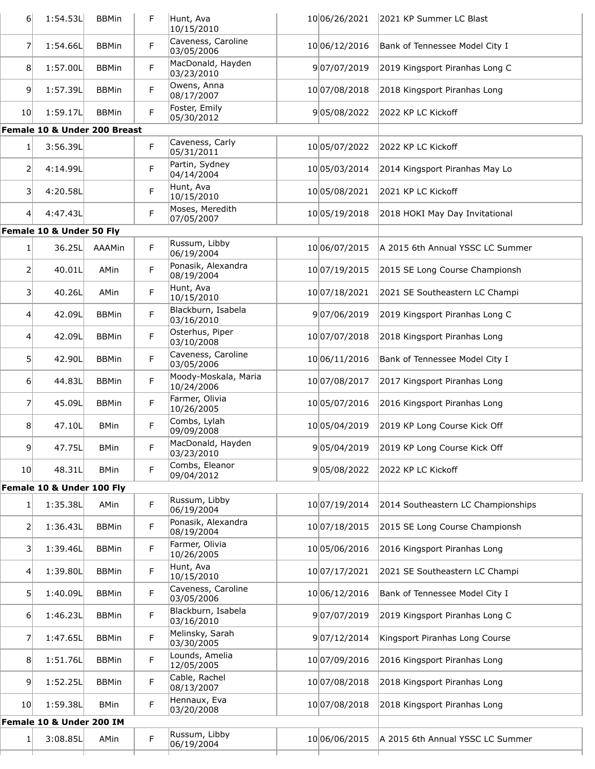| | | | | | | | |
|---|---|---|---|---|---|---|---|
| 6 | 1:54.53L | BBMin | F | Hunt, Ava 10/15/2010 | 10 | 06/26/2021 | 2021 KP Summer LC Blast |
| 7 | 1:54.66L | BBMin | F | Caveness, Caroline 03/05/2006 | 10 | 06/12/2016 | Bank of Tennessee Model City I |
| 8 | 1:57.00L | BBMin | F | MacDonald, Hayden 03/23/2010 | 9 | 07/07/2019 | 2019 Kingsport Piranhas Long C |
| 9 | 1:57.39L | BBMin | F | Owens, Anna 08/17/2007 | 10 | 07/08/2018 | 2018 Kingsport Piranhas Long |
| 10 | 1:59.17L | BBMin | F | Foster, Emily 05/30/2012 | 9 | 05/08/2022 | 2022 KP LC Kickoff |
| **Female 10 & Under 200 Breast** | | | | | | | |
| 1 | 3:56.39L | | F | Caveness, Carly 05/31/2011 | 10 | 05/07/2022 | 2022 KP LC Kickoff |
| 2 | 4:14.99L | | F | Partin, Sydney 04/14/2004 | 10 | 05/03/2014 | 2014 Kingsport Piranhas May Lo |
| 3 | 4:20.58L | | F | Hunt, Ava 10/15/2010 | 10 | 05/08/2021 | 2021 KP LC Kickoff |
| 4 | 4:47.43L | | F | Moses, Meredith 07/05/2007 | 10 | 05/19/2018 | 2018 HOKI May Day Invitational |
| **Female 10 & Under 50 Fly** | | | | | | | |
| 1 | 36.25L | AAAMin | F | Russum, Libby 06/19/2004 | 10 | 06/07/2015 | A 2015 6th Annual YSSC LC Summer |
| 2 | 40.01L | AMin | F | Ponasik, Alexandra 08/19/2004 | 10 | 07/19/2015 | 2015 SE Long Course Championsh |
| 3 | 40.26L | AMin | F | Hunt, Ava 10/15/2010 | 10 | 07/18/2021 | 2021 SE Southeastern LC Champi |
| 4 | 42.09L | BBMin | F | Blackburn, Isabela 03/16/2010 | 9 | 07/06/2019 | 2019 Kingsport Piranhas Long C |
| 4 | 42.09L | BBMin | F | Osterhus, Piper 03/10/2008 | 10 | 07/07/2018 | 2018 Kingsport Piranhas Long |
| 5 | 42.90L | BBMin | F | Caveness, Caroline 03/05/2006 | 10 | 06/11/2016 | Bank of Tennessee Model City I |
| 6 | 44.83L | BBMin | F | Moody-Moskala, Maria 10/24/2006 | 10 | 07/08/2017 | 2017 Kingsport Piranhas Long |
| 7 | 45.09L | BBMin | F | Farmer, Olivia 10/26/2005 | 10 | 05/07/2016 | 2016 Kingsport Piranhas Long |
| 8 | 47.10L | BMin | F | Combs, Lylah 09/09/2008 | 10 | 05/04/2019 | 2019 KP Long Course Kick Off |
| 9 | 47.75L | BMin | F | MacDonald, Hayden 03/23/2010 | 9 | 05/04/2019 | 2019 KP Long Course Kick Off |
| 10 | 48.31L | BMin | F | Combs, Eleanor 09/04/2012 | 9 | 05/08/2022 | 2022 KP LC Kickoff |
| **Female 10 & Under 100 Fly** | | | | | | | |
| 1 | 1:35.38L | AMin | F | Russum, Libby 06/19/2004 | 10 | 07/19/2014 | 2014 Southeastern LC Championships |
| 2 | 1:36.43L | BBMin | F | Ponasik, Alexandra 08/19/2004 | 10 | 07/18/2015 | 2015 SE Long Course Championsh |
| 3 | 1:39.46L | BBMin | F | Farmer, Olivia 10/26/2005 | 10 | 05/06/2016 | 2016 Kingsport Piranhas Long |
| 4 | 1:39.80L | BBMin | F | Hunt, Ava 10/15/2010 | 10 | 07/17/2021 | 2021 SE Southeastern LC Champi |
| 5 | 1:40.09L | BBMin | F | Caveness, Caroline 03/05/2006 | 10 | 06/12/2016 | Bank of Tennessee Model City I |
| 6 | 1:46.23L | BBMin | F | Blackburn, Isabela 03/16/2010 | 9 | 07/07/2019 | 2019 Kingsport Piranhas Long C |
| 7 | 1:47.65L | BBMin | F | Melinsky, Sarah 03/30/2005 | 9 | 07/12/2014 | Kingsport Piranhas Long Course |
| 8 | 1:51.76L | BBMin | F | Lounds, Amelia 12/05/2005 | 10 | 07/09/2016 | 2016 Kingsport Piranhas Long |
| 9 | 1:52.25L | BBMin | F | Cable, Rachel 08/13/2007 | 10 | 07/08/2018 | 2018 Kingsport Piranhas Long |
| 10 | 1:59.38L | BMin | F | Hennaux, Eva 03/20/2008 | 10 | 07/08/2018 | 2018 Kingsport Piranhas Long |
| **Female 10 & Under 200 IM** | | | | | | | |
| 1 | 3:08.85L | AMin | F | Russum, Libby 06/19/2004 | 10 | 06/06/2015 | A 2015 6th Annual YSSC LC Summer |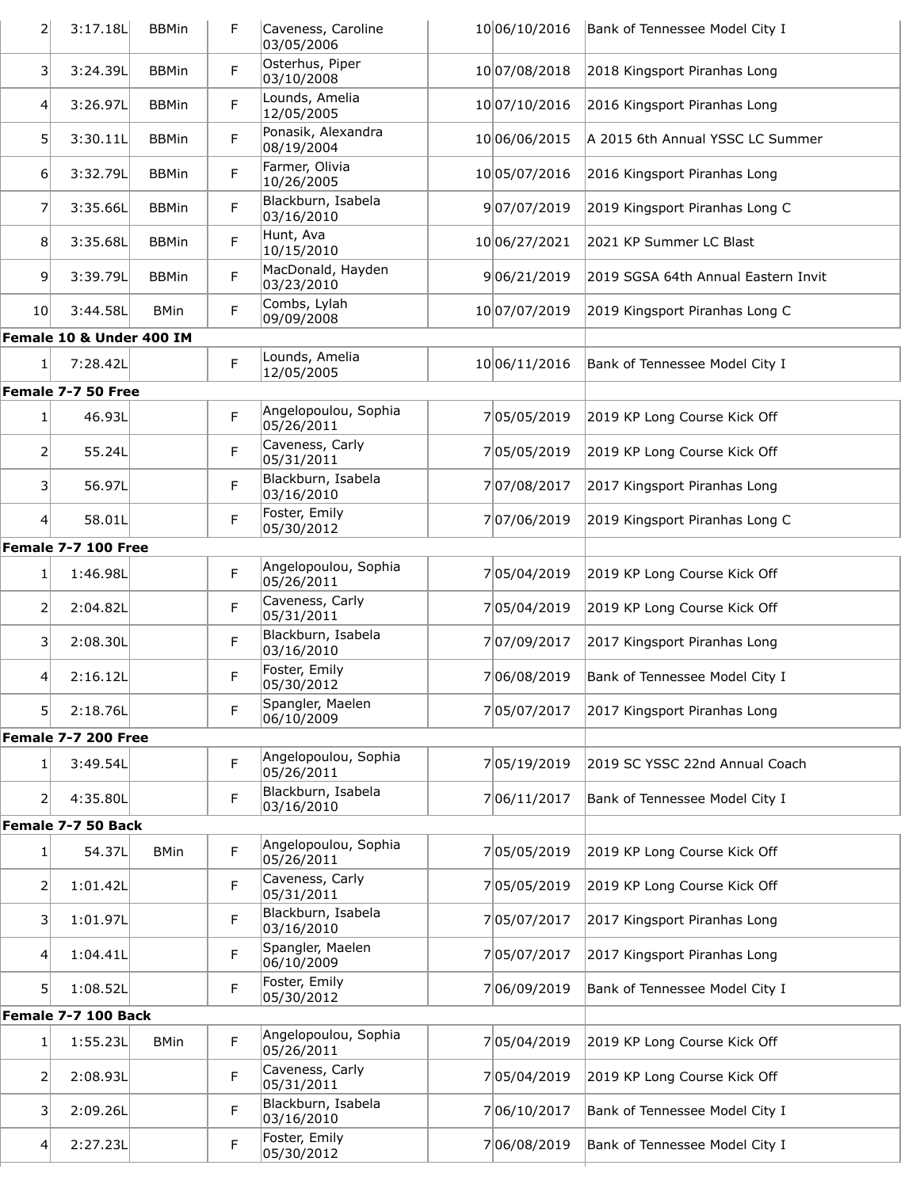| | | | | | | | |
|---|---|---|---|---|---|---|---|
| 2 | 3:17.18L | BBMin | F | Caveness, Caroline 03/05/2006 | 10 | 06/10/2016 | Bank of Tennessee Model City I |
| 3 | 3:24.39L | BBMin | F | Osterhus, Piper 03/10/2008 | 10 | 07/08/2018 | 2018 Kingsport Piranhas Long |
| 4 | 3:26.97L | BBMin | F | Lounds, Amelia 12/05/2005 | 10 | 07/10/2016 | 2016 Kingsport Piranhas Long |
| 5 | 3:30.11L | BBMin | F | Ponasik, Alexandra 08/19/2004 | 10 | 06/06/2015 | A 2015 6th Annual YSSC LC Summer |
| 6 | 3:32.79L | BBMin | F | Farmer, Olivia 10/26/2005 | 10 | 05/07/2016 | 2016 Kingsport Piranhas Long |
| 7 | 3:35.66L | BBMin | F | Blackburn, Isabela 03/16/2010 | 9 | 07/07/2019 | 2019 Kingsport Piranhas Long C |
| 8 | 3:35.68L | BBMin | F | Hunt, Ava 10/15/2010 | 10 | 06/27/2021 | 2021 KP Summer LC Blast |
| 9 | 3:39.79L | BBMin | F | MacDonald, Hayden 03/23/2010 | 9 | 06/21/2019 | 2019 SGSA 64th Annual Eastern Invit |
| 10 | 3:44.58L | BMin | F | Combs, Lylah 09/09/2008 | 10 | 07/07/2019 | 2019 Kingsport Piranhas Long C |
| **Female 10 & Under 400 IM** | | | | | | | |
| 1 | 7:28.42L | | F | Lounds, Amelia 12/05/2005 | 10 | 06/11/2016 | Bank of Tennessee Model City I |
| **Female 7-7 50 Free** | | | | | | | |
| 1 | 46.93L | | F | Angelopoulou, Sophia 05/26/2011 | 7 | 05/05/2019 | 2019 KP Long Course Kick Off |
| 2 | 55.24L | | F | Caveness, Carly 05/31/2011 | 7 | 05/05/2019 | 2019 KP Long Course Kick Off |
| 3 | 56.97L | | F | Blackburn, Isabela 03/16/2010 | 7 | 07/08/2017 | 2017 Kingsport Piranhas Long |
| 4 | 58.01L | | F | Foster, Emily 05/30/2012 | 7 | 07/06/2019 | 2019 Kingsport Piranhas Long C |
| **Female 7-7 100 Free** | | | | | | | |
| 1 | 1:46.98L | | F | Angelopoulou, Sophia 05/26/2011 | 7 | 05/04/2019 | 2019 KP Long Course Kick Off |
| 2 | 2:04.82L | | F | Caveness, Carly 05/31/2011 | 7 | 05/04/2019 | 2019 KP Long Course Kick Off |
| 3 | 2:08.30L | | F | Blackburn, Isabela 03/16/2010 | 7 | 07/09/2017 | 2017 Kingsport Piranhas Long |
| 4 | 2:16.12L | | F | Foster, Emily 05/30/2012 | 7 | 06/08/2019 | Bank of Tennessee Model City I |
| 5 | 2:18.76L | | F | Spangler, Maelen 06/10/2009 | 7 | 05/07/2017 | 2017 Kingsport Piranhas Long |
| **Female 7-7 200 Free** | | | | | | | |
| 1 | 3:49.54L | | F | Angelopoulou, Sophia 05/26/2011 | 7 | 05/19/2019 | 2019 SC YSSC 22nd Annual Coach |
| 2 | 4:35.80L | | F | Blackburn, Isabela 03/16/2010 | 7 | 06/11/2017 | Bank of Tennessee Model City I |
| **Female 7-7 50 Back** | | | | | | | |
| 1 | 54.37L | BMin | F | Angelopoulou, Sophia 05/26/2011 | 7 | 05/05/2019 | 2019 KP Long Course Kick Off |
| 2 | 1:01.42L | | F | Caveness, Carly 05/31/2011 | 7 | 05/05/2019 | 2019 KP Long Course Kick Off |
| 3 | 1:01.97L | | F | Blackburn, Isabela 03/16/2010 | 7 | 05/07/2017 | 2017 Kingsport Piranhas Long |
| 4 | 1:04.41L | | F | Spangler, Maelen 06/10/2009 | 7 | 05/07/2017 | 2017 Kingsport Piranhas Long |
| 5 | 1:08.52L | | F | Foster, Emily 05/30/2012 | 7 | 06/09/2019 | Bank of Tennessee Model City I |
| **Female 7-7 100 Back** | | | | | | | |
| 1 | 1:55.23L | BMin | F | Angelopoulou, Sophia 05/26/2011 | 7 | 05/04/2019 | 2019 KP Long Course Kick Off |
| 2 | 2:08.93L | | F | Caveness, Carly 05/31/2011 | 7 | 05/04/2019 | 2019 KP Long Course Kick Off |
| 3 | 2:09.26L | | F | Blackburn, Isabela 03/16/2010 | 7 | 06/10/2017 | Bank of Tennessee Model City I |
| 4 | 2:27.23L | | F | Foster, Emily 05/30/2012 | 7 | 06/08/2019 | Bank of Tennessee Model City I |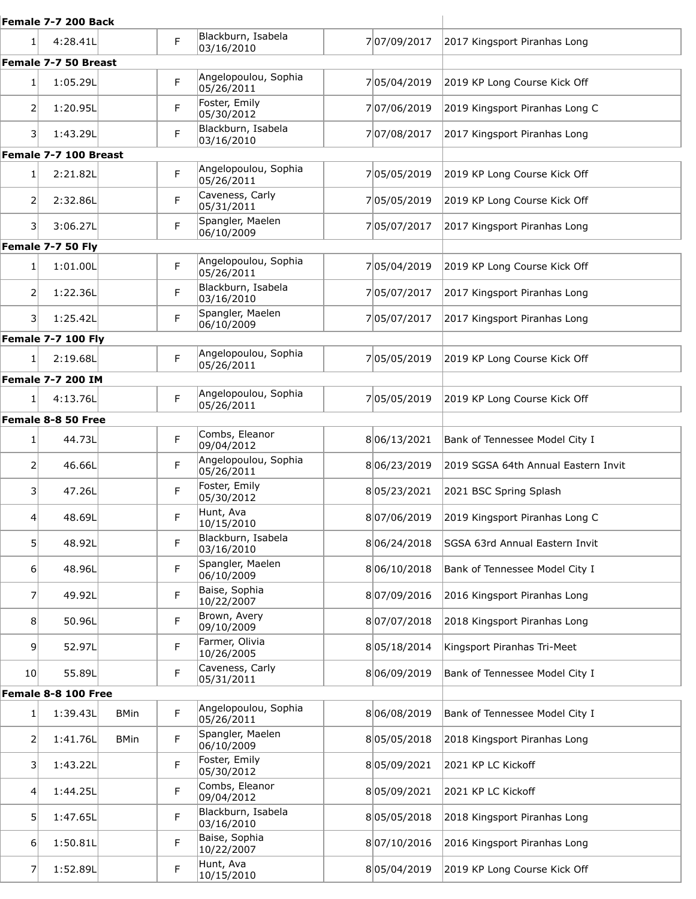**Female 7-7 200 Back**

| | | | | | | | |
|---|---|---|---|---|---|---|---|
| 1 | 4:28.41L | | F | Blackburn, Isabela 03/16/2010 | 7 | 07/09/2017 | 2017 Kingsport Piranhas Long |

**Female 7-7 50 Breast**

| | | | | | | | |
|---|---|---|---|---|---|---|---|
| 1 | 1:05.29L | | F | Angelopoulou, Sophia 05/26/2011 | 7 | 05/04/2019 | 2019 KP Long Course Kick Off |
| 2 | 1:20.95L | | F | Foster, Emily 05/30/2012 | 7 | 07/06/2019 | 2019 Kingsport Piranhas Long C |
| 3 | 1:43.29L | | F | Blackburn, Isabela 03/16/2010 | 7 | 07/08/2017 | 2017 Kingsport Piranhas Long |

**Female 7-7 100 Breast**

| | | | | | | | |
|---|---|---|---|---|---|---|---|
| 1 | 2:21.82L | | F | Angelopoulou, Sophia 05/26/2011 | 7 | 05/05/2019 | 2019 KP Long Course Kick Off |
| 2 | 2:32.86L | | F | Caveness, Carly 05/31/2011 | 7 | 05/05/2019 | 2019 KP Long Course Kick Off |
| 3 | 3:06.27L | | F | Spangler, Maelen 06/10/2009 | 7 | 05/07/2017 | 2017 Kingsport Piranhas Long |

**Female 7-7 50 Fly**

| | | | | | | | |
|---|---|---|---|---|---|---|---|
| 1 | 1:01.00L | | F | Angelopoulou, Sophia 05/26/2011 | 7 | 05/04/2019 | 2019 KP Long Course Kick Off |
| 2 | 1:22.36L | | F | Blackburn, Isabela 03/16/2010 | 7 | 05/07/2017 | 2017 Kingsport Piranhas Long |
| 3 | 1:25.42L | | F | Spangler, Maelen 06/10/2009 | 7 | 05/07/2017 | 2017 Kingsport Piranhas Long |

**Female 7-7 100 Fly**

| | | | | | | | |
|---|---|---|---|---|---|---|---|
| 1 | 2:19.68L | | F | Angelopoulou, Sophia 05/26/2011 | 7 | 05/05/2019 | 2019 KP Long Course Kick Off |

**Female 7-7 200 IM**

| | | | | | | | |
|---|---|---|---|---|---|---|---|
| 1 | 4:13.76L | | F | Angelopoulou, Sophia 05/26/2011 | 7 | 05/05/2019 | 2019 KP Long Course Kick Off |

**Female 8-8 50 Free**

| | | | | | | | |
|---|---|---|---|---|---|---|---|
| 1 | 44.73L | | F | Combs, Eleanor 09/04/2012 | 8 | 06/13/2021 | Bank of Tennessee Model City I |
| 2 | 46.66L | | F | Angelopoulou, Sophia 05/26/2011 | 8 | 06/23/2019 | 2019 SGSA 64th Annual Eastern Invit |
| 3 | 47.26L | | F | Foster, Emily 05/30/2012 | 8 | 05/23/2021 | 2021 BSC Spring Splash |
| 4 | 48.69L | | F | Hunt, Ava 10/15/2010 | 8 | 07/06/2019 | 2019 Kingsport Piranhas Long C |
| 5 | 48.92L | | F | Blackburn, Isabela 03/16/2010 | 8 | 06/24/2018 | SGSA 63rd Annual Eastern Invit |
| 6 | 48.96L | | F | Spangler, Maelen 06/10/2009 | 8 | 06/10/2018 | Bank of Tennessee Model City I |
| 7 | 49.92L | | F | Baise, Sophia 10/22/2007 | 8 | 07/09/2016 | 2016 Kingsport Piranhas Long |
| 8 | 50.96L | | F | Brown, Avery 09/10/2009 | 8 | 07/07/2018 | 2018 Kingsport Piranhas Long |
| 9 | 52.97L | | F | Farmer, Olivia 10/26/2005 | 8 | 05/18/2014 | Kingsport Piranhas Tri-Meet |
| 10 | 55.89L | | F | Caveness, Carly 05/31/2011 | 8 | 06/09/2019 | Bank of Tennessee Model City I |

**Female 8-8 100 Free**

| | | | | | | | |
|---|---|---|---|---|---|---|---|
| 1 | 1:39.43L | BMin | F | Angelopoulou, Sophia 05/26/2011 | 8 | 06/08/2019 | Bank of Tennessee Model City I |
| 2 | 1:41.76L | BMin | F | Spangler, Maelen 06/10/2009 | 8 | 05/05/2018 | 2018 Kingsport Piranhas Long |
| 3 | 1:43.22L | | F | Foster, Emily 05/30/2012 | 8 | 05/09/2021 | 2021 KP LC Kickoff |
| 4 | 1:44.25L | | F | Combs, Eleanor 09/04/2012 | 8 | 05/09/2021 | 2021 KP LC Kickoff |
| 5 | 1:47.65L | | F | Blackburn, Isabela 03/16/2010 | 8 | 05/05/2018 | 2018 Kingsport Piranhas Long |
| 6 | 1:50.81L | | F | Baise, Sophia 10/22/2007 | 8 | 07/10/2016 | 2016 Kingsport Piranhas Long |
| 7 | 1:52.89L | | F | Hunt, Ava 10/15/2010 | 8 | 05/04/2019 | 2019 KP Long Course Kick Off |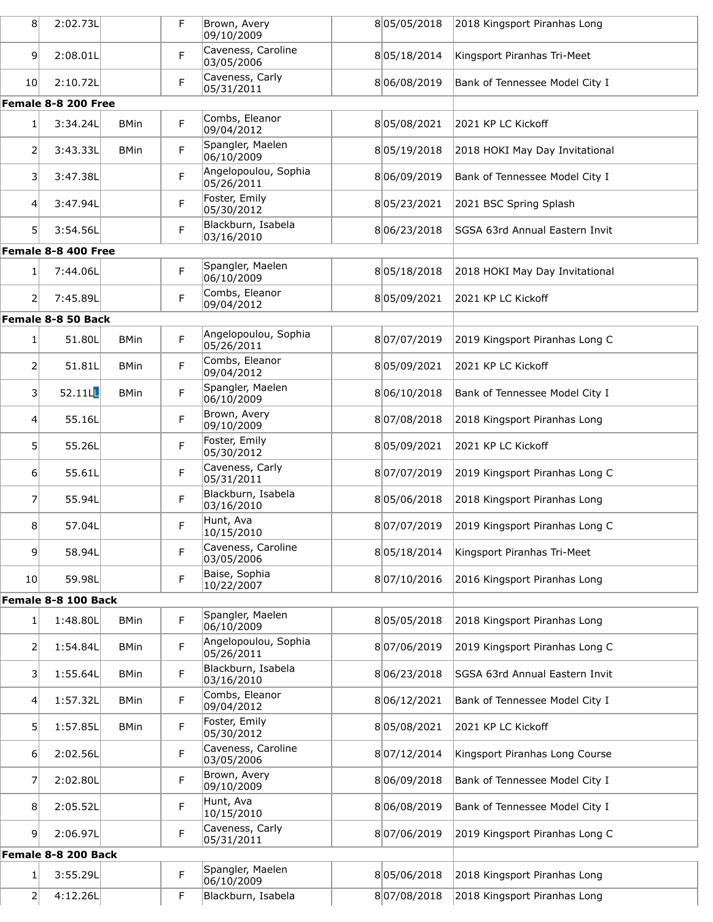| | | | | | | | |
|---|---|---|---|---|---|---|---|
| 8 | 2:02.73L | | F | Brown, Avery 09/10/2009 | 8 | 05/05/2018 | 2018 Kingsport Piranhas Long |
| 9 | 2:08.01L | | F | Caveness, Caroline 03/05/2006 | 8 | 05/18/2014 | Kingsport Piranhas Tri-Meet |
| 10 | 2:10.72L | | F | Caveness, Carly 05/31/2011 | 8 | 06/08/2019 | Bank of Tennessee Model City I |
| **Female 8-8 200 Free** | | | | | | | |
| 1 | 3:34.24L | BMin | F | Combs, Eleanor 09/04/2012 | 8 | 05/08/2021 | 2021 KP LC Kickoff |
| 2 | 3:43.33L | BMin | F | Spangler, Maelen 06/10/2009 | 8 | 05/19/2018 | 2018 HOKI May Day Invitational |
| 3 | 3:47.38L | | F | Angelopoulou, Sophia 05/26/2011 | 8 | 06/09/2019 | Bank of Tennessee Model City I |
| 4 | 3:47.94L | | F | Foster, Emily 05/30/2012 | 8 | 05/23/2021 | 2021 BSC Spring Splash |
| 5 | 3:54.56L | | F | Blackburn, Isabela 03/16/2010 | 8 | 06/23/2018 | SGSA 63rd Annual Eastern Invit |
| **Female 8-8 400 Free** | | | | | | | |
| 1 | 7:44.06L | | F | Spangler, Maelen 06/10/2009 | 8 | 05/18/2018 | 2018 HOKI May Day Invitational |
| 2 | 7:45.89L | | F | Combs, Eleanor 09/04/2012 | 8 | 05/09/2021 | 2021 KP LC Kickoff |
| **Female 8-8 50 Back** | | | | | | | |
| 1 | 51.80L | BMin | F | Angelopoulou, Sophia 05/26/2011 | 8 | 07/07/2019 | 2019 Kingsport Piranhas Long C |
| 2 | 51.81L | BMin | F | Combs, Eleanor 09/04/2012 | 8 | 05/09/2021 | 2021 KP LC Kickoff |
| 3 | 52.11L | BMin | F | Spangler, Maelen 06/10/2009 | 8 | 06/10/2018 | Bank of Tennessee Model City I |
| 4 | 55.16L | | F | Brown, Avery 09/10/2009 | 8 | 07/08/2018 | 2018 Kingsport Piranhas Long |
| 5 | 55.26L | | F | Foster, Emily 05/30/2012 | 8 | 05/09/2021 | 2021 KP LC Kickoff |
| 6 | 55.61L | | F | Caveness, Carly 05/31/2011 | 8 | 07/07/2019 | 2019 Kingsport Piranhas Long C |
| 7 | 55.94L | | F | Blackburn, Isabela 03/16/2010 | 8 | 05/06/2018 | 2018 Kingsport Piranhas Long |
| 8 | 57.04L | | F | Hunt, Ava 10/15/2010 | 8 | 07/07/2019 | 2019 Kingsport Piranhas Long C |
| 9 | 58.94L | | F | Caveness, Caroline 03/05/2006 | 8 | 05/18/2014 | Kingsport Piranhas Tri-Meet |
| 10 | 59.98L | | F | Baise, Sophia 10/22/2007 | 8 | 07/10/2016 | 2016 Kingsport Piranhas Long |
| **Female 8-8 100 Back** | | | | | | | |
| 1 | 1:48.80L | BMin | F | Spangler, Maelen 06/10/2009 | 8 | 05/05/2018 | 2018 Kingsport Piranhas Long |
| 2 | 1:54.84L | BMin | F | Angelopoulou, Sophia 05/26/2011 | 8 | 07/06/2019 | 2019 Kingsport Piranhas Long C |
| 3 | 1:55.64L | BMin | F | Blackburn, Isabela 03/16/2010 | 8 | 06/23/2018 | SGSA 63rd Annual Eastern Invit |
| 4 | 1:57.32L | BMin | F | Combs, Eleanor 09/04/2012 | 8 | 06/12/2021 | Bank of Tennessee Model City I |
| 5 | 1:57.85L | BMin | F | Foster, Emily 05/30/2012 | 8 | 05/08/2021 | 2021 KP LC Kickoff |
| 6 | 2:02.56L | | F | Caveness, Caroline 03/05/2006 | 8 | 07/12/2014 | Kingsport Piranhas Long Course |
| 7 | 2:02.80L | | F | Brown, Avery 09/10/2009 | 8 | 06/09/2018 | Bank of Tennessee Model City I |
| 8 | 2:05.52L | | F | Hunt, Ava 10/15/2010 | 8 | 06/08/2019 | Bank of Tennessee Model City I |
| 9 | 2:06.97L | | F | Caveness, Carly 05/31/2011 | 8 | 07/06/2019 | 2019 Kingsport Piranhas Long C |
| **Female 8-8 200 Back** | | | | | | | |
| 1 | 3:55.29L | | F | Spangler, Maelen 06/10/2009 | 8 | 05/06/2018 | 2018 Kingsport Piranhas Long |
| 2 | 4:12.26L | | F | Blackburn, Isabela | 8 | 07/08/2018 | 2018 Kingsport Piranhas Long |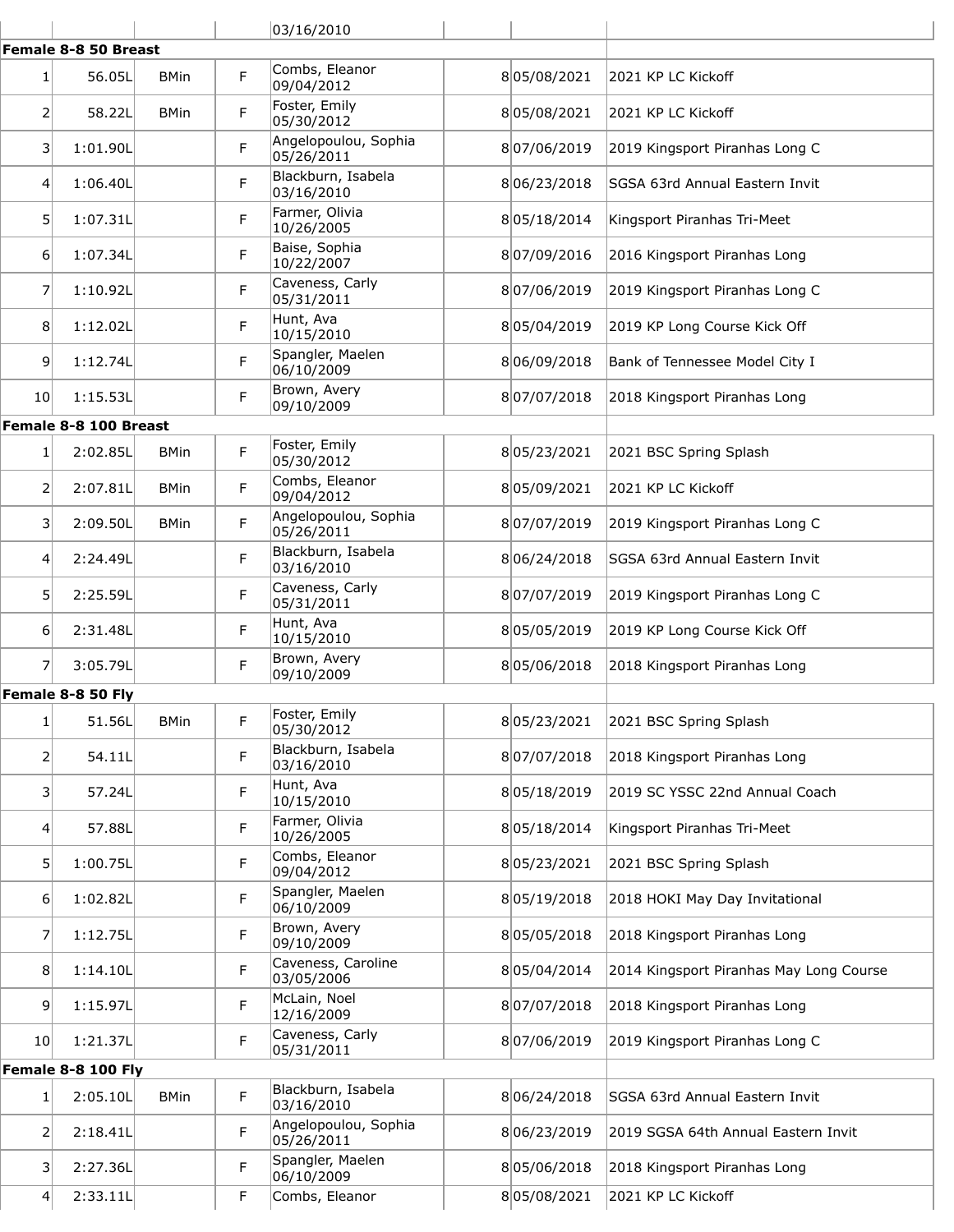| | | | | 03/16/2010 | | | |
|---|---|---|---|---|---|---|---|

**Female 8-8 50 Breast**

| | | | | | | | |
|---|---|---|---|---|---|---|---|
| 1 | 56.05L | BMin | F | Combs, Eleanor 09/04/2012 | 8 | 05/08/2021 | 2021 KP LC Kickoff |
| 2 | 58.22L | BMin | F | Foster, Emily 05/30/2012 | 8 | 05/08/2021 | 2021 KP LC Kickoff |
| 3 | 1:01.90L | | F | Angelopoulou, Sophia 05/26/2011 | 8 | 07/06/2019 | 2019 Kingsport Piranhas Long C |
| 4 | 1:06.40L | | F | Blackburn, Isabela 03/16/2010 | 8 | 06/23/2018 | SGSA 63rd Annual Eastern Invit |
| 5 | 1:07.31L | | F | Farmer, Olivia 10/26/2005 | 8 | 05/18/2014 | Kingsport Piranhas Tri-Meet |
| 6 | 1:07.34L | | F | Baise, Sophia 10/22/2007 | 8 | 07/09/2016 | 2016 Kingsport Piranhas Long |
| 7 | 1:10.92L | | F | Caveness, Carly 05/31/2011 | 8 | 07/06/2019 | 2019 Kingsport Piranhas Long C |
| 8 | 1:12.02L | | F | Hunt, Ava 10/15/2010 | 8 | 05/04/2019 | 2019 KP Long Course Kick Off |
| 9 | 1:12.74L | | F | Spangler, Maelen 06/10/2009 | 8 | 06/09/2018 | Bank of Tennessee Model City I |
| 10 | 1:15.53L | | F | Brown, Avery 09/10/2009 | 8 | 07/07/2018 | 2018 Kingsport Piranhas Long |

**Female 8-8 100 Breast**

| | | | | | | | |
|---|---|---|---|---|---|---|---|
| 1 | 2:02.85L | BMin | F | Foster, Emily 05/30/2012 | 8 | 05/23/2021 | 2021 BSC Spring Splash |
| 2 | 2:07.81L | BMin | F | Combs, Eleanor 09/04/2012 | 8 | 05/09/2021 | 2021 KP LC Kickoff |
| 3 | 2:09.50L | BMin | F | Angelopoulou, Sophia 05/26/2011 | 8 | 07/07/2019 | 2019 Kingsport Piranhas Long C |
| 4 | 2:24.49L | | F | Blackburn, Isabela 03/16/2010 | 8 | 06/24/2018 | SGSA 63rd Annual Eastern Invit |
| 5 | 2:25.59L | | F | Caveness, Carly 05/31/2011 | 8 | 07/07/2019 | 2019 Kingsport Piranhas Long C |
| 6 | 2:31.48L | | F | Hunt, Ava 10/15/2010 | 8 | 05/05/2019 | 2019 KP Long Course Kick Off |
| 7 | 3:05.79L | | F | Brown, Avery 09/10/2009 | 8 | 05/06/2018 | 2018 Kingsport Piranhas Long |

**Female 8-8 50 Fly**

| | | | | | | | |
|---|---|---|---|---|---|---|---|
| 1 | 51.56L | BMin | F | Foster, Emily 05/30/2012 | 8 | 05/23/2021 | 2021 BSC Spring Splash |
| 2 | 54.11L | | F | Blackburn, Isabela 03/16/2010 | 8 | 07/07/2018 | 2018 Kingsport Piranhas Long |
| 3 | 57.24L | | F | Hunt, Ava 10/15/2010 | 8 | 05/18/2019 | 2019 SC YSSC 22nd Annual Coach |
| 4 | 57.88L | | F | Farmer, Olivia 10/26/2005 | 8 | 05/18/2014 | Kingsport Piranhas Tri-Meet |
| 5 | 1:00.75L | | F | Combs, Eleanor 09/04/2012 | 8 | 05/23/2021 | 2021 BSC Spring Splash |
| 6 | 1:02.82L | | F | Spangler, Maelen 06/10/2009 | 8 | 05/19/2018 | 2018 HOKI May Day Invitational |
| 7 | 1:12.75L | | F | Brown, Avery 09/10/2009 | 8 | 05/05/2018 | 2018 Kingsport Piranhas Long |
| 8 | 1:14.10L | | F | Caveness, Caroline 03/05/2006 | 8 | 05/04/2014 | 2014 Kingsport Piranhas May Long Course |
| 9 | 1:15.97L | | F | McLain, Noel 12/16/2009 | 8 | 07/07/2018 | 2018 Kingsport Piranhas Long |
| 10 | 1:21.37L | | F | Caveness, Carly 05/31/2011 | 8 | 07/06/2019 | 2019 Kingsport Piranhas Long C |

**Female 8-8 100 Fly**

| | | | | | | | |
|---|---|---|---|---|---|---|---|
| 1 | 2:05.10L | BMin | F | Blackburn, Isabela 03/16/2010 | 8 | 06/24/2018 | SGSA 63rd Annual Eastern Invit |
| 2 | 2:18.41L | | F | Angelopoulou, Sophia 05/26/2011 | 8 | 06/23/2019 | 2019 SGSA 64th Annual Eastern Invit |
| 3 | 2:27.36L | | F | Spangler, Maelen 06/10/2009 | 8 | 05/06/2018 | 2018 Kingsport Piranhas Long |
| 4 | 2:33.11L | | F | Combs, Eleanor | 8 | 05/08/2021 | 2021 KP LC Kickoff |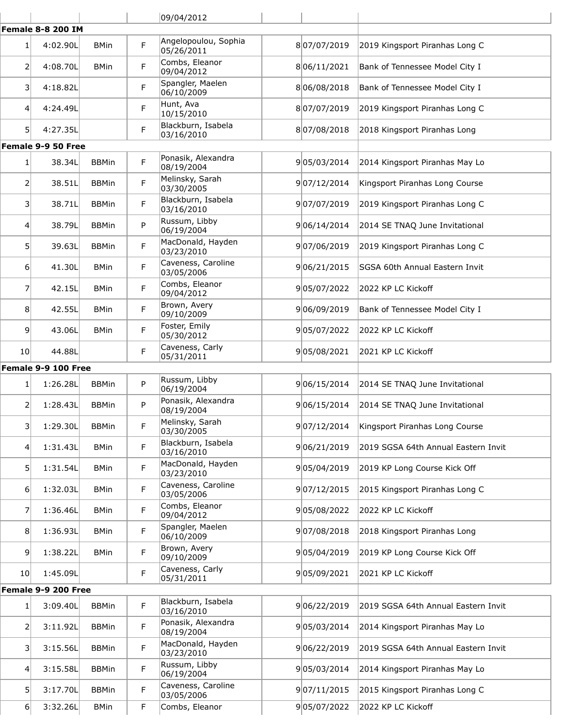| | | | | 09/04/2012 | | | |
|---|---|---|---|---|---|---|---|

**Female 8-8 200 IM**

| | | | | | | | |
|---|---|---|---|---|---|---|---|
| 1 | 4:02.90L | BMin | F | Angelopoulou, Sophia 05/26/2011 | 8 | 07/07/2019 | 2019 Kingsport Piranhas Long C |
| 2 | 4:08.70L | BMin | F | Combs, Eleanor 09/04/2012 | 8 | 06/11/2021 | Bank of Tennessee Model City I |
| 3 | 4:18.82L | | F | Spangler, Maelen 06/10/2009 | 8 | 06/08/2018 | Bank of Tennessee Model City I |
| 4 | 4:24.49L | | F | Hunt, Ava 10/15/2010 | 8 | 07/07/2019 | 2019 Kingsport Piranhas Long C |
| 5 | 4:27.35L | | F | Blackburn, Isabela 03/16/2010 | 8 | 07/08/2018 | 2018 Kingsport Piranhas Long |

**Female 9-9 50 Free**

| | | | | | | | |
|---|---|---|---|---|---|---|---|
| 1 | 38.34L | BBMin | F | Ponasik, Alexandra 08/19/2004 | 9 | 05/03/2014 | 2014 Kingsport Piranhas May Lo |
| 2 | 38.51L | BBMin | F | Melinsky, Sarah 03/30/2005 | 9 | 07/12/2014 | Kingsport Piranhas Long Course |
| 3 | 38.71L | BBMin | F | Blackburn, Isabela 03/16/2010 | 9 | 07/07/2019 | 2019 Kingsport Piranhas Long C |
| 4 | 38.79L | BBMin | P | Russum, Libby 06/19/2004 | 9 | 06/14/2014 | 2014 SE TNAQ June Invitational |
| 5 | 39.63L | BBMin | F | MacDonald, Hayden 03/23/2010 | 9 | 07/06/2019 | 2019 Kingsport Piranhas Long C |
| 6 | 41.30L | BMin | F | Caveness, Caroline 03/05/2006 | 9 | 06/21/2015 | SGSA 60th Annual Eastern Invit |
| 7 | 42.15L | BMin | F | Combs, Eleanor 09/04/2012 | 9 | 05/07/2022 | 2022 KP LC Kickoff |
| 8 | 42.55L | BMin | F | Brown, Avery 09/10/2009 | 9 | 06/09/2019 | Bank of Tennessee Model City I |
| 9 | 43.06L | BMin | F | Foster, Emily 05/30/2012 | 9 | 05/07/2022 | 2022 KP LC Kickoff |
| 10 | 44.88L | | F | Caveness, Carly 05/31/2011 | 9 | 05/08/2021 | 2021 KP LC Kickoff |

**Female 9-9 100 Free**

| | | | | | | | |
|---|---|---|---|---|---|---|---|
| 1 | 1:26.28L | BBMin | P | Russum, Libby 06/19/2004 | 9 | 06/15/2014 | 2014 SE TNAQ June Invitational |
| 2 | 1:28.43L | BBMin | P | Ponasik, Alexandra 08/19/2004 | 9 | 06/15/2014 | 2014 SE TNAQ June Invitational |
| 3 | 1:29.30L | BBMin | F | Melinsky, Sarah 03/30/2005 | 9 | 07/12/2014 | Kingsport Piranhas Long Course |
| 4 | 1:31.43L | BMin | F | Blackburn, Isabela 03/16/2010 | 9 | 06/21/2019 | 2019 SGSA 64th Annual Eastern Invit |
| 5 | 1:31.54L | BMin | F | MacDonald, Hayden 03/23/2010 | 9 | 05/04/2019 | 2019 KP Long Course Kick Off |
| 6 | 1:32.03L | BMin | F | Caveness, Caroline 03/05/2006 | 9 | 07/12/2015 | 2015 Kingsport Piranhas Long C |
| 7 | 1:36.46L | BMin | F | Combs, Eleanor 09/04/2012 | 9 | 05/08/2022 | 2022 KP LC Kickoff |
| 8 | 1:36.93L | BMin | F | Spangler, Maelen 06/10/2009 | 9 | 07/08/2018 | 2018 Kingsport Piranhas Long |
| 9 | 1:38.22L | BMin | F | Brown, Avery 09/10/2009 | 9 | 05/04/2019 | 2019 KP Long Course Kick Off |
| 10 | 1:45.09L | | F | Caveness, Carly 05/31/2011 | 9 | 05/09/2021 | 2021 KP LC Kickoff |

**Female 9-9 200 Free**

| | | | | | | | |
|---|---|---|---|---|---|---|---|
| 1 | 3:09.40L | BBMin | F | Blackburn, Isabela 03/16/2010 | 9 | 06/22/2019 | 2019 SGSA 64th Annual Eastern Invit |
| 2 | 3:11.92L | BBMin | F | Ponasik, Alexandra 08/19/2004 | 9 | 05/03/2014 | 2014 Kingsport Piranhas May Lo |
| 3 | 3:15.56L | BBMin | F | MacDonald, Hayden 03/23/2010 | 9 | 06/22/2019 | 2019 SGSA 64th Annual Eastern Invit |
| 4 | 3:15.58L | BBMin | F | Russum, Libby 06/19/2004 | 9 | 05/03/2014 | 2014 Kingsport Piranhas May Lo |
| 5 | 3:17.70L | BBMin | F | Caveness, Caroline 03/05/2006 | 9 | 07/11/2015 | 2015 Kingsport Piranhas Long C |
| 6 | 3:32.26L | BMin | F | Combs, Eleanor | 9 | 05/07/2022 | 2022 KP LC Kickoff |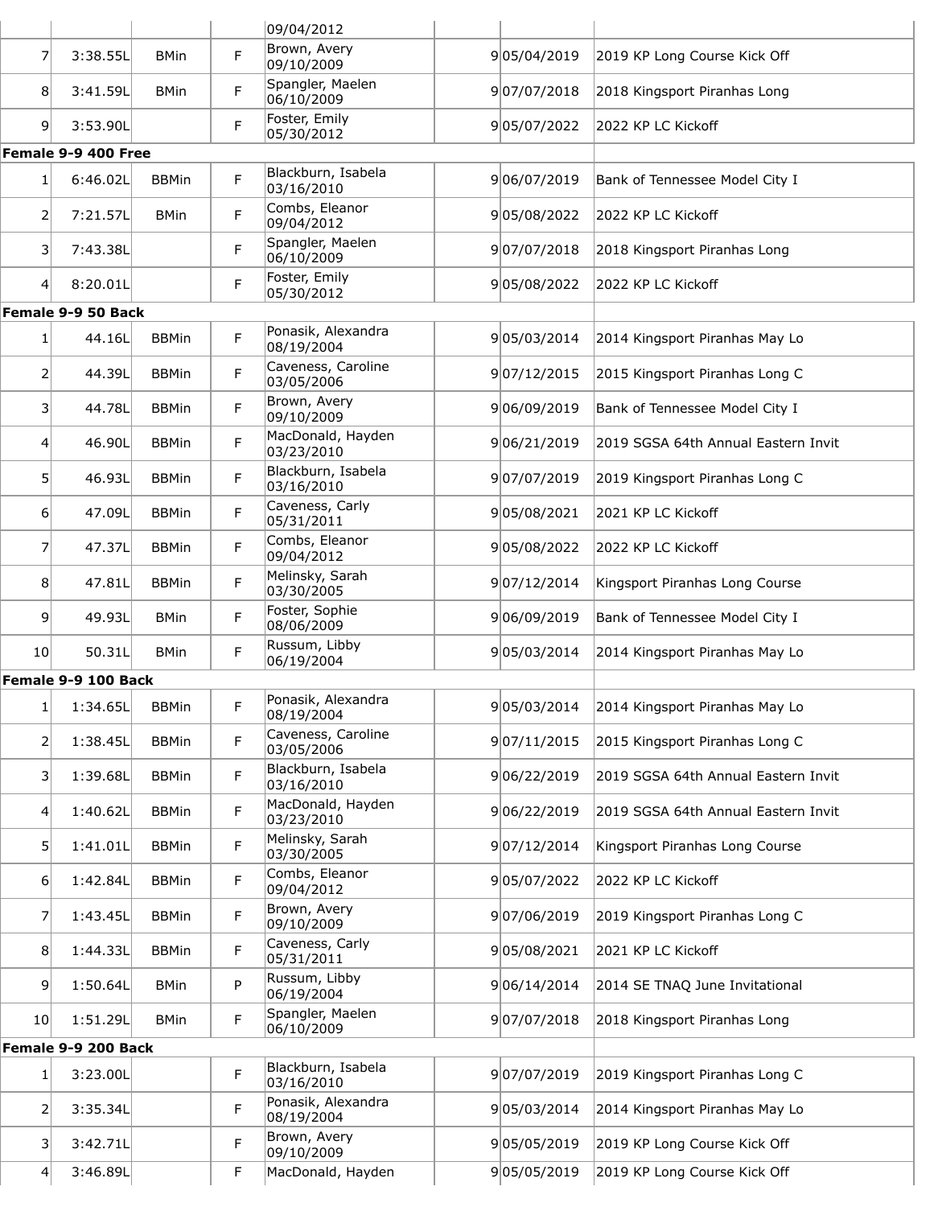| | | | | | | | |
|---|---|---|---|---|---|---|---|
| | | | | 09/04/2012 | | | |
| 7 | 3:38.55L | BMin | F | Brown, Avery 09/10/2009 | 9 | 05/04/2019 | 2019 KP Long Course Kick Off |
| 8 | 3:41.59L | BMin | F | Spangler, Maelen 06/10/2009 | 9 | 07/07/2018 | 2018 Kingsport Piranhas Long |
| 9 | 3:53.90L | | F | Foster, Emily 05/30/2012 | 9 | 05/07/2022 | 2022 KP LC Kickoff |
| **Female 9-9 400 Free** | | | | | | | |
| 1 | 6:46.02L | BBMin | F | Blackburn, Isabela 03/16/2010 | 9 | 06/07/2019 | Bank of Tennessee Model City I |
| 2 | 7:21.57L | BMin | F | Combs, Eleanor 09/04/2012 | 9 | 05/08/2022 | 2022 KP LC Kickoff |
| 3 | 7:43.38L | | F | Spangler, Maelen 06/10/2009 | 9 | 07/07/2018 | 2018 Kingsport Piranhas Long |
| 4 | 8:20.01L | | F | Foster, Emily 05/30/2012 | 9 | 05/08/2022 | 2022 KP LC Kickoff |
| **Female 9-9 50 Back** | | | | | | | |
| 1 | 44.16L | BBMin | F | Ponasik, Alexandra 08/19/2004 | 9 | 05/03/2014 | 2014 Kingsport Piranhas May Lo |
| 2 | 44.39L | BBMin | F | Caveness, Caroline 03/05/2006 | 9 | 07/12/2015 | 2015 Kingsport Piranhas Long C |
| 3 | 44.78L | BBMin | F | Brown, Avery 09/10/2009 | 9 | 06/09/2019 | Bank of Tennessee Model City I |
| 4 | 46.90L | BBMin | F | MacDonald, Hayden 03/23/2010 | 9 | 06/21/2019 | 2019 SGSA 64th Annual Eastern Invit |
| 5 | 46.93L | BBMin | F | Blackburn, Isabela 03/16/2010 | 9 | 07/07/2019 | 2019 Kingsport Piranhas Long C |
| 6 | 47.09L | BBMin | F | Caveness, Carly 05/31/2011 | 9 | 05/08/2021 | 2021 KP LC Kickoff |
| 7 | 47.37L | BBMin | F | Combs, Eleanor 09/04/2012 | 9 | 05/08/2022 | 2022 KP LC Kickoff |
| 8 | 47.81L | BBMin | F | Melinsky, Sarah 03/30/2005 | 9 | 07/12/2014 | Kingsport Piranhas Long Course |
| 9 | 49.93L | BMin | F | Foster, Sophie 08/06/2009 | 9 | 06/09/2019 | Bank of Tennessee Model City I |
| 10 | 50.31L | BMin | F | Russum, Libby 06/19/2004 | 9 | 05/03/2014 | 2014 Kingsport Piranhas May Lo |
| **Female 9-9 100 Back** | | | | | | | |
| 1 | 1:34.65L | BBMin | F | Ponasik, Alexandra 08/19/2004 | 9 | 05/03/2014 | 2014 Kingsport Piranhas May Lo |
| 2 | 1:38.45L | BBMin | F | Caveness, Caroline 03/05/2006 | 9 | 07/11/2015 | 2015 Kingsport Piranhas Long C |
| 3 | 1:39.68L | BBMin | F | Blackburn, Isabela 03/16/2010 | 9 | 06/22/2019 | 2019 SGSA 64th Annual Eastern Invit |
| 4 | 1:40.62L | BBMin | F | MacDonald, Hayden 03/23/2010 | 9 | 06/22/2019 | 2019 SGSA 64th Annual Eastern Invit |
| 5 | 1:41.01L | BBMin | F | Melinsky, Sarah 03/30/2005 | 9 | 07/12/2014 | Kingsport Piranhas Long Course |
| 6 | 1:42.84L | BBMin | F | Combs, Eleanor 09/04/2012 | 9 | 05/07/2022 | 2022 KP LC Kickoff |
| 7 | 1:43.45L | BBMin | F | Brown, Avery 09/10/2009 | 9 | 07/06/2019 | 2019 Kingsport Piranhas Long C |
| 8 | 1:44.33L | BBMin | F | Caveness, Carly 05/31/2011 | 9 | 05/08/2021 | 2021 KP LC Kickoff |
| 9 | 1:50.64L | BMin | P | Russum, Libby 06/19/2004 | 9 | 06/14/2014 | 2014 SE TNAQ June Invitational |
| 10 | 1:51.29L | BMin | F | Spangler, Maelen 06/10/2009 | 9 | 07/07/2018 | 2018 Kingsport Piranhas Long |
| **Female 9-9 200 Back** | | | | | | | |
| 1 | 3:23.00L | | F | Blackburn, Isabela 03/16/2010 | 9 | 07/07/2019 | 2019 Kingsport Piranhas Long C |
| 2 | 3:35.34L | | F | Ponasik, Alexandra 08/19/2004 | 9 | 05/03/2014 | 2014 Kingsport Piranhas May Lo |
| 3 | 3:42.71L | | F | Brown, Avery 09/10/2009 | 9 | 05/05/2019 | 2019 KP Long Course Kick Off |
| 4 | 3:46.89L | | F | MacDonald, Hayden | 9 | 05/05/2019 | 2019 KP Long Course Kick Off |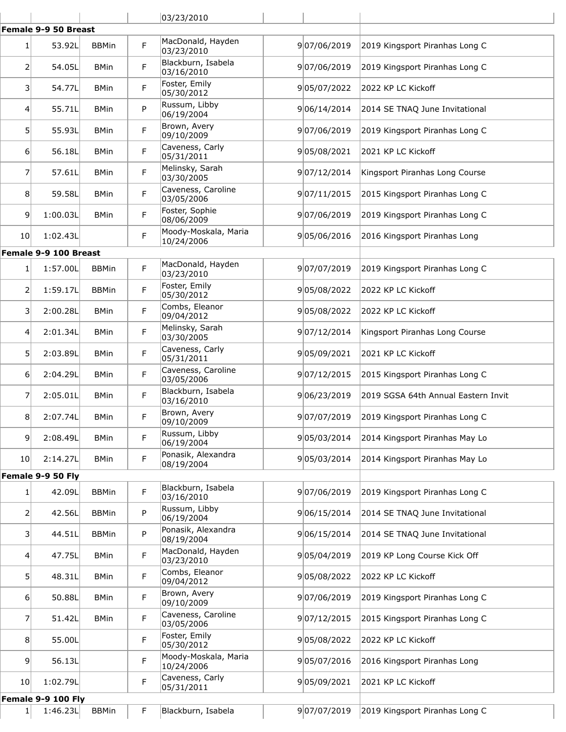| | | | | 03/23/2010 | | | |
|---|---|---|---|---|---|---|---|

**Female 9-9 50 Breast**

| | | | | | | | |
|---|---|---|---|---|---|---|---|
| 1 | 53.92L | BBMin | F | MacDonald, Hayden 03/23/2010 | 9 | 07/06/2019 | 2019 Kingsport Piranhas Long C |
| 2 | 54.05L | BMin | F | Blackburn, Isabela 03/16/2010 | 9 | 07/06/2019 | 2019 Kingsport Piranhas Long C |
| 3 | 54.77L | BMin | F | Foster, Emily 05/30/2012 | 9 | 05/07/2022 | 2022 KP LC Kickoff |
| 4 | 55.71L | BMin | P | Russum, Libby 06/19/2004 | 9 | 06/14/2014 | 2014 SE TNAQ June Invitational |
| 5 | 55.93L | BMin | F | Brown, Avery 09/10/2009 | 9 | 07/06/2019 | 2019 Kingsport Piranhas Long C |
| 6 | 56.18L | BMin | F | Caveness, Carly 05/31/2011 | 9 | 05/08/2021 | 2021 KP LC Kickoff |
| 7 | 57.61L | BMin | F | Melinsky, Sarah 03/30/2005 | 9 | 07/12/2014 | Kingsport Piranhas Long Course |
| 8 | 59.58L | BMin | F | Caveness, Caroline 03/05/2006 | 9 | 07/11/2015 | 2015 Kingsport Piranhas Long C |
| 9 | 1:00.03L | BMin | F | Foster, Sophie 08/06/2009 | 9 | 07/06/2019 | 2019 Kingsport Piranhas Long C |
| 10 | 1:02.43L | | F | Moody-Moskala, Maria 10/24/2006 | 9 | 05/06/2016 | 2016 Kingsport Piranhas Long |

**Female 9-9 100 Breast**

| | | | | | | | |
|---|---|---|---|---|---|---|---|
| 1 | 1:57.00L | BBMin | F | MacDonald, Hayden 03/23/2010 | 9 | 07/07/2019 | 2019 Kingsport Piranhas Long C |
| 2 | 1:59.17L | BBMin | F | Foster, Emily 05/30/2012 | 9 | 05/08/2022 | 2022 KP LC Kickoff |
| 3 | 2:00.28L | BMin | F | Combs, Eleanor 09/04/2012 | 9 | 05/08/2022 | 2022 KP LC Kickoff |
| 4 | 2:01.34L | BMin | F | Melinsky, Sarah 03/30/2005 | 9 | 07/12/2014 | Kingsport Piranhas Long Course |
| 5 | 2:03.89L | BMin | F | Caveness, Carly 05/31/2011 | 9 | 05/09/2021 | 2021 KP LC Kickoff |
| 6 | 2:04.29L | BMin | F | Caveness, Caroline 03/05/2006 | 9 | 07/12/2015 | 2015 Kingsport Piranhas Long C |
| 7 | 2:05.01L | BMin | F | Blackburn, Isabela 03/16/2010 | 9 | 06/23/2019 | 2019 SGSA 64th Annual Eastern Invit |
| 8 | 2:07.74L | BMin | F | Brown, Avery 09/10/2009 | 9 | 07/07/2019 | 2019 Kingsport Piranhas Long C |
| 9 | 2:08.49L | BMin | F | Russum, Libby 06/19/2004 | 9 | 05/03/2014 | 2014 Kingsport Piranhas May Lo |
| 10 | 2:14.27L | BMin | F | Ponasik, Alexandra 08/19/2004 | 9 | 05/03/2014 | 2014 Kingsport Piranhas May Lo |

**Female 9-9 50 Fly**

| | | | | | | | |
|---|---|---|---|---|---|---|---|
| 1 | 42.09L | BBMin | F | Blackburn, Isabela 03/16/2010 | 9 | 07/06/2019 | 2019 Kingsport Piranhas Long C |
| 2 | 42.56L | BBMin | P | Russum, Libby 06/19/2004 | 9 | 06/15/2014 | 2014 SE TNAQ June Invitational |
| 3 | 44.51L | BBMin | P | Ponasik, Alexandra 08/19/2004 | 9 | 06/15/2014 | 2014 SE TNAQ June Invitational |
| 4 | 47.75L | BMin | F | MacDonald, Hayden 03/23/2010 | 9 | 05/04/2019 | 2019 KP Long Course Kick Off |
| 5 | 48.31L | BMin | F | Combs, Eleanor 09/04/2012 | 9 | 05/08/2022 | 2022 KP LC Kickoff |
| 6 | 50.88L | BMin | F | Brown, Avery 09/10/2009 | 9 | 07/06/2019 | 2019 Kingsport Piranhas Long C |
| 7 | 51.42L | BMin | F | Caveness, Caroline 03/05/2006 | 9 | 07/12/2015 | 2015 Kingsport Piranhas Long C |
| 8 | 55.00L | | F | Foster, Emily 05/30/2012 | 9 | 05/08/2022 | 2022 KP LC Kickoff |
| 9 | 56.13L | | F | Moody-Moskala, Maria 10/24/2006 | 9 | 05/07/2016 | 2016 Kingsport Piranhas Long |
| 10 | 1:02.79L | | F | Caveness, Carly 05/31/2011 | 9 | 05/09/2021 | 2021 KP LC Kickoff |

**Female 9-9 100 Fly**

| | | | | | | | |
|---|---|---|---|---|---|---|---|
| 1 | 1:46.23L | BBMin | F | Blackburn, Isabela | 9 | 07/07/2019 | 2019 Kingsport Piranhas Long C |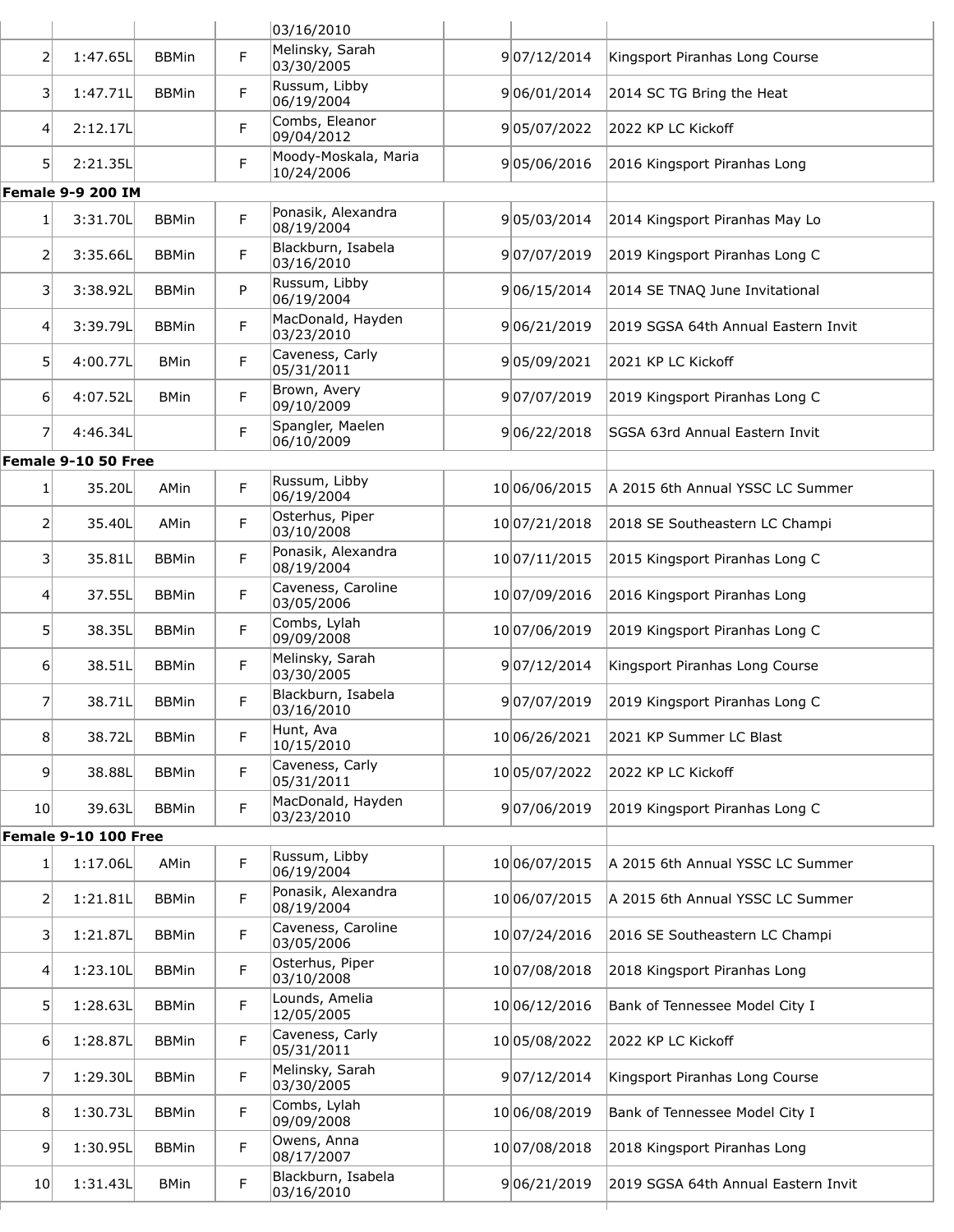| Rank | Time | Standard | F/P | Name / Birthdate | Age | Date | Meet |
|---|---|---|---|---|---|---|---|
| | | | | 03/16/2010 | | | |
| 2 | 1:47.65L | BBMin | F | Melinsky, Sarah 03/30/2005 | 9 | 07/12/2014 | Kingsport Piranhas Long Course |
| 3 | 1:47.71L | BBMin | F | Russum, Libby 06/19/2004 | 9 | 06/01/2014 | 2014 SC TG Bring the Heat |
| 4 | 2:12.17L | | F | Combs, Eleanor 09/04/2012 | 9 | 05/07/2022 | 2022 KP LC Kickoff |
| 5 | 2:21.35L | | F | Moody-Moskala, Maria 10/24/2006 | 9 | 05/06/2016 | 2016 Kingsport Piranhas Long |
| **Female 9-9 200 IM** | | | | | | | |
| 1 | 3:31.70L | BBMin | F | Ponasik, Alexandra 08/19/2004 | 9 | 05/03/2014 | 2014 Kingsport Piranhas May Lo |
| 2 | 3:35.66L | BBMin | F | Blackburn, Isabela 03/16/2010 | 9 | 07/07/2019 | 2019 Kingsport Piranhas Long C |
| 3 | 3:38.92L | BBMin | P | Russum, Libby 06/19/2004 | 9 | 06/15/2014 | 2014 SE TNAQ June Invitational |
| 4 | 3:39.79L | BBMin | F | MacDonald, Hayden 03/23/2010 | 9 | 06/21/2019 | 2019 SGSA 64th Annual Eastern Invit |
| 5 | 4:00.77L | BMin | F | Caveness, Carly 05/31/2011 | 9 | 05/09/2021 | 2021 KP LC Kickoff |
| 6 | 4:07.52L | BMin | F | Brown, Avery 09/10/2009 | 9 | 07/07/2019 | 2019 Kingsport Piranhas Long C |
| 7 | 4:46.34L | | F | Spangler, Maelen 06/10/2009 | 9 | 06/22/2018 | SGSA 63rd Annual Eastern Invit |
| **Female 9-10 50 Free** | | | | | | | |
| 1 | 35.20L | AMin | F | Russum, Libby 06/19/2004 | 10 | 06/06/2015 | A 2015 6th Annual YSSC LC Summer |
| 2 | 35.40L | AMin | F | Osterhus, Piper 03/10/2008 | 10 | 07/21/2018 | 2018 SE Southeastern LC Champi |
| 3 | 35.81L | BBMin | F | Ponasik, Alexandra 08/19/2004 | 10 | 07/11/2015 | 2015 Kingsport Piranhas Long C |
| 4 | 37.55L | BBMin | F | Caveness, Caroline 03/05/2006 | 10 | 07/09/2016 | 2016 Kingsport Piranhas Long |
| 5 | 38.35L | BBMin | F | Combs, Lylah 09/09/2008 | 10 | 07/06/2019 | 2019 Kingsport Piranhas Long C |
| 6 | 38.51L | BBMin | F | Melinsky, Sarah 03/30/2005 | 9 | 07/12/2014 | Kingsport Piranhas Long Course |
| 7 | 38.71L | BBMin | F | Blackburn, Isabela 03/16/2010 | 9 | 07/07/2019 | 2019 Kingsport Piranhas Long C |
| 8 | 38.72L | BBMin | F | Hunt, Ava 10/15/2010 | 10 | 06/26/2021 | 2021 KP Summer LC Blast |
| 9 | 38.88L | BBMin | F | Caveness, Carly 05/31/2011 | 10 | 05/07/2022 | 2022 KP LC Kickoff |
| 10 | 39.63L | BBMin | F | MacDonald, Hayden 03/23/2010 | 9 | 07/06/2019 | 2019 Kingsport Piranhas Long C |
| **Female 9-10 100 Free** | | | | | | | |
| 1 | 1:17.06L | AMin | F | Russum, Libby 06/19/2004 | 10 | 06/07/2015 | A 2015 6th Annual YSSC LC Summer |
| 2 | 1:21.81L | BBMin | F | Ponasik, Alexandra 08/19/2004 | 10 | 06/07/2015 | A 2015 6th Annual YSSC LC Summer |
| 3 | 1:21.87L | BBMin | F | Caveness, Caroline 03/05/2006 | 10 | 07/24/2016 | 2016 SE Southeastern LC Champi |
| 4 | 1:23.10L | BBMin | F | Osterhus, Piper 03/10/2008 | 10 | 07/08/2018 | 2018 Kingsport Piranhas Long |
| 5 | 1:28.63L | BBMin | F | Lounds, Amelia 12/05/2005 | 10 | 06/12/2016 | Bank of Tennessee Model City I |
| 6 | 1:28.87L | BBMin | F | Caveness, Carly 05/31/2011 | 10 | 05/08/2022 | 2022 KP LC Kickoff |
| 7 | 1:29.30L | BBMin | F | Melinsky, Sarah 03/30/2005 | 9 | 07/12/2014 | Kingsport Piranhas Long Course |
| 8 | 1:30.73L | BBMin | F | Combs, Lylah 09/09/2008 | 10 | 06/08/2019 | Bank of Tennessee Model City I |
| 9 | 1:30.95L | BBMin | F | Owens, Anna 08/17/2007 | 10 | 07/08/2018 | 2018 Kingsport Piranhas Long |
| 10 | 1:31.43L | BMin | F | Blackburn, Isabela 03/16/2010 | 9 | 06/21/2019 | 2019 SGSA 64th Annual Eastern Invit |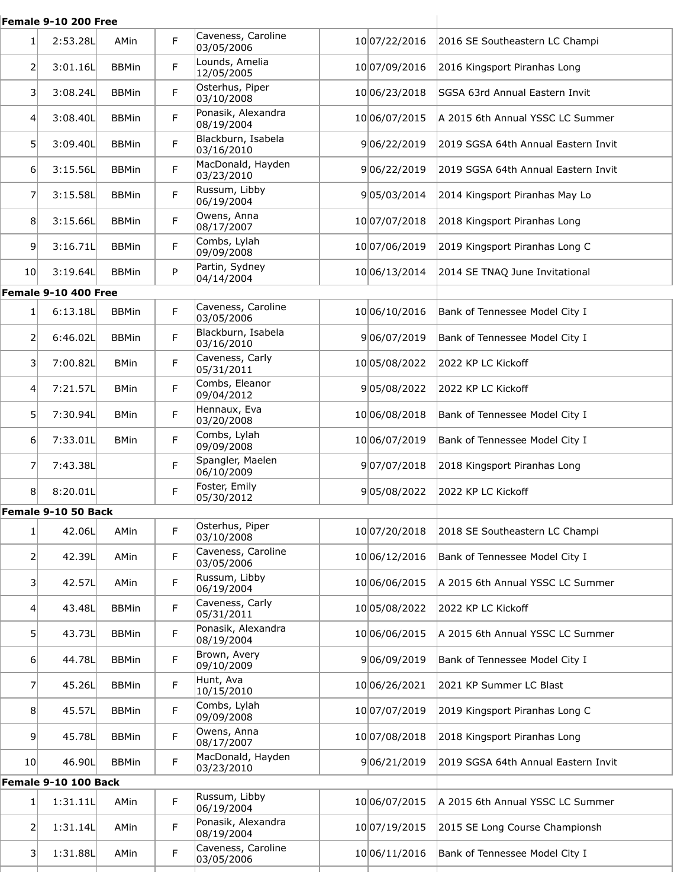**Female 9-10 200 Free**

| | | | | | | | |
|---|---|---|---|---|---|---|---|
| 1 | 2:53.28L | AMin | F | Caveness, Caroline 03/05/2006 | 10 | 07/22/2016 | 2016 SE Southeastern LC Champi |
| 2 | 3:01.16L | BBMin | F | Lounds, Amelia 12/05/2005 | 10 | 07/09/2016 | 2016 Kingsport Piranhas Long |
| 3 | 3:08.24L | BBMin | F | Osterhus, Piper 03/10/2008 | 10 | 06/23/2018 | SGSA 63rd Annual Eastern Invit |
| 4 | 3:08.40L | BBMin | F | Ponasik, Alexandra 08/19/2004 | 10 | 06/07/2015 | A 2015 6th Annual YSSC LC Summer |
| 5 | 3:09.40L | BBMin | F | Blackburn, Isabela 03/16/2010 | 9 | 06/22/2019 | 2019 SGSA 64th Annual Eastern Invit |
| 6 | 3:15.56L | BBMin | F | MacDonald, Hayden 03/23/2010 | 9 | 06/22/2019 | 2019 SGSA 64th Annual Eastern Invit |
| 7 | 3:15.58L | BBMin | F | Russum, Libby 06/19/2004 | 9 | 05/03/2014 | 2014 Kingsport Piranhas May Lo |
| 8 | 3:15.66L | BBMin | F | Owens, Anna 08/17/2007 | 10 | 07/07/2018 | 2018 Kingsport Piranhas Long |
| 9 | 3:16.71L | BBMin | F | Combs, Lylah 09/09/2008 | 10 | 07/06/2019 | 2019 Kingsport Piranhas Long C |
| 10 | 3:19.64L | BBMin | P | Partin, Sydney 04/14/2004 | 10 | 06/13/2014 | 2014 SE TNAQ June Invitational |

**Female 9-10 400 Free**

| | | | | | | | |
|---|---|---|---|---|---|---|---|
| 1 | 6:13.18L | BBMin | F | Caveness, Caroline 03/05/2006 | 10 | 06/10/2016 | Bank of Tennessee Model City I |
| 2 | 6:46.02L | BBMin | F | Blackburn, Isabela 03/16/2010 | 9 | 06/07/2019 | Bank of Tennessee Model City I |
| 3 | 7:00.82L | BMin | F | Caveness, Carly 05/31/2011 | 10 | 05/08/2022 | 2022 KP LC Kickoff |
| 4 | 7:21.57L | BMin | F | Combs, Eleanor 09/04/2012 | 9 | 05/08/2022 | 2022 KP LC Kickoff |
| 5 | 7:30.94L | BMin | F | Hennaux, Eva 03/20/2008 | 10 | 06/08/2018 | Bank of Tennessee Model City I |
| 6 | 7:33.01L | BMin | F | Combs, Lylah 09/09/2008 | 10 | 06/07/2019 | Bank of Tennessee Model City I |
| 7 | 7:43.38L | | F | Spangler, Maelen 06/10/2009 | 9 | 07/07/2018 | 2018 Kingsport Piranhas Long |
| 8 | 8:20.01L | | F | Foster, Emily 05/30/2012 | 9 | 05/08/2022 | 2022 KP LC Kickoff |

**Female 9-10 50 Back**

| | | | | | | | |
|---|---|---|---|---|---|---|---|
| 1 | 42.06L | AMin | F | Osterhus, Piper 03/10/2008 | 10 | 07/20/2018 | 2018 SE Southeastern LC Champi |
| 2 | 42.39L | AMin | F | Caveness, Caroline 03/05/2006 | 10 | 06/12/2016 | Bank of Tennessee Model City I |
| 3 | 42.57L | AMin | F | Russum, Libby 06/19/2004 | 10 | 06/06/2015 | A 2015 6th Annual YSSC LC Summer |
| 4 | 43.48L | BBMin | F | Caveness, Carly 05/31/2011 | 10 | 05/08/2022 | 2022 KP LC Kickoff |
| 5 | 43.73L | BBMin | F | Ponasik, Alexandra 08/19/2004 | 10 | 06/06/2015 | A 2015 6th Annual YSSC LC Summer |
| 6 | 44.78L | BBMin | F | Brown, Avery 09/10/2009 | 9 | 06/09/2019 | Bank of Tennessee Model City I |
| 7 | 45.26L | BBMin | F | Hunt, Ava 10/15/2010 | 10 | 06/26/2021 | 2021 KP Summer LC Blast |
| 8 | 45.57L | BBMin | F | Combs, Lylah 09/09/2008 | 10 | 07/07/2019 | 2019 Kingsport Piranhas Long C |
| 9 | 45.78L | BBMin | F | Owens, Anna 08/17/2007 | 10 | 07/08/2018 | 2018 Kingsport Piranhas Long |
| 10 | 46.90L | BBMin | F | MacDonald, Hayden 03/23/2010 | 9 | 06/21/2019 | 2019 SGSA 64th Annual Eastern Invit |

**Female 9-10 100 Back**

| | | | | | | | |
|---|---|---|---|---|---|---|---|
| 1 | 1:31.11L | AMin | F | Russum, Libby 06/19/2004 | 10 | 06/07/2015 | A 2015 6th Annual YSSC LC Summer |
| 2 | 1:31.14L | AMin | F | Ponasik, Alexandra 08/19/2004 | 10 | 07/19/2015 | 2015 SE Long Course Championsh |
| 3 | 1:31.88L | AMin | F | Caveness, Caroline 03/05/2006 | 10 | 06/11/2016 | Bank of Tennessee Model City I |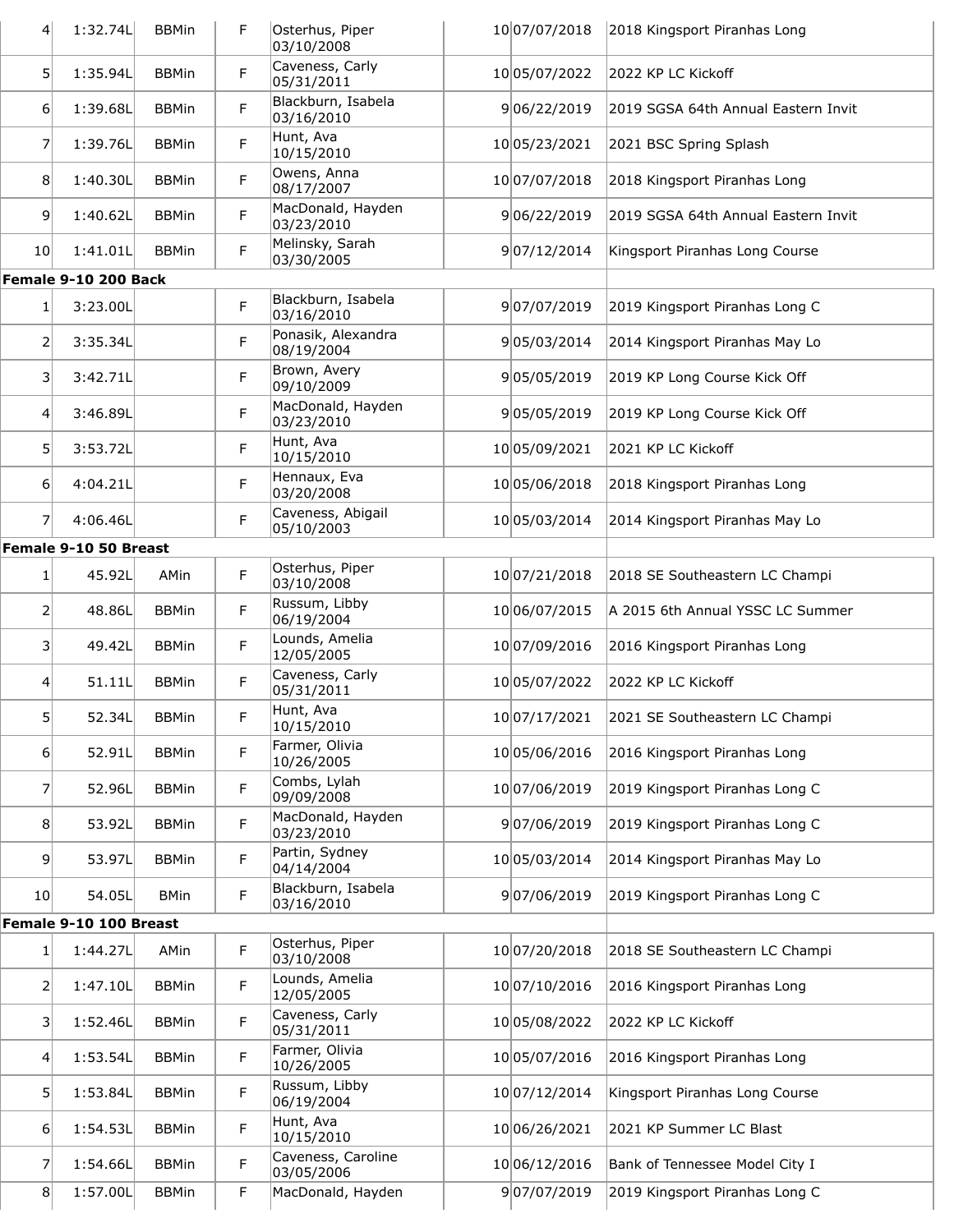| | | | | | | | |
|---|---|---|---|---|---|---|---|
| 4 | 1:32.74L | BBMin | F | Osterhus, Piper 03/10/2008 | 10 | 07/07/2018 | 2018 Kingsport Piranhas Long |
| 5 | 1:35.94L | BBMin | F | Caveness, Carly 05/31/2011 | 10 | 05/07/2022 | 2022 KP LC Kickoff |
| 6 | 1:39.68L | BBMin | F | Blackburn, Isabela 03/16/2010 | 9 | 06/22/2019 | 2019 SGSA 64th Annual Eastern Invit |
| 7 | 1:39.76L | BBMin | F | Hunt, Ava 10/15/2010 | 10 | 05/23/2021 | 2021 BSC Spring Splash |
| 8 | 1:40.30L | BBMin | F | Owens, Anna 08/17/2007 | 10 | 07/07/2018 | 2018 Kingsport Piranhas Long |
| 9 | 1:40.62L | BBMin | F | MacDonald, Hayden 03/23/2010 | 9 | 06/22/2019 | 2019 SGSA 64th Annual Eastern Invit |
| 10 | 1:41.01L | BBMin | F | Melinsky, Sarah 03/30/2005 | 9 | 07/12/2014 | Kingsport Piranhas Long Course |
| **Female 9-10 200 Back** | | | | | | | |
| 1 | 3:23.00L | | F | Blackburn, Isabela 03/16/2010 | 9 | 07/07/2019 | 2019 Kingsport Piranhas Long C |
| 2 | 3:35.34L | | F | Ponasik, Alexandra 08/19/2004 | 9 | 05/03/2014 | 2014 Kingsport Piranhas May Lo |
| 3 | 3:42.71L | | F | Brown, Avery 09/10/2009 | 9 | 05/05/2019 | 2019 KP Long Course Kick Off |
| 4 | 3:46.89L | | F | MacDonald, Hayden 03/23/2010 | 9 | 05/05/2019 | 2019 KP Long Course Kick Off |
| 5 | 3:53.72L | | F | Hunt, Ava 10/15/2010 | 10 | 05/09/2021 | 2021 KP LC Kickoff |
| 6 | 4:04.21L | | F | Hennaux, Eva 03/20/2008 | 10 | 05/06/2018 | 2018 Kingsport Piranhas Long |
| 7 | 4:06.46L | | F | Caveness, Abigail 05/10/2003 | 10 | 05/03/2014 | 2014 Kingsport Piranhas May Lo |
| **Female 9-10 50 Breast** | | | | | | | |
| 1 | 45.92L | AMin | F | Osterhus, Piper 03/10/2008 | 10 | 07/21/2018 | 2018 SE Southeastern LC Champi |
| 2 | 48.86L | BBMin | F | Russum, Libby 06/19/2004 | 10 | 06/07/2015 | A 2015 6th Annual YSSC LC Summer |
| 3 | 49.42L | BBMin | F | Lounds, Amelia 12/05/2005 | 10 | 07/09/2016 | 2016 Kingsport Piranhas Long |
| 4 | 51.11L | BBMin | F | Caveness, Carly 05/31/2011 | 10 | 05/07/2022 | 2022 KP LC Kickoff |
| 5 | 52.34L | BBMin | F | Hunt, Ava 10/15/2010 | 10 | 07/17/2021 | 2021 SE Southeastern LC Champi |
| 6 | 52.91L | BBMin | F | Farmer, Olivia 10/26/2005 | 10 | 05/06/2016 | 2016 Kingsport Piranhas Long |
| 7 | 52.96L | BBMin | F | Combs, Lylah 09/09/2008 | 10 | 07/06/2019 | 2019 Kingsport Piranhas Long C |
| 8 | 53.92L | BBMin | F | MacDonald, Hayden 03/23/2010 | 9 | 07/06/2019 | 2019 Kingsport Piranhas Long C |
| 9 | 53.97L | BBMin | F | Partin, Sydney 04/14/2004 | 10 | 05/03/2014 | 2014 Kingsport Piranhas May Lo |
| 10 | 54.05L | BMin | F | Blackburn, Isabela 03/16/2010 | 9 | 07/06/2019 | 2019 Kingsport Piranhas Long C |
| **Female 9-10 100 Breast** | | | | | | | |
| 1 | 1:44.27L | AMin | F | Osterhus, Piper 03/10/2008 | 10 | 07/20/2018 | 2018 SE Southeastern LC Champi |
| 2 | 1:47.10L | BBMin | F | Lounds, Amelia 12/05/2005 | 10 | 07/10/2016 | 2016 Kingsport Piranhas Long |
| 3 | 1:52.46L | BBMin | F | Caveness, Carly 05/31/2011 | 10 | 05/08/2022 | 2022 KP LC Kickoff |
| 4 | 1:53.54L | BBMin | F | Farmer, Olivia 10/26/2005 | 10 | 05/07/2016 | 2016 Kingsport Piranhas Long |
| 5 | 1:53.84L | BBMin | F | Russum, Libby 06/19/2004 | 10 | 07/12/2014 | Kingsport Piranhas Long Course |
| 6 | 1:54.53L | BBMin | F | Hunt, Ava 10/15/2010 | 10 | 06/26/2021 | 2021 KP Summer LC Blast |
| 7 | 1:54.66L | BBMin | F | Caveness, Caroline 03/05/2006 | 10 | 06/12/2016 | Bank of Tennessee Model City I |
| 8 | 1:57.00L | BBMin | F | MacDonald, Hayden | 9 | 07/07/2019 | 2019 Kingsport Piranhas Long C |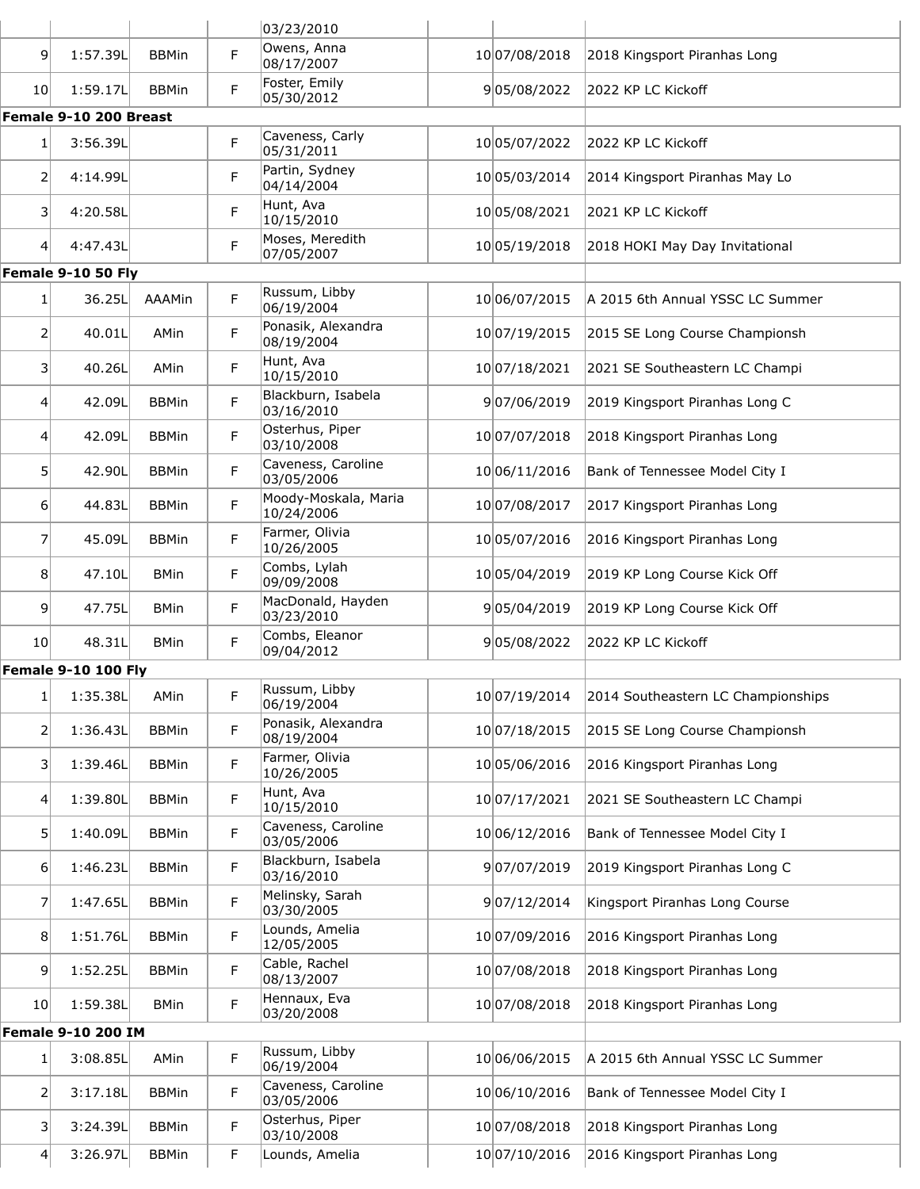| | | | | 03/23/2010 | | | |
|---|---|---|---|---|---|---|---|
| 9 | 1:57.39L | BBMin | F | Owens, Anna 08/17/2007 | 10 | 07/08/2018 | 2018 Kingsport Piranhas Long |
| 10 | 1:59.17L | BBMin | F | Foster, Emily 05/30/2012 | 9 | 05/08/2022 | 2022 KP LC Kickoff |

**Female 9-10 200 Breast**

| | | | | | | | |
|---|---|---|---|---|---|---|---|
| 1 | 3:56.39L | | F | Caveness, Carly 05/31/2011 | 10 | 05/07/2022 | 2022 KP LC Kickoff |
| 2 | 4:14.99L | | F | Partin, Sydney 04/14/2004 | 10 | 05/03/2014 | 2014 Kingsport Piranhas May Lo |
| 3 | 4:20.58L | | F | Hunt, Ava 10/15/2010 | 10 | 05/08/2021 | 2021 KP LC Kickoff |
| 4 | 4:47.43L | | F | Moses, Meredith 07/05/2007 | 10 | 05/19/2018 | 2018 HOKI May Day Invitational |

**Female 9-10 50 Fly**

| | | | | | | | |
|---|---|---|---|---|---|---|---|
| 1 | 36.25L | AAAMin | F | Russum, Libby 06/19/2004 | 10 | 06/07/2015 | A 2015 6th Annual YSSC LC Summer |
| 2 | 40.01L | AMin | F | Ponasik, Alexandra 08/19/2004 | 10 | 07/19/2015 | 2015 SE Long Course Championsh |
| 3 | 40.26L | AMin | F | Hunt, Ava 10/15/2010 | 10 | 07/18/2021 | 2021 SE Southeastern LC Champi |
| 4 | 42.09L | BBMin | F | Blackburn, Isabela 03/16/2010 | 9 | 07/06/2019 | 2019 Kingsport Piranhas Long C |
| 4 | 42.09L | BBMin | F | Osterhus, Piper 03/10/2008 | 10 | 07/07/2018 | 2018 Kingsport Piranhas Long |
| 5 | 42.90L | BBMin | F | Caveness, Caroline 03/05/2006 | 10 | 06/11/2016 | Bank of Tennessee Model City I |
| 6 | 44.83L | BBMin | F | Moody-Moskala, Maria 10/24/2006 | 10 | 07/08/2017 | 2017 Kingsport Piranhas Long |
| 7 | 45.09L | BBMin | F | Farmer, Olivia 10/26/2005 | 10 | 05/07/2016 | 2016 Kingsport Piranhas Long |
| 8 | 47.10L | BMin | F | Combs, Lylah 09/09/2008 | 10 | 05/04/2019 | 2019 KP Long Course Kick Off |
| 9 | 47.75L | BMin | F | MacDonald, Hayden 03/23/2010 | 9 | 05/04/2019 | 2019 KP Long Course Kick Off |
| 10 | 48.31L | BMin | F | Combs, Eleanor 09/04/2012 | 9 | 05/08/2022 | 2022 KP LC Kickoff |

**Female 9-10 100 Fly**

| | | | | | | | |
|---|---|---|---|---|---|---|---|
| 1 | 1:35.38L | AMin | F | Russum, Libby 06/19/2004 | 10 | 07/19/2014 | 2014 Southeastern LC Championships |
| 2 | 1:36.43L | BBMin | F | Ponasik, Alexandra 08/19/2004 | 10 | 07/18/2015 | 2015 SE Long Course Championsh |
| 3 | 1:39.46L | BBMin | F | Farmer, Olivia 10/26/2005 | 10 | 05/06/2016 | 2016 Kingsport Piranhas Long |
| 4 | 1:39.80L | BBMin | F | Hunt, Ava 10/15/2010 | 10 | 07/17/2021 | 2021 SE Southeastern LC Champi |
| 5 | 1:40.09L | BBMin | F | Caveness, Caroline 03/05/2006 | 10 | 06/12/2016 | Bank of Tennessee Model City I |
| 6 | 1:46.23L | BBMin | F | Blackburn, Isabela 03/16/2010 | 9 | 07/07/2019 | 2019 Kingsport Piranhas Long C |
| 7 | 1:47.65L | BBMin | F | Melinsky, Sarah 03/30/2005 | 9 | 07/12/2014 | Kingsport Piranhas Long Course |
| 8 | 1:51.76L | BBMin | F | Lounds, Amelia 12/05/2005 | 10 | 07/09/2016 | 2016 Kingsport Piranhas Long |
| 9 | 1:52.25L | BBMin | F | Cable, Rachel 08/13/2007 | 10 | 07/08/2018 | 2018 Kingsport Piranhas Long |
| 10 | 1:59.38L | BMin | F | Hennaux, Eva 03/20/2008 | 10 | 07/08/2018 | 2018 Kingsport Piranhas Long |

**Female 9-10 200 IM**

| | | | | | | | |
|---|---|---|---|---|---|---|---|
| 1 | 3:08.85L | AMin | F | Russum, Libby 06/19/2004 | 10 | 06/06/2015 | A 2015 6th Annual YSSC LC Summer |
| 2 | 3:17.18L | BBMin | F | Caveness, Caroline 03/05/2006 | 10 | 06/10/2016 | Bank of Tennessee Model City I |
| 3 | 3:24.39L | BBMin | F | Osterhus, Piper 03/10/2008 | 10 | 07/08/2018 | 2018 Kingsport Piranhas Long |
| 4 | 3:26.97L | BBMin | F | Lounds, Amelia | 10 | 07/10/2016 | 2016 Kingsport Piranhas Long |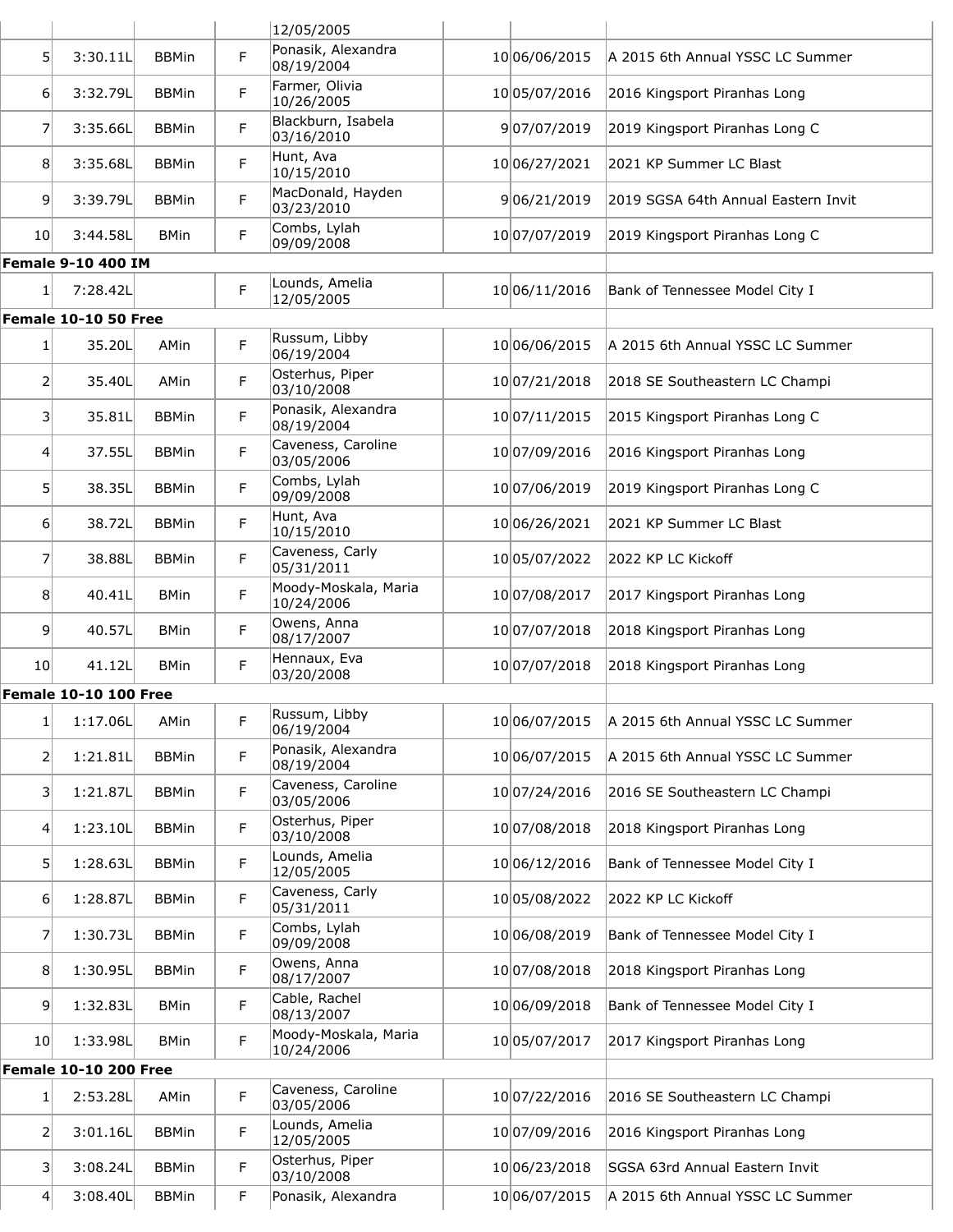| | | | | 12/05/2005 | | | |
|---|---|---|---|---|---|---|---|
| 5 | 3:30.11L | BBMin | F | Ponasik, Alexandra 08/19/2004 | 10 | 06/06/2015 | A 2015 6th Annual YSSC LC Summer |
| 6 | 3:32.79L | BBMin | F | Farmer, Olivia 10/26/2005 | 10 | 05/07/2016 | 2016 Kingsport Piranhas Long |
| 7 | 3:35.66L | BBMin | F | Blackburn, Isabela 03/16/2010 | 9 | 07/07/2019 | 2019 Kingsport Piranhas Long C |
| 8 | 3:35.68L | BBMin | F | Hunt, Ava 10/15/2010 | 10 | 06/27/2021 | 2021 KP Summer LC Blast |
| 9 | 3:39.79L | BBMin | F | MacDonald, Hayden 03/23/2010 | 9 | 06/21/2019 | 2019 SGSA 64th Annual Eastern Invit |
| 10 | 3:44.58L | BMin | F | Combs, Lylah 09/09/2008 | 10 | 07/07/2019 | 2019 Kingsport Piranhas Long C |
| **Female 9-10 400 IM** | | | | | | | |
| 1 | 7:28.42L | | F | Lounds, Amelia 12/05/2005 | 10 | 06/11/2016 | Bank of Tennessee Model City I |
| **Female 10-10 50 Free** | | | | | | | |
| 1 | 35.20L | AMin | F | Russum, Libby 06/19/2004 | 10 | 06/06/2015 | A 2015 6th Annual YSSC LC Summer |
| 2 | 35.40L | AMin | F | Osterhus, Piper 03/10/2008 | 10 | 07/21/2018 | 2018 SE Southeastern LC Champi |
| 3 | 35.81L | BBMin | F | Ponasik, Alexandra 08/19/2004 | 10 | 07/11/2015 | 2015 Kingsport Piranhas Long C |
| 4 | 37.55L | BBMin | F | Caveness, Caroline 03/05/2006 | 10 | 07/09/2016 | 2016 Kingsport Piranhas Long |
| 5 | 38.35L | BBMin | F | Combs, Lylah 09/09/2008 | 10 | 07/06/2019 | 2019 Kingsport Piranhas Long C |
| 6 | 38.72L | BBMin | F | Hunt, Ava 10/15/2010 | 10 | 06/26/2021 | 2021 KP Summer LC Blast |
| 7 | 38.88L | BBMin | F | Caveness, Carly 05/31/2011 | 10 | 05/07/2022 | 2022 KP LC Kickoff |
| 8 | 40.41L | BMin | F | Moody-Moskala, Maria 10/24/2006 | 10 | 07/08/2017 | 2017 Kingsport Piranhas Long |
| 9 | 40.57L | BMin | F | Owens, Anna 08/17/2007 | 10 | 07/07/2018 | 2018 Kingsport Piranhas Long |
| 10 | 41.12L | BMin | F | Hennaux, Eva 03/20/2008 | 10 | 07/07/2018 | 2018 Kingsport Piranhas Long |
| **Female 10-10 100 Free** | | | | | | | |
| 1 | 1:17.06L | AMin | F | Russum, Libby 06/19/2004 | 10 | 06/07/2015 | A 2015 6th Annual YSSC LC Summer |
| 2 | 1:21.81L | BBMin | F | Ponasik, Alexandra 08/19/2004 | 10 | 06/07/2015 | A 2015 6th Annual YSSC LC Summer |
| 3 | 1:21.87L | BBMin | F | Caveness, Caroline 03/05/2006 | 10 | 07/24/2016 | 2016 SE Southeastern LC Champi |
| 4 | 1:23.10L | BBMin | F | Osterhus, Piper 03/10/2008 | 10 | 07/08/2018 | 2018 Kingsport Piranhas Long |
| 5 | 1:28.63L | BBMin | F | Lounds, Amelia 12/05/2005 | 10 | 06/12/2016 | Bank of Tennessee Model City I |
| 6 | 1:28.87L | BBMin | F | Caveness, Carly 05/31/2011 | 10 | 05/08/2022 | 2022 KP LC Kickoff |
| 7 | 1:30.73L | BBMin | F | Combs, Lylah 09/09/2008 | 10 | 06/08/2019 | Bank of Tennessee Model City I |
| 8 | 1:30.95L | BBMin | F | Owens, Anna 08/17/2007 | 10 | 07/08/2018 | 2018 Kingsport Piranhas Long |
| 9 | 1:32.83L | BMin | F | Cable, Rachel 08/13/2007 | 10 | 06/09/2018 | Bank of Tennessee Model City I |
| 10 | 1:33.98L | BMin | F | Moody-Moskala, Maria 10/24/2006 | 10 | 05/07/2017 | 2017 Kingsport Piranhas Long |
| **Female 10-10 200 Free** | | | | | | | |
| 1 | 2:53.28L | AMin | F | Caveness, Caroline 03/05/2006 | 10 | 07/22/2016 | 2016 SE Southeastern LC Champi |
| 2 | 3:01.16L | BBMin | F | Lounds, Amelia 12/05/2005 | 10 | 07/09/2016 | 2016 Kingsport Piranhas Long |
| 3 | 3:08.24L | BBMin | F | Osterhus, Piper 03/10/2008 | 10 | 06/23/2018 | SGSA 63rd Annual Eastern Invit |
| 4 | 3:08.40L | BBMin | F | Ponasik, Alexandra | 10 | 06/07/2015 | A 2015 6th Annual YSSC LC Summer |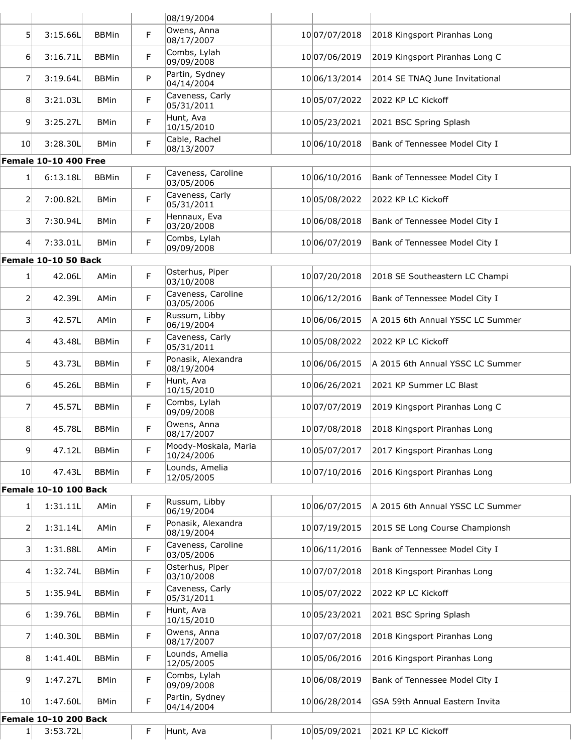| | | | | | | | |
|---|---|---|---|---|---|---|---|
| | | | | 08/19/2004 | | | |
| 5 | 3:15.66L | BBMin | F | Owens, Anna 08/17/2007 | 10 | 07/07/2018 | 2018 Kingsport Piranhas Long |
| 6 | 3:16.71L | BBMin | F | Combs, Lylah 09/09/2008 | 10 | 07/06/2019 | 2019 Kingsport Piranhas Long C |
| 7 | 3:19.64L | BBMin | P | Partin, Sydney 04/14/2004 | 10 | 06/13/2014 | 2014 SE TNAQ June Invitational |
| 8 | 3:21.03L | BMin | F | Caveness, Carly 05/31/2011 | 10 | 05/07/2022 | 2022 KP LC Kickoff |
| 9 | 3:25.27L | BMin | F | Hunt, Ava 10/15/2010 | 10 | 05/23/2021 | 2021 BSC Spring Splash |
| 10 | 3:28.30L | BMin | F | Cable, Rachel 08/13/2007 | 10 | 06/10/2018 | Bank of Tennessee Model City I |
| **Female 10-10 400 Free** | | | | | | | |
| 1 | 6:13.18L | BBMin | F | Caveness, Caroline 03/05/2006 | 10 | 06/10/2016 | Bank of Tennessee Model City I |
| 2 | 7:00.82L | BMin | F | Caveness, Carly 05/31/2011 | 10 | 05/08/2022 | 2022 KP LC Kickoff |
| 3 | 7:30.94L | BMin | F | Hennaux, Eva 03/20/2008 | 10 | 06/08/2018 | Bank of Tennessee Model City I |
| 4 | 7:33.01L | BMin | F | Combs, Lylah 09/09/2008 | 10 | 06/07/2019 | Bank of Tennessee Model City I |
| **Female 10-10 50 Back** | | | | | | | |
| 1 | 42.06L | AMin | F | Osterhus, Piper 03/10/2008 | 10 | 07/20/2018 | 2018 SE Southeastern LC Champi |
| 2 | 42.39L | AMin | F | Caveness, Caroline 03/05/2006 | 10 | 06/12/2016 | Bank of Tennessee Model City I |
| 3 | 42.57L | AMin | F | Russum, Libby 06/19/2004 | 10 | 06/06/2015 | A 2015 6th Annual YSSC LC Summer |
| 4 | 43.48L | BBMin | F | Caveness, Carly 05/31/2011 | 10 | 05/08/2022 | 2022 KP LC Kickoff |
| 5 | 43.73L | BBMin | F | Ponasik, Alexandra 08/19/2004 | 10 | 06/06/2015 | A 2015 6th Annual YSSC LC Summer |
| 6 | 45.26L | BBMin | F | Hunt, Ava 10/15/2010 | 10 | 06/26/2021 | 2021 KP Summer LC Blast |
| 7 | 45.57L | BBMin | F | Combs, Lylah 09/09/2008 | 10 | 07/07/2019 | 2019 Kingsport Piranhas Long C |
| 8 | 45.78L | BBMin | F | Owens, Anna 08/17/2007 | 10 | 07/08/2018 | 2018 Kingsport Piranhas Long |
| 9 | 47.12L | BBMin | F | Moody-Moskala, Maria 10/24/2006 | 10 | 05/07/2017 | 2017 Kingsport Piranhas Long |
| 10 | 47.43L | BBMin | F | Lounds, Amelia 12/05/2005 | 10 | 07/10/2016 | 2016 Kingsport Piranhas Long |
| **Female 10-10 100 Back** | | | | | | | |
| 1 | 1:31.11L | AMin | F | Russum, Libby 06/19/2004 | 10 | 06/07/2015 | A 2015 6th Annual YSSC LC Summer |
| 2 | 1:31.14L | AMin | F | Ponasik, Alexandra 08/19/2004 | 10 | 07/19/2015 | 2015 SE Long Course Championsh |
| 3 | 1:31.88L | AMin | F | Caveness, Caroline 03/05/2006 | 10 | 06/11/2016 | Bank of Tennessee Model City I |
| 4 | 1:32.74L | BBMin | F | Osterhus, Piper 03/10/2008 | 10 | 07/07/2018 | 2018 Kingsport Piranhas Long |
| 5 | 1:35.94L | BBMin | F | Caveness, Carly 05/31/2011 | 10 | 05/07/2022 | 2022 KP LC Kickoff |
| 6 | 1:39.76L | BBMin | F | Hunt, Ava 10/15/2010 | 10 | 05/23/2021 | 2021 BSC Spring Splash |
| 7 | 1:40.30L | BBMin | F | Owens, Anna 08/17/2007 | 10 | 07/07/2018 | 2018 Kingsport Piranhas Long |
| 8 | 1:41.40L | BBMin | F | Lounds, Amelia 12/05/2005 | 10 | 05/06/2016 | 2016 Kingsport Piranhas Long |
| 9 | 1:47.27L | BMin | F | Combs, Lylah 09/09/2008 | 10 | 06/08/2019 | Bank of Tennessee Model City I |
| 10 | 1:47.60L | BMin | F | Partin, Sydney 04/14/2004 | 10 | 06/28/2014 | GSA 59th Annual Eastern Invita |
| **Female 10-10 200 Back** | | | | | | | |
| 1 | 3:53.72L | | F | Hunt, Ava | 10 | 05/09/2021 | 2021 KP LC Kickoff |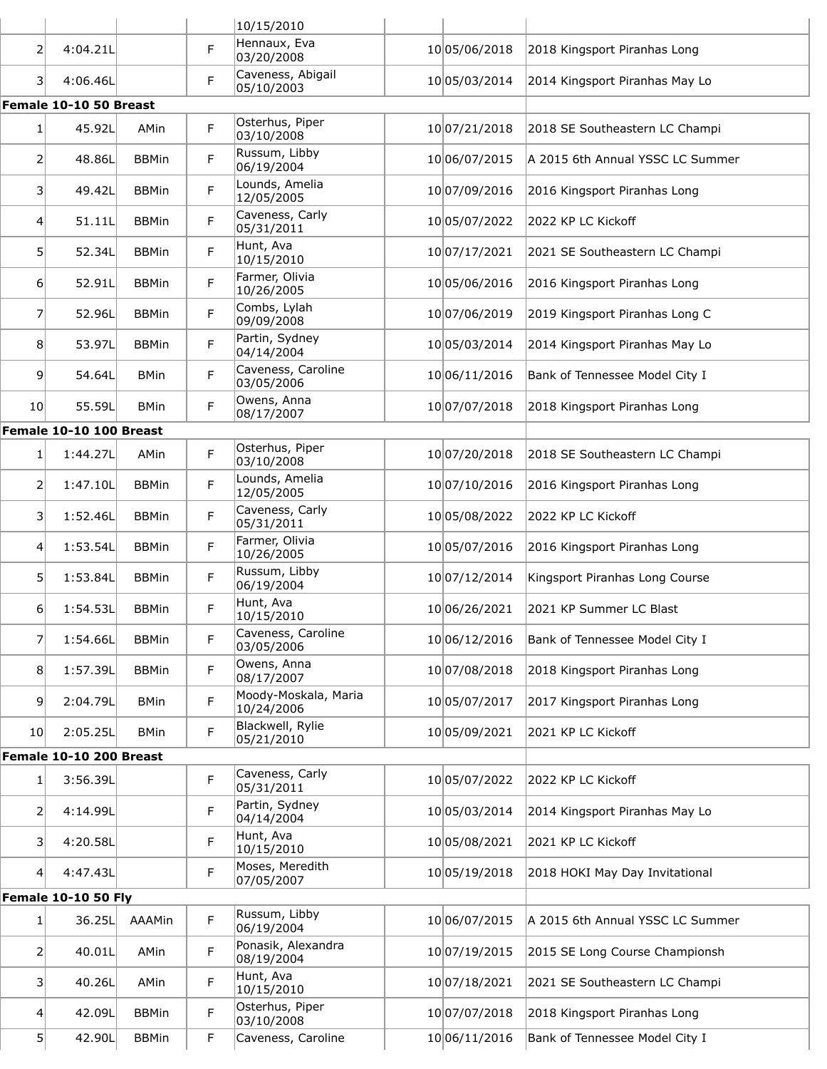| | | | | | | | |
|---|---|---|---|---|---|---|---|
| | | | | 10/15/2010 | | | |
| 2 | 4:04.21L | | F | Hennaux, Eva 03/20/2008 | 10 | 05/06/2018 | 2018 Kingsport Piranhas Long |
| 3 | 4:06.46L | | F | Caveness, Abigail 05/10/2003 | 10 | 05/03/2014 | 2014 Kingsport Piranhas May Lo |

**Female 10-10 50 Breast**

| | | | | | | | |
|---|---|---|---|---|---|---|---|
| 1 | 45.92L | AMin | F | Osterhus, Piper 03/10/2008 | 10 | 07/21/2018 | 2018 SE Southeastern LC Champi |
| 2 | 48.86L | BBMin | F | Russum, Libby 06/19/2004 | 10 | 06/07/2015 | A 2015 6th Annual YSSC LC Summer |
| 3 | 49.42L | BBMin | F | Lounds, Amelia 12/05/2005 | 10 | 07/09/2016 | 2016 Kingsport Piranhas Long |
| 4 | 51.11L | BBMin | F | Caveness, Carly 05/31/2011 | 10 | 05/07/2022 | 2022 KP LC Kickoff |
| 5 | 52.34L | BBMin | F | Hunt, Ava 10/15/2010 | 10 | 07/17/2021 | 2021 SE Southeastern LC Champi |
| 6 | 52.91L | BBMin | F | Farmer, Olivia 10/26/2005 | 10 | 05/06/2016 | 2016 Kingsport Piranhas Long |
| 7 | 52.96L | BBMin | F | Combs, Lylah 09/09/2008 | 10 | 07/06/2019 | 2019 Kingsport Piranhas Long C |
| 8 | 53.97L | BBMin | F | Partin, Sydney 04/14/2004 | 10 | 05/03/2014 | 2014 Kingsport Piranhas May Lo |
| 9 | 54.64L | BMin | F | Caveness, Caroline 03/05/2006 | 10 | 06/11/2016 | Bank of Tennessee Model City I |
| 10 | 55.59L | BMin | F | Owens, Anna 08/17/2007 | 10 | 07/07/2018 | 2018 Kingsport Piranhas Long |

**Female 10-10 100 Breast**

| | | | | | | | |
|---|---|---|---|---|---|---|---|
| 1 | 1:44.27L | AMin | F | Osterhus, Piper 03/10/2008 | 10 | 07/20/2018 | 2018 SE Southeastern LC Champi |
| 2 | 1:47.10L | BBMin | F | Lounds, Amelia 12/05/2005 | 10 | 07/10/2016 | 2016 Kingsport Piranhas Long |
| 3 | 1:52.46L | BBMin | F | Caveness, Carly 05/31/2011 | 10 | 05/08/2022 | 2022 KP LC Kickoff |
| 4 | 1:53.54L | BBMin | F | Farmer, Olivia 10/26/2005 | 10 | 05/07/2016 | 2016 Kingsport Piranhas Long |
| 5 | 1:53.84L | BBMin | F | Russum, Libby 06/19/2004 | 10 | 07/12/2014 | Kingsport Piranhas Long Course |
| 6 | 1:54.53L | BBMin | F | Hunt, Ava 10/15/2010 | 10 | 06/26/2021 | 2021 KP Summer LC Blast |
| 7 | 1:54.66L | BBMin | F | Caveness, Caroline 03/05/2006 | 10 | 06/12/2016 | Bank of Tennessee Model City I |
| 8 | 1:57.39L | BBMin | F | Owens, Anna 08/17/2007 | 10 | 07/08/2018 | 2018 Kingsport Piranhas Long |
| 9 | 2:04.79L | BMin | F | Moody-Moskala, Maria 10/24/2006 | 10 | 05/07/2017 | 2017 Kingsport Piranhas Long |
| 10 | 2:05.25L | BMin | F | Blackwell, Rylie 05/21/2010 | 10 | 05/09/2021 | 2021 KP LC Kickoff |

**Female 10-10 200 Breast**

| | | | | | | | |
|---|---|---|---|---|---|---|---|
| 1 | 3:56.39L | | F | Caveness, Carly 05/31/2011 | 10 | 05/07/2022 | 2022 KP LC Kickoff |
| 2 | 4:14.99L | | F | Partin, Sydney 04/14/2004 | 10 | 05/03/2014 | 2014 Kingsport Piranhas May Lo |
| 3 | 4:20.58L | | F | Hunt, Ava 10/15/2010 | 10 | 05/08/2021 | 2021 KP LC Kickoff |
| 4 | 4:47.43L | | F | Moses, Meredith 07/05/2007 | 10 | 05/19/2018 | 2018 HOKI May Day Invitational |

**Female 10-10 50 Fly**

| | | | | | | | |
|---|---|---|---|---|---|---|---|
| 1 | 36.25L | AAAMin | F | Russum, Libby 06/19/2004 | 10 | 06/07/2015 | A 2015 6th Annual YSSC LC Summer |
| 2 | 40.01L | AMin | F | Ponasik, Alexandra 08/19/2004 | 10 | 07/19/2015 | 2015 SE Long Course Championsh |
| 3 | 40.26L | AMin | F | Hunt, Ava 10/15/2010 | 10 | 07/18/2021 | 2021 SE Southeastern LC Champi |
| 4 | 42.09L | BBMin | F | Osterhus, Piper 03/10/2008 | 10 | 07/07/2018 | 2018 Kingsport Piranhas Long |
| 5 | 42.90L | BBMin | F | Caveness, Caroline | 10 | 06/11/2016 | Bank of Tennessee Model City I |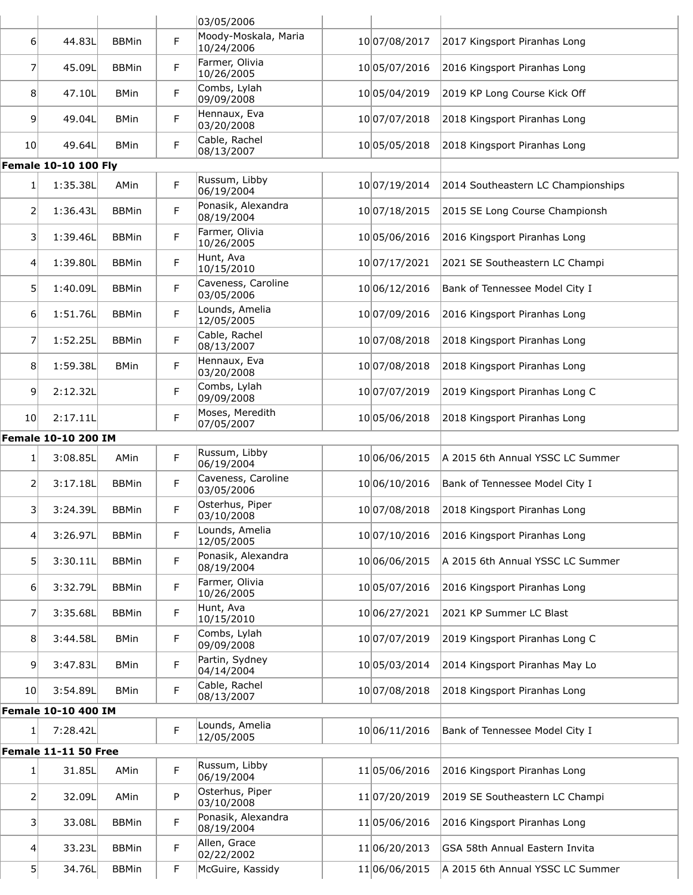| | | | | | | | |
|---|---|---|---|---|---|---|---|
| | | | | 03/05/2006 | | | |
| 6 | 44.83L | BBMin | F | Moody-Moskala, Maria 10/24/2006 | 10 | 07/08/2017 | 2017 Kingsport Piranhas Long |
| 7 | 45.09L | BBMin | F | Farmer, Olivia 10/26/2005 | 10 | 05/07/2016 | 2016 Kingsport Piranhas Long |
| 8 | 47.10L | BMin | F | Combs, Lylah 09/09/2008 | 10 | 05/04/2019 | 2019 KP Long Course Kick Off |
| 9 | 49.04L | BMin | F | Hennaux, Eva 03/20/2008 | 10 | 07/07/2018 | 2018 Kingsport Piranhas Long |
| 10 | 49.64L | BMin | F | Cable, Rachel 08/13/2007 | 10 | 05/05/2018 | 2018 Kingsport Piranhas Long |
| **Female 10-10 100 Fly** | | | | | | | |
| 1 | 1:35.38L | AMin | F | Russum, Libby 06/19/2004 | 10 | 07/19/2014 | 2014 Southeastern LC Championships |
| 2 | 1:36.43L | BBMin | F | Ponasik, Alexandra 08/19/2004 | 10 | 07/18/2015 | 2015 SE Long Course Championsh |
| 3 | 1:39.46L | BBMin | F | Farmer, Olivia 10/26/2005 | 10 | 05/06/2016 | 2016 Kingsport Piranhas Long |
| 4 | 1:39.80L | BBMin | F | Hunt, Ava 10/15/2010 | 10 | 07/17/2021 | 2021 SE Southeastern LC Champi |
| 5 | 1:40.09L | BBMin | F | Caveness, Caroline 03/05/2006 | 10 | 06/12/2016 | Bank of Tennessee Model City I |
| 6 | 1:51.76L | BBMin | F | Lounds, Amelia 12/05/2005 | 10 | 07/09/2016 | 2016 Kingsport Piranhas Long |
| 7 | 1:52.25L | BBMin | F | Cable, Rachel 08/13/2007 | 10 | 07/08/2018 | 2018 Kingsport Piranhas Long |
| 8 | 1:59.38L | BMin | F | Hennaux, Eva 03/20/2008 | 10 | 07/08/2018 | 2018 Kingsport Piranhas Long |
| 9 | 2:12.32L | | F | Combs, Lylah 09/09/2008 | 10 | 07/07/2019 | 2019 Kingsport Piranhas Long C |
| 10 | 2:17.11L | | F | Moses, Meredith 07/05/2007 | 10 | 05/06/2018 | 2018 Kingsport Piranhas Long |
| **Female 10-10 200 IM** | | | | | | | |
| 1 | 3:08.85L | AMin | F | Russum, Libby 06/19/2004 | 10 | 06/06/2015 | A 2015 6th Annual YSSC LC Summer |
| 2 | 3:17.18L | BBMin | F | Caveness, Caroline 03/05/2006 | 10 | 06/10/2016 | Bank of Tennessee Model City I |
| 3 | 3:24.39L | BBMin | F | Osterhus, Piper 03/10/2008 | 10 | 07/08/2018 | 2018 Kingsport Piranhas Long |
| 4 | 3:26.97L | BBMin | F | Lounds, Amelia 12/05/2005 | 10 | 07/10/2016 | 2016 Kingsport Piranhas Long |
| 5 | 3:30.11L | BBMin | F | Ponasik, Alexandra 08/19/2004 | 10 | 06/06/2015 | A 2015 6th Annual YSSC LC Summer |
| 6 | 3:32.79L | BBMin | F | Farmer, Olivia 10/26/2005 | 10 | 05/07/2016 | 2016 Kingsport Piranhas Long |
| 7 | 3:35.68L | BBMin | F | Hunt, Ava 10/15/2010 | 10 | 06/27/2021 | 2021 KP Summer LC Blast |
| 8 | 3:44.58L | BMin | F | Combs, Lylah 09/09/2008 | 10 | 07/07/2019 | 2019 Kingsport Piranhas Long C |
| 9 | 3:47.83L | BMin | F | Partin, Sydney 04/14/2004 | 10 | 05/03/2014 | 2014 Kingsport Piranhas May Lo |
| 10 | 3:54.89L | BMin | F | Cable, Rachel 08/13/2007 | 10 | 07/08/2018 | 2018 Kingsport Piranhas Long |
| **Female 10-10 400 IM** | | | | | | | |
| 1 | 7:28.42L | | F | Lounds, Amelia 12/05/2005 | 10 | 06/11/2016 | Bank of Tennessee Model City I |
| **Female 11-11 50 Free** | | | | | | | |
| 1 | 31.85L | AMin | F | Russum, Libby 06/19/2004 | 11 | 05/06/2016 | 2016 Kingsport Piranhas Long |
| 2 | 32.09L | AMin | P | Osterhus, Piper 03/10/2008 | 11 | 07/20/2019 | 2019 SE Southeastern LC Champi |
| 3 | 33.08L | BBMin | F | Ponasik, Alexandra 08/19/2004 | 11 | 05/06/2016 | 2016 Kingsport Piranhas Long |
| 4 | 33.23L | BBMin | F | Allen, Grace 02/22/2002 | 11 | 06/20/2013 | GSA 58th Annual Eastern Invita |
| 5 | 34.76L | BBMin | F | McGuire, Kassidy | 11 | 06/06/2015 | A 2015 6th Annual YSSC LC Summer |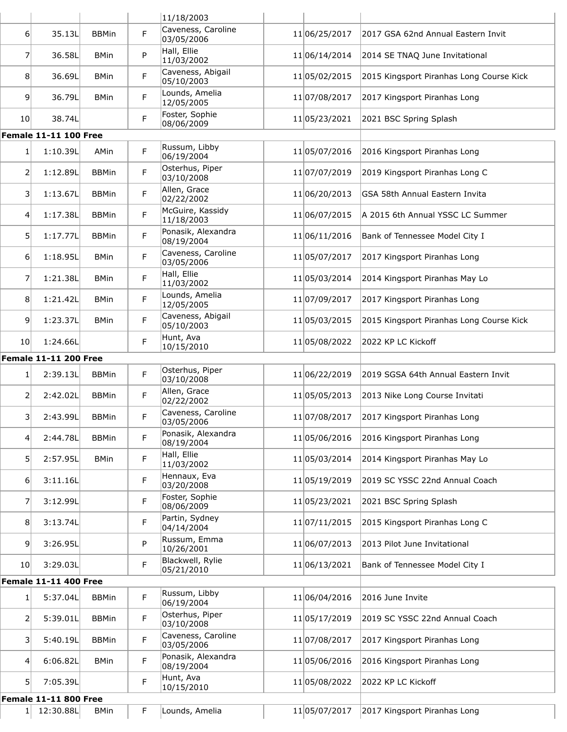| | | | | 11/18/2003 | | | |
|---|---|---|---|---|---|---|---|
| 6 | 35.13L | BBMin | F | Caveness, Caroline 03/05/2006 | 11 | 06/25/2017 | 2017 GSA 62nd Annual Eastern Invit |
| 7 | 36.58L | BMin | P | Hall, Ellie 11/03/2002 | 11 | 06/14/2014 | 2014 SE TNAQ June Invitational |
| 8 | 36.69L | BMin | F | Caveness, Abigail 05/10/2003 | 11 | 05/02/2015 | 2015 Kingsport Piranhas Long Course Kick |
| 9 | 36.79L | BMin | F | Lounds, Amelia 12/05/2005 | 11 | 07/08/2017 | 2017 Kingsport Piranhas Long |
| 10 | 38.74L | | F | Foster, Sophie 08/06/2009 | 11 | 05/23/2021 | 2021 BSC Spring Splash |

**Female 11-11 100 Free**

| | | | | | | | |
|---|---|---|---|---|---|---|---|
| 1 | 1:10.39L | AMin | F | Russum, Libby 06/19/2004 | 11 | 05/07/2016 | 2016 Kingsport Piranhas Long |
| 2 | 1:12.89L | BBMin | F | Osterhus, Piper 03/10/2008 | 11 | 07/07/2019 | 2019 Kingsport Piranhas Long C |
| 3 | 1:13.67L | BBMin | F | Allen, Grace 02/22/2002 | 11 | 06/20/2013 | GSA 58th Annual Eastern Invita |
| 4 | 1:17.38L | BBMin | F | McGuire, Kassidy 11/18/2003 | 11 | 06/07/2015 | A 2015 6th Annual YSSC LC Summer |
| 5 | 1:17.77L | BBMin | F | Ponasik, Alexandra 08/19/2004 | 11 | 06/11/2016 | Bank of Tennessee Model City I |
| 6 | 1:18.95L | BMin | F | Caveness, Caroline 03/05/2006 | 11 | 05/07/2017 | 2017 Kingsport Piranhas Long |
| 7 | 1:21.38L | BMin | F | Hall, Ellie 11/03/2002 | 11 | 05/03/2014 | 2014 Kingsport Piranhas May Lo |
| 8 | 1:21.42L | BMin | F | Lounds, Amelia 12/05/2005 | 11 | 07/09/2017 | 2017 Kingsport Piranhas Long |
| 9 | 1:23.37L | BMin | F | Caveness, Abigail 05/10/2003 | 11 | 05/03/2015 | 2015 Kingsport Piranhas Long Course Kick |
| 10 | 1:24.66L | | F | Hunt, Ava 10/15/2010 | 11 | 05/08/2022 | 2022 KP LC Kickoff |

**Female 11-11 200 Free**

| | | | | | | | |
|---|---|---|---|---|---|---|---|
| 1 | 2:39.13L | BBMin | F | Osterhus, Piper 03/10/2008 | 11 | 06/22/2019 | 2019 SGSA 64th Annual Eastern Invit |
| 2 | 2:42.02L | BBMin | F | Allen, Grace 02/22/2002 | 11 | 05/05/2013 | 2013 Nike Long Course Invitati |
| 3 | 2:43.99L | BBMin | F | Caveness, Caroline 03/05/2006 | 11 | 07/08/2017 | 2017 Kingsport Piranhas Long |
| 4 | 2:44.78L | BBMin | F | Ponasik, Alexandra 08/19/2004 | 11 | 05/06/2016 | 2016 Kingsport Piranhas Long |
| 5 | 2:57.95L | BMin | F | Hall, Ellie 11/03/2002 | 11 | 05/03/2014 | 2014 Kingsport Piranhas May Lo |
| 6 | 3:11.16L | | F | Hennaux, Eva 03/20/2008 | 11 | 05/19/2019 | 2019 SC YSSC 22nd Annual Coach |
| 7 | 3:12.99L | | F | Foster, Sophie 08/06/2009 | 11 | 05/23/2021 | 2021 BSC Spring Splash |
| 8 | 3:13.74L | | F | Partin, Sydney 04/14/2004 | 11 | 07/11/2015 | 2015 Kingsport Piranhas Long C |
| 9 | 3:26.95L | | P | Russum, Emma 10/26/2001 | 11 | 06/07/2013 | 2013 Pilot June Invitational |
| 10 | 3:29.03L | | F | Blackwell, Rylie 05/21/2010 | 11 | 06/13/2021 | Bank of Tennessee Model City I |

**Female 11-11 400 Free**

| | | | | | | | |
|---|---|---|---|---|---|---|---|
| 1 | 5:37.04L | BBMin | F | Russum, Libby 06/19/2004 | 11 | 06/04/2016 | 2016 June Invite |
| 2 | 5:39.01L | BBMin | F | Osterhus, Piper 03/10/2008 | 11 | 05/17/2019 | 2019 SC YSSC 22nd Annual Coach |
| 3 | 5:40.19L | BBMin | F | Caveness, Caroline 03/05/2006 | 11 | 07/08/2017 | 2017 Kingsport Piranhas Long |
| 4 | 6:06.82L | BMin | F | Ponasik, Alexandra 08/19/2004 | 11 | 05/06/2016 | 2016 Kingsport Piranhas Long |
| 5 | 7:05.39L | | F | Hunt, Ava 10/15/2010 | 11 | 05/08/2022 | 2022 KP LC Kickoff |

**Female 11-11 800 Free**

| | | | | | | | |
|---|---|---|---|---|---|---|---|
| 1 | 12:30.88L | BMin | F | Lounds, Amelia | 11 | 05/07/2017 | 2017 Kingsport Piranhas Long |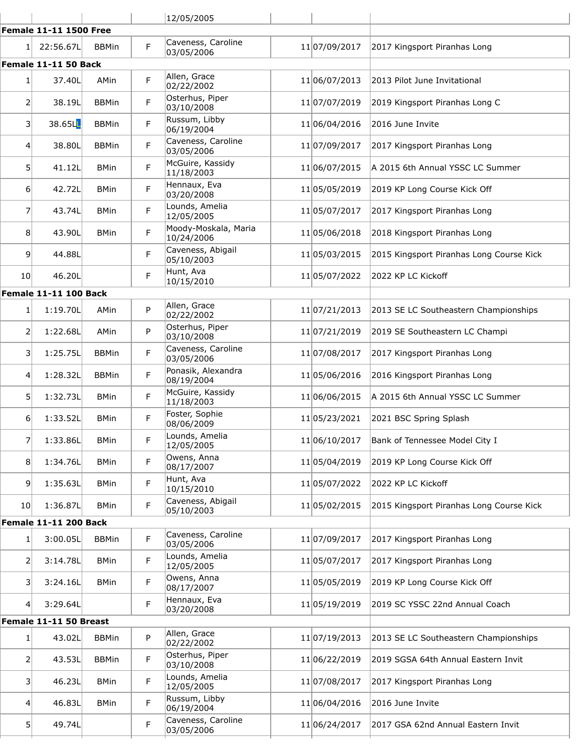| | | | | | | | |
|---|---|---|---|---|---|---|---|
| | | | | 12/05/2005 | | | |
| **Female 11-11 1500 Free** | | | | | | | |
| 1 | 22:56.67L | BBMin | F | Caveness, Caroline 03/05/2006 | 11 | 07/09/2017 | 2017 Kingsport Piranhas Long |
| **Female 11-11 50 Back** | | | | | | | |
| 1 | 37.40L | AMin | F | Allen, Grace 02/22/2002 | 11 | 06/07/2013 | 2013 Pilot June Invitational |
| 2 | 38.19L | BBMin | F | Osterhus, Piper 03/10/2008 | 11 | 07/07/2019 | 2019 Kingsport Piranhas Long C |
| 3 | 38.65L | BBMin | F | Russum, Libby 06/19/2004 | 11 | 06/04/2016 | 2016 June Invite |
| 4 | 38.80L | BBMin | F | Caveness, Caroline 03/05/2006 | 11 | 07/09/2017 | 2017 Kingsport Piranhas Long |
| 5 | 41.12L | BMin | F | McGuire, Kassidy 11/18/2003 | 11 | 06/07/2015 | A 2015 6th Annual YSSC LC Summer |
| 6 | 42.72L | BMin | F | Hennaux, Eva 03/20/2008 | 11 | 05/05/2019 | 2019 KP Long Course Kick Off |
| 7 | 43.74L | BMin | F | Lounds, Amelia 12/05/2005 | 11 | 05/07/2017 | 2017 Kingsport Piranhas Long |
| 8 | 43.90L | BMin | F | Moody-Moskala, Maria 10/24/2006 | 11 | 05/06/2018 | 2018 Kingsport Piranhas Long |
| 9 | 44.88L | | F | Caveness, Abigail 05/10/2003 | 11 | 05/03/2015 | 2015 Kingsport Piranhas Long Course Kick |
| 10 | 46.20L | | F | Hunt, Ava 10/15/2010 | 11 | 05/07/2022 | 2022 KP LC Kickoff |
| **Female 11-11 100 Back** | | | | | | | |
| 1 | 1:19.70L | AMin | P | Allen, Grace 02/22/2002 | 11 | 07/21/2013 | 2013 SE LC Southeastern Championships |
| 2 | 1:22.68L | AMin | P | Osterhus, Piper 03/10/2008 | 11 | 07/21/2019 | 2019 SE Southeastern LC Champi |
| 3 | 1:25.75L | BBMin | F | Caveness, Caroline 03/05/2006 | 11 | 07/08/2017 | 2017 Kingsport Piranhas Long |
| 4 | 1:28.32L | BBMin | F | Ponasik, Alexandra 08/19/2004 | 11 | 05/06/2016 | 2016 Kingsport Piranhas Long |
| 5 | 1:32.73L | BMin | F | McGuire, Kassidy 11/18/2003 | 11 | 06/06/2015 | A 2015 6th Annual YSSC LC Summer |
| 6 | 1:33.52L | BMin | F | Foster, Sophie 08/06/2009 | 11 | 05/23/2021 | 2021 BSC Spring Splash |
| 7 | 1:33.86L | BMin | F | Lounds, Amelia 12/05/2005 | 11 | 06/10/2017 | Bank of Tennessee Model City I |
| 8 | 1:34.76L | BMin | F | Owens, Anna 08/17/2007 | 11 | 05/04/2019 | 2019 KP Long Course Kick Off |
| 9 | 1:35.63L | BMin | F | Hunt, Ava 10/15/2010 | 11 | 05/07/2022 | 2022 KP LC Kickoff |
| 10 | 1:36.87L | BMin | F | Caveness, Abigail 05/10/2003 | 11 | 05/02/2015 | 2015 Kingsport Piranhas Long Course Kick |
| **Female 11-11 200 Back** | | | | | | | |
| 1 | 3:00.05L | BBMin | F | Caveness, Caroline 03/05/2006 | 11 | 07/09/2017 | 2017 Kingsport Piranhas Long |
| 2 | 3:14.78L | BMin | F | Lounds, Amelia 12/05/2005 | 11 | 05/07/2017 | 2017 Kingsport Piranhas Long |
| 3 | 3:24.16L | BMin | F | Owens, Anna 08/17/2007 | 11 | 05/05/2019 | 2019 KP Long Course Kick Off |
| 4 | 3:29.64L | | F | Hennaux, Eva 03/20/2008 | 11 | 05/19/2019 | 2019 SC YSSC 22nd Annual Coach |
| **Female 11-11 50 Breast** | | | | | | | |
| 1 | 43.02L | BBMin | P | Allen, Grace 02/22/2002 | 11 | 07/19/2013 | 2013 SE LC Southeastern Championships |
| 2 | 43.53L | BBMin | F | Osterhus, Piper 03/10/2008 | 11 | 06/22/2019 | 2019 SGSA 64th Annual Eastern Invit |
| 3 | 46.23L | BMin | F | Lounds, Amelia 12/05/2005 | 11 | 07/08/2017 | 2017 Kingsport Piranhas Long |
| 4 | 46.83L | BMin | F | Russum, Libby 06/19/2004 | 11 | 06/04/2016 | 2016 June Invite |
| 5 | 49.74L | | F | Caveness, Caroline 03/05/2006 | 11 | 06/24/2017 | 2017 GSA 62nd Annual Eastern Invit |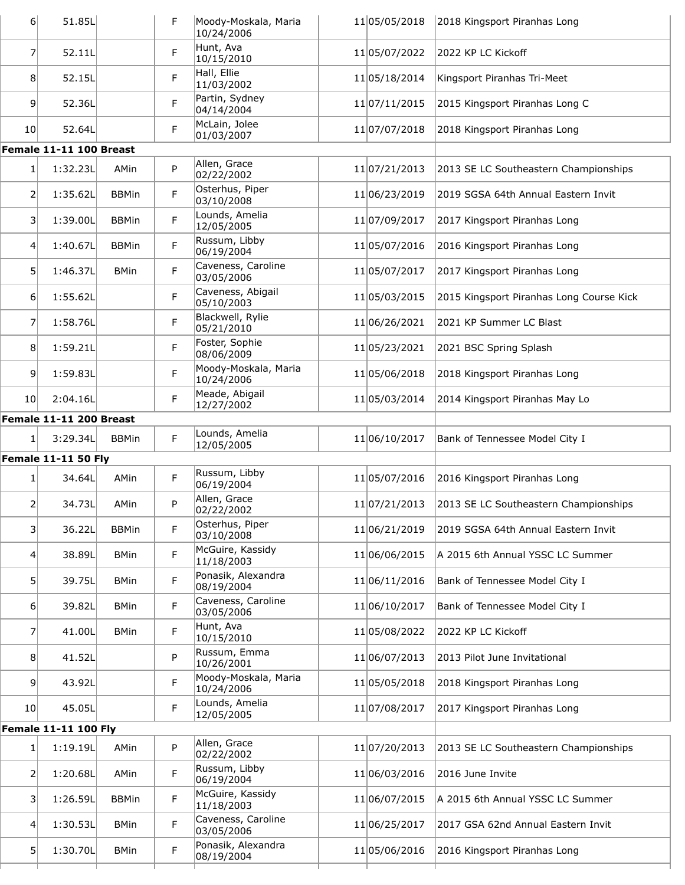| | | | | | | | |
|---|---|---|---|---|---|---|---|
| 6 | 51.85L | | F | Moody-Moskala, Maria 10/24/2006 | 11 | 05/05/2018 | 2018 Kingsport Piranhas Long |
| 7 | 52.11L | | F | Hunt, Ava 10/15/2010 | 11 | 05/07/2022 | 2022 KP LC Kickoff |
| 8 | 52.15L | | F | Hall, Ellie 11/03/2002 | 11 | 05/18/2014 | Kingsport Piranhas Tri-Meet |
| 9 | 52.36L | | F | Partin, Sydney 04/14/2004 | 11 | 07/11/2015 | 2015 Kingsport Piranhas Long C |
| 10 | 52.64L | | F | McLain, Jolee 01/03/2007 | 11 | 07/07/2018 | 2018 Kingsport Piranhas Long |
| **Female 11-11 100 Breast** | | | | | | | |
| 1 | 1:32.23L | AMin | P | Allen, Grace 02/22/2002 | 11 | 07/21/2013 | 2013 SE LC Southeastern Championships |
| 2 | 1:35.62L | BBMin | F | Osterhus, Piper 03/10/2008 | 11 | 06/23/2019 | 2019 SGSA 64th Annual Eastern Invit |
| 3 | 1:39.00L | BBMin | F | Lounds, Amelia 12/05/2005 | 11 | 07/09/2017 | 2017 Kingsport Piranhas Long |
| 4 | 1:40.67L | BBMin | F | Russum, Libby 06/19/2004 | 11 | 05/07/2016 | 2016 Kingsport Piranhas Long |
| 5 | 1:46.37L | BMin | F | Caveness, Caroline 03/05/2006 | 11 | 05/07/2017 | 2017 Kingsport Piranhas Long |
| 6 | 1:55.62L | | F | Caveness, Abigail 05/10/2003 | 11 | 05/03/2015 | 2015 Kingsport Piranhas Long Course Kick |
| 7 | 1:58.76L | | F | Blackwell, Rylie 05/21/2010 | 11 | 06/26/2021 | 2021 KP Summer LC Blast |
| 8 | 1:59.21L | | F | Foster, Sophie 08/06/2009 | 11 | 05/23/2021 | 2021 BSC Spring Splash |
| 9 | 1:59.83L | | F | Moody-Moskala, Maria 10/24/2006 | 11 | 05/06/2018 | 2018 Kingsport Piranhas Long |
| 10 | 2:04.16L | | F | Meade, Abigail 12/27/2002 | 11 | 05/03/2014 | 2014 Kingsport Piranhas May Lo |
| **Female 11-11 200 Breast** | | | | | | | |
| 1 | 3:29.34L | BBMin | F | Lounds, Amelia 12/05/2005 | 11 | 06/10/2017 | Bank of Tennessee Model City I |
| **Female 11-11 50 Fly** | | | | | | | |
| 1 | 34.64L | AMin | F | Russum, Libby 06/19/2004 | 11 | 05/07/2016 | 2016 Kingsport Piranhas Long |
| 2 | 34.73L | AMin | P | Allen, Grace 02/22/2002 | 11 | 07/21/2013 | 2013 SE LC Southeastern Championships |
| 3 | 36.22L | BBMin | F | Osterhus, Piper 03/10/2008 | 11 | 06/21/2019 | 2019 SGSA 64th Annual Eastern Invit |
| 4 | 38.89L | BMin | F | McGuire, Kassidy 11/18/2003 | 11 | 06/06/2015 | A 2015 6th Annual YSSC LC Summer |
| 5 | 39.75L | BMin | F | Ponasik, Alexandra 08/19/2004 | 11 | 06/11/2016 | Bank of Tennessee Model City I |
| 6 | 39.82L | BMin | F | Caveness, Caroline 03/05/2006 | 11 | 06/10/2017 | Bank of Tennessee Model City I |
| 7 | 41.00L | BMin | F | Hunt, Ava 10/15/2010 | 11 | 05/08/2022 | 2022 KP LC Kickoff |
| 8 | 41.52L | | P | Russum, Emma 10/26/2001 | 11 | 06/07/2013 | 2013 Pilot June Invitational |
| 9 | 43.92L | | F | Moody-Moskala, Maria 10/24/2006 | 11 | 05/05/2018 | 2018 Kingsport Piranhas Long |
| 10 | 45.05L | | F | Lounds, Amelia 12/05/2005 | 11 | 07/08/2017 | 2017 Kingsport Piranhas Long |
| **Female 11-11 100 Fly** | | | | | | | |
| 1 | 1:19.19L | AMin | P | Allen, Grace 02/22/2002 | 11 | 07/20/2013 | 2013 SE LC Southeastern Championships |
| 2 | 1:20.68L | AMin | F | Russum, Libby 06/19/2004 | 11 | 06/03/2016 | 2016 June Invite |
| 3 | 1:26.59L | BBMin | F | McGuire, Kassidy 11/18/2003 | 11 | 06/07/2015 | A 2015 6th Annual YSSC LC Summer |
| 4 | 1:30.53L | BMin | F | Caveness, Caroline 03/05/2006 | 11 | 06/25/2017 | 2017 GSA 62nd Annual Eastern Invit |
| 5 | 1:30.70L | BMin | F | Ponasik, Alexandra 08/19/2004 | 11 | 05/06/2016 | 2016 Kingsport Piranhas Long |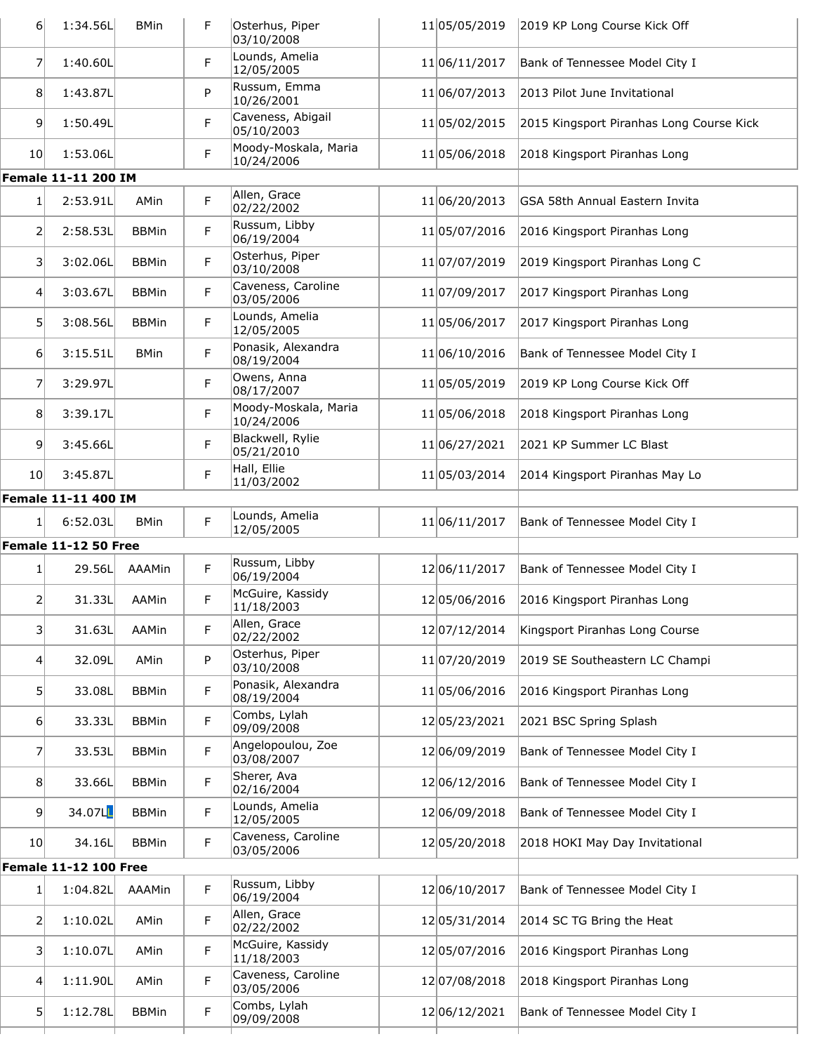| | | | | | | | |
|---|---|---|---|---|---|---|---|
| 6 | 1:34.56L | BMin | F | Osterhus, Piper 03/10/2008 | 11 | 05/05/2019 | 2019 KP Long Course Kick Off |
| 7 | 1:40.60L | | F | Lounds, Amelia 12/05/2005 | 11 | 06/11/2017 | Bank of Tennessee Model City I |
| 8 | 1:43.87L | | P | Russum, Emma 10/26/2001 | 11 | 06/07/2013 | 2013 Pilot June Invitational |
| 9 | 1:50.49L | | F | Caveness, Abigail 05/10/2003 | 11 | 05/02/2015 | 2015 Kingsport Piranhas Long Course Kick |
| 10 | 1:53.06L | | F | Moody-Moskala, Maria 10/24/2006 | 11 | 05/06/2018 | 2018 Kingsport Piranhas Long |
| **Female 11-11 200 IM** | | | | | | | |
| 1 | 2:53.91L | AMin | F | Allen, Grace 02/22/2002 | 11 | 06/20/2013 | GSA 58th Annual Eastern Invita |
| 2 | 2:58.53L | BBMin | F | Russum, Libby 06/19/2004 | 11 | 05/07/2016 | 2016 Kingsport Piranhas Long |
| 3 | 3:02.06L | BBMin | F | Osterhus, Piper 03/10/2008 | 11 | 07/07/2019 | 2019 Kingsport Piranhas Long C |
| 4 | 3:03.67L | BBMin | F | Caveness, Caroline 03/05/2006 | 11 | 07/09/2017 | 2017 Kingsport Piranhas Long |
| 5 | 3:08.56L | BBMin | F | Lounds, Amelia 12/05/2005 | 11 | 05/06/2017 | 2017 Kingsport Piranhas Long |
| 6 | 3:15.51L | BMin | F | Ponasik, Alexandra 08/19/2004 | 11 | 06/10/2016 | Bank of Tennessee Model City I |
| 7 | 3:29.97L | | F | Owens, Anna 08/17/2007 | 11 | 05/05/2019 | 2019 KP Long Course Kick Off |
| 8 | 3:39.17L | | F | Moody-Moskala, Maria 10/24/2006 | 11 | 05/06/2018 | 2018 Kingsport Piranhas Long |
| 9 | 3:45.66L | | F | Blackwell, Rylie 05/21/2010 | 11 | 06/27/2021 | 2021 KP Summer LC Blast |
| 10 | 3:45.87L | | F | Hall, Ellie 11/03/2002 | 11 | 05/03/2014 | 2014 Kingsport Piranhas May Lo |
| **Female 11-11 400 IM** | | | | | | | |
| 1 | 6:52.03L | BMin | F | Lounds, Amelia 12/05/2005 | 11 | 06/11/2017 | Bank of Tennessee Model City I |
| **Female 11-12 50 Free** | | | | | | | |
| 1 | 29.56L | AAAMin | F | Russum, Libby 06/19/2004 | 12 | 06/11/2017 | Bank of Tennessee Model City I |
| 2 | 31.33L | AAMin | F | McGuire, Kassidy 11/18/2003 | 12 | 05/06/2016 | 2016 Kingsport Piranhas Long |
| 3 | 31.63L | AAMin | F | Allen, Grace 02/22/2002 | 12 | 07/12/2014 | Kingsport Piranhas Long Course |
| 4 | 32.09L | AMin | P | Osterhus, Piper 03/10/2008 | 11 | 07/20/2019 | 2019 SE Southeastern LC Champi |
| 5 | 33.08L | BBMin | F | Ponasik, Alexandra 08/19/2004 | 11 | 05/06/2016 | 2016 Kingsport Piranhas Long |
| 6 | 33.33L | BBMin | F | Combs, Lylah 09/09/2008 | 12 | 05/23/2021 | 2021 BSC Spring Splash |
| 7 | 33.53L | BBMin | F | Angelopoulou, Zoe 03/08/2007 | 12 | 06/09/2019 | Bank of Tennessee Model City I |
| 8 | 33.66L | BBMin | F | Sherer, Ava 02/16/2004 | 12 | 06/12/2016 | Bank of Tennessee Model City I |
| 9 | 34.07LL | BBMin | F | Lounds, Amelia 12/05/2005 | 12 | 06/09/2018 | Bank of Tennessee Model City I |
| 10 | 34.16L | BBMin | F | Caveness, Caroline 03/05/2006 | 12 | 05/20/2018 | 2018 HOKI May Day Invitational |
| **Female 11-12 100 Free** | | | | | | | |
| 1 | 1:04.82L | AAAMin | F | Russum, Libby 06/19/2004 | 12 | 06/10/2017 | Bank of Tennessee Model City I |
| 2 | 1:10.02L | AMin | F | Allen, Grace 02/22/2002 | 12 | 05/31/2014 | 2014 SC TG Bring the Heat |
| 3 | 1:10.07L | AMin | F | McGuire, Kassidy 11/18/2003 | 12 | 05/07/2016 | 2016 Kingsport Piranhas Long |
| 4 | 1:11.90L | AMin | F | Caveness, Caroline 03/05/2006 | 12 | 07/08/2018 | 2018 Kingsport Piranhas Long |
| 5 | 1:12.78L | BBMin | F | Combs, Lylah 09/09/2008 | 12 | 06/12/2021 | Bank of Tennessee Model City I |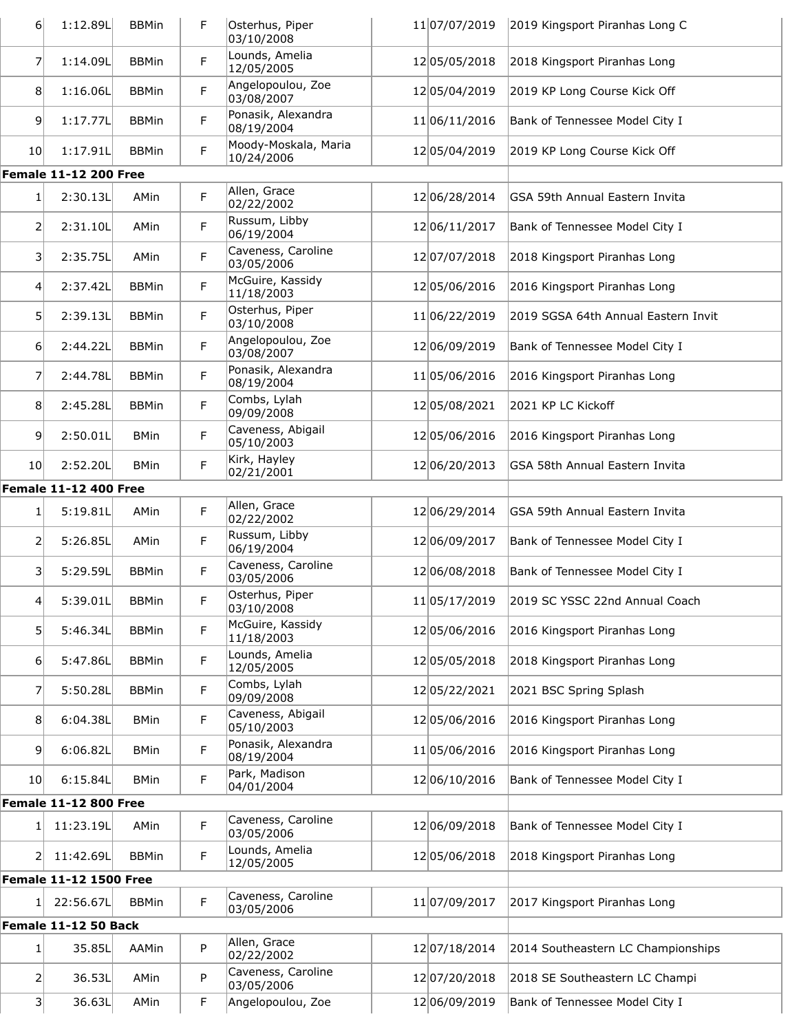| | | | | | | | |
|---|---|---|---|---|---|---|---|
| 6 | 1:12.89L | BBMin | F | Osterhus, Piper 03/10/2008 | 11 | 07/07/2019 | 2019 Kingsport Piranhas Long C |
| 7 | 1:14.09L | BBMin | F | Lounds, Amelia 12/05/2005 | 12 | 05/05/2018 | 2018 Kingsport Piranhas Long |
| 8 | 1:16.06L | BBMin | F | Angelopoulou, Zoe 03/08/2007 | 12 | 05/04/2019 | 2019 KP Long Course Kick Off |
| 9 | 1:17.77L | BBMin | F | Ponasik, Alexandra 08/19/2004 | 11 | 06/11/2016 | Bank of Tennessee Model City I |
| 10 | 1:17.91L | BBMin | F | Moody-Moskala, Maria 10/24/2006 | 12 | 05/04/2019 | 2019 KP Long Course Kick Off |
| **Female 11-12 200 Free** | | | | | | | |
| 1 | 2:30.13L | AMin | F | Allen, Grace 02/22/2002 | 12 | 06/28/2014 | GSA 59th Annual Eastern Invita |
| 2 | 2:31.10L | AMin | F | Russum, Libby 06/19/2004 | 12 | 06/11/2017 | Bank of Tennessee Model City I |
| 3 | 2:35.75L | AMin | F | Caveness, Caroline 03/05/2006 | 12 | 07/07/2018 | 2018 Kingsport Piranhas Long |
| 4 | 2:37.42L | BBMin | F | McGuire, Kassidy 11/18/2003 | 12 | 05/06/2016 | 2016 Kingsport Piranhas Long |
| 5 | 2:39.13L | BBMin | F | Osterhus, Piper 03/10/2008 | 11 | 06/22/2019 | 2019 SGSA 64th Annual Eastern Invit |
| 6 | 2:44.22L | BBMin | F | Angelopoulou, Zoe 03/08/2007 | 12 | 06/09/2019 | Bank of Tennessee Model City I |
| 7 | 2:44.78L | BBMin | F | Ponasik, Alexandra 08/19/2004 | 11 | 05/06/2016 | 2016 Kingsport Piranhas Long |
| 8 | 2:45.28L | BBMin | F | Combs, Lylah 09/09/2008 | 12 | 05/08/2021 | 2021 KP LC Kickoff |
| 9 | 2:50.01L | BMin | F | Caveness, Abigail 05/10/2003 | 12 | 05/06/2016 | 2016 Kingsport Piranhas Long |
| 10 | 2:52.20L | BMin | F | Kirk, Hayley 02/21/2001 | 12 | 06/20/2013 | GSA 58th Annual Eastern Invita |
| **Female 11-12 400 Free** | | | | | | | |
| 1 | 5:19.81L | AMin | F | Allen, Grace 02/22/2002 | 12 | 06/29/2014 | GSA 59th Annual Eastern Invita |
| 2 | 5:26.85L | AMin | F | Russum, Libby 06/19/2004 | 12 | 06/09/2017 | Bank of Tennessee Model City I |
| 3 | 5:29.59L | BBMin | F | Caveness, Caroline 03/05/2006 | 12 | 06/08/2018 | Bank of Tennessee Model City I |
| 4 | 5:39.01L | BBMin | F | Osterhus, Piper 03/10/2008 | 11 | 05/17/2019 | 2019 SC YSSC 22nd Annual Coach |
| 5 | 5:46.34L | BBMin | F | McGuire, Kassidy 11/18/2003 | 12 | 05/06/2016 | 2016 Kingsport Piranhas Long |
| 6 | 5:47.86L | BBMin | F | Lounds, Amelia 12/05/2005 | 12 | 05/05/2018 | 2018 Kingsport Piranhas Long |
| 7 | 5:50.28L | BBMin | F | Combs, Lylah 09/09/2008 | 12 | 05/22/2021 | 2021 BSC Spring Splash |
| 8 | 6:04.38L | BMin | F | Caveness, Abigail 05/10/2003 | 12 | 05/06/2016 | 2016 Kingsport Piranhas Long |
| 9 | 6:06.82L | BMin | F | Ponasik, Alexandra 08/19/2004 | 11 | 05/06/2016 | 2016 Kingsport Piranhas Long |
| 10 | 6:15.84L | BMin | F | Park, Madison 04/01/2004 | 12 | 06/10/2016 | Bank of Tennessee Model City I |
| **Female 11-12 800 Free** | | | | | | | |
| 1 | 11:23.19L | AMin | F | Caveness, Caroline 03/05/2006 | 12 | 06/09/2018 | Bank of Tennessee Model City I |
| 2 | 11:42.69L | BBMin | F | Lounds, Amelia 12/05/2005 | 12 | 05/06/2018 | 2018 Kingsport Piranhas Long |
| **Female 11-12 1500 Free** | | | | | | | |
| 1 | 22:56.67L | BBMin | F | Caveness, Caroline 03/05/2006 | 11 | 07/09/2017 | 2017 Kingsport Piranhas Long |
| **Female 11-12 50 Back** | | | | | | | |
| 1 | 35.85L | AAMin | P | Allen, Grace 02/22/2002 | 12 | 07/18/2014 | 2014 Southeastern LC Championships |
| 2 | 36.53L | AMin | P | Caveness, Caroline 03/05/2006 | 12 | 07/20/2018 | 2018 SE Southeastern LC Champi |
| 3 | 36.63L | AMin | F | Angelopoulou, Zoe | 12 | 06/09/2019 | Bank of Tennessee Model City I |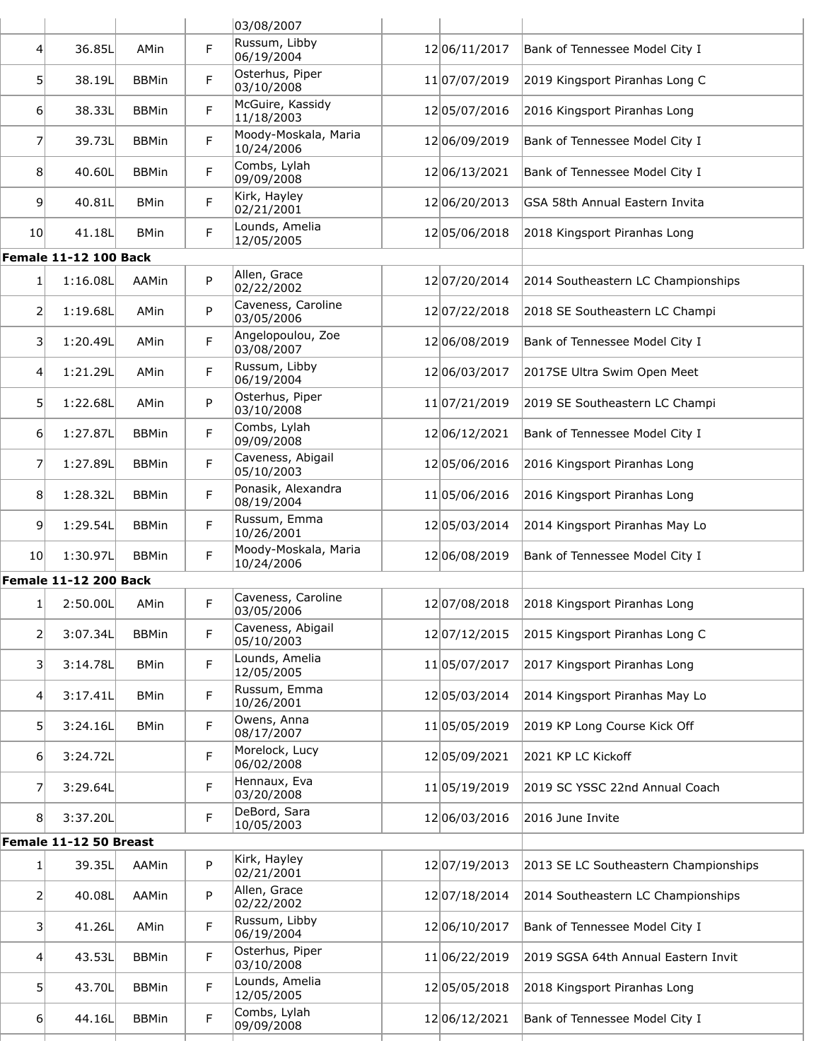| | | | | 03/08/2007 | | | |
|---|---|---|---|---|---|---|---|
| 4 | 36.85L | AMin | F | Russum, Libby 06/19/2004 | | 12 06/11/2017 | Bank of Tennessee Model City I |
| 5 | 38.19L | BBMin | F | Osterhus, Piper 03/10/2008 | | 11 07/07/2019 | 2019 Kingsport Piranhas Long C |
| 6 | 38.33L | BBMin | F | McGuire, Kassidy 11/18/2003 | | 12 05/07/2016 | 2016 Kingsport Piranhas Long |
| 7 | 39.73L | BBMin | F | Moody-Moskala, Maria 10/24/2006 | | 12 06/09/2019 | Bank of Tennessee Model City I |
| 8 | 40.60L | BBMin | F | Combs, Lylah 09/09/2008 | | 12 06/13/2021 | Bank of Tennessee Model City I |
| 9 | 40.81L | BMin | F | Kirk, Hayley 02/21/2001 | | 12 06/20/2013 | GSA 58th Annual Eastern Invita |
| 10 | 41.18L | BMin | F | Lounds, Amelia 12/05/2005 | | 12 05/06/2018 | 2018 Kingsport Piranhas Long |

**Female 11-12 100 Back**

| | | | | | | | |
|---|---|---|---|---|---|---|---|
| 1 | 1:16.08L | AAMin | P | Allen, Grace 02/22/2002 | | 12 07/20/2014 | 2014 Southeastern LC Championships |
| 2 | 1:19.68L | AMin | P | Caveness, Caroline 03/05/2006 | | 12 07/22/2018 | 2018 SE Southeastern LC Champi |
| 3 | 1:20.49L | AMin | F | Angelopoulou, Zoe 03/08/2007 | | 12 06/08/2019 | Bank of Tennessee Model City I |
| 4 | 1:21.29L | AMin | F | Russum, Libby 06/19/2004 | | 12 06/03/2017 | 2017SE Ultra Swim Open Meet |
| 5 | 1:22.68L | AMin | P | Osterhus, Piper 03/10/2008 | | 11 07/21/2019 | 2019 SE Southeastern LC Champi |
| 6 | 1:27.87L | BBMin | F | Combs, Lylah 09/09/2008 | | 12 06/12/2021 | Bank of Tennessee Model City I |
| 7 | 1:27.89L | BBMin | F | Caveness, Abigail 05/10/2003 | | 12 05/06/2016 | 2016 Kingsport Piranhas Long |
| 8 | 1:28.32L | BBMin | F | Ponasik, Alexandra 08/19/2004 | | 11 05/06/2016 | 2016 Kingsport Piranhas Long |
| 9 | 1:29.54L | BBMin | F | Russum, Emma 10/26/2001 | | 12 05/03/2014 | 2014 Kingsport Piranhas May Lo |
| 10 | 1:30.97L | BBMin | F | Moody-Moskala, Maria 10/24/2006 | | 12 06/08/2019 | Bank of Tennessee Model City I |

**Female 11-12 200 Back**

| | | | | | | | |
|---|---|---|---|---|---|---|---|
| 1 | 2:50.00L | AMin | F | Caveness, Caroline 03/05/2006 | | 12 07/08/2018 | 2018 Kingsport Piranhas Long |
| 2 | 3:07.34L | BBMin | F | Caveness, Abigail 05/10/2003 | | 12 07/12/2015 | 2015 Kingsport Piranhas Long C |
| 3 | 3:14.78L | BMin | F | Lounds, Amelia 12/05/2005 | | 11 05/07/2017 | 2017 Kingsport Piranhas Long |
| 4 | 3:17.41L | BMin | F | Russum, Emma 10/26/2001 | | 12 05/03/2014 | 2014 Kingsport Piranhas May Lo |
| 5 | 3:24.16L | BMin | F | Owens, Anna 08/17/2007 | | 11 05/05/2019 | 2019 KP Long Course Kick Off |
| 6 | 3:24.72L | | F | Morelock, Lucy 06/02/2008 | | 12 05/09/2021 | 2021 KP LC Kickoff |
| 7 | 3:29.64L | | F | Hennaux, Eva 03/20/2008 | | 11 05/19/2019 | 2019 SC YSSC 22nd Annual Coach |
| 8 | 3:37.20L | | F | DeBord, Sara 10/05/2003 | | 12 06/03/2016 | 2016 June Invite |

**Female 11-12 50 Breast**

| | | | | | | | |
|---|---|---|---|---|---|---|---|
| 1 | 39.35L | AAMin | P | Kirk, Hayley 02/21/2001 | | 12 07/19/2013 | 2013 SE LC Southeastern Championships |
| 2 | 40.08L | AAMin | P | Allen, Grace 02/22/2002 | | 12 07/18/2014 | 2014 Southeastern LC Championships |
| 3 | 41.26L | AMin | F | Russum, Libby 06/19/2004 | | 12 06/10/2017 | Bank of Tennessee Model City I |
| 4 | 43.53L | BBMin | F | Osterhus, Piper 03/10/2008 | | 11 06/22/2019 | 2019 SGSA 64th Annual Eastern Invit |
| 5 | 43.70L | BBMin | F | Lounds, Amelia 12/05/2005 | | 12 05/05/2018 | 2018 Kingsport Piranhas Long |
| 6 | 44.16L | BBMin | F | Combs, Lylah 09/09/2008 | | 12 06/12/2021 | Bank of Tennessee Model City I |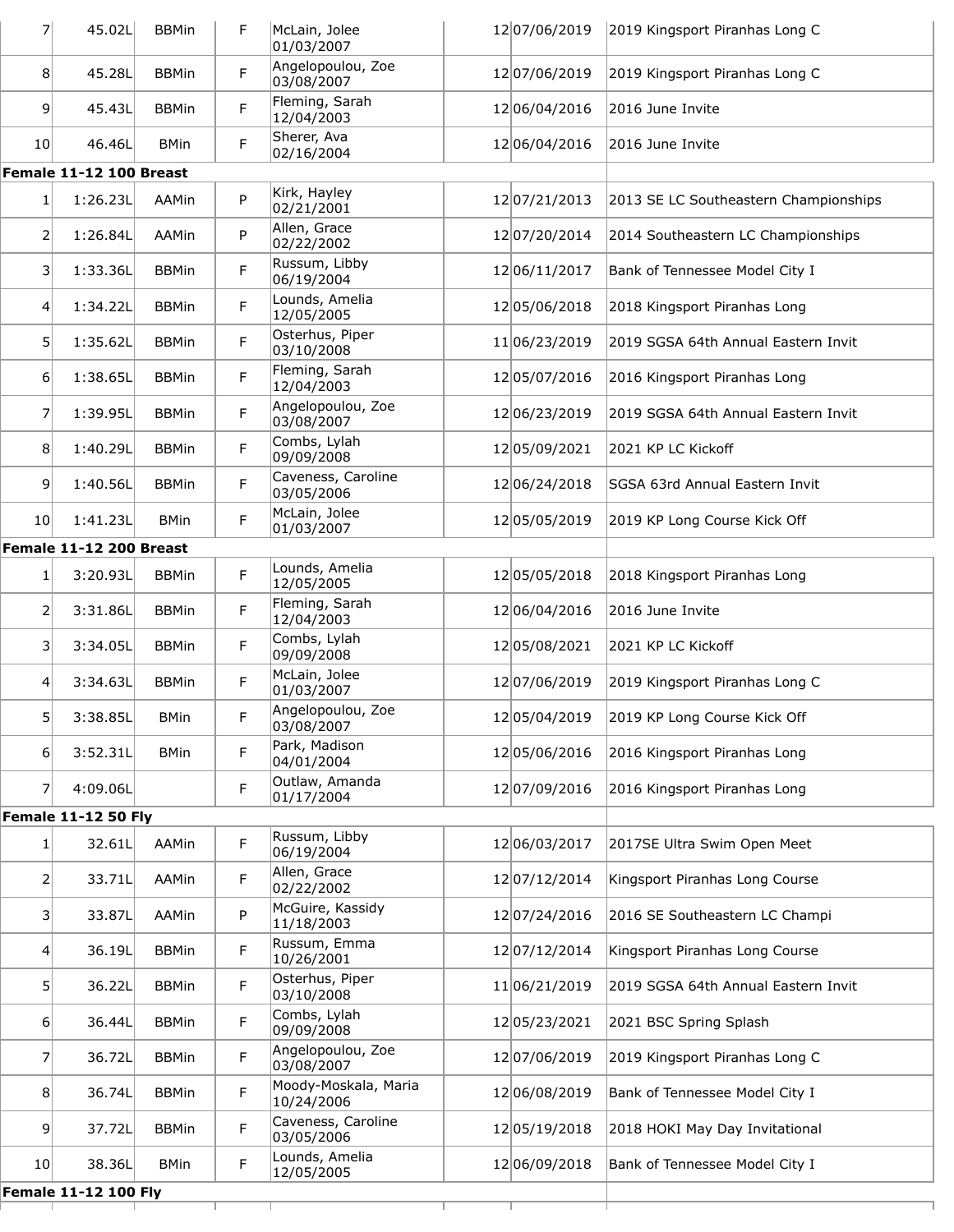| | | | | | | | |
|---|---|---|---|---|---|---|---|
| 7 | 45.02L | BBMin | F | McLain, Jolee 01/03/2007 | 12 | 07/06/2019 | 2019 Kingsport Piranhas Long C |
| 8 | 45.28L | BBMin | F | Angelopoulou, Zoe 03/08/2007 | 12 | 07/06/2019 | 2019 Kingsport Piranhas Long C |
| 9 | 45.43L | BBMin | F | Fleming, Sarah 12/04/2003 | 12 | 06/04/2016 | 2016 June Invite |
| 10 | 46.46L | BMin | F | Sherer, Ava 02/16/2004 | 12 | 06/04/2016 | 2016 June Invite |
| **Female 11-12 100 Breast** | | | | | | | |
| 1 | 1:26.23L | AAMin | P | Kirk, Hayley 02/21/2001 | 12 | 07/21/2013 | 2013 SE LC Southeastern Championships |
| 2 | 1:26.84L | AAMin | P | Allen, Grace 02/22/2002 | 12 | 07/20/2014 | 2014 Southeastern LC Championships |
| 3 | 1:33.36L | BBMin | F | Russum, Libby 06/19/2004 | 12 | 06/11/2017 | Bank of Tennessee Model City I |
| 4 | 1:34.22L | BBMin | F | Lounds, Amelia 12/05/2005 | 12 | 05/06/2018 | 2018 Kingsport Piranhas Long |
| 5 | 1:35.62L | BBMin | F | Osterhus, Piper 03/10/2008 | 11 | 06/23/2019 | 2019 SGSA 64th Annual Eastern Invit |
| 6 | 1:38.65L | BBMin | F | Fleming, Sarah 12/04/2003 | 12 | 05/07/2016 | 2016 Kingsport Piranhas Long |
| 7 | 1:39.95L | BBMin | F | Angelopoulou, Zoe 03/08/2007 | 12 | 06/23/2019 | 2019 SGSA 64th Annual Eastern Invit |
| 8 | 1:40.29L | BBMin | F | Combs, Lylah 09/09/2008 | 12 | 05/09/2021 | 2021 KP LC Kickoff |
| 9 | 1:40.56L | BBMin | F | Caveness, Caroline 03/05/2006 | 12 | 06/24/2018 | SGSA 63rd Annual Eastern Invit |
| 10 | 1:41.23L | BMin | F | McLain, Jolee 01/03/2007 | 12 | 05/05/2019 | 2019 KP Long Course Kick Off |
| **Female 11-12 200 Breast** | | | | | | | |
| 1 | 3:20.93L | BBMin | F | Lounds, Amelia 12/05/2005 | 12 | 05/05/2018 | 2018 Kingsport Piranhas Long |
| 2 | 3:31.86L | BBMin | F | Fleming, Sarah 12/04/2003 | 12 | 06/04/2016 | 2016 June Invite |
| 3 | 3:34.05L | BBMin | F | Combs, Lylah 09/09/2008 | 12 | 05/08/2021 | 2021 KP LC Kickoff |
| 4 | 3:34.63L | BBMin | F | McLain, Jolee 01/03/2007 | 12 | 07/06/2019 | 2019 Kingsport Piranhas Long C |
| 5 | 3:38.85L | BMin | F | Angelopoulou, Zoe 03/08/2007 | 12 | 05/04/2019 | 2019 KP Long Course Kick Off |
| 6 | 3:52.31L | BMin | F | Park, Madison 04/01/2004 | 12 | 05/06/2016 | 2016 Kingsport Piranhas Long |
| 7 | 4:09.06L | | F | Outlaw, Amanda 01/17/2004 | 12 | 07/09/2016 | 2016 Kingsport Piranhas Long |
| **Female 11-12 50 Fly** | | | | | | | |
| 1 | 32.61L | AAMin | F | Russum, Libby 06/19/2004 | 12 | 06/03/2017 | 2017SE Ultra Swim Open Meet |
| 2 | 33.71L | AAMin | F | Allen, Grace 02/22/2002 | 12 | 07/12/2014 | Kingsport Piranhas Long Course |
| 3 | 33.87L | AAMin | P | McGuire, Kassidy 11/18/2003 | 12 | 07/24/2016 | 2016 SE Southeastern LC Champi |
| 4 | 36.19L | BBMin | F | Russum, Emma 10/26/2001 | 12 | 07/12/2014 | Kingsport Piranhas Long Course |
| 5 | 36.22L | BBMin | F | Osterhus, Piper 03/10/2008 | 11 | 06/21/2019 | 2019 SGSA 64th Annual Eastern Invit |
| 6 | 36.44L | BBMin | F | Combs, Lylah 09/09/2008 | 12 | 05/23/2021 | 2021 BSC Spring Splash |
| 7 | 36.72L | BBMin | F | Angelopoulou, Zoe 03/08/2007 | 12 | 07/06/2019 | 2019 Kingsport Piranhas Long C |
| 8 | 36.74L | BBMin | F | Moody-Moskala, Maria 10/24/2006 | 12 | 06/08/2019 | Bank of Tennessee Model City I |
| 9 | 37.72L | BBMin | F | Caveness, Caroline 03/05/2006 | 12 | 05/19/2018 | 2018 HOKI May Day Invitational |
| 10 | 38.36L | BMin | F | Lounds, Amelia 12/05/2005 | 12 | 06/09/2018 | Bank of Tennessee Model City I |
| **Female 11-12 100 Fly** | | | | | | | |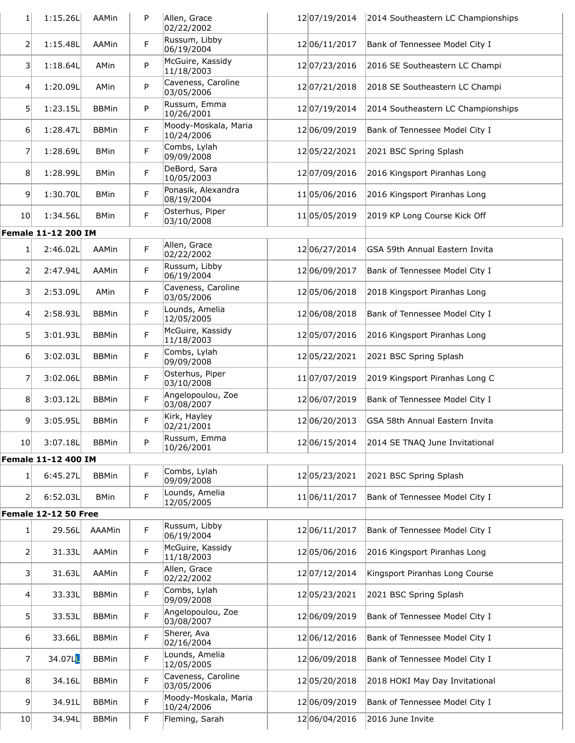| | | | | | | | |
|---|---|---|---|---|---|---|---|
| 1 | 1:15.26L | AAMin | P | Allen, Grace 02/22/2002 | 12 | 07/19/2014 | 2014 Southeastern LC Championships |
| 2 | 1:15.48L | AAMin | F | Russum, Libby 06/19/2004 | 12 | 06/11/2017 | Bank of Tennessee Model City I |
| 3 | 1:18.64L | AMin | P | McGuire, Kassidy 11/18/2003 | 12 | 07/23/2016 | 2016 SE Southeastern LC Champi |
| 4 | 1:20.09L | AMin | P | Caveness, Caroline 03/05/2006 | 12 | 07/21/2018 | 2018 SE Southeastern LC Champi |
| 5 | 1:23.15L | BBMin | P | Russum, Emma 10/26/2001 | 12 | 07/19/2014 | 2014 Southeastern LC Championships |
| 6 | 1:28.47L | BBMin | F | Moody-Moskala, Maria 10/24/2006 | 12 | 06/09/2019 | Bank of Tennessee Model City I |
| 7 | 1:28.69L | BMin | F | Combs, Lylah 09/09/2008 | 12 | 05/22/2021 | 2021 BSC Spring Splash |
| 8 | 1:28.99L | BMin | F | DeBord, Sara 10/05/2003 | 12 | 07/09/2016 | 2016 Kingsport Piranhas Long |
| 9 | 1:30.70L | BMin | F | Ponasik, Alexandra 08/19/2004 | 11 | 05/06/2016 | 2016 Kingsport Piranhas Long |
| 10 | 1:34.56L | BMin | F | Osterhus, Piper 03/10/2008 | 11 | 05/05/2019 | 2019 KP Long Course Kick Off |
| **Female 11-12 200 IM** | | | | | | | |
| 1 | 2:46.02L | AAMin | F | Allen, Grace 02/22/2002 | 12 | 06/27/2014 | GSA 59th Annual Eastern Invita |
| 2 | 2:47.94L | AAMin | F | Russum, Libby 06/19/2004 | 12 | 06/09/2017 | Bank of Tennessee Model City I |
| 3 | 2:53.09L | AMin | F | Caveness, Caroline 03/05/2006 | 12 | 05/06/2018 | 2018 Kingsport Piranhas Long |
| 4 | 2:58.93L | BBMin | F | Lounds, Amelia 12/05/2005 | 12 | 06/08/2018 | Bank of Tennessee Model City I |
| 5 | 3:01.93L | BBMin | F | McGuire, Kassidy 11/18/2003 | 12 | 05/07/2016 | 2016 Kingsport Piranhas Long |
| 6 | 3:02.03L | BBMin | F | Combs, Lylah 09/09/2008 | 12 | 05/22/2021 | 2021 BSC Spring Splash |
| 7 | 3:02.06L | BBMin | F | Osterhus, Piper 03/10/2008 | 11 | 07/07/2019 | 2019 Kingsport Piranhas Long C |
| 8 | 3:03.12L | BBMin | F | Angelopoulou, Zoe 03/08/2007 | 12 | 06/07/2019 | Bank of Tennessee Model City I |
| 9 | 3:05.95L | BBMin | F | Kirk, Hayley 02/21/2001 | 12 | 06/20/2013 | GSA 58th Annual Eastern Invita |
| 10 | 3:07.18L | BBMin | P | Russum, Emma 10/26/2001 | 12 | 06/15/2014 | 2014 SE TNAQ June Invitational |
| **Female 11-12 400 IM** | | | | | | | |
| 1 | 6:45.27L | BBMin | F | Combs, Lylah 09/09/2008 | 12 | 05/23/2021 | 2021 BSC Spring Splash |
| 2 | 6:52.03L | BMin | F | Lounds, Amelia 12/05/2005 | 11 | 06/11/2017 | Bank of Tennessee Model City I |
| **Female 12-12 50 Free** | | | | | | | |
| 1 | 29.56L | AAAMin | F | Russum, Libby 06/19/2004 | 12 | 06/11/2017 | Bank of Tennessee Model City I |
| 2 | 31.33L | AAMin | F | McGuire, Kassidy 11/18/2003 | 12 | 05/06/2016 | 2016 Kingsport Piranhas Long |
| 3 | 31.63L | AAMin | F | Allen, Grace 02/22/2002 | 12 | 07/12/2014 | Kingsport Piranhas Long Course |
| 4 | 33.33L | BBMin | F | Combs, Lylah 09/09/2008 | 12 | 05/23/2021 | 2021 BSC Spring Splash |
| 5 | 33.53L | BBMin | F | Angelopoulou, Zoe 03/08/2007 | 12 | 06/09/2019 | Bank of Tennessee Model City I |
| 6 | 33.66L | BBMin | F | Sherer, Ava 02/16/2004 | 12 | 06/12/2016 | Bank of Tennessee Model City I |
| 7 | 34.07L | BBMin | F | Lounds, Amelia 12/05/2005 | 12 | 06/09/2018 | Bank of Tennessee Model City I |
| 8 | 34.16L | BBMin | F | Caveness, Caroline 03/05/2006 | 12 | 05/20/2018 | 2018 HOKI May Day Invitational |
| 9 | 34.91L | BBMin | F | Moody-Moskala, Maria 10/24/2006 | 12 | 06/09/2019 | Bank of Tennessee Model City I |
| 10 | 34.94L | BBMin | F | Fleming, Sarah | 12 | 06/04/2016 | 2016 June Invite |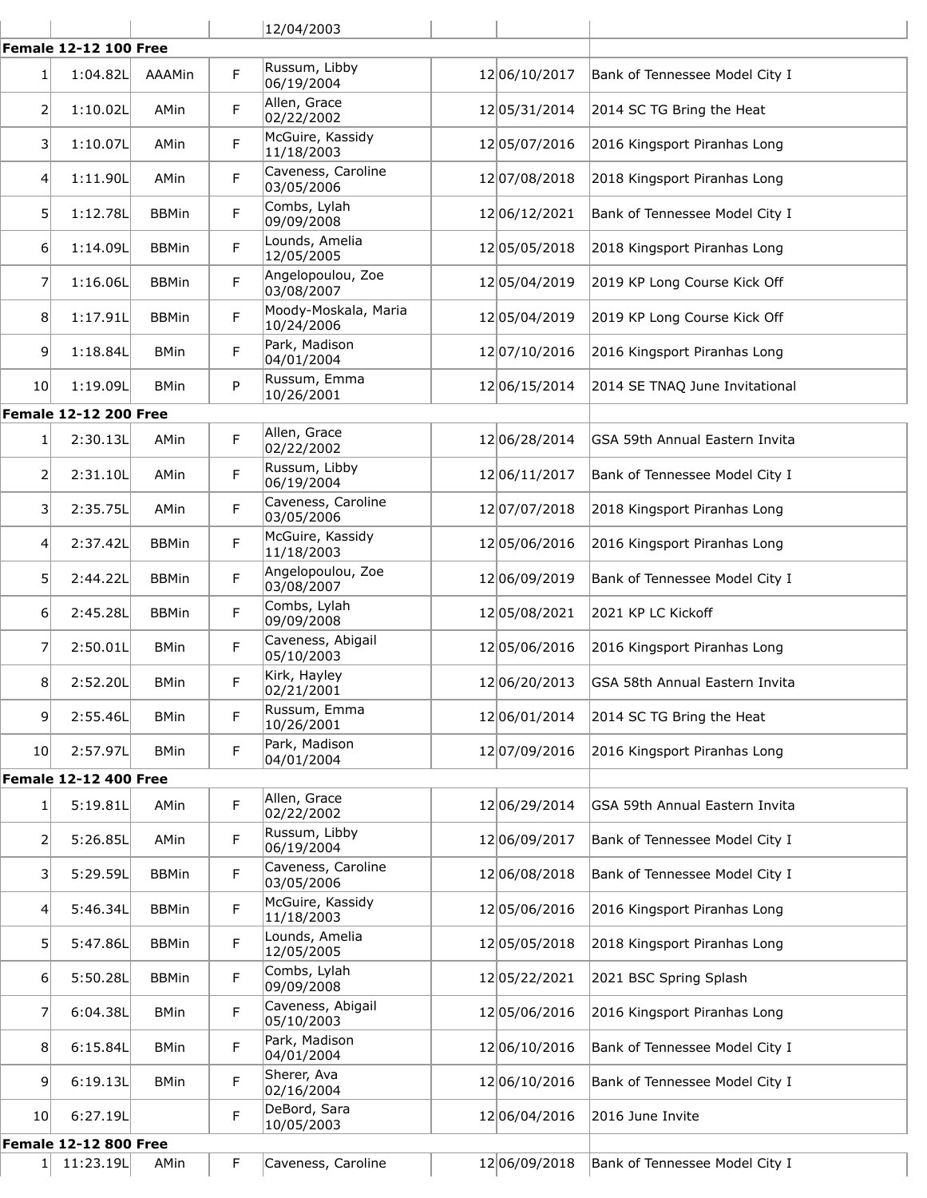| | | | | 12/04/2003 | | | |
|---|---|---|---|---|---|---|---|

**Female 12-12 100 Free**

| | | | | | | | |
|---|---|---|---|---|---|---|---|
| 1 | 1:04.82L | AAAMin | F | Russum, Libby 06/19/2004 | 12 | 06/10/2017 | Bank of Tennessee Model City I |
| 2 | 1:10.02L | AMin | F | Allen, Grace 02/22/2002 | 12 | 05/31/2014 | 2014 SC TG Bring the Heat |
| 3 | 1:10.07L | AMin | F | McGuire, Kassidy 11/18/2003 | 12 | 05/07/2016 | 2016 Kingsport Piranhas Long |
| 4 | 1:11.90L | AMin | F | Caveness, Caroline 03/05/2006 | 12 | 07/08/2018 | 2018 Kingsport Piranhas Long |
| 5 | 1:12.78L | BBMin | F | Combs, Lylah 09/09/2008 | 12 | 06/12/2021 | Bank of Tennessee Model City I |
| 6 | 1:14.09L | BBMin | F | Lounds, Amelia 12/05/2005 | 12 | 05/05/2018 | 2018 Kingsport Piranhas Long |
| 7 | 1:16.06L | BBMin | F | Angelopoulou, Zoe 03/08/2007 | 12 | 05/04/2019 | 2019 KP Long Course Kick Off |
| 8 | 1:17.91L | BBMin | F | Moody-Moskala, Maria 10/24/2006 | 12 | 05/04/2019 | 2019 KP Long Course Kick Off |
| 9 | 1:18.84L | BMin | F | Park, Madison 04/01/2004 | 12 | 07/10/2016 | 2016 Kingsport Piranhas Long |
| 10 | 1:19.09L | BMin | P | Russum, Emma 10/26/2001 | 12 | 06/15/2014 | 2014 SE TNAQ June Invitational |

**Female 12-12 200 Free**

| | | | | | | | |
|---|---|---|---|---|---|---|---|
| 1 | 2:30.13L | AMin | F | Allen, Grace 02/22/2002 | 12 | 06/28/2014 | GSA 59th Annual Eastern Invita |
| 2 | 2:31.10L | AMin | F | Russum, Libby 06/19/2004 | 12 | 06/11/2017 | Bank of Tennessee Model City I |
| 3 | 2:35.75L | AMin | F | Caveness, Caroline 03/05/2006 | 12 | 07/07/2018 | 2018 Kingsport Piranhas Long |
| 4 | 2:37.42L | BBMin | F | McGuire, Kassidy 11/18/2003 | 12 | 05/06/2016 | 2016 Kingsport Piranhas Long |
| 5 | 2:44.22L | BBMin | F | Angelopoulou, Zoe 03/08/2007 | 12 | 06/09/2019 | Bank of Tennessee Model City I |
| 6 | 2:45.28L | BBMin | F | Combs, Lylah 09/09/2008 | 12 | 05/08/2021 | 2021 KP LC Kickoff |
| 7 | 2:50.01L | BMin | F | Caveness, Abigail 05/10/2003 | 12 | 05/06/2016 | 2016 Kingsport Piranhas Long |
| 8 | 2:52.20L | BMin | F | Kirk, Hayley 02/21/2001 | 12 | 06/20/2013 | GSA 58th Annual Eastern Invita |
| 9 | 2:55.46L | BMin | F | Russum, Emma 10/26/2001 | 12 | 06/01/2014 | 2014 SC TG Bring the Heat |
| 10 | 2:57.97L | BMin | F | Park, Madison 04/01/2004 | 12 | 07/09/2016 | 2016 Kingsport Piranhas Long |

**Female 12-12 400 Free**

| | | | | | | | |
|---|---|---|---|---|---|---|---|
| 1 | 5:19.81L | AMin | F | Allen, Grace 02/22/2002 | 12 | 06/29/2014 | GSA 59th Annual Eastern Invita |
| 2 | 5:26.85L | AMin | F | Russum, Libby 06/19/2004 | 12 | 06/09/2017 | Bank of Tennessee Model City I |
| 3 | 5:29.59L | BBMin | F | Caveness, Caroline 03/05/2006 | 12 | 06/08/2018 | Bank of Tennessee Model City I |
| 4 | 5:46.34L | BBMin | F | McGuire, Kassidy 11/18/2003 | 12 | 05/06/2016 | 2016 Kingsport Piranhas Long |
| 5 | 5:47.86L | BBMin | F | Lounds, Amelia 12/05/2005 | 12 | 05/05/2018 | 2018 Kingsport Piranhas Long |
| 6 | 5:50.28L | BBMin | F | Combs, Lylah 09/09/2008 | 12 | 05/22/2021 | 2021 BSC Spring Splash |
| 7 | 6:04.38L | BMin | F | Caveness, Abigail 05/10/2003 | 12 | 05/06/2016 | 2016 Kingsport Piranhas Long |
| 8 | 6:15.84L | BMin | F | Park, Madison 04/01/2004 | 12 | 06/10/2016 | Bank of Tennessee Model City I |
| 9 | 6:19.13L | BMin | F | Sherer, Ava 02/16/2004 | 12 | 06/10/2016 | Bank of Tennessee Model City I |
| 10 | 6:27.19L | | F | DeBord, Sara 10/05/2003 | 12 | 06/04/2016 | 2016 June Invite |

**Female 12-12 800 Free**

| | | | | | | | |
|---|---|---|---|---|---|---|---|
| 1 | 11:23.19L | AMin | F | Caveness, Caroline | 12 | 06/09/2018 | Bank of Tennessee Model City I |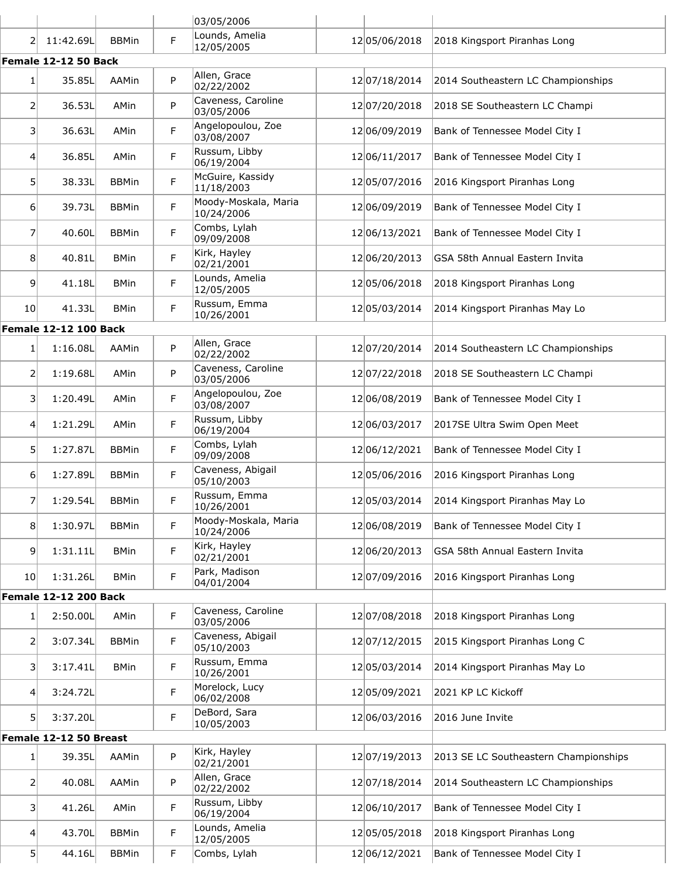| | | | | 03/05/2006 | | | |
|---|---|---|---|---|---|---|---|
| 2 | 11:42.69L | BBMin | F | Lounds, Amelia 12/05/2005 | 12 | 05/06/2018 | 2018 Kingsport Piranhas Long |

**Female 12-12 50 Back**

| | | | | | | | |
|---|---|---|---|---|---|---|---|
| 1 | 35.85L | AAMin | P | Allen, Grace 02/22/2002 | 12 | 07/18/2014 | 2014 Southeastern LC Championships |
| 2 | 36.53L | AMin | P | Caveness, Caroline 03/05/2006 | 12 | 07/20/2018 | 2018 SE Southeastern LC Champi |
| 3 | 36.63L | AMin | F | Angelopoulou, Zoe 03/08/2007 | 12 | 06/09/2019 | Bank of Tennessee Model City I |
| 4 | 36.85L | AMin | F | Russum, Libby 06/19/2004 | 12 | 06/11/2017 | Bank of Tennessee Model City I |
| 5 | 38.33L | BBMin | F | McGuire, Kassidy 11/18/2003 | 12 | 05/07/2016 | 2016 Kingsport Piranhas Long |
| 6 | 39.73L | BBMin | F | Moody-Moskala, Maria 10/24/2006 | 12 | 06/09/2019 | Bank of Tennessee Model City I |
| 7 | 40.60L | BBMin | F | Combs, Lylah 09/09/2008 | 12 | 06/13/2021 | Bank of Tennessee Model City I |
| 8 | 40.81L | BMin | F | Kirk, Hayley 02/21/2001 | 12 | 06/20/2013 | GSA 58th Annual Eastern Invita |
| 9 | 41.18L | BMin | F | Lounds, Amelia 12/05/2005 | 12 | 05/06/2018 | 2018 Kingsport Piranhas Long |
| 10 | 41.33L | BMin | F | Russum, Emma 10/26/2001 | 12 | 05/03/2014 | 2014 Kingsport Piranhas May Lo |

**Female 12-12 100 Back**

| | | | | | | | |
|---|---|---|---|---|---|---|---|
| 1 | 1:16.08L | AAMin | P | Allen, Grace 02/22/2002 | 12 | 07/20/2014 | 2014 Southeastern LC Championships |
| 2 | 1:19.68L | AMin | P | Caveness, Caroline 03/05/2006 | 12 | 07/22/2018 | 2018 SE Southeastern LC Champi |
| 3 | 1:20.49L | AMin | F | Angelopoulou, Zoe 03/08/2007 | 12 | 06/08/2019 | Bank of Tennessee Model City I |
| 4 | 1:21.29L | AMin | F | Russum, Libby 06/19/2004 | 12 | 06/03/2017 | 2017SE Ultra Swim Open Meet |
| 5 | 1:27.87L | BBMin | F | Combs, Lylah 09/09/2008 | 12 | 06/12/2021 | Bank of Tennessee Model City I |
| 6 | 1:27.89L | BBMin | F | Caveness, Abigail 05/10/2003 | 12 | 05/06/2016 | 2016 Kingsport Piranhas Long |
| 7 | 1:29.54L | BBMin | F | Russum, Emma 10/26/2001 | 12 | 05/03/2014 | 2014 Kingsport Piranhas May Lo |
| 8 | 1:30.97L | BBMin | F | Moody-Moskala, Maria 10/24/2006 | 12 | 06/08/2019 | Bank of Tennessee Model City I |
| 9 | 1:31.11L | BMin | F | Kirk, Hayley 02/21/2001 | 12 | 06/20/2013 | GSA 58th Annual Eastern Invita |
| 10 | 1:31.26L | BMin | F | Park, Madison 04/01/2004 | 12 | 07/09/2016 | 2016 Kingsport Piranhas Long |

**Female 12-12 200 Back**

| | | | | | | | |
|---|---|---|---|---|---|---|---|
| 1 | 2:50.00L | AMin | F | Caveness, Caroline 03/05/2006 | 12 | 07/08/2018 | 2018 Kingsport Piranhas Long |
| 2 | 3:07.34L | BBMin | F | Caveness, Abigail 05/10/2003 | 12 | 07/12/2015 | 2015 Kingsport Piranhas Long C |
| 3 | 3:17.41L | BMin | F | Russum, Emma 10/26/2001 | 12 | 05/03/2014 | 2014 Kingsport Piranhas May Lo |
| 4 | 3:24.72L | | F | Morelock, Lucy 06/02/2008 | 12 | 05/09/2021 | 2021 KP LC Kickoff |
| 5 | 3:37.20L | | F | DeBord, Sara 10/05/2003 | 12 | 06/03/2016 | 2016 June Invite |

**Female 12-12 50 Breast**

| | | | | | | | |
|---|---|---|---|---|---|---|---|
| 1 | 39.35L | AAMin | P | Kirk, Hayley 02/21/2001 | 12 | 07/19/2013 | 2013 SE LC Southeastern Championships |
| 2 | 40.08L | AAMin | P | Allen, Grace 02/22/2002 | 12 | 07/18/2014 | 2014 Southeastern LC Championships |
| 3 | 41.26L | AMin | F | Russum, Libby 06/19/2004 | 12 | 06/10/2017 | Bank of Tennessee Model City I |
| 4 | 43.70L | BBMin | F | Lounds, Amelia 12/05/2005 | 12 | 05/05/2018 | 2018 Kingsport Piranhas Long |
| 5 | 44.16L | BBMin | F | Combs, Lylah | 12 | 06/12/2021 | Bank of Tennessee Model City I |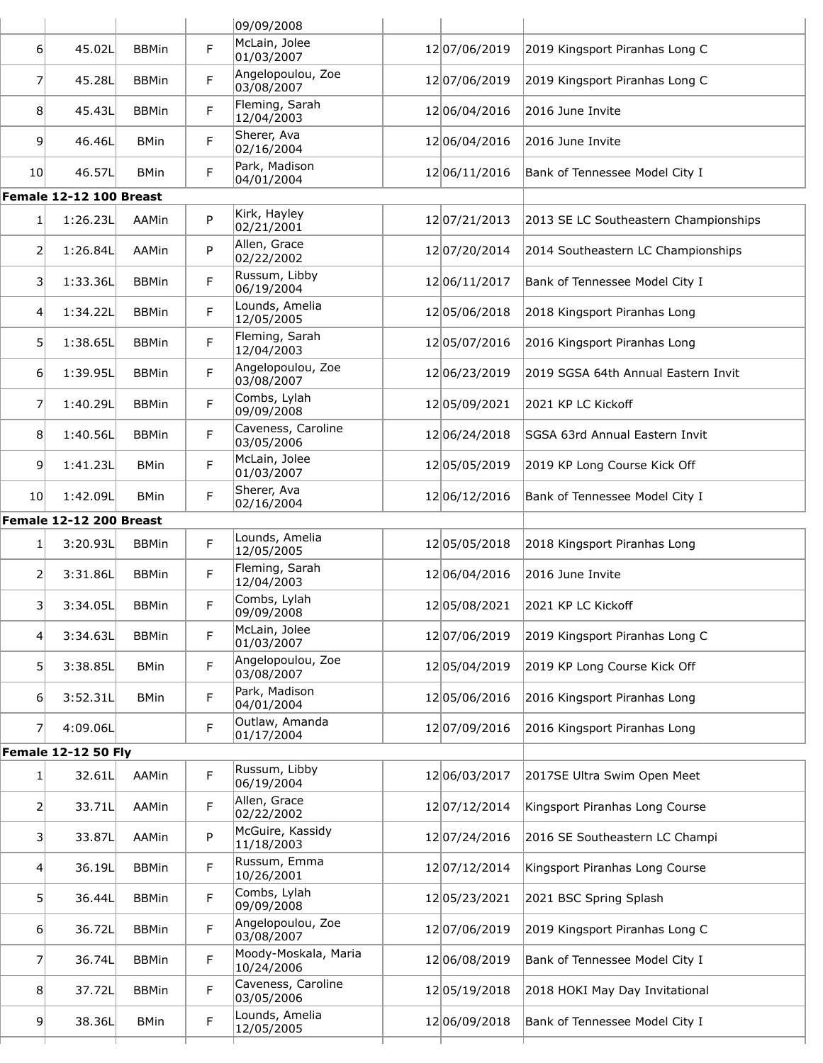| | | | | | | | |
|---|---|---|---|---|---|---|---|
| | | | | 09/09/2008 | | | |
| 6 | 45.02L | BBMin | F | McLain, Jolee 01/03/2007 | 12 | 07/06/2019 | 2019 Kingsport Piranhas Long C |
| 7 | 45.28L | BBMin | F | Angelopoulou, Zoe 03/08/2007 | 12 | 07/06/2019 | 2019 Kingsport Piranhas Long C |
| 8 | 45.43L | BBMin | F | Fleming, Sarah 12/04/2003 | 12 | 06/04/2016 | 2016 June Invite |
| 9 | 46.46L | BMin | F | Sherer, Ava 02/16/2004 | 12 | 06/04/2016 | 2016 June Invite |
| 10 | 46.57L | BMin | F | Park, Madison 04/01/2004 | 12 | 06/11/2016 | Bank of Tennessee Model City I |

**Female 12-12 100 Breast**

| | | | | | | | |
|---|---|---|---|---|---|---|---|
| 1 | 1:26.23L | AAMin | P | Kirk, Hayley 02/21/2001 | 12 | 07/21/2013 | 2013 SE LC Southeastern Championships |
| 2 | 1:26.84L | AAMin | P | Allen, Grace 02/22/2002 | 12 | 07/20/2014 | 2014 Southeastern LC Championships |
| 3 | 1:33.36L | BBMin | F | Russum, Libby 06/19/2004 | 12 | 06/11/2017 | Bank of Tennessee Model City I |
| 4 | 1:34.22L | BBMin | F | Lounds, Amelia 12/05/2005 | 12 | 05/06/2018 | 2018 Kingsport Piranhas Long |
| 5 | 1:38.65L | BBMin | F | Fleming, Sarah 12/04/2003 | 12 | 05/07/2016 | 2016 Kingsport Piranhas Long |
| 6 | 1:39.95L | BBMin | F | Angelopoulou, Zoe 03/08/2007 | 12 | 06/23/2019 | 2019 SGSA 64th Annual Eastern Invit |
| 7 | 1:40.29L | BBMin | F | Combs, Lylah 09/09/2008 | 12 | 05/09/2021 | 2021 KP LC Kickoff |
| 8 | 1:40.56L | BBMin | F | Caveness, Caroline 03/05/2006 | 12 | 06/24/2018 | SGSA 63rd Annual Eastern Invit |
| 9 | 1:41.23L | BMin | F | McLain, Jolee 01/03/2007 | 12 | 05/05/2019 | 2019 KP Long Course Kick Off |
| 10 | 1:42.09L | BMin | F | Sherer, Ava 02/16/2004 | 12 | 06/12/2016 | Bank of Tennessee Model City I |

**Female 12-12 200 Breast**

| | | | | | | | |
|---|---|---|---|---|---|---|---|
| 1 | 3:20.93L | BBMin | F | Lounds, Amelia 12/05/2005 | 12 | 05/05/2018 | 2018 Kingsport Piranhas Long |
| 2 | 3:31.86L | BBMin | F | Fleming, Sarah 12/04/2003 | 12 | 06/04/2016 | 2016 June Invite |
| 3 | 3:34.05L | BBMin | F | Combs, Lylah 09/09/2008 | 12 | 05/08/2021 | 2021 KP LC Kickoff |
| 4 | 3:34.63L | BBMin | F | McLain, Jolee 01/03/2007 | 12 | 07/06/2019 | 2019 Kingsport Piranhas Long C |
| 5 | 3:38.85L | BMin | F | Angelopoulou, Zoe 03/08/2007 | 12 | 05/04/2019 | 2019 KP Long Course Kick Off |
| 6 | 3:52.31L | BMin | F | Park, Madison 04/01/2004 | 12 | 05/06/2016 | 2016 Kingsport Piranhas Long |
| 7 | 4:09.06L | | F | Outlaw, Amanda 01/17/2004 | 12 | 07/09/2016 | 2016 Kingsport Piranhas Long |

**Female 12-12 50 Fly**

| | | | | | | | |
|---|---|---|---|---|---|---|---|
| 1 | 32.61L | AAMin | F | Russum, Libby 06/19/2004 | 12 | 06/03/2017 | 2017SE Ultra Swim Open Meet |
| 2 | 33.71L | AAMin | F | Allen, Grace 02/22/2002 | 12 | 07/12/2014 | Kingsport Piranhas Long Course |
| 3 | 33.87L | AAMin | P | McGuire, Kassidy 11/18/2003 | 12 | 07/24/2016 | 2016 SE Southeastern LC Champi |
| 4 | 36.19L | BBMin | F | Russum, Emma 10/26/2001 | 12 | 07/12/2014 | Kingsport Piranhas Long Course |
| 5 | 36.44L | BBMin | F | Combs, Lylah 09/09/2008 | 12 | 05/23/2021 | 2021 BSC Spring Splash |
| 6 | 36.72L | BBMin | F | Angelopoulou, Zoe 03/08/2007 | 12 | 07/06/2019 | 2019 Kingsport Piranhas Long C |
| 7 | 36.74L | BBMin | F | Moody-Moskala, Maria 10/24/2006 | 12 | 06/08/2019 | Bank of Tennessee Model City I |
| 8 | 37.72L | BBMin | F | Caveness, Caroline 03/05/2006 | 12 | 05/19/2018 | 2018 HOKI May Day Invitational |
| 9 | 38.36L | BMin | F | Lounds, Amelia 12/05/2005 | 12 | 06/09/2018 | Bank of Tennessee Model City I |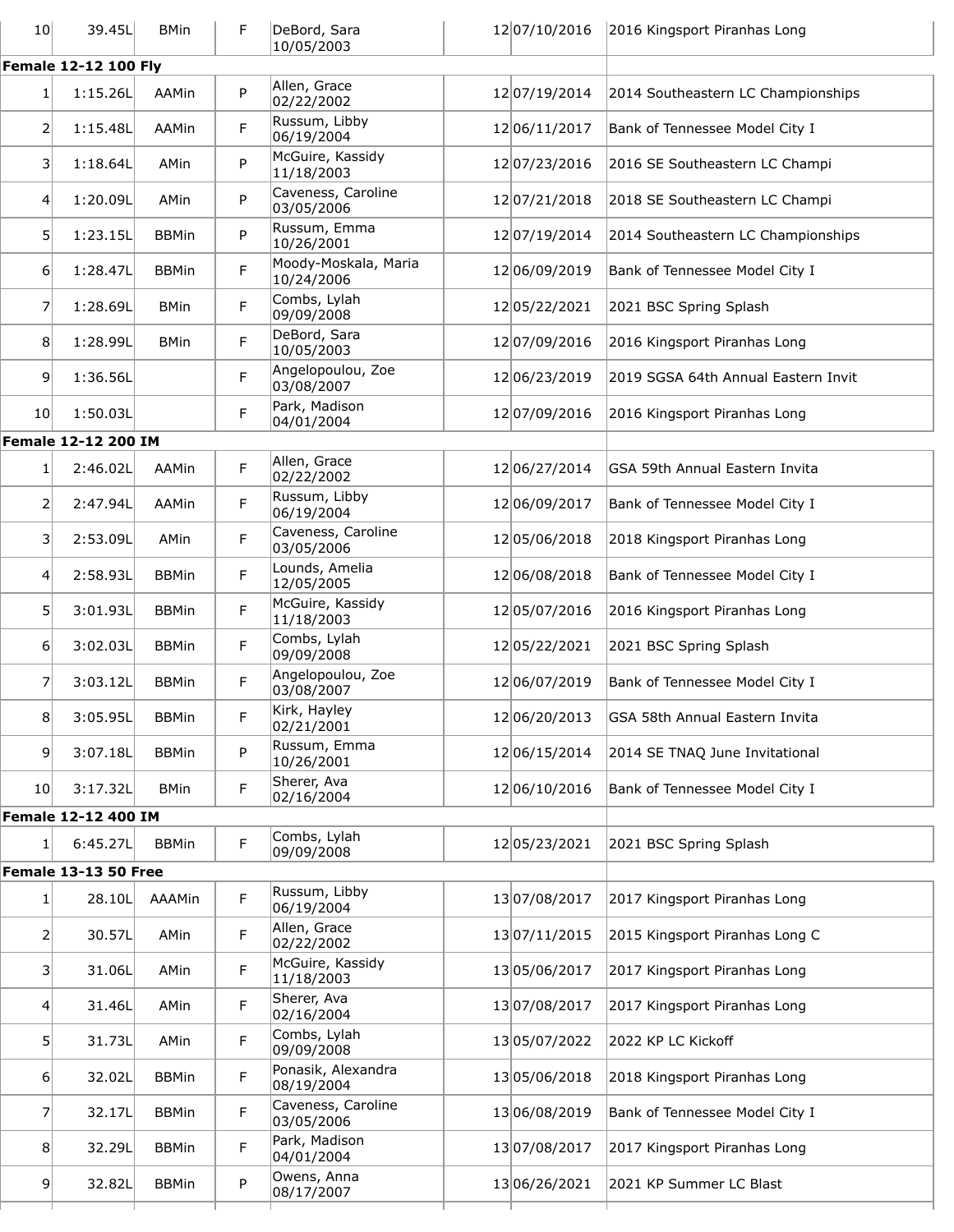| | | | | | | | |
|---|---|---|---|---|---|---|---|
| 10 | 39.45L | BMin | F | DeBord, Sara 10/05/2003 | 12 | 07/10/2016 | 2016 Kingsport Piranhas Long |
| **Female 12-12 100 Fly** | | | | | | | |
| 1 | 1:15.26L | AAMin | P | Allen, Grace 02/22/2002 | 12 | 07/19/2014 | 2014 Southeastern LC Championships |
| 2 | 1:15.48L | AAMin | F | Russum, Libby 06/19/2004 | 12 | 06/11/2017 | Bank of Tennessee Model City I |
| 3 | 1:18.64L | AMin | P | McGuire, Kassidy 11/18/2003 | 12 | 07/23/2016 | 2016 SE Southeastern LC Champi |
| 4 | 1:20.09L | AMin | P | Caveness, Caroline 03/05/2006 | 12 | 07/21/2018 | 2018 SE Southeastern LC Champi |
| 5 | 1:23.15L | BBMin | P | Russum, Emma 10/26/2001 | 12 | 07/19/2014 | 2014 Southeastern LC Championships |
| 6 | 1:28.47L | BBMin | F | Moody-Moskala, Maria 10/24/2006 | 12 | 06/09/2019 | Bank of Tennessee Model City I |
| 7 | 1:28.69L | BMin | F | Combs, Lylah 09/09/2008 | 12 | 05/22/2021 | 2021 BSC Spring Splash |
| 8 | 1:28.99L | BMin | F | DeBord, Sara 10/05/2003 | 12 | 07/09/2016 | 2016 Kingsport Piranhas Long |
| 9 | 1:36.56L | | F | Angelopoulou, Zoe 03/08/2007 | 12 | 06/23/2019 | 2019 SGSA 64th Annual Eastern Invit |
| 10 | 1:50.03L | | F | Park, Madison 04/01/2004 | 12 | 07/09/2016 | 2016 Kingsport Piranhas Long |
| **Female 12-12 200 IM** | | | | | | | |
| 1 | 2:46.02L | AAMin | F | Allen, Grace 02/22/2002 | 12 | 06/27/2014 | GSA 59th Annual Eastern Invita |
| 2 | 2:47.94L | AAMin | F | Russum, Libby 06/19/2004 | 12 | 06/09/2017 | Bank of Tennessee Model City I |
| 3 | 2:53.09L | AMin | F | Caveness, Caroline 03/05/2006 | 12 | 05/06/2018 | 2018 Kingsport Piranhas Long |
| 4 | 2:58.93L | BBMin | F | Lounds, Amelia 12/05/2005 | 12 | 06/08/2018 | Bank of Tennessee Model City I |
| 5 | 3:01.93L | BBMin | F | McGuire, Kassidy 11/18/2003 | 12 | 05/07/2016 | 2016 Kingsport Piranhas Long |
| 6 | 3:02.03L | BBMin | F | Combs, Lylah 09/09/2008 | 12 | 05/22/2021 | 2021 BSC Spring Splash |
| 7 | 3:03.12L | BBMin | F | Angelopoulou, Zoe 03/08/2007 | 12 | 06/07/2019 | Bank of Tennessee Model City I |
| 8 | 3:05.95L | BBMin | F | Kirk, Hayley 02/21/2001 | 12 | 06/20/2013 | GSA 58th Annual Eastern Invita |
| 9 | 3:07.18L | BBMin | P | Russum, Emma 10/26/2001 | 12 | 06/15/2014 | 2014 SE TNAQ June Invitational |
| 10 | 3:17.32L | BMin | F | Sherer, Ava 02/16/2004 | 12 | 06/10/2016 | Bank of Tennessee Model City I |
| **Female 12-12 400 IM** | | | | | | | |
| 1 | 6:45.27L | BBMin | F | Combs, Lylah 09/09/2008 | 12 | 05/23/2021 | 2021 BSC Spring Splash |
| **Female 13-13 50 Free** | | | | | | | |
| 1 | 28.10L | AAAMin | F | Russum, Libby 06/19/2004 | 13 | 07/08/2017 | 2017 Kingsport Piranhas Long |
| 2 | 30.57L | AMin | F | Allen, Grace 02/22/2002 | 13 | 07/11/2015 | 2015 Kingsport Piranhas Long C |
| 3 | 31.06L | AMin | F | McGuire, Kassidy 11/18/2003 | 13 | 05/06/2017 | 2017 Kingsport Piranhas Long |
| 4 | 31.46L | AMin | F | Sherer, Ava 02/16/2004 | 13 | 07/08/2017 | 2017 Kingsport Piranhas Long |
| 5 | 31.73L | AMin | F | Combs, Lylah 09/09/2008 | 13 | 05/07/2022 | 2022 KP LC Kickoff |
| 6 | 32.02L | BBMin | F | Ponasik, Alexandra 08/19/2004 | 13 | 05/06/2018 | 2018 Kingsport Piranhas Long |
| 7 | 32.17L | BBMin | F | Caveness, Caroline 03/05/2006 | 13 | 06/08/2019 | Bank of Tennessee Model City I |
| 8 | 32.29L | BBMin | F | Park, Madison 04/01/2004 | 13 | 07/08/2017 | 2017 Kingsport Piranhas Long |
| 9 | 32.82L | BBMin | P | Owens, Anna 08/17/2007 | 13 | 06/26/2021 | 2021 KP Summer LC Blast |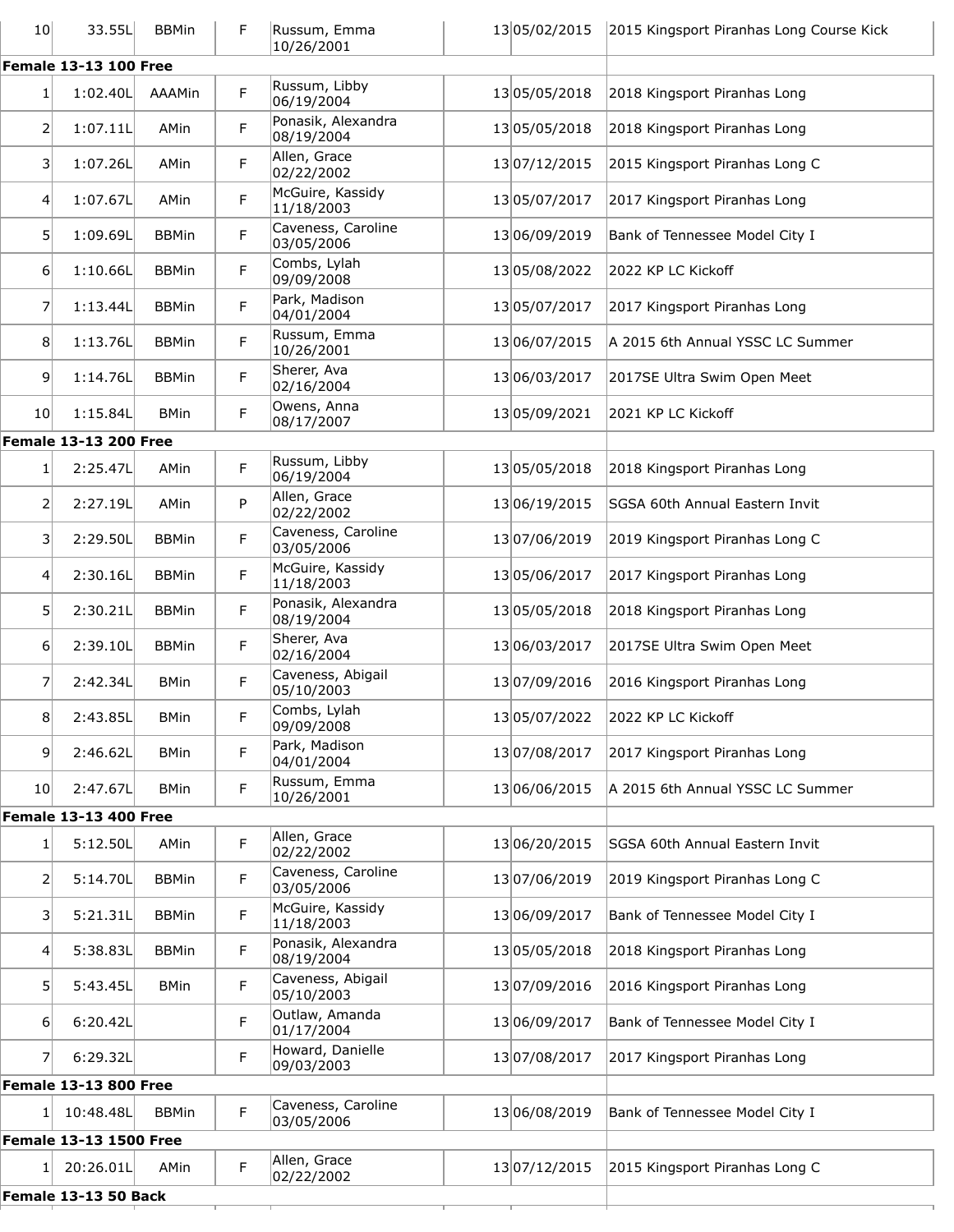| | | | | | | | |
|---|---|---|---|---|---|---|---|
| 10 | 33.55L | BBMin | F | Russum, Emma 10/26/2001 | 13 | 05/02/2015 | 2015 Kingsport Piranhas Long Course Kick |

**Female 13-13 100 Free**

| | | | | | | | |
|---|---|---|---|---|---|---|---|
| 1 | 1:02.40L | AAAMin | F | Russum, Libby 06/19/2004 | 13 | 05/05/2018 | 2018 Kingsport Piranhas Long |
| 2 | 1:07.11L | AMin | F | Ponasik, Alexandra 08/19/2004 | 13 | 05/05/2018 | 2018 Kingsport Piranhas Long |
| 3 | 1:07.26L | AMin | F | Allen, Grace 02/22/2002 | 13 | 07/12/2015 | 2015 Kingsport Piranhas Long C |
| 4 | 1:07.67L | AMin | F | McGuire, Kassidy 11/18/2003 | 13 | 05/07/2017 | 2017 Kingsport Piranhas Long |
| 5 | 1:09.69L | BBMin | F | Caveness, Caroline 03/05/2006 | 13 | 06/09/2019 | Bank of Tennessee Model City I |
| 6 | 1:10.66L | BBMin | F | Combs, Lylah 09/09/2008 | 13 | 05/08/2022 | 2022 KP LC Kickoff |
| 7 | 1:13.44L | BBMin | F | Park, Madison 04/01/2004 | 13 | 05/07/2017 | 2017 Kingsport Piranhas Long |
| 8 | 1:13.76L | BBMin | F | Russum, Emma 10/26/2001 | 13 | 06/07/2015 | A 2015 6th Annual YSSC LC Summer |
| 9 | 1:14.76L | BBMin | F | Sherer, Ava 02/16/2004 | 13 | 06/03/2017 | 2017SE Ultra Swim Open Meet |
| 10 | 1:15.84L | BMin | F | Owens, Anna 08/17/2007 | 13 | 05/09/2021 | 2021 KP LC Kickoff |

**Female 13-13 200 Free**

| | | | | | | | |
|---|---|---|---|---|---|---|---|
| 1 | 2:25.47L | AMin | F | Russum, Libby 06/19/2004 | 13 | 05/05/2018 | 2018 Kingsport Piranhas Long |
| 2 | 2:27.19L | AMin | P | Allen, Grace 02/22/2002 | 13 | 06/19/2015 | SGSA 60th Annual Eastern Invit |
| 3 | 2:29.50L | BBMin | F | Caveness, Caroline 03/05/2006 | 13 | 07/06/2019 | 2019 Kingsport Piranhas Long C |
| 4 | 2:30.16L | BBMin | F | McGuire, Kassidy 11/18/2003 | 13 | 05/06/2017 | 2017 Kingsport Piranhas Long |
| 5 | 2:30.21L | BBMin | F | Ponasik, Alexandra 08/19/2004 | 13 | 05/05/2018 | 2018 Kingsport Piranhas Long |
| 6 | 2:39.10L | BBMin | F | Sherer, Ava 02/16/2004 | 13 | 06/03/2017 | 2017SE Ultra Swim Open Meet |
| 7 | 2:42.34L | BMin | F | Caveness, Abigail 05/10/2003 | 13 | 07/09/2016 | 2016 Kingsport Piranhas Long |
| 8 | 2:43.85L | BMin | F | Combs, Lylah 09/09/2008 | 13 | 05/07/2022 | 2022 KP LC Kickoff |
| 9 | 2:46.62L | BMin | F | Park, Madison 04/01/2004 | 13 | 07/08/2017 | 2017 Kingsport Piranhas Long |
| 10 | 2:47.67L | BMin | F | Russum, Emma 10/26/2001 | 13 | 06/06/2015 | A 2015 6th Annual YSSC LC Summer |

**Female 13-13 400 Free**

| | | | | | | | |
|---|---|---|---|---|---|---|---|
| 1 | 5:12.50L | AMin | F | Allen, Grace 02/22/2002 | 13 | 06/20/2015 | SGSA 60th Annual Eastern Invit |
| 2 | 5:14.70L | BBMin | F | Caveness, Caroline 03/05/2006 | 13 | 07/06/2019 | 2019 Kingsport Piranhas Long C |
| 3 | 5:21.31L | BBMin | F | McGuire, Kassidy 11/18/2003 | 13 | 06/09/2017 | Bank of Tennessee Model City I |
| 4 | 5:38.83L | BBMin | F | Ponasik, Alexandra 08/19/2004 | 13 | 05/05/2018 | 2018 Kingsport Piranhas Long |
| 5 | 5:43.45L | BMin | F | Caveness, Abigail 05/10/2003 | 13 | 07/09/2016 | 2016 Kingsport Piranhas Long |
| 6 | 6:20.42L | | F | Outlaw, Amanda 01/17/2004 | 13 | 06/09/2017 | Bank of Tennessee Model City I |
| 7 | 6:29.32L | | F | Howard, Danielle 09/03/2003 | 13 | 07/08/2017 | 2017 Kingsport Piranhas Long |

**Female 13-13 800 Free**

| | | | | | | | |
|---|---|---|---|---|---|---|---|
| 1 | 10:48.48L | BBMin | F | Caveness, Caroline 03/05/2006 | 13 | 06/08/2019 | Bank of Tennessee Model City I |

**Female 13-13 1500 Free**

| | | | | | | | |
|---|---|---|---|---|---|---|---|
| 1 | 20:26.01L | AMin | F | Allen, Grace 02/22/2002 | 13 | 07/12/2015 | 2015 Kingsport Piranhas Long C |

**Female 13-13 50 Back**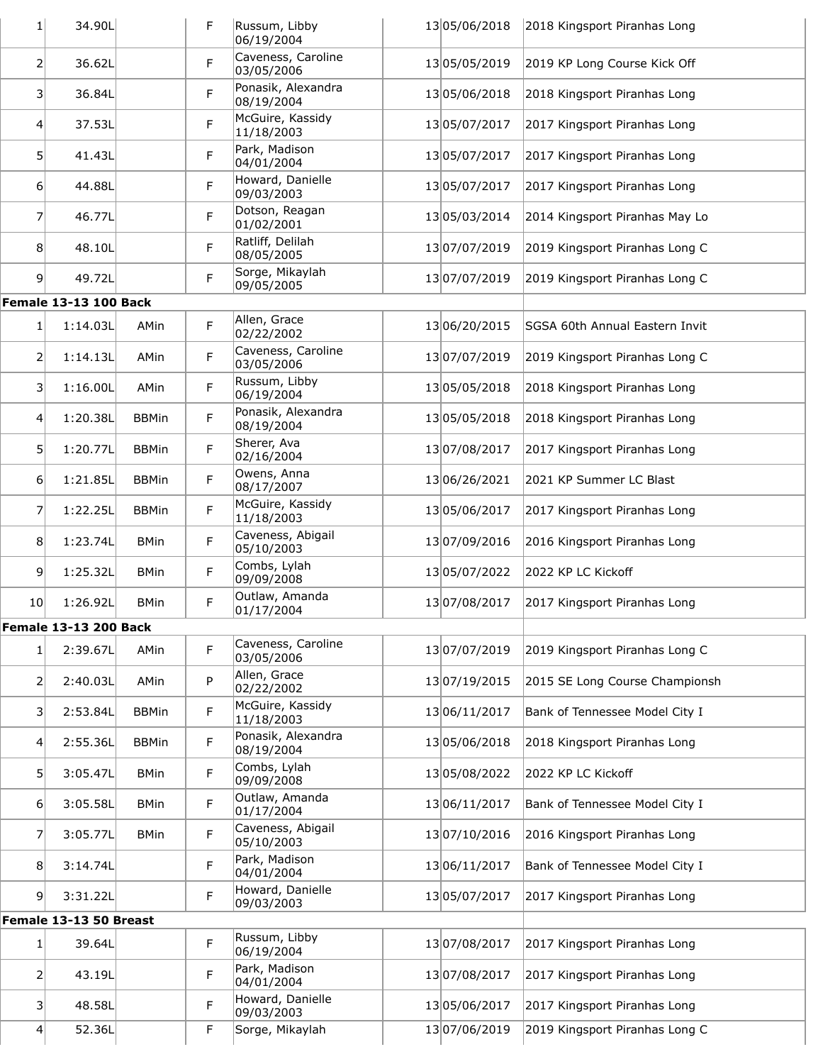| | | | | | | | |
|---|---|---|---|---|---|---|---|
| 1 | 34.90L | | F | Russum, Libby 06/19/2004 | 13 | 05/06/2018 | 2018 Kingsport Piranhas Long |
| 2 | 36.62L | | F | Caveness, Caroline 03/05/2006 | 13 | 05/05/2019 | 2019 KP Long Course Kick Off |
| 3 | 36.84L | | F | Ponasik, Alexandra 08/19/2004 | 13 | 05/06/2018 | 2018 Kingsport Piranhas Long |
| 4 | 37.53L | | F | McGuire, Kassidy 11/18/2003 | 13 | 05/07/2017 | 2017 Kingsport Piranhas Long |
| 5 | 41.43L | | F | Park, Madison 04/01/2004 | 13 | 05/07/2017 | 2017 Kingsport Piranhas Long |
| 6 | 44.88L | | F | Howard, Danielle 09/03/2003 | 13 | 05/07/2017 | 2017 Kingsport Piranhas Long |
| 7 | 46.77L | | F | Dotson, Reagan 01/02/2001 | 13 | 05/03/2014 | 2014 Kingsport Piranhas May Lo |
| 8 | 48.10L | | F | Ratliff, Delilah 08/05/2005 | 13 | 07/07/2019 | 2019 Kingsport Piranhas Long C |
| 9 | 49.72L | | F | Sorge, Mikaylah 09/05/2005 | 13 | 07/07/2019 | 2019 Kingsport Piranhas Long C |

**Female 13-13 100 Back**

| | | | | | | | |
|---|---|---|---|---|---|---|---|
| 1 | 1:14.03L | AMin | F | Allen, Grace 02/22/2002 | 13 | 06/20/2015 | SGSA 60th Annual Eastern Invit |
| 2 | 1:14.13L | AMin | F | Caveness, Caroline 03/05/2006 | 13 | 07/07/2019 | 2019 Kingsport Piranhas Long C |
| 3 | 1:16.00L | AMin | F | Russum, Libby 06/19/2004 | 13 | 05/05/2018 | 2018 Kingsport Piranhas Long |
| 4 | 1:20.38L | BBMin | F | Ponasik, Alexandra 08/19/2004 | 13 | 05/05/2018 | 2018 Kingsport Piranhas Long |
| 5 | 1:20.77L | BBMin | F | Sherer, Ava 02/16/2004 | 13 | 07/08/2017 | 2017 Kingsport Piranhas Long |
| 6 | 1:21.85L | BBMin | F | Owens, Anna 08/17/2007 | 13 | 06/26/2021 | 2021 KP Summer LC Blast |
| 7 | 1:22.25L | BBMin | F | McGuire, Kassidy 11/18/2003 | 13 | 05/06/2017 | 2017 Kingsport Piranhas Long |
| 8 | 1:23.74L | BMin | F | Caveness, Abigail 05/10/2003 | 13 | 07/09/2016 | 2016 Kingsport Piranhas Long |
| 9 | 1:25.32L | BMin | F | Combs, Lylah 09/09/2008 | 13 | 05/07/2022 | 2022 KP LC Kickoff |
| 10 | 1:26.92L | BMin | F | Outlaw, Amanda 01/17/2004 | 13 | 07/08/2017 | 2017 Kingsport Piranhas Long |

**Female 13-13 200 Back**

| | | | | | | | |
|---|---|---|---|---|---|---|---|
| 1 | 2:39.67L | AMin | F | Caveness, Caroline 03/05/2006 | 13 | 07/07/2019 | 2019 Kingsport Piranhas Long C |
| 2 | 2:40.03L | AMin | P | Allen, Grace 02/22/2002 | 13 | 07/19/2015 | 2015 SE Long Course Championsh |
| 3 | 2:53.84L | BBMin | F | McGuire, Kassidy 11/18/2003 | 13 | 06/11/2017 | Bank of Tennessee Model City I |
| 4 | 2:55.36L | BBMin | F | Ponasik, Alexandra 08/19/2004 | 13 | 05/06/2018 | 2018 Kingsport Piranhas Long |
| 5 | 3:05.47L | BMin | F | Combs, Lylah 09/09/2008 | 13 | 05/08/2022 | 2022 KP LC Kickoff |
| 6 | 3:05.58L | BMin | F | Outlaw, Amanda 01/17/2004 | 13 | 06/11/2017 | Bank of Tennessee Model City I |
| 7 | 3:05.77L | BMin | F | Caveness, Abigail 05/10/2003 | 13 | 07/10/2016 | 2016 Kingsport Piranhas Long |
| 8 | 3:14.74L | | F | Park, Madison 04/01/2004 | 13 | 06/11/2017 | Bank of Tennessee Model City I |
| 9 | 3:31.22L | | F | Howard, Danielle 09/03/2003 | 13 | 05/07/2017 | 2017 Kingsport Piranhas Long |

**Female 13-13 50 Breast**

| | | | | | | | |
|---|---|---|---|---|---|---|---|
| 1 | 39.64L | | F | Russum, Libby 06/19/2004 | 13 | 07/08/2017 | 2017 Kingsport Piranhas Long |
| 2 | 43.19L | | F | Park, Madison 04/01/2004 | 13 | 07/08/2017 | 2017 Kingsport Piranhas Long |
| 3 | 48.58L | | F | Howard, Danielle 09/03/2003 | 13 | 05/06/2017 | 2017 Kingsport Piranhas Long |
| 4 | 52.36L | | F | Sorge, Mikaylah | 13 | 07/06/2019 | 2019 Kingsport Piranhas Long C |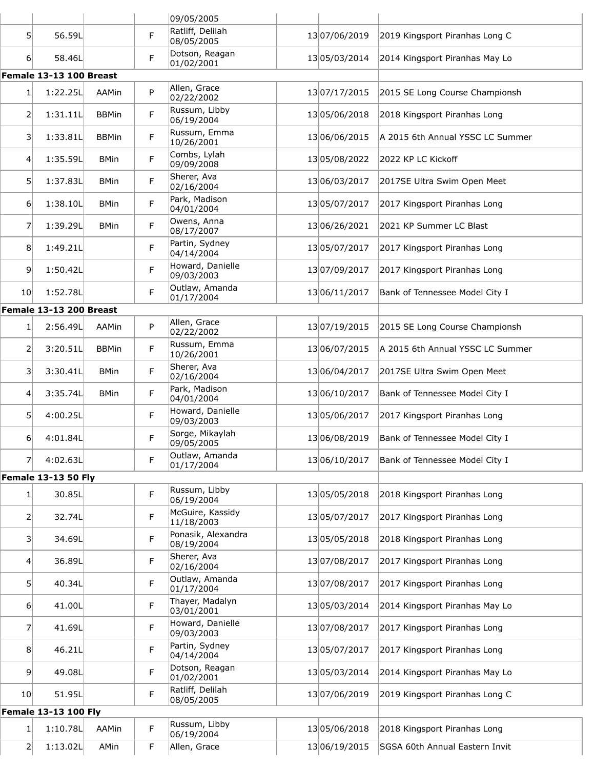| | | | | | | |
|---|---|---|---|---|---|---|
| | | | | 09/05/2005 | | |
| 5 | 56.59L | | F | Ratliff, Delilah 08/05/2005 | 13 07/06/2019 | 2019 Kingsport Piranhas Long C |
| 6 | 58.46L | | F | Dotson, Reagan 01/02/2001 | 13 05/03/2014 | 2014 Kingsport Piranhas May Lo |

**Female 13-13 100 Breast**

| | | | | | | |
|---|---|---|---|---|---|---|
| 1 | 1:22.25L | AAMin | P | Allen, Grace 02/22/2002 | 13 07/17/2015 | 2015 SE Long Course Championsh |
| 2 | 1:31.11L | BBMin | F | Russum, Libby 06/19/2004 | 13 05/06/2018 | 2018 Kingsport Piranhas Long |
| 3 | 1:33.81L | BBMin | F | Russum, Emma 10/26/2001 | 13 06/06/2015 | A 2015 6th Annual YSSC LC Summer |
| 4 | 1:35.59L | BMin | F | Combs, Lylah 09/09/2008 | 13 05/08/2022 | 2022 KP LC Kickoff |
| 5 | 1:37.83L | BMin | F | Sherer, Ava 02/16/2004 | 13 06/03/2017 | 2017SE Ultra Swim Open Meet |
| 6 | 1:38.10L | BMin | F | Park, Madison 04/01/2004 | 13 05/07/2017 | 2017 Kingsport Piranhas Long |
| 7 | 1:39.29L | BMin | F | Owens, Anna 08/17/2007 | 13 06/26/2021 | 2021 KP Summer LC Blast |
| 8 | 1:49.21L | | F | Partin, Sydney 04/14/2004 | 13 05/07/2017 | 2017 Kingsport Piranhas Long |
| 9 | 1:50.42L | | F | Howard, Danielle 09/03/2003 | 13 07/09/2017 | 2017 Kingsport Piranhas Long |
| 10 | 1:52.78L | | F | Outlaw, Amanda 01/17/2004 | 13 06/11/2017 | Bank of Tennessee Model City I |

**Female 13-13 200 Breast**

| | | | | | | |
|---|---|---|---|---|---|---|
| 1 | 2:56.49L | AAMin | P | Allen, Grace 02/22/2002 | 13 07/19/2015 | 2015 SE Long Course Championsh |
| 2 | 3:20.51L | BBMin | F | Russum, Emma 10/26/2001 | 13 06/07/2015 | A 2015 6th Annual YSSC LC Summer |
| 3 | 3:30.41L | BMin | F | Sherer, Ava 02/16/2004 | 13 06/04/2017 | 2017SE Ultra Swim Open Meet |
| 4 | 3:35.74L | BMin | F | Park, Madison 04/01/2004 | 13 06/10/2017 | Bank of Tennessee Model City I |
| 5 | 4:00.25L | | F | Howard, Danielle 09/03/2003 | 13 05/06/2017 | 2017 Kingsport Piranhas Long |
| 6 | 4:01.84L | | F | Sorge, Mikaylah 09/05/2005 | 13 06/08/2019 | Bank of Tennessee Model City I |
| 7 | 4:02.63L | | F | Outlaw, Amanda 01/17/2004 | 13 06/10/2017 | Bank of Tennessee Model City I |

**Female 13-13 50 Fly**

| | | | | | | |
|---|---|---|---|---|---|---|
| 1 | 30.85L | | F | Russum, Libby 06/19/2004 | 13 05/05/2018 | 2018 Kingsport Piranhas Long |
| 2 | 32.74L | | F | McGuire, Kassidy 11/18/2003 | 13 05/07/2017 | 2017 Kingsport Piranhas Long |
| 3 | 34.69L | | F | Ponasik, Alexandra 08/19/2004 | 13 05/05/2018 | 2018 Kingsport Piranhas Long |
| 4 | 36.89L | | F | Sherer, Ava 02/16/2004 | 13 07/08/2017 | 2017 Kingsport Piranhas Long |
| 5 | 40.34L | | F | Outlaw, Amanda 01/17/2004 | 13 07/08/2017 | 2017 Kingsport Piranhas Long |
| 6 | 41.00L | | F | Thayer, Madalyn 03/01/2001 | 13 05/03/2014 | 2014 Kingsport Piranhas May Lo |
| 7 | 41.69L | | F | Howard, Danielle 09/03/2003 | 13 07/08/2017 | 2017 Kingsport Piranhas Long |
| 8 | 46.21L | | F | Partin, Sydney 04/14/2004 | 13 05/07/2017 | 2017 Kingsport Piranhas Long |
| 9 | 49.08L | | F | Dotson, Reagan 01/02/2001 | 13 05/03/2014 | 2014 Kingsport Piranhas May Lo |
| 10 | 51.95L | | F | Ratliff, Delilah 08/05/2005 | 13 07/06/2019 | 2019 Kingsport Piranhas Long C |

**Female 13-13 100 Fly**

| | | | | | | |
|---|---|---|---|---|---|---|
| 1 | 1:10.78L | AAMin | F | Russum, Libby 06/19/2004 | 13 05/06/2018 | 2018 Kingsport Piranhas Long |
| 2 | 1:13.02L | AMin | F | Allen, Grace | 13 06/19/2015 | SGSA 60th Annual Eastern Invit |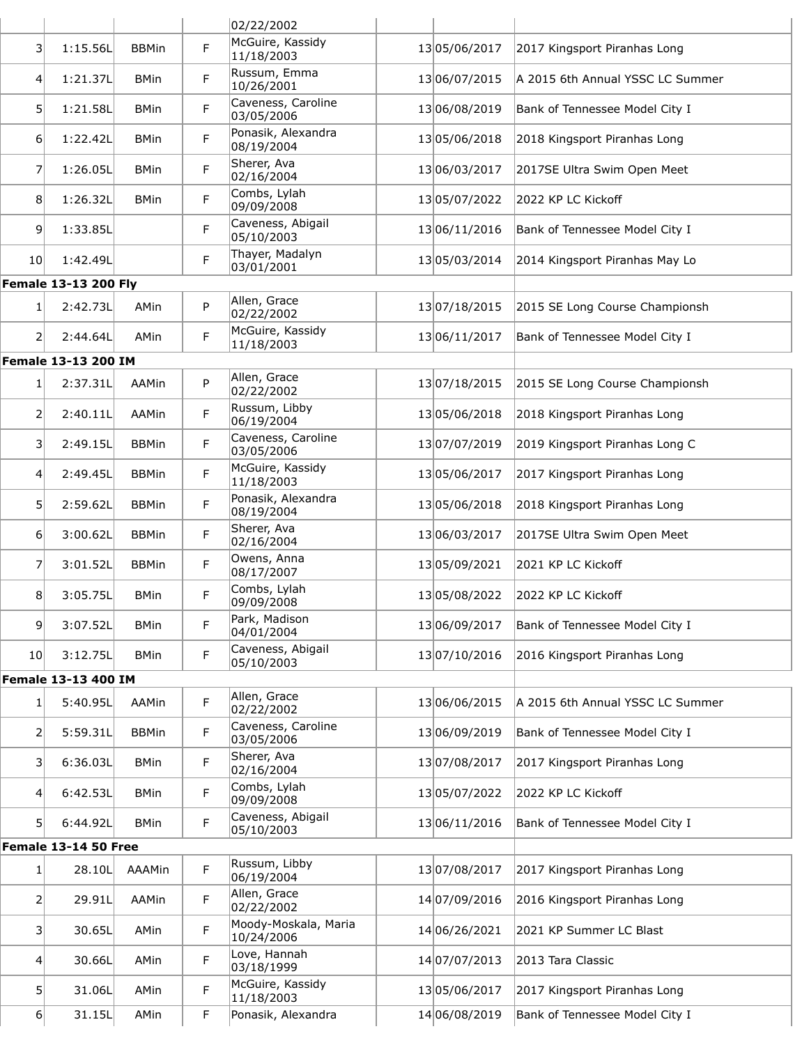| | | | | 02/22/2002 | | | |
|---|---|---|---|---|---|---|---|
| 3 | 1:15.56L | BBMin | F | McGuire, Kassidy 11/18/2003 | 13 | 05/06/2017 | 2017 Kingsport Piranhas Long |
| 4 | 1:21.37L | BMin | F | Russum, Emma 10/26/2001 | 13 | 06/07/2015 | A 2015 6th Annual YSSC LC Summer |
| 5 | 1:21.58L | BMin | F | Caveness, Caroline 03/05/2006 | 13 | 06/08/2019 | Bank of Tennessee Model City I |
| 6 | 1:22.42L | BMin | F | Ponasik, Alexandra 08/19/2004 | 13 | 05/06/2018 | 2018 Kingsport Piranhas Long |
| 7 | 1:26.05L | BMin | F | Sherer, Ava 02/16/2004 | 13 | 06/03/2017 | 2017SE Ultra Swim Open Meet |
| 8 | 1:26.32L | BMin | F | Combs, Lylah 09/09/2008 | 13 | 05/07/2022 | 2022 KP LC Kickoff |
| 9 | 1:33.85L | | F | Caveness, Abigail 05/10/2003 | 13 | 06/11/2016 | Bank of Tennessee Model City I |
| 10 | 1:42.49L | | F | Thayer, Madalyn 03/01/2001 | 13 | 05/03/2014 | 2014 Kingsport Piranhas May Lo |
| **Female 13-13 200 Fly** | | | | | | | |
| 1 | 2:42.73L | AMin | P | Allen, Grace 02/22/2002 | 13 | 07/18/2015 | 2015 SE Long Course Championsh |
| 2 | 2:44.64L | AMin | F | McGuire, Kassidy 11/18/2003 | 13 | 06/11/2017 | Bank of Tennessee Model City I |
| **Female 13-13 200 IM** | | | | | | | |
| 1 | 2:37.31L | AAMin | P | Allen, Grace 02/22/2002 | 13 | 07/18/2015 | 2015 SE Long Course Championsh |
| 2 | 2:40.11L | AAMin | F | Russum, Libby 06/19/2004 | 13 | 05/06/2018 | 2018 Kingsport Piranhas Long |
| 3 | 2:49.15L | BBMin | F | Caveness, Caroline 03/05/2006 | 13 | 07/07/2019 | 2019 Kingsport Piranhas Long C |
| 4 | 2:49.45L | BBMin | F | McGuire, Kassidy 11/18/2003 | 13 | 05/06/2017 | 2017 Kingsport Piranhas Long |
| 5 | 2:59.62L | BBMin | F | Ponasik, Alexandra 08/19/2004 | 13 | 05/06/2018 | 2018 Kingsport Piranhas Long |
| 6 | 3:00.62L | BBMin | F | Sherer, Ava 02/16/2004 | 13 | 06/03/2017 | 2017SE Ultra Swim Open Meet |
| 7 | 3:01.52L | BBMin | F | Owens, Anna 08/17/2007 | 13 | 05/09/2021 | 2021 KP LC Kickoff |
| 8 | 3:05.75L | BMin | F | Combs, Lylah 09/09/2008 | 13 | 05/08/2022 | 2022 KP LC Kickoff |
| 9 | 3:07.52L | BMin | F | Park, Madison 04/01/2004 | 13 | 06/09/2017 | Bank of Tennessee Model City I |
| 10 | 3:12.75L | BMin | F | Caveness, Abigail 05/10/2003 | 13 | 07/10/2016 | 2016 Kingsport Piranhas Long |
| **Female 13-13 400 IM** | | | | | | | |
| 1 | 5:40.95L | AAMin | F | Allen, Grace 02/22/2002 | 13 | 06/06/2015 | A 2015 6th Annual YSSC LC Summer |
| 2 | 5:59.31L | BBMin | F | Caveness, Caroline 03/05/2006 | 13 | 06/09/2019 | Bank of Tennessee Model City I |
| 3 | 6:36.03L | BMin | F | Sherer, Ava 02/16/2004 | 13 | 07/08/2017 | 2017 Kingsport Piranhas Long |
| 4 | 6:42.53L | BMin | F | Combs, Lylah 09/09/2008 | 13 | 05/07/2022 | 2022 KP LC Kickoff |
| 5 | 6:44.92L | BMin | F | Caveness, Abigail 05/10/2003 | 13 | 06/11/2016 | Bank of Tennessee Model City I |
| **Female 13-14 50 Free** | | | | | | | |
| 1 | 28.10L | AAAMin | F | Russum, Libby 06/19/2004 | 13 | 07/08/2017 | 2017 Kingsport Piranhas Long |
| 2 | 29.91L | AAMin | F | Allen, Grace 02/22/2002 | 14 | 07/09/2016 | 2016 Kingsport Piranhas Long |
| 3 | 30.65L | AMin | F | Moody-Moskala, Maria 10/24/2006 | 14 | 06/26/2021 | 2021 KP Summer LC Blast |
| 4 | 30.66L | AMin | F | Love, Hannah 03/18/1999 | 14 | 07/07/2013 | 2013 Tara Classic |
| 5 | 31.06L | AMin | F | McGuire, Kassidy 11/18/2003 | 13 | 05/06/2017 | 2017 Kingsport Piranhas Long |
| 6 | 31.15L | AMin | F | Ponasik, Alexandra | 14 | 06/08/2019 | Bank of Tennessee Model City I |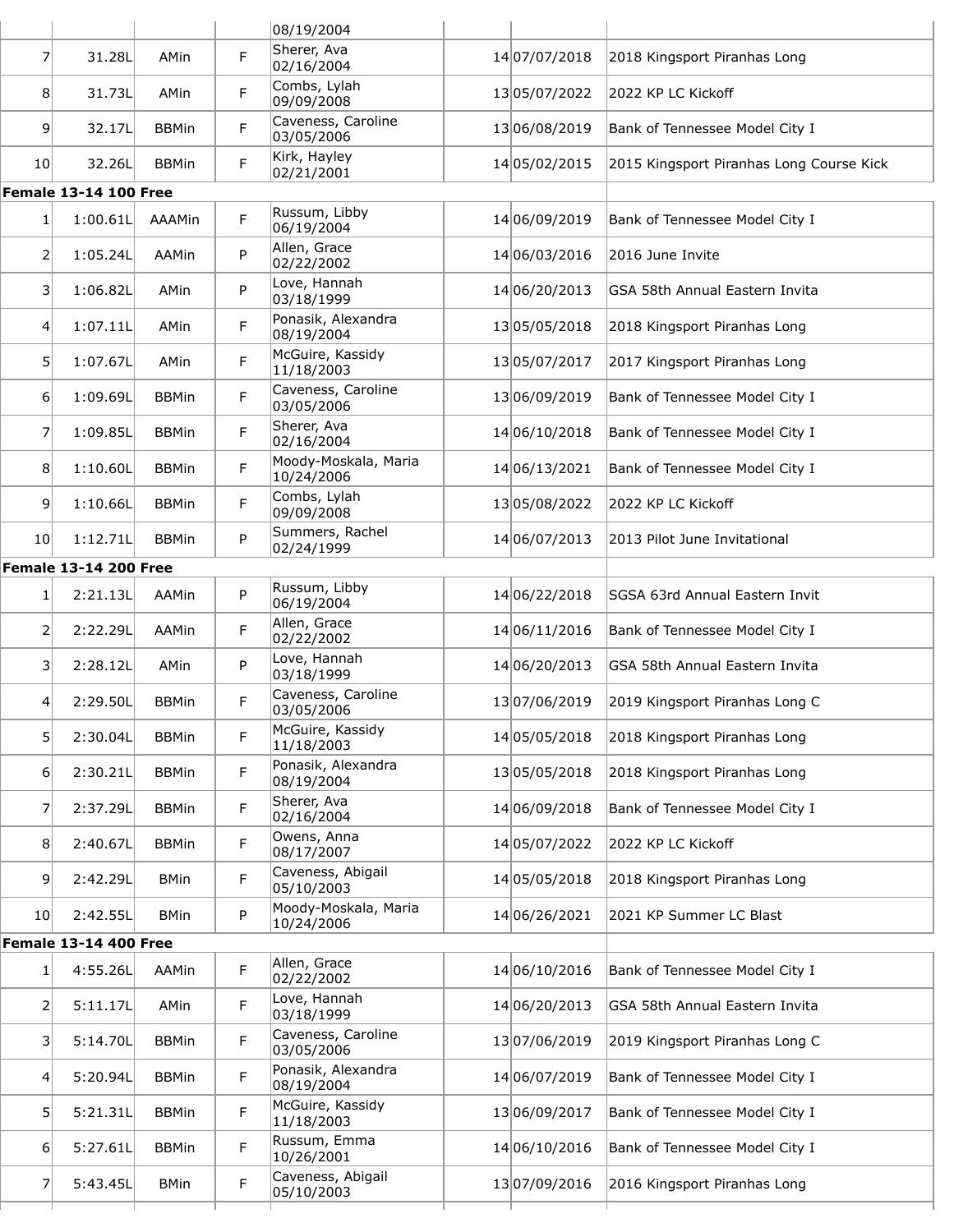| | | | | 08/19/2004 | | | |
|---|---|---|---|---|---|---|---|
| 7 | 31.28L | AMin | F | Sherer, Ava 02/16/2004 | 14 | 07/07/2018 | 2018 Kingsport Piranhas Long |
| 8 | 31.73L | AMin | F | Combs, Lylah 09/09/2008 | 13 | 05/07/2022 | 2022 KP LC Kickoff |
| 9 | 32.17L | BBMin | F | Caveness, Caroline 03/05/2006 | 13 | 06/08/2019 | Bank of Tennessee Model City I |
| 10 | 32.26L | BBMin | F | Kirk, Hayley 02/21/2001 | 14 | 05/02/2015 | 2015 Kingsport Piranhas Long Course Kick |
| **Female 13-14 100 Free** | | | | | | | |
| 1 | 1:00.61L | AAAMin | F | Russum, Libby 06/19/2004 | 14 | 06/09/2019 | Bank of Tennessee Model City I |
| 2 | 1:05.24L | AAMin | P | Allen, Grace 02/22/2002 | 14 | 06/03/2016 | 2016 June Invite |
| 3 | 1:06.82L | AMin | P | Love, Hannah 03/18/1999 | 14 | 06/20/2013 | GSA 58th Annual Eastern Invita |
| 4 | 1:07.11L | AMin | F | Ponasik, Alexandra 08/19/2004 | 13 | 05/05/2018 | 2018 Kingsport Piranhas Long |
| 5 | 1:07.67L | AMin | F | McGuire, Kassidy 11/18/2003 | 13 | 05/07/2017 | 2017 Kingsport Piranhas Long |
| 6 | 1:09.69L | BBMin | F | Caveness, Caroline 03/05/2006 | 13 | 06/09/2019 | Bank of Tennessee Model City I |
| 7 | 1:09.85L | BBMin | F | Sherer, Ava 02/16/2004 | 14 | 06/10/2018 | Bank of Tennessee Model City I |
| 8 | 1:10.60L | BBMin | F | Moody-Moskala, Maria 10/24/2006 | 14 | 06/13/2021 | Bank of Tennessee Model City I |
| 9 | 1:10.66L | BBMin | F | Combs, Lylah 09/09/2008 | 13 | 05/08/2022 | 2022 KP LC Kickoff |
| 10 | 1:12.71L | BBMin | P | Summers, Rachel 02/24/1999 | 14 | 06/07/2013 | 2013 Pilot June Invitational |
| **Female 13-14 200 Free** | | | | | | | |
| 1 | 2:21.13L | AAMin | P | Russum, Libby 06/19/2004 | 14 | 06/22/2018 | SGSA 63rd Annual Eastern Invit |
| 2 | 2:22.29L | AAMin | F | Allen, Grace 02/22/2002 | 14 | 06/11/2016 | Bank of Tennessee Model City I |
| 3 | 2:28.12L | AMin | P | Love, Hannah 03/18/1999 | 14 | 06/20/2013 | GSA 58th Annual Eastern Invita |
| 4 | 2:29.50L | BBMin | F | Caveness, Caroline 03/05/2006 | 13 | 07/06/2019 | 2019 Kingsport Piranhas Long C |
| 5 | 2:30.04L | BBMin | F | McGuire, Kassidy 11/18/2003 | 14 | 05/05/2018 | 2018 Kingsport Piranhas Long |
| 6 | 2:30.21L | BBMin | F | Ponasik, Alexandra 08/19/2004 | 13 | 05/05/2018 | 2018 Kingsport Piranhas Long |
| 7 | 2:37.29L | BBMin | F | Sherer, Ava 02/16/2004 | 14 | 06/09/2018 | Bank of Tennessee Model City I |
| 8 | 2:40.67L | BBMin | F | Owens, Anna 08/17/2007 | 14 | 05/07/2022 | 2022 KP LC Kickoff |
| 9 | 2:42.29L | BMin | F | Caveness, Abigail 05/10/2003 | 14 | 05/05/2018 | 2018 Kingsport Piranhas Long |
| 10 | 2:42.55L | BMin | P | Moody-Moskala, Maria 10/24/2006 | 14 | 06/26/2021 | 2021 KP Summer LC Blast |
| **Female 13-14 400 Free** | | | | | | | |
| 1 | 4:55.26L | AAMin | F | Allen, Grace 02/22/2002 | 14 | 06/10/2016 | Bank of Tennessee Model City I |
| 2 | 5:11.17L | AMin | F | Love, Hannah 03/18/1999 | 14 | 06/20/2013 | GSA 58th Annual Eastern Invita |
| 3 | 5:14.70L | BBMin | F | Caveness, Caroline 03/05/2006 | 13 | 07/06/2019 | 2019 Kingsport Piranhas Long C |
| 4 | 5:20.94L | BBMin | F | Ponasik, Alexandra 08/19/2004 | 14 | 06/07/2019 | Bank of Tennessee Model City I |
| 5 | 5:21.31L | BBMin | F | McGuire, Kassidy 11/18/2003 | 13 | 06/09/2017 | Bank of Tennessee Model City I |
| 6 | 5:27.61L | BBMin | F | Russum, Emma 10/26/2001 | 14 | 06/10/2016 | Bank of Tennessee Model City I |
| 7 | 5:43.45L | BMin | F | Caveness, Abigail 05/10/2003 | 13 | 07/09/2016 | 2016 Kingsport Piranhas Long |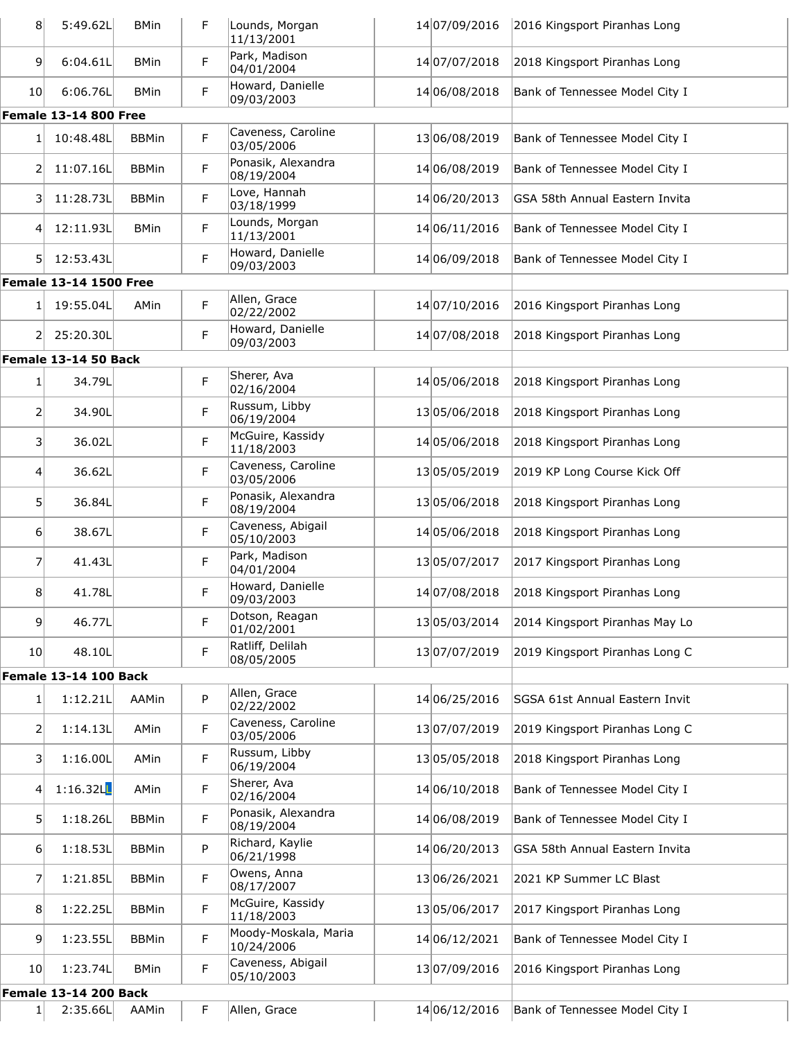| | | | | | | | |
|---|---|---|---|---|---|---|---|
| 8 | 5:49.62L | BMin | F | Lounds, Morgan 11/13/2001 | 14 | 07/09/2016 | 2016 Kingsport Piranhas Long |
| 9 | 6:04.61L | BMin | F | Park, Madison 04/01/2004 | 14 | 07/07/2018 | 2018 Kingsport Piranhas Long |
| 10 | 6:06.76L | BMin | F | Howard, Danielle 09/03/2003 | 14 | 06/08/2018 | Bank of Tennessee Model City I |
| **Female 13-14 800 Free** | | | | | | | |
| 1 | 10:48.48L | BBMin | F | Caveness, Caroline 03/05/2006 | 13 | 06/08/2019 | Bank of Tennessee Model City I |
| 2 | 11:07.16L | BBMin | F | Ponasik, Alexandra 08/19/2004 | 14 | 06/08/2019 | Bank of Tennessee Model City I |
| 3 | 11:28.73L | BBMin | F | Love, Hannah 03/18/1999 | 14 | 06/20/2013 | GSA 58th Annual Eastern Invita |
| 4 | 12:11.93L | BMin | F | Lounds, Morgan 11/13/2001 | 14 | 06/11/2016 | Bank of Tennessee Model City I |
| 5 | 12:53.43L | | F | Howard, Danielle 09/03/2003 | 14 | 06/09/2018 | Bank of Tennessee Model City I |
| **Female 13-14 1500 Free** | | | | | | | |
| 1 | 19:55.04L | AMin | F | Allen, Grace 02/22/2002 | 14 | 07/10/2016 | 2016 Kingsport Piranhas Long |
| 2 | 25:20.30L | | F | Howard, Danielle 09/03/2003 | 14 | 07/08/2018 | 2018 Kingsport Piranhas Long |
| **Female 13-14 50 Back** | | | | | | | |
| 1 | 34.79L | | F | Sherer, Ava 02/16/2004 | 14 | 05/06/2018 | 2018 Kingsport Piranhas Long |
| 2 | 34.90L | | F | Russum, Libby 06/19/2004 | 13 | 05/06/2018 | 2018 Kingsport Piranhas Long |
| 3 | 36.02L | | F | McGuire, Kassidy 11/18/2003 | 14 | 05/06/2018 | 2018 Kingsport Piranhas Long |
| 4 | 36.62L | | F | Caveness, Caroline 03/05/2006 | 13 | 05/05/2019 | 2019 KP Long Course Kick Off |
| 5 | 36.84L | | F | Ponasik, Alexandra 08/19/2004 | 13 | 05/06/2018 | 2018 Kingsport Piranhas Long |
| 6 | 38.67L | | F | Caveness, Abigail 05/10/2003 | 14 | 05/06/2018 | 2018 Kingsport Piranhas Long |
| 7 | 41.43L | | F | Park, Madison 04/01/2004 | 13 | 05/07/2017 | 2017 Kingsport Piranhas Long |
| 8 | 41.78L | | F | Howard, Danielle 09/03/2003 | 14 | 07/08/2018 | 2018 Kingsport Piranhas Long |
| 9 | 46.77L | | F | Dotson, Reagan 01/02/2001 | 13 | 05/03/2014 | 2014 Kingsport Piranhas May Lo |
| 10 | 48.10L | | F | Ratliff, Delilah 08/05/2005 | 13 | 07/07/2019 | 2019 Kingsport Piranhas Long C |
| **Female 13-14 100 Back** | | | | | | | |
| 1 | 1:12.21L | AAMin | P | Allen, Grace 02/22/2002 | 14 | 06/25/2016 | SGSA 61st Annual Eastern Invit |
| 2 | 1:14.13L | AMin | F | Caveness, Caroline 03/05/2006 | 13 | 07/07/2019 | 2019 Kingsport Piranhas Long C |
| 3 | 1:16.00L | AMin | F | Russum, Libby 06/19/2004 | 13 | 05/05/2018 | 2018 Kingsport Piranhas Long |
| 4 | 1:16.32LL | AMin | F | Sherer, Ava 02/16/2004 | 14 | 06/10/2018 | Bank of Tennessee Model City I |
| 5 | 1:18.26L | BBMin | F | Ponasik, Alexandra 08/19/2004 | 14 | 06/08/2019 | Bank of Tennessee Model City I |
| 6 | 1:18.53L | BBMin | P | Richard, Kaylie 06/21/1998 | 14 | 06/20/2013 | GSA 58th Annual Eastern Invita |
| 7 | 1:21.85L | BBMin | F | Owens, Anna 08/17/2007 | 13 | 06/26/2021 | 2021 KP Summer LC Blast |
| 8 | 1:22.25L | BBMin | F | McGuire, Kassidy 11/18/2003 | 13 | 05/06/2017 | 2017 Kingsport Piranhas Long |
| 9 | 1:23.55L | BBMin | F | Moody-Moskala, Maria 10/24/2006 | 14 | 06/12/2021 | Bank of Tennessee Model City I |
| 10 | 1:23.74L | BMin | F | Caveness, Abigail 05/10/2003 | 13 | 07/09/2016 | 2016 Kingsport Piranhas Long |
| **Female 13-14 200 Back** | | | | | | | |
| 1 | 2:35.66L | AAMin | F | Allen, Grace | 14 | 06/12/2016 | Bank of Tennessee Model City I |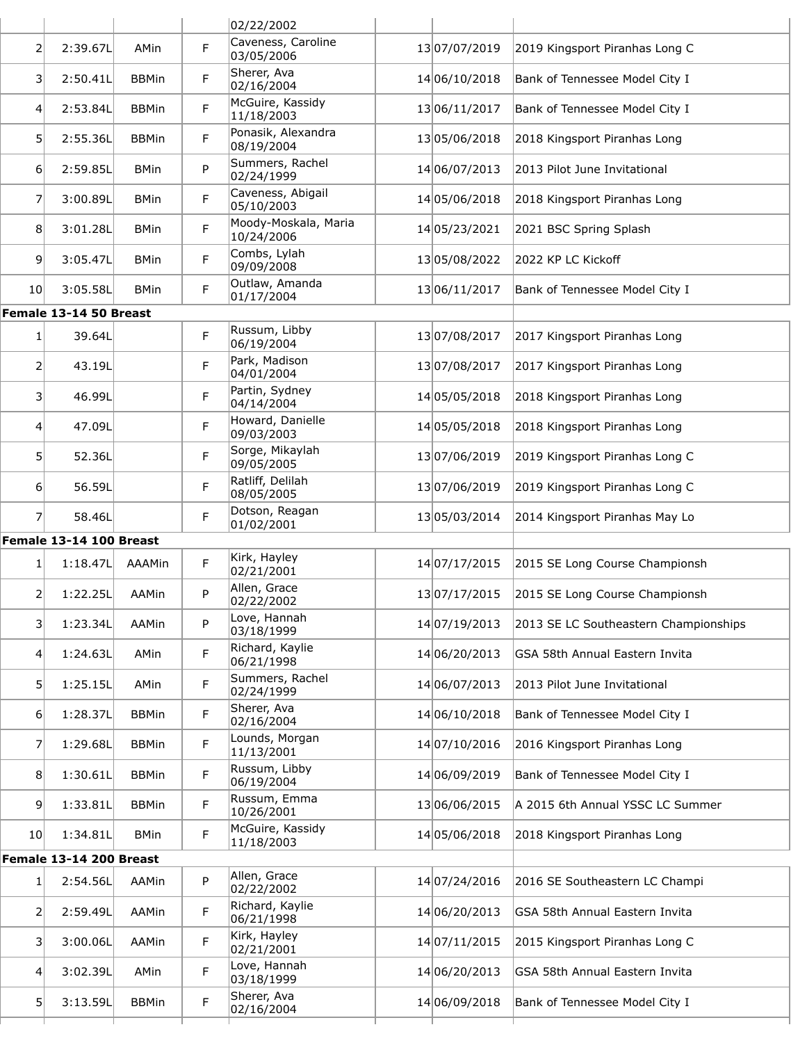| | | | | 02/22/2002 | | | |
|---|---|---|---|---|---|---|---|
| 2 | 2:39.67L | AMin | F | Caveness, Caroline 03/05/2006 | 13 | 07/07/2019 | 2019 Kingsport Piranhas Long C |
| 3 | 2:50.41L | BBMin | F | Sherer, Ava 02/16/2004 | 14 | 06/10/2018 | Bank of Tennessee Model City I |
| 4 | 2:53.84L | BBMin | F | McGuire, Kassidy 11/18/2003 | 13 | 06/11/2017 | Bank of Tennessee Model City I |
| 5 | 2:55.36L | BBMin | F | Ponasik, Alexandra 08/19/2004 | 13 | 05/06/2018 | 2018 Kingsport Piranhas Long |
| 6 | 2:59.85L | BMin | P | Summers, Rachel 02/24/1999 | 14 | 06/07/2013 | 2013 Pilot June Invitational |
| 7 | 3:00.89L | BMin | F | Caveness, Abigail 05/10/2003 | 14 | 05/06/2018 | 2018 Kingsport Piranhas Long |
| 8 | 3:01.28L | BMin | F | Moody-Moskala, Maria 10/24/2006 | 14 | 05/23/2021 | 2021 BSC Spring Splash |
| 9 | 3:05.47L | BMin | F | Combs, Lylah 09/09/2008 | 13 | 05/08/2022 | 2022 KP LC Kickoff |
| 10 | 3:05.58L | BMin | F | Outlaw, Amanda 01/17/2004 | 13 | 06/11/2017 | Bank of Tennessee Model City I |
| **Female 13-14 50 Breast** | | | | | | | |
| 1 | 39.64L | | F | Russum, Libby 06/19/2004 | 13 | 07/08/2017 | 2017 Kingsport Piranhas Long |
| 2 | 43.19L | | F | Park, Madison 04/01/2004 | 13 | 07/08/2017 | 2017 Kingsport Piranhas Long |
| 3 | 46.99L | | F | Partin, Sydney 04/14/2004 | 14 | 05/05/2018 | 2018 Kingsport Piranhas Long |
| 4 | 47.09L | | F | Howard, Danielle 09/03/2003 | 14 | 05/05/2018 | 2018 Kingsport Piranhas Long |
| 5 | 52.36L | | F | Sorge, Mikaylah 09/05/2005 | 13 | 07/06/2019 | 2019 Kingsport Piranhas Long C |
| 6 | 56.59L | | F | Ratliff, Delilah 08/05/2005 | 13 | 07/06/2019 | 2019 Kingsport Piranhas Long C |
| 7 | 58.46L | | F | Dotson, Reagan 01/02/2001 | 13 | 05/03/2014 | 2014 Kingsport Piranhas May Lo |
| **Female 13-14 100 Breast** | | | | | | | |
| 1 | 1:18.47L | AAAMin | F | Kirk, Hayley 02/21/2001 | 14 | 07/17/2015 | 2015 SE Long Course Championsh |
| 2 | 1:22.25L | AAMin | P | Allen, Grace 02/22/2002 | 13 | 07/17/2015 | 2015 SE Long Course Championsh |
| 3 | 1:23.34L | AAMin | P | Love, Hannah 03/18/1999 | 14 | 07/19/2013 | 2013 SE LC Southeastern Championships |
| 4 | 1:24.63L | AMin | F | Richard, Kaylie 06/21/1998 | 14 | 06/20/2013 | GSA 58th Annual Eastern Invita |
| 5 | 1:25.15L | AMin | F | Summers, Rachel 02/24/1999 | 14 | 06/07/2013 | 2013 Pilot June Invitational |
| 6 | 1:28.37L | BBMin | F | Sherer, Ava 02/16/2004 | 14 | 06/10/2018 | Bank of Tennessee Model City I |
| 7 | 1:29.68L | BBMin | F | Lounds, Morgan 11/13/2001 | 14 | 07/10/2016 | 2016 Kingsport Piranhas Long |
| 8 | 1:30.61L | BBMin | F | Russum, Libby 06/19/2004 | 14 | 06/09/2019 | Bank of Tennessee Model City I |
| 9 | 1:33.81L | BBMin | F | Russum, Emma 10/26/2001 | 13 | 06/06/2015 | A 2015 6th Annual YSSC LC Summer |
| 10 | 1:34.81L | BMin | F | McGuire, Kassidy 11/18/2003 | 14 | 05/06/2018 | 2018 Kingsport Piranhas Long |
| **Female 13-14 200 Breast** | | | | | | | |
| 1 | 2:54.56L | AAMin | P | Allen, Grace 02/22/2002 | 14 | 07/24/2016 | 2016 SE Southeastern LC Champi |
| 2 | 2:59.49L | AAMin | F | Richard, Kaylie 06/21/1998 | 14 | 06/20/2013 | GSA 58th Annual Eastern Invita |
| 3 | 3:00.06L | AAMin | F | Kirk, Hayley 02/21/2001 | 14 | 07/11/2015 | 2015 Kingsport Piranhas Long C |
| 4 | 3:02.39L | AMin | F | Love, Hannah 03/18/1999 | 14 | 06/20/2013 | GSA 58th Annual Eastern Invita |
| 5 | 3:13.59L | BBMin | F | Sherer, Ava 02/16/2004 | 14 | 06/09/2018 | Bank of Tennessee Model City I |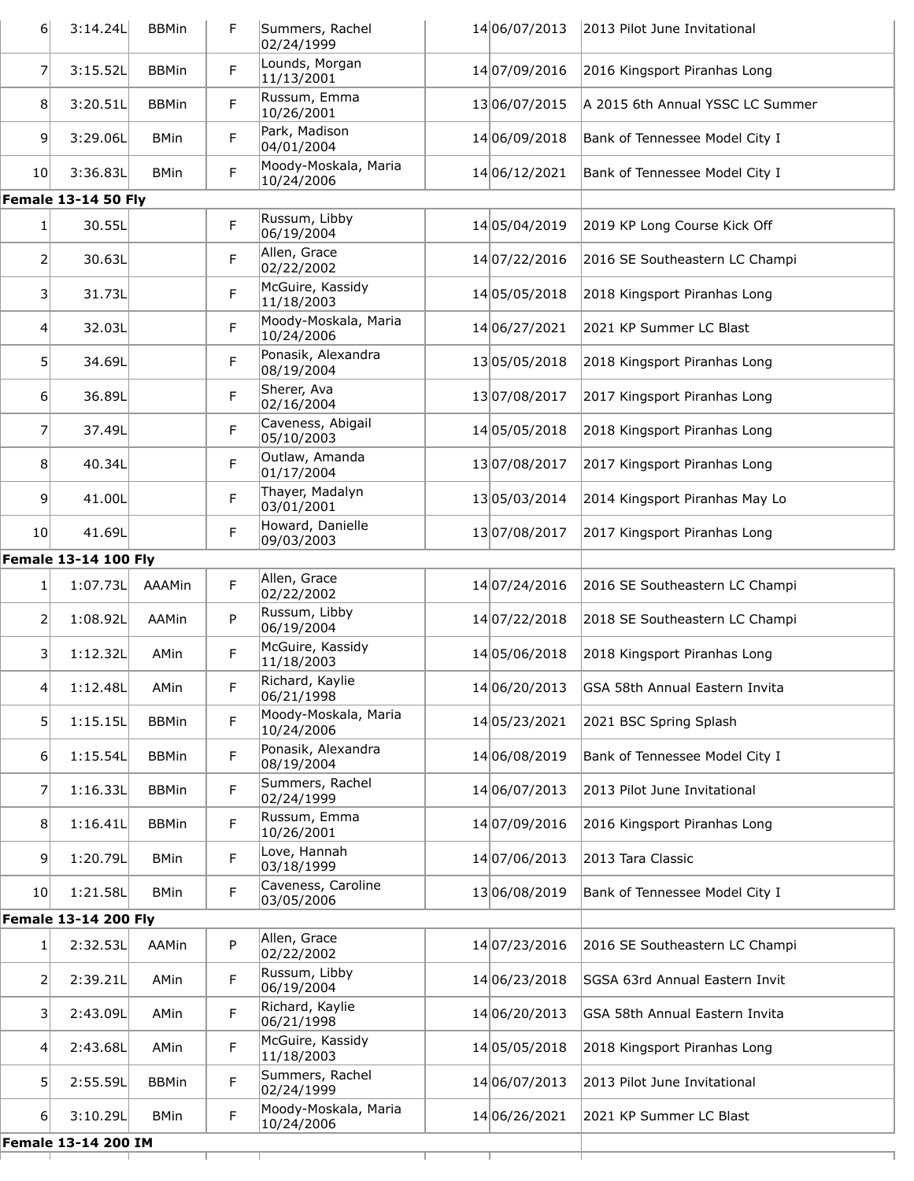| | | | | | | | |
|---|---|---|---|---|---|---|---|
| 6 | 3:14.24L | BBMin | F | Summers, Rachel 02/24/1999 | 14 | 06/07/2013 | 2013 Pilot June Invitational |
| 7 | 3:15.52L | BBMin | F | Lounds, Morgan 11/13/2001 | 14 | 07/09/2016 | 2016 Kingsport Piranhas Long |
| 8 | 3:20.51L | BBMin | F | Russum, Emma 10/26/2001 | 13 | 06/07/2015 | A 2015 6th Annual YSSC LC Summer |
| 9 | 3:29.06L | BMin | F | Park, Madison 04/01/2004 | 14 | 06/09/2018 | Bank of Tennessee Model City I |
| 10 | 3:36.83L | BMin | F | Moody-Moskala, Maria 10/24/2006 | 14 | 06/12/2021 | Bank of Tennessee Model City I |
| **Female 13-14 50 Fly** | | | | | | | |
| 1 | 30.55L | | F | Russum, Libby 06/19/2004 | 14 | 05/04/2019 | 2019 KP Long Course Kick Off |
| 2 | 30.63L | | F | Allen, Grace 02/22/2002 | 14 | 07/22/2016 | 2016 SE Southeastern LC Champi |
| 3 | 31.73L | | F | McGuire, Kassidy 11/18/2003 | 14 | 05/05/2018 | 2018 Kingsport Piranhas Long |
| 4 | 32.03L | | F | Moody-Moskala, Maria 10/24/2006 | 14 | 06/27/2021 | 2021 KP Summer LC Blast |
| 5 | 34.69L | | F | Ponasik, Alexandra 08/19/2004 | 13 | 05/05/2018 | 2018 Kingsport Piranhas Long |
| 6 | 36.89L | | F | Sherer, Ava 02/16/2004 | 13 | 07/08/2017 | 2017 Kingsport Piranhas Long |
| 7 | 37.49L | | F | Caveness, Abigail 05/10/2003 | 14 | 05/05/2018 | 2018 Kingsport Piranhas Long |
| 8 | 40.34L | | F | Outlaw, Amanda 01/17/2004 | 13 | 07/08/2017 | 2017 Kingsport Piranhas Long |
| 9 | 41.00L | | F | Thayer, Madalyn 03/01/2001 | 13 | 05/03/2014 | 2014 Kingsport Piranhas May Lo |
| 10 | 41.69L | | F | Howard, Danielle 09/03/2003 | 13 | 07/08/2017 | 2017 Kingsport Piranhas Long |
| **Female 13-14 100 Fly** | | | | | | | |
| 1 | 1:07.73L | AAAMin | F | Allen, Grace 02/22/2002 | 14 | 07/24/2016 | 2016 SE Southeastern LC Champi |
| 2 | 1:08.92L | AAMin | P | Russum, Libby 06/19/2004 | 14 | 07/22/2018 | 2018 SE Southeastern LC Champi |
| 3 | 1:12.32L | AMin | F | McGuire, Kassidy 11/18/2003 | 14 | 05/06/2018 | 2018 Kingsport Piranhas Long |
| 4 | 1:12.48L | AMin | F | Richard, Kaylie 06/21/1998 | 14 | 06/20/2013 | GSA 58th Annual Eastern Invita |
| 5 | 1:15.15L | BBMin | F | Moody-Moskala, Maria 10/24/2006 | 14 | 05/23/2021 | 2021 BSC Spring Splash |
| 6 | 1:15.54L | BBMin | F | Ponasik, Alexandra 08/19/2004 | 14 | 06/08/2019 | Bank of Tennessee Model City I |
| 7 | 1:16.33L | BBMin | F | Summers, Rachel 02/24/1999 | 14 | 06/07/2013 | 2013 Pilot June Invitational |
| 8 | 1:16.41L | BBMin | F | Russum, Emma 10/26/2001 | 14 | 07/09/2016 | 2016 Kingsport Piranhas Long |
| 9 | 1:20.79L | BMin | F | Love, Hannah 03/18/1999 | 14 | 07/06/2013 | 2013 Tara Classic |
| 10 | 1:21.58L | BMin | F | Caveness, Caroline 03/05/2006 | 13 | 06/08/2019 | Bank of Tennessee Model City I |
| **Female 13-14 200 Fly** | | | | | | | |
| 1 | 2:32.53L | AAMin | P | Allen, Grace 02/22/2002 | 14 | 07/23/2016 | 2016 SE Southeastern LC Champi |
| 2 | 2:39.21L | AMin | F | Russum, Libby 06/19/2004 | 14 | 06/23/2018 | SGSA 63rd Annual Eastern Invit |
| 3 | 2:43.09L | AMin | F | Richard, Kaylie 06/21/1998 | 14 | 06/20/2013 | GSA 58th Annual Eastern Invita |
| 4 | 2:43.68L | AMin | F | McGuire, Kassidy 11/18/2003 | 14 | 05/05/2018 | 2018 Kingsport Piranhas Long |
| 5 | 2:55.59L | BBMin | F | Summers, Rachel 02/24/1999 | 14 | 06/07/2013 | 2013 Pilot June Invitational |
| 6 | 3:10.29L | BMin | F | Moody-Moskala, Maria 10/24/2006 | 14 | 06/26/2021 | 2021 KP Summer LC Blast |
| **Female 13-14 200 IM** | | | | | | | |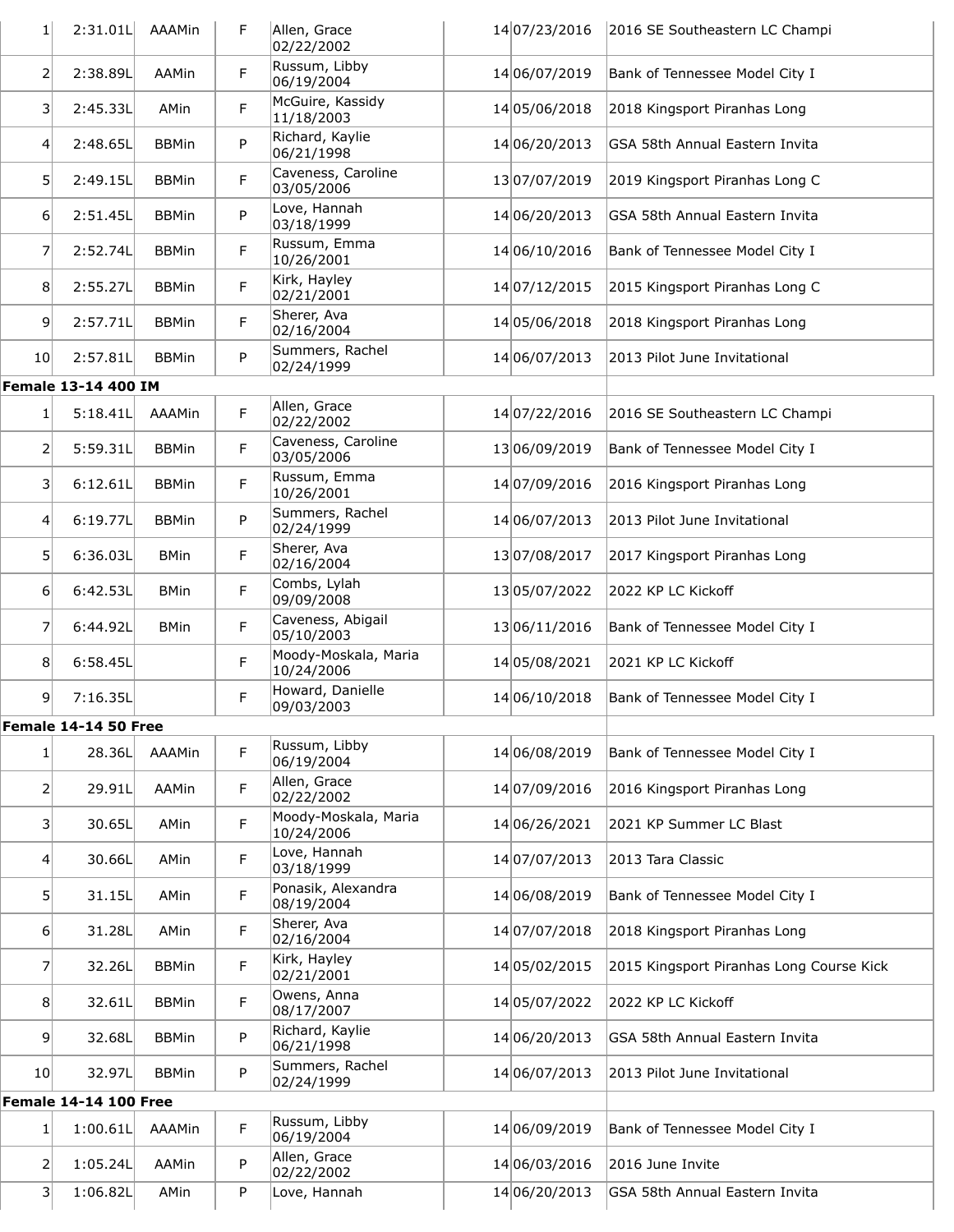| | | | | | | | |
|---|---|---|---|---|---|---|---|
| 1 | 2:31.01L | AAAMin | F | Allen, Grace 02/22/2002 | 14 | 07/23/2016 | 2016 SE Southeastern LC Champi |
| 2 | 2:38.89L | AAMin | F | Russum, Libby 06/19/2004 | 14 | 06/07/2019 | Bank of Tennessee Model City I |
| 3 | 2:45.33L | AMin | F | McGuire, Kassidy 11/18/2003 | 14 | 05/06/2018 | 2018 Kingsport Piranhas Long |
| 4 | 2:48.65L | BBMin | P | Richard, Kaylie 06/21/1998 | 14 | 06/20/2013 | GSA 58th Annual Eastern Invita |
| 5 | 2:49.15L | BBMin | F | Caveness, Caroline 03/05/2006 | 13 | 07/07/2019 | 2019 Kingsport Piranhas Long C |
| 6 | 2:51.45L | BBMin | P | Love, Hannah 03/18/1999 | 14 | 06/20/2013 | GSA 58th Annual Eastern Invita |
| 7 | 2:52.74L | BBMin | F | Russum, Emma 10/26/2001 | 14 | 06/10/2016 | Bank of Tennessee Model City I |
| 8 | 2:55.27L | BBMin | F | Kirk, Hayley 02/21/2001 | 14 | 07/12/2015 | 2015 Kingsport Piranhas Long C |
| 9 | 2:57.71L | BBMin | F | Sherer, Ava 02/16/2004 | 14 | 05/06/2018 | 2018 Kingsport Piranhas Long |
| 10 | 2:57.81L | BBMin | P | Summers, Rachel 02/24/1999 | 14 | 06/07/2013 | 2013 Pilot June Invitational |
| **Female 13-14 400 IM** | | | | | | | |
| 1 | 5:18.41L | AAAMin | F | Allen, Grace 02/22/2002 | 14 | 07/22/2016 | 2016 SE Southeastern LC Champi |
| 2 | 5:59.31L | BBMin | F | Caveness, Caroline 03/05/2006 | 13 | 06/09/2019 | Bank of Tennessee Model City I |
| 3 | 6:12.61L | BBMin | F | Russum, Emma 10/26/2001 | 14 | 07/09/2016 | 2016 Kingsport Piranhas Long |
| 4 | 6:19.77L | BBMin | P | Summers, Rachel 02/24/1999 | 14 | 06/07/2013 | 2013 Pilot June Invitational |
| 5 | 6:36.03L | BMin | F | Sherer, Ava 02/16/2004 | 13 | 07/08/2017 | 2017 Kingsport Piranhas Long |
| 6 | 6:42.53L | BMin | F | Combs, Lylah 09/09/2008 | 13 | 05/07/2022 | 2022 KP LC Kickoff |
| 7 | 6:44.92L | BMin | F | Caveness, Abigail 05/10/2003 | 13 | 06/11/2016 | Bank of Tennessee Model City I |
| 8 | 6:58.45L | | F | Moody-Moskala, Maria 10/24/2006 | 14 | 05/08/2021 | 2021 KP LC Kickoff |
| 9 | 7:16.35L | | F | Howard, Danielle 09/03/2003 | 14 | 06/10/2018 | Bank of Tennessee Model City I |
| **Female 14-14 50 Free** | | | | | | | |
| 1 | 28.36L | AAAMin | F | Russum, Libby 06/19/2004 | 14 | 06/08/2019 | Bank of Tennessee Model City I |
| 2 | 29.91L | AAMin | F | Allen, Grace 02/22/2002 | 14 | 07/09/2016 | 2016 Kingsport Piranhas Long |
| 3 | 30.65L | AMin | F | Moody-Moskala, Maria 10/24/2006 | 14 | 06/26/2021 | 2021 KP Summer LC Blast |
| 4 | 30.66L | AMin | F | Love, Hannah 03/18/1999 | 14 | 07/07/2013 | 2013 Tara Classic |
| 5 | 31.15L | AMin | F | Ponasik, Alexandra 08/19/2004 | 14 | 06/08/2019 | Bank of Tennessee Model City I |
| 6 | 31.28L | AMin | F | Sherer, Ava 02/16/2004 | 14 | 07/07/2018 | 2018 Kingsport Piranhas Long |
| 7 | 32.26L | BBMin | F | Kirk, Hayley 02/21/2001 | 14 | 05/02/2015 | 2015 Kingsport Piranhas Long Course Kick |
| 8 | 32.61L | BBMin | F | Owens, Anna 08/17/2007 | 14 | 05/07/2022 | 2022 KP LC Kickoff |
| 9 | 32.68L | BBMin | P | Richard, Kaylie 06/21/1998 | 14 | 06/20/2013 | GSA 58th Annual Eastern Invita |
| 10 | 32.97L | BBMin | P | Summers, Rachel 02/24/1999 | 14 | 06/07/2013 | 2013 Pilot June Invitational |
| **Female 14-14 100 Free** | | | | | | | |
| 1 | 1:00.61L | AAAMin | F | Russum, Libby 06/19/2004 | 14 | 06/09/2019 | Bank of Tennessee Model City I |
| 2 | 1:05.24L | AAMin | P | Allen, Grace 02/22/2002 | 14 | 06/03/2016 | 2016 June Invite |
| 3 | 1:06.82L | AMin | P | Love, Hannah | 14 | 06/20/2013 | GSA 58th Annual Eastern Invita |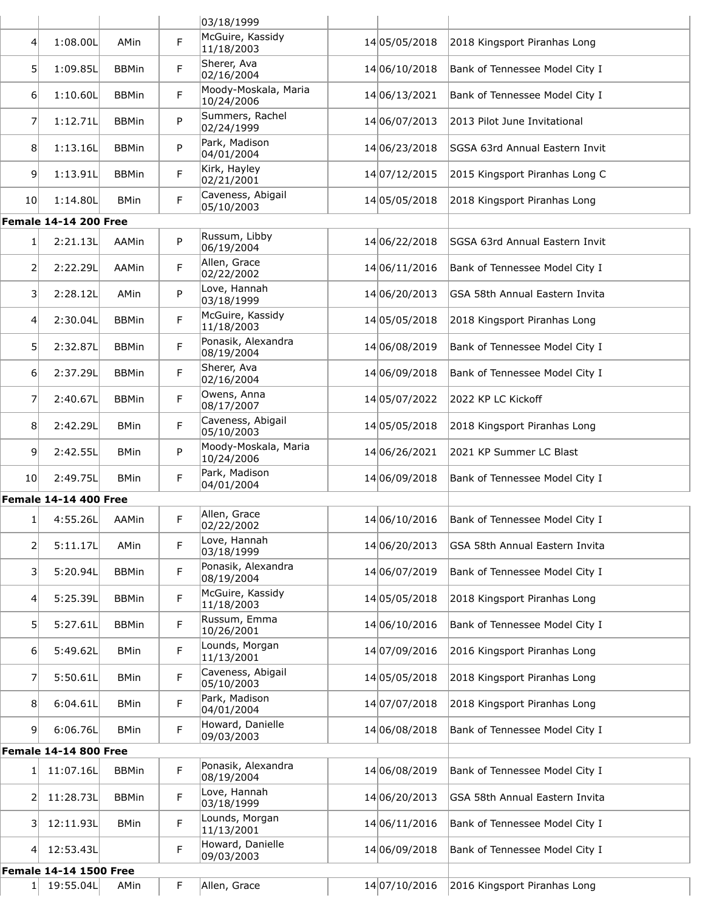| | | | | 03/18/1999 | | | |
|---|---|---|---|---|---|---|---|
| 4 | 1:08.00L | AMin | F | McGuire, Kassidy 11/18/2003 | 14 | 05/05/2018 | 2018 Kingsport Piranhas Long |
| 5 | 1:09.85L | BBMin | F | Sherer, Ava 02/16/2004 | 14 | 06/10/2018 | Bank of Tennessee Model City I |
| 6 | 1:10.60L | BBMin | F | Moody-Moskala, Maria 10/24/2006 | 14 | 06/13/2021 | Bank of Tennessee Model City I |
| 7 | 1:12.71L | BBMin | P | Summers, Rachel 02/24/1999 | 14 | 06/07/2013 | 2013 Pilot June Invitational |
| 8 | 1:13.16L | BBMin | P | Park, Madison 04/01/2004 | 14 | 06/23/2018 | SGSA 63rd Annual Eastern Invit |
| 9 | 1:13.91L | BBMin | F | Kirk, Hayley 02/21/2001 | 14 | 07/12/2015 | 2015 Kingsport Piranhas Long C |
| 10 | 1:14.80L | BMin | F | Caveness, Abigail 05/10/2003 | 14 | 05/05/2018 | 2018 Kingsport Piranhas Long |
| **Female 14-14 200 Free** | | | | | | | |
| 1 | 2:21.13L | AAMin | P | Russum, Libby 06/19/2004 | 14 | 06/22/2018 | SGSA 63rd Annual Eastern Invit |
| 2 | 2:22.29L | AAMin | F | Allen, Grace 02/22/2002 | 14 | 06/11/2016 | Bank of Tennessee Model City I |
| 3 | 2:28.12L | AMin | P | Love, Hannah 03/18/1999 | 14 | 06/20/2013 | GSA 58th Annual Eastern Invita |
| 4 | 2:30.04L | BBMin | F | McGuire, Kassidy 11/18/2003 | 14 | 05/05/2018 | 2018 Kingsport Piranhas Long |
| 5 | 2:32.87L | BBMin | F | Ponasik, Alexandra 08/19/2004 | 14 | 06/08/2019 | Bank of Tennessee Model City I |
| 6 | 2:37.29L | BBMin | F | Sherer, Ava 02/16/2004 | 14 | 06/09/2018 | Bank of Tennessee Model City I |
| 7 | 2:40.67L | BBMin | F | Owens, Anna 08/17/2007 | 14 | 05/07/2022 | 2022 KP LC Kickoff |
| 8 | 2:42.29L | BMin | F | Caveness, Abigail 05/10/2003 | 14 | 05/05/2018 | 2018 Kingsport Piranhas Long |
| 9 | 2:42.55L | BMin | P | Moody-Moskala, Maria 10/24/2006 | 14 | 06/26/2021 | 2021 KP Summer LC Blast |
| 10 | 2:49.75L | BMin | F | Park, Madison 04/01/2004 | 14 | 06/09/2018 | Bank of Tennessee Model City I |
| **Female 14-14 400 Free** | | | | | | | |
| 1 | 4:55.26L | AAMin | F | Allen, Grace 02/22/2002 | 14 | 06/10/2016 | Bank of Tennessee Model City I |
| 2 | 5:11.17L | AMin | F | Love, Hannah 03/18/1999 | 14 | 06/20/2013 | GSA 58th Annual Eastern Invita |
| 3 | 5:20.94L | BBMin | F | Ponasik, Alexandra 08/19/2004 | 14 | 06/07/2019 | Bank of Tennessee Model City I |
| 4 | 5:25.39L | BBMin | F | McGuire, Kassidy 11/18/2003 | 14 | 05/05/2018 | 2018 Kingsport Piranhas Long |
| 5 | 5:27.61L | BBMin | F | Russum, Emma 10/26/2001 | 14 | 06/10/2016 | Bank of Tennessee Model City I |
| 6 | 5:49.62L | BMin | F | Lounds, Morgan 11/13/2001 | 14 | 07/09/2016 | 2016 Kingsport Piranhas Long |
| 7 | 5:50.61L | BMin | F | Caveness, Abigail 05/10/2003 | 14 | 05/05/2018 | 2018 Kingsport Piranhas Long |
| 8 | 6:04.61L | BMin | F | Park, Madison 04/01/2004 | 14 | 07/07/2018 | 2018 Kingsport Piranhas Long |
| 9 | 6:06.76L | BMin | F | Howard, Danielle 09/03/2003 | 14 | 06/08/2018 | Bank of Tennessee Model City I |
| **Female 14-14 800 Free** | | | | | | | |
| 1 | 11:07.16L | BBMin | F | Ponasik, Alexandra 08/19/2004 | 14 | 06/08/2019 | Bank of Tennessee Model City I |
| 2 | 11:28.73L | BBMin | F | Love, Hannah 03/18/1999 | 14 | 06/20/2013 | GSA 58th Annual Eastern Invita |
| 3 | 12:11.93L | BMin | F | Lounds, Morgan 11/13/2001 | 14 | 06/11/2016 | Bank of Tennessee Model City I |
| 4 | 12:53.43L | | F | Howard, Danielle 09/03/2003 | 14 | 06/09/2018 | Bank of Tennessee Model City I |
| **Female 14-14 1500 Free** | | | | | | | |
| 1 | 19:55.04L | AMin | F | Allen, Grace | 14 | 07/10/2016 | 2016 Kingsport Piranhas Long |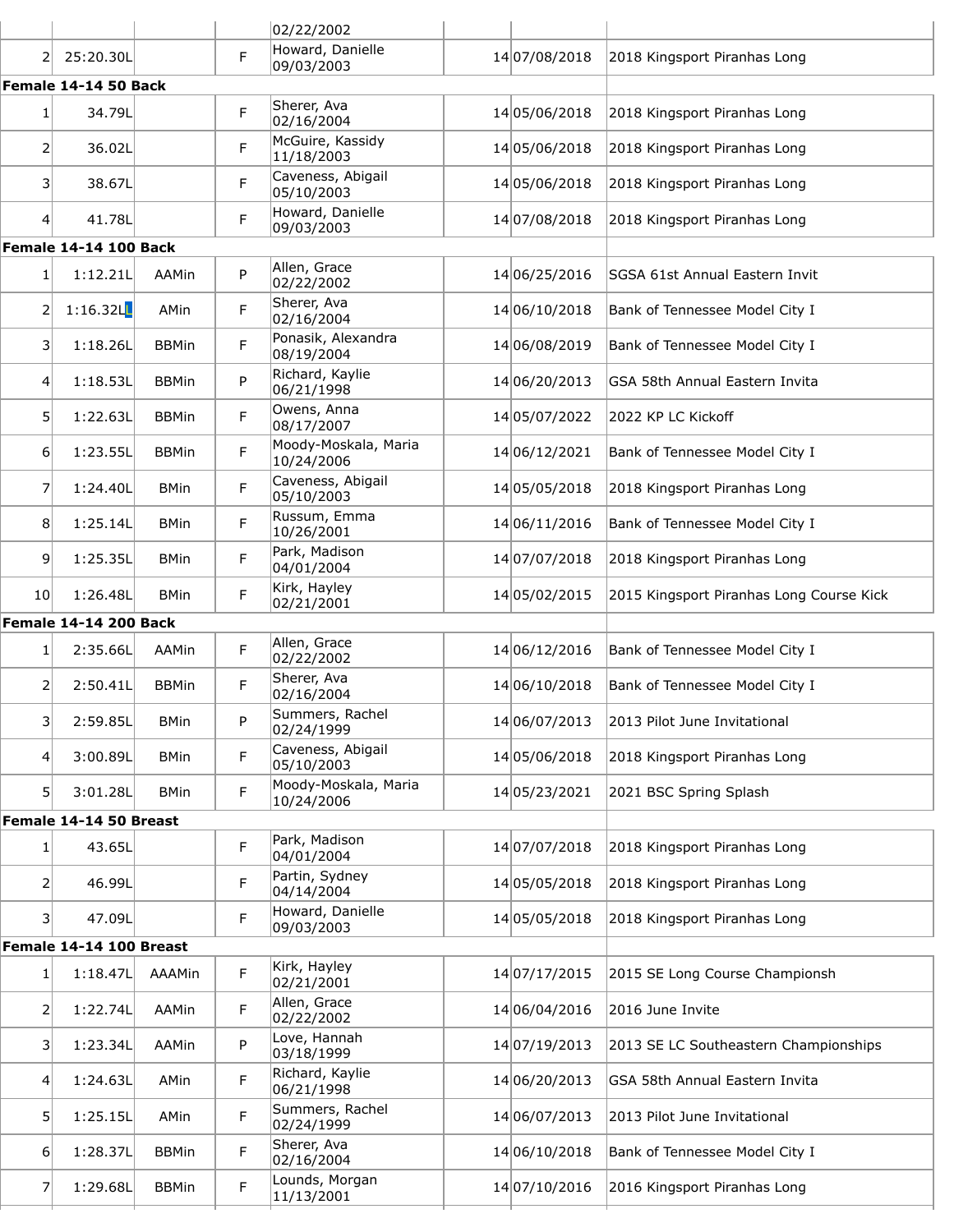| | | | | | | | |
|---|---|---|---|---|---|---|---|
| | | | | 02/22/2002 | | | |
| 2 | 25:20.30L | | F | Howard, Danielle 09/03/2003 | 14 | 07/08/2018 | 2018 Kingsport Piranhas Long |
| **Female 14-14 50 Back** | | | | | | | |
| 1 | 34.79L | | F | Sherer, Ava 02/16/2004 | 14 | 05/06/2018 | 2018 Kingsport Piranhas Long |
| 2 | 36.02L | | F | McGuire, Kassidy 11/18/2003 | 14 | 05/06/2018 | 2018 Kingsport Piranhas Long |
| 3 | 38.67L | | F | Caveness, Abigail 05/10/2003 | 14 | 05/06/2018 | 2018 Kingsport Piranhas Long |
| 4 | 41.78L | | F | Howard, Danielle 09/03/2003 | 14 | 07/08/2018 | 2018 Kingsport Piranhas Long |
| **Female 14-14 100 Back** | | | | | | | |
| 1 | 1:12.21L | AAMin | P | Allen, Grace 02/22/2002 | 14 | 06/25/2016 | SGSA 61st Annual Eastern Invit |
| 2 | 1:16.32L | AMin | F | Sherer, Ava 02/16/2004 | 14 | 06/10/2018 | Bank of Tennessee Model City I |
| 3 | 1:18.26L | BBMin | F | Ponasik, Alexandra 08/19/2004 | 14 | 06/08/2019 | Bank of Tennessee Model City I |
| 4 | 1:18.53L | BBMin | P | Richard, Kaylie 06/21/1998 | 14 | 06/20/2013 | GSA 58th Annual Eastern Invita |
| 5 | 1:22.63L | BBMin | F | Owens, Anna 08/17/2007 | 14 | 05/07/2022 | 2022 KP LC Kickoff |
| 6 | 1:23.55L | BBMin | F | Moody-Moskala, Maria 10/24/2006 | 14 | 06/12/2021 | Bank of Tennessee Model City I |
| 7 | 1:24.40L | BMin | F | Caveness, Abigail 05/10/2003 | 14 | 05/05/2018 | 2018 Kingsport Piranhas Long |
| 8 | 1:25.14L | BMin | F | Russum, Emma 10/26/2001 | 14 | 06/11/2016 | Bank of Tennessee Model City I |
| 9 | 1:25.35L | BMin | F | Park, Madison 04/01/2004 | 14 | 07/07/2018 | 2018 Kingsport Piranhas Long |
| 10 | 1:26.48L | BMin | F | Kirk, Hayley 02/21/2001 | 14 | 05/02/2015 | 2015 Kingsport Piranhas Long Course Kick |
| **Female 14-14 200 Back** | | | | | | | |
| 1 | 2:35.66L | AAMin | F | Allen, Grace 02/22/2002 | 14 | 06/12/2016 | Bank of Tennessee Model City I |
| 2 | 2:50.41L | BBMin | F | Sherer, Ava 02/16/2004 | 14 | 06/10/2018 | Bank of Tennessee Model City I |
| 3 | 2:59.85L | BMin | P | Summers, Rachel 02/24/1999 | 14 | 06/07/2013 | 2013 Pilot June Invitational |
| 4 | 3:00.89L | BMin | F | Caveness, Abigail 05/10/2003 | 14 | 05/06/2018 | 2018 Kingsport Piranhas Long |
| 5 | 3:01.28L | BMin | F | Moody-Moskala, Maria 10/24/2006 | 14 | 05/23/2021 | 2021 BSC Spring Splash |
| **Female 14-14 50 Breast** | | | | | | | |
| 1 | 43.65L | | F | Park, Madison 04/01/2004 | 14 | 07/07/2018 | 2018 Kingsport Piranhas Long |
| 2 | 46.99L | | F | Partin, Sydney 04/14/2004 | 14 | 05/05/2018 | 2018 Kingsport Piranhas Long |
| 3 | 47.09L | | F | Howard, Danielle 09/03/2003 | 14 | 05/05/2018 | 2018 Kingsport Piranhas Long |
| **Female 14-14 100 Breast** | | | | | | | |
| 1 | 1:18.47L | AAAMin | F | Kirk, Hayley 02/21/2001 | 14 | 07/17/2015 | 2015 SE Long Course Championsh |
| 2 | 1:22.74L | AAMin | F | Allen, Grace 02/22/2002 | 14 | 06/04/2016 | 2016 June Invite |
| 3 | 1:23.34L | AAMin | P | Love, Hannah 03/18/1999 | 14 | 07/19/2013 | 2013 SE LC Southeastern Championships |
| 4 | 1:24.63L | AMin | F | Richard, Kaylie 06/21/1998 | 14 | 06/20/2013 | GSA 58th Annual Eastern Invita |
| 5 | 1:25.15L | AMin | F | Summers, Rachel 02/24/1999 | 14 | 06/07/2013 | 2013 Pilot June Invitational |
| 6 | 1:28.37L | BBMin | F | Sherer, Ava 02/16/2004 | 14 | 06/10/2018 | Bank of Tennessee Model City I |
| 7 | 1:29.68L | BBMin | F | Lounds, Morgan 11/13/2001 | 14 | 07/10/2016 | 2016 Kingsport Piranhas Long |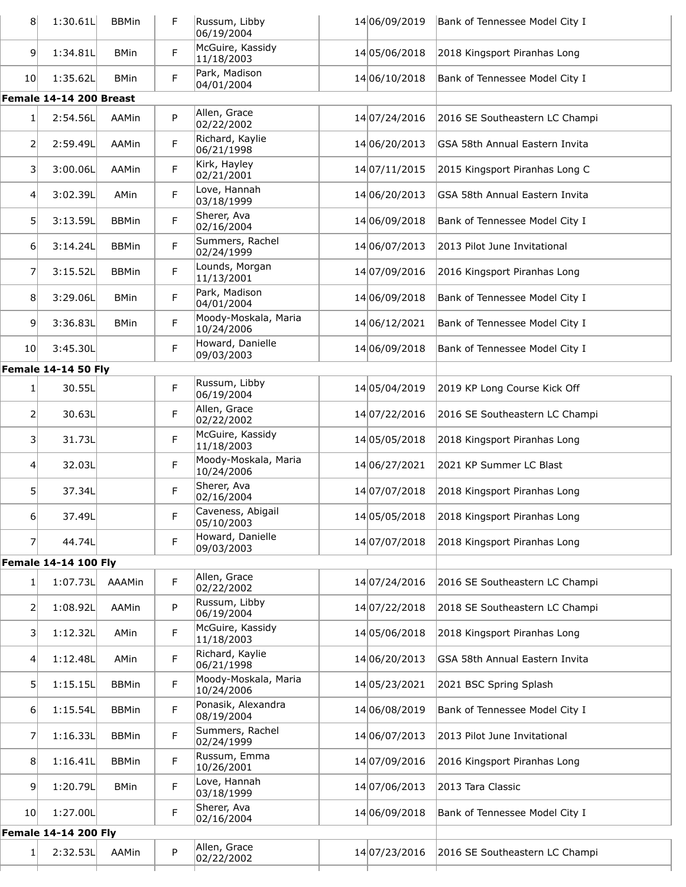| | | | | | | | |
|---|---|---|---|---|---|---|---|
| 8 | 1:30.61L | BBMin | F | Russum, Libby 06/19/2004 | 14 | 06/09/2019 | Bank of Tennessee Model City I |
| 9 | 1:34.81L | BMin | F | McGuire, Kassidy 11/18/2003 | 14 | 05/06/2018 | 2018 Kingsport Piranhas Long |
| 10 | 1:35.62L | BMin | F | Park, Madison 04/01/2004 | 14 | 06/10/2018 | Bank of Tennessee Model City I |

**Female 14-14 200 Breast**

| | | | | | | | |
|---|---|---|---|---|---|---|---|
| 1 | 2:54.56L | AAMin | P | Allen, Grace 02/22/2002 | 14 | 07/24/2016 | 2016 SE Southeastern LC Champi |
| 2 | 2:59.49L | AAMin | F | Richard, Kaylie 06/21/1998 | 14 | 06/20/2013 | GSA 58th Annual Eastern Invita |
| 3 | 3:00.06L | AAMin | F | Kirk, Hayley 02/21/2001 | 14 | 07/11/2015 | 2015 Kingsport Piranhas Long C |
| 4 | 3:02.39L | AMin | F | Love, Hannah 03/18/1999 | 14 | 06/20/2013 | GSA 58th Annual Eastern Invita |
| 5 | 3:13.59L | BBMin | F | Sherer, Ava 02/16/2004 | 14 | 06/09/2018 | Bank of Tennessee Model City I |
| 6 | 3:14.24L | BBMin | F | Summers, Rachel 02/24/1999 | 14 | 06/07/2013 | 2013 Pilot June Invitational |
| 7 | 3:15.52L | BBMin | F | Lounds, Morgan 11/13/2001 | 14 | 07/09/2016 | 2016 Kingsport Piranhas Long |
| 8 | 3:29.06L | BMin | F | Park, Madison 04/01/2004 | 14 | 06/09/2018 | Bank of Tennessee Model City I |
| 9 | 3:36.83L | BMin | F | Moody-Moskala, Maria 10/24/2006 | 14 | 06/12/2021 | Bank of Tennessee Model City I |
| 10 | 3:45.30L | | F | Howard, Danielle 09/03/2003 | 14 | 06/09/2018 | Bank of Tennessee Model City I |

**Female 14-14 50 Fly**

| | | | | | | | |
|---|---|---|---|---|---|---|---|
| 1 | 30.55L | | F | Russum, Libby 06/19/2004 | 14 | 05/04/2019 | 2019 KP Long Course Kick Off |
| 2 | 30.63L | | F | Allen, Grace 02/22/2002 | 14 | 07/22/2016 | 2016 SE Southeastern LC Champi |
| 3 | 31.73L | | F | McGuire, Kassidy 11/18/2003 | 14 | 05/05/2018 | 2018 Kingsport Piranhas Long |
| 4 | 32.03L | | F | Moody-Moskala, Maria 10/24/2006 | 14 | 06/27/2021 | 2021 KP Summer LC Blast |
| 5 | 37.34L | | F | Sherer, Ava 02/16/2004 | 14 | 07/07/2018 | 2018 Kingsport Piranhas Long |
| 6 | 37.49L | | F | Caveness, Abigail 05/10/2003 | 14 | 05/05/2018 | 2018 Kingsport Piranhas Long |
| 7 | 44.74L | | F | Howard, Danielle 09/03/2003 | 14 | 07/07/2018 | 2018 Kingsport Piranhas Long |

**Female 14-14 100 Fly**

| | | | | | | | |
|---|---|---|---|---|---|---|---|
| 1 | 1:07.73L | AAAMin | F | Allen, Grace 02/22/2002 | 14 | 07/24/2016 | 2016 SE Southeastern LC Champi |
| 2 | 1:08.92L | AAMin | P | Russum, Libby 06/19/2004 | 14 | 07/22/2018 | 2018 SE Southeastern LC Champi |
| 3 | 1:12.32L | AMin | F | McGuire, Kassidy 11/18/2003 | 14 | 05/06/2018 | 2018 Kingsport Piranhas Long |
| 4 | 1:12.48L | AMin | F | Richard, Kaylie 06/21/1998 | 14 | 06/20/2013 | GSA 58th Annual Eastern Invita |
| 5 | 1:15.15L | BBMin | F | Moody-Moskala, Maria 10/24/2006 | 14 | 05/23/2021 | 2021 BSC Spring Splash |
| 6 | 1:15.54L | BBMin | F | Ponasik, Alexandra 08/19/2004 | 14 | 06/08/2019 | Bank of Tennessee Model City I |
| 7 | 1:16.33L | BBMin | F | Summers, Rachel 02/24/1999 | 14 | 06/07/2013 | 2013 Pilot June Invitational |
| 8 | 1:16.41L | BBMin | F | Russum, Emma 10/26/2001 | 14 | 07/09/2016 | 2016 Kingsport Piranhas Long |
| 9 | 1:20.79L | BMin | F | Love, Hannah 03/18/1999 | 14 | 07/06/2013 | 2013 Tara Classic |
| 10 | 1:27.00L | | F | Sherer, Ava 02/16/2004 | 14 | 06/09/2018 | Bank of Tennessee Model City I |

**Female 14-14 200 Fly**

| | | | | | | | |
|---|---|---|---|---|---|---|---|
| 1 | 2:32.53L | AAMin | P | Allen, Grace 02/22/2002 | 14 | 07/23/2016 | 2016 SE Southeastern LC Champi |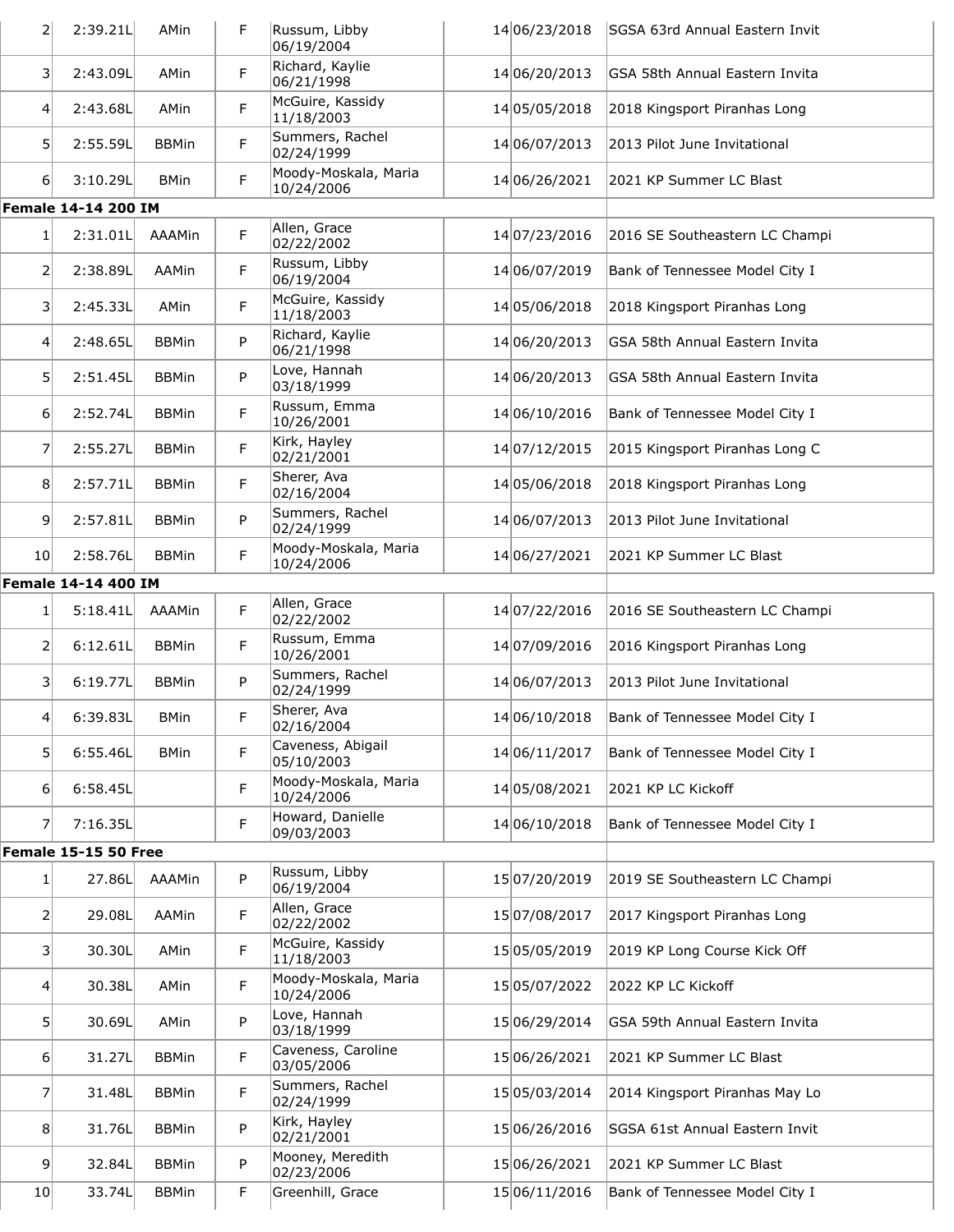| | | | | | | | |
|---|---|---|---|---|---|---|---|
| 2 | 2:39.21L | AMin | F | Russum, Libby 06/19/2004 | 14 | 06/23/2018 | SGSA 63rd Annual Eastern Invit |
| 3 | 2:43.09L | AMin | F | Richard, Kaylie 06/21/1998 | 14 | 06/20/2013 | GSA 58th Annual Eastern Invita |
| 4 | 2:43.68L | AMin | F | McGuire, Kassidy 11/18/2003 | 14 | 05/05/2018 | 2018 Kingsport Piranhas Long |
| 5 | 2:55.59L | BBMin | F | Summers, Rachel 02/24/1999 | 14 | 06/07/2013 | 2013 Pilot June Invitational |
| 6 | 3:10.29L | BMin | F | Moody-Moskala, Maria 10/24/2006 | 14 | 06/26/2021 | 2021 KP Summer LC Blast |
| **Female 14-14 200 IM** | | | | | | | |
| 1 | 2:31.01L | AAAMin | F | Allen, Grace 02/22/2002 | 14 | 07/23/2016 | 2016 SE Southeastern LC Champi |
| 2 | 2:38.89L | AAMin | F | Russum, Libby 06/19/2004 | 14 | 06/07/2019 | Bank of Tennessee Model City I |
| 3 | 2:45.33L | AMin | F | McGuire, Kassidy 11/18/2003 | 14 | 05/06/2018 | 2018 Kingsport Piranhas Long |
| 4 | 2:48.65L | BBMin | P | Richard, Kaylie 06/21/1998 | 14 | 06/20/2013 | GSA 58th Annual Eastern Invita |
| 5 | 2:51.45L | BBMin | P | Love, Hannah 03/18/1999 | 14 | 06/20/2013 | GSA 58th Annual Eastern Invita |
| 6 | 2:52.74L | BBMin | F | Russum, Emma 10/26/2001 | 14 | 06/10/2016 | Bank of Tennessee Model City I |
| 7 | 2:55.27L | BBMin | F | Kirk, Hayley 02/21/2001 | 14 | 07/12/2015 | 2015 Kingsport Piranhas Long C |
| 8 | 2:57.71L | BBMin | F | Sherer, Ava 02/16/2004 | 14 | 05/06/2018 | 2018 Kingsport Piranhas Long |
| 9 | 2:57.81L | BBMin | P | Summers, Rachel 02/24/1999 | 14 | 06/07/2013 | 2013 Pilot June Invitational |
| 10 | 2:58.76L | BBMin | F | Moody-Moskala, Maria 10/24/2006 | 14 | 06/27/2021 | 2021 KP Summer LC Blast |
| **Female 14-14 400 IM** | | | | | | | |
| 1 | 5:18.41L | AAAMin | F | Allen, Grace 02/22/2002 | 14 | 07/22/2016 | 2016 SE Southeastern LC Champi |
| 2 | 6:12.61L | BBMin | F | Russum, Emma 10/26/2001 | 14 | 07/09/2016 | 2016 Kingsport Piranhas Long |
| 3 | 6:19.77L | BBMin | P | Summers, Rachel 02/24/1999 | 14 | 06/07/2013 | 2013 Pilot June Invitational |
| 4 | 6:39.83L | BMin | F | Sherer, Ava 02/16/2004 | 14 | 06/10/2018 | Bank of Tennessee Model City I |
| 5 | 6:55.46L | BMin | F | Caveness, Abigail 05/10/2003 | 14 | 06/11/2017 | Bank of Tennessee Model City I |
| 6 | 6:58.45L | | F | Moody-Moskala, Maria 10/24/2006 | 14 | 05/08/2021 | 2021 KP LC Kickoff |
| 7 | 7:16.35L | | F | Howard, Danielle 09/03/2003 | 14 | 06/10/2018 | Bank of Tennessee Model City I |
| **Female 15-15 50 Free** | | | | | | | |
| 1 | 27.86L | AAAMin | P | Russum, Libby 06/19/2004 | 15 | 07/20/2019 | 2019 SE Southeastern LC Champi |
| 2 | 29.08L | AAMin | F | Allen, Grace 02/22/2002 | 15 | 07/08/2017 | 2017 Kingsport Piranhas Long |
| 3 | 30.30L | AMin | F | McGuire, Kassidy 11/18/2003 | 15 | 05/05/2019 | 2019 KP Long Course Kick Off |
| 4 | 30.38L | AMin | F | Moody-Moskala, Maria 10/24/2006 | 15 | 05/07/2022 | 2022 KP LC Kickoff |
| 5 | 30.69L | AMin | P | Love, Hannah 03/18/1999 | 15 | 06/29/2014 | GSA 59th Annual Eastern Invita |
| 6 | 31.27L | BBMin | F | Caveness, Caroline 03/05/2006 | 15 | 06/26/2021 | 2021 KP Summer LC Blast |
| 7 | 31.48L | BBMin | F | Summers, Rachel 02/24/1999 | 15 | 05/03/2014 | 2014 Kingsport Piranhas May Lo |
| 8 | 31.76L | BBMin | P | Kirk, Hayley 02/21/2001 | 15 | 06/26/2016 | SGSA 61st Annual Eastern Invit |
| 9 | 32.84L | BBMin | P | Mooney, Meredith 02/23/2006 | 15 | 06/26/2021 | 2021 KP Summer LC Blast |
| 10 | 33.74L | BBMin | F | Greenhill, Grace | 15 | 06/11/2016 | Bank of Tennessee Model City I |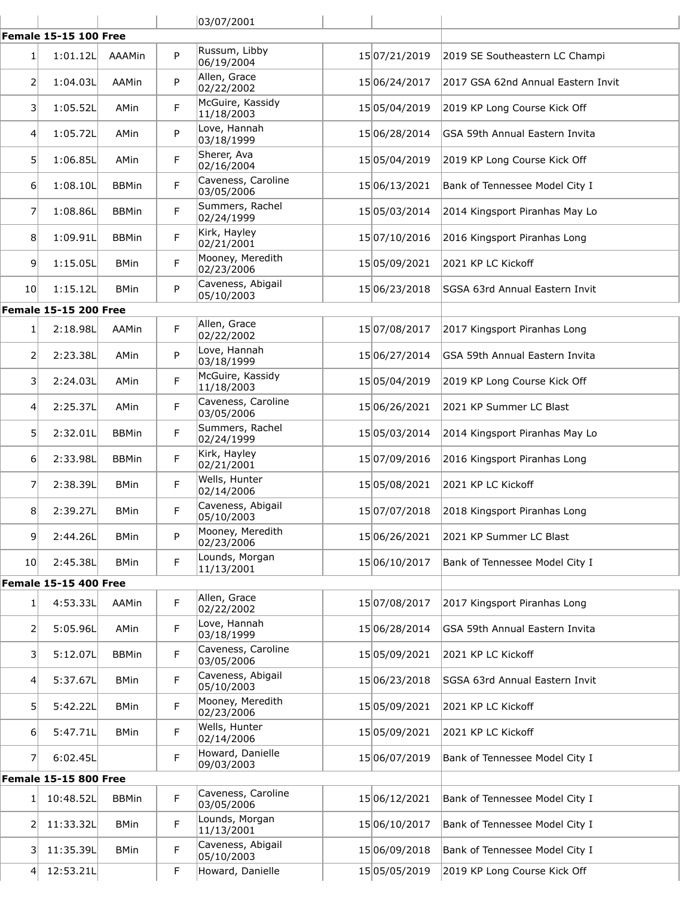| | | | 03/07/2001 | | | |
|---|---|---|---|---|---|---|

**Female 15-15 100 Free**

| | | | | | | |
|---|---|---|---|---|---|---|
| 1 | 1:01.12L | AAAMin | P | Russum, Libby 06/19/2004 | 15 | 07/21/2019 | 2019 SE Southeastern LC Champi |
| 2 | 1:04.03L | AAMin | P | Allen, Grace 02/22/2002 | 15 | 06/24/2017 | 2017 GSA 62nd Annual Eastern Invit |
| 3 | 1:05.52L | AMin | F | McGuire, Kassidy 11/18/2003 | 15 | 05/04/2019 | 2019 KP Long Course Kick Off |
| 4 | 1:05.72L | AMin | P | Love, Hannah 03/18/1999 | 15 | 06/28/2014 | GSA 59th Annual Eastern Invita |
| 5 | 1:06.85L | AMin | F | Sherer, Ava 02/16/2004 | 15 | 05/04/2019 | 2019 KP Long Course Kick Off |
| 6 | 1:08.10L | BBMin | F | Caveness, Caroline 03/05/2006 | 15 | 06/13/2021 | Bank of Tennessee Model City I |
| 7 | 1:08.86L | BBMin | F | Summers, Rachel 02/24/1999 | 15 | 05/03/2014 | 2014 Kingsport Piranhas May Lo |
| 8 | 1:09.91L | BBMin | F | Kirk, Hayley 02/21/2001 | 15 | 07/10/2016 | 2016 Kingsport Piranhas Long |
| 9 | 1:15.05L | BMin | F | Mooney, Meredith 02/23/2006 | 15 | 05/09/2021 | 2021 KP LC Kickoff |
| 10 | 1:15.12L | BMin | P | Caveness, Abigail 05/10/2003 | 15 | 06/23/2018 | SGSA 63rd Annual Eastern Invit |

**Female 15-15 200 Free**

| | | | | | | | |
|---|---|---|---|---|---|---|---|
| 1 | 2:18.98L | AAMin | F | Allen, Grace 02/22/2002 | 15 | 07/08/2017 | 2017 Kingsport Piranhas Long |
| 2 | 2:23.38L | AMin | P | Love, Hannah 03/18/1999 | 15 | 06/27/2014 | GSA 59th Annual Eastern Invita |
| 3 | 2:24.03L | AMin | F | McGuire, Kassidy 11/18/2003 | 15 | 05/04/2019 | 2019 KP Long Course Kick Off |
| 4 | 2:25.37L | AMin | F | Caveness, Caroline 03/05/2006 | 15 | 06/26/2021 | 2021 KP Summer LC Blast |
| 5 | 2:32.01L | BBMin | F | Summers, Rachel 02/24/1999 | 15 | 05/03/2014 | 2014 Kingsport Piranhas May Lo |
| 6 | 2:33.98L | BBMin | F | Kirk, Hayley 02/21/2001 | 15 | 07/09/2016 | 2016 Kingsport Piranhas Long |
| 7 | 2:38.39L | BMin | F | Wells, Hunter 02/14/2006 | 15 | 05/08/2021 | 2021 KP LC Kickoff |
| 8 | 2:39.27L | BMin | F | Caveness, Abigail 05/10/2003 | 15 | 07/07/2018 | 2018 Kingsport Piranhas Long |
| 9 | 2:44.26L | BMin | P | Mooney, Meredith 02/23/2006 | 15 | 06/26/2021 | 2021 KP Summer LC Blast |
| 10 | 2:45.38L | BMin | F | Lounds, Morgan 11/13/2001 | 15 | 06/10/2017 | Bank of Tennessee Model City I |

**Female 15-15 400 Free**

| | | | | | | | |
|---|---|---|---|---|---|---|---|
| 1 | 4:53.33L | AAMin | F | Allen, Grace 02/22/2002 | 15 | 07/08/2017 | 2017 Kingsport Piranhas Long |
| 2 | 5:05.96L | AMin | F | Love, Hannah 03/18/1999 | 15 | 06/28/2014 | GSA 59th Annual Eastern Invita |
| 3 | 5:12.07L | BBMin | F | Caveness, Caroline 03/05/2006 | 15 | 05/09/2021 | 2021 KP LC Kickoff |
| 4 | 5:37.67L | BMin | F | Caveness, Abigail 05/10/2003 | 15 | 06/23/2018 | SGSA 63rd Annual Eastern Invit |
| 5 | 5:42.22L | BMin | F | Mooney, Meredith 02/23/2006 | 15 | 05/09/2021 | 2021 KP LC Kickoff |
| 6 | 5:47.71L | BMin | F | Wells, Hunter 02/14/2006 | 15 | 05/09/2021 | 2021 KP LC Kickoff |
| 7 | 6:02.45L | | F | Howard, Danielle 09/03/2003 | 15 | 06/07/2019 | Bank of Tennessee Model City I |

**Female 15-15 800 Free**

| | | | | | | | |
|---|---|---|---|---|---|---|---|
| 1 | 10:48.52L | BBMin | F | Caveness, Caroline 03/05/2006 | 15 | 06/12/2021 | Bank of Tennessee Model City I |
| 2 | 11:33.32L | BMin | F | Lounds, Morgan 11/13/2001 | 15 | 06/10/2017 | Bank of Tennessee Model City I |
| 3 | 11:35.39L | BMin | F | Caveness, Abigail 05/10/2003 | 15 | 06/09/2018 | Bank of Tennessee Model City I |
| 4 | 12:53.21L | | F | Howard, Danielle | 15 | 05/05/2019 | 2019 KP Long Course Kick Off |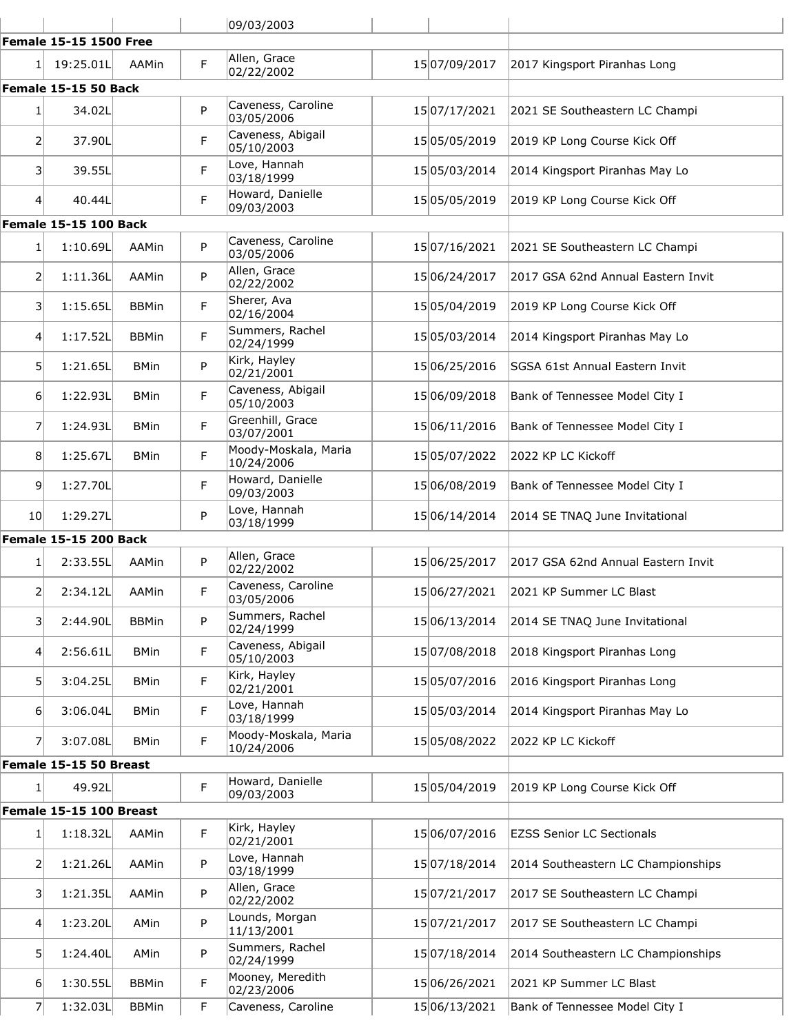| | | | | 09/03/2003 | | | |
|---|---|---|---|---|---|---|---|

**Female 15-15 1500 Free**

| | | | | | | | |
|---|---|---|---|---|---|---|---|
| 1 | 19:25.01L | AAMin | F | Allen, Grace 02/22/2002 | 15 | 07/09/2017 | 2017 Kingsport Piranhas Long |

**Female 15-15 50 Back**

| | | | | | | | |
|---|---|---|---|---|---|---|---|
| 1 | 34.02L | | P | Caveness, Caroline 03/05/2006 | 15 | 07/17/2021 | 2021 SE Southeastern LC Champi |
| 2 | 37.90L | | F | Caveness, Abigail 05/10/2003 | 15 | 05/05/2019 | 2019 KP Long Course Kick Off |
| 3 | 39.55L | | F | Love, Hannah 03/18/1999 | 15 | 05/03/2014 | 2014 Kingsport Piranhas May Lo |
| 4 | 40.44L | | F | Howard, Danielle 09/03/2003 | 15 | 05/05/2019 | 2019 KP Long Course Kick Off |

**Female 15-15 100 Back**

| | | | | | | | |
|---|---|---|---|---|---|---|---|
| 1 | 1:10.69L | AAMin | P | Caveness, Caroline 03/05/2006 | 15 | 07/16/2021 | 2021 SE Southeastern LC Champi |
| 2 | 1:11.36L | AAMin | P | Allen, Grace 02/22/2002 | 15 | 06/24/2017 | 2017 GSA 62nd Annual Eastern Invit |
| 3 | 1:15.65L | BBMin | F | Sherer, Ava 02/16/2004 | 15 | 05/04/2019 | 2019 KP Long Course Kick Off |
| 4 | 1:17.52L | BBMin | F | Summers, Rachel 02/24/1999 | 15 | 05/03/2014 | 2014 Kingsport Piranhas May Lo |
| 5 | 1:21.65L | BMin | P | Kirk, Hayley 02/21/2001 | 15 | 06/25/2016 | SGSA 61st Annual Eastern Invit |
| 6 | 1:22.93L | BMin | F | Caveness, Abigail 05/10/2003 | 15 | 06/09/2018 | Bank of Tennessee Model City I |
| 7 | 1:24.93L | BMin | F | Greenhill, Grace 03/07/2001 | 15 | 06/11/2016 | Bank of Tennessee Model City I |
| 8 | 1:25.67L | BMin | F | Moody-Moskala, Maria 10/24/2006 | 15 | 05/07/2022 | 2022 KP LC Kickoff |
| 9 | 1:27.70L | | F | Howard, Danielle 09/03/2003 | 15 | 06/08/2019 | Bank of Tennessee Model City I |
| 10 | 1:29.27L | | P | Love, Hannah 03/18/1999 | 15 | 06/14/2014 | 2014 SE TNAQ June Invitational |

**Female 15-15 200 Back**

| | | | | | | | |
|---|---|---|---|---|---|---|---|
| 1 | 2:33.55L | AAMin | P | Allen, Grace 02/22/2002 | 15 | 06/25/2017 | 2017 GSA 62nd Annual Eastern Invit |
| 2 | 2:34.12L | AAMin | F | Caveness, Caroline 03/05/2006 | 15 | 06/27/2021 | 2021 KP Summer LC Blast |
| 3 | 2:44.90L | BBMin | P | Summers, Rachel 02/24/1999 | 15 | 06/13/2014 | 2014 SE TNAQ June Invitational |
| 4 | 2:56.61L | BMin | F | Caveness, Abigail 05/10/2003 | 15 | 07/08/2018 | 2018 Kingsport Piranhas Long |
| 5 | 3:04.25L | BMin | F | Kirk, Hayley 02/21/2001 | 15 | 05/07/2016 | 2016 Kingsport Piranhas Long |
| 6 | 3:06.04L | BMin | F | Love, Hannah 03/18/1999 | 15 | 05/03/2014 | 2014 Kingsport Piranhas May Lo |
| 7 | 3:07.08L | BMin | F | Moody-Moskala, Maria 10/24/2006 | 15 | 05/08/2022 | 2022 KP LC Kickoff |

**Female 15-15 50 Breast**

| | | | | | | | |
|---|---|---|---|---|---|---|---|
| 1 | 49.92L | | F | Howard, Danielle 09/03/2003 | 15 | 05/04/2019 | 2019 KP Long Course Kick Off |

**Female 15-15 100 Breast**

| | | | | | | | |
|---|---|---|---|---|---|---|---|
| 1 | 1:18.32L | AAMin | F | Kirk, Hayley 02/21/2001 | 15 | 06/07/2016 | EZSS Senior LC Sectionals |
| 2 | 1:21.26L | AAMin | P | Love, Hannah 03/18/1999 | 15 | 07/18/2014 | 2014 Southeastern LC Championships |
| 3 | 1:21.35L | AAMin | P | Allen, Grace 02/22/2002 | 15 | 07/21/2017 | 2017 SE Southeastern LC Champi |
| 4 | 1:23.20L | AMin | P | Lounds, Morgan 11/13/2001 | 15 | 07/21/2017 | 2017 SE Southeastern LC Champi |
| 5 | 1:24.40L | AMin | P | Summers, Rachel 02/24/1999 | 15 | 07/18/2014 | 2014 Southeastern LC Championships |
| 6 | 1:30.55L | BBMin | F | Mooney, Meredith 02/23/2006 | 15 | 06/26/2021 | 2021 KP Summer LC Blast |
| 7 | 1:32.03L | BBMin | F | Caveness, Caroline | 15 | 06/13/2021 | Bank of Tennessee Model City I |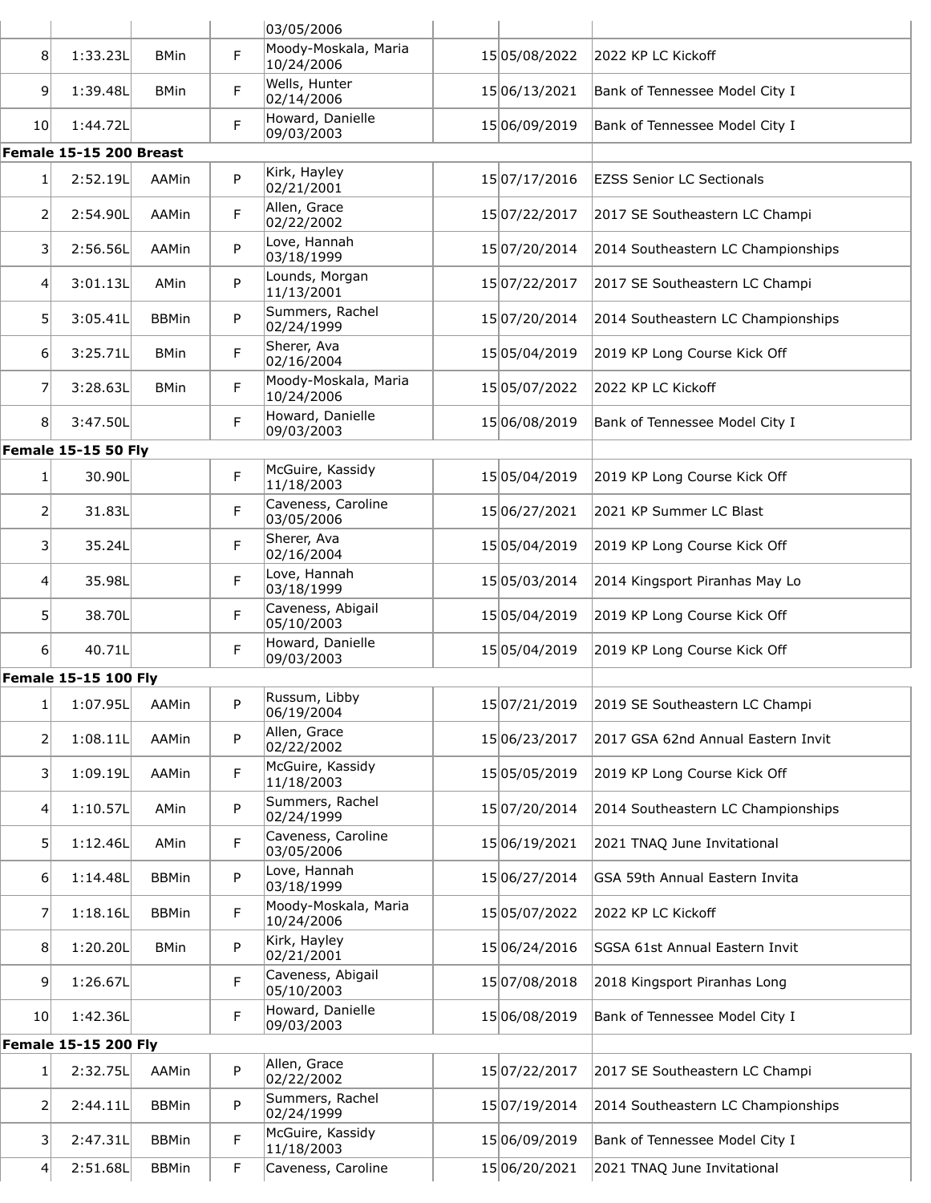| | | | | 03/05/2006 | | | |
|---|---|---|---|---|---|---|---|
| 8 | 1:33.23L | BMin | F | Moody-Moskala, Maria 10/24/2006 | | 15 05/08/2022 | 2022 KP LC Kickoff |
| 9 | 1:39.48L | BMin | F | Wells, Hunter 02/14/2006 | | 15 06/13/2021 | Bank of Tennessee Model City I |
| 10 | 1:44.72L | | F | Howard, Danielle 09/03/2003 | | 15 06/09/2019 | Bank of Tennessee Model City I |

**Female 15-15 200 Breast**

| | | | | | | | |
|---|---|---|---|---|---|---|---|
| 1 | 2:52.19L | AAMin | P | Kirk, Hayley 02/21/2001 | | 15 07/17/2016 | EZSS Senior LC Sectionals |
| 2 | 2:54.90L | AAMin | F | Allen, Grace 02/22/2002 | | 15 07/22/2017 | 2017 SE Southeastern LC Champi |
| 3 | 2:56.56L | AAMin | P | Love, Hannah 03/18/1999 | | 15 07/20/2014 | 2014 Southeastern LC Championships |
| 4 | 3:01.13L | AMin | P | Lounds, Morgan 11/13/2001 | | 15 07/22/2017 | 2017 SE Southeastern LC Champi |
| 5 | 3:05.41L | BBMin | P | Summers, Rachel 02/24/1999 | | 15 07/20/2014 | 2014 Southeastern LC Championships |
| 6 | 3:25.71L | BMin | F | Sherer, Ava 02/16/2004 | | 15 05/04/2019 | 2019 KP Long Course Kick Off |
| 7 | 3:28.63L | BMin | F | Moody-Moskala, Maria 10/24/2006 | | 15 05/07/2022 | 2022 KP LC Kickoff |
| 8 | 3:47.50L | | F | Howard, Danielle 09/03/2003 | | 15 06/08/2019 | Bank of Tennessee Model City I |

**Female 15-15 50 Fly**

| | | | | | | | |
|---|---|---|---|---|---|---|---|
| 1 | 30.90L | | F | McGuire, Kassidy 11/18/2003 | | 15 05/04/2019 | 2019 KP Long Course Kick Off |
| 2 | 31.83L | | F | Caveness, Caroline 03/05/2006 | | 15 06/27/2021 | 2021 KP Summer LC Blast |
| 3 | 35.24L | | F | Sherer, Ava 02/16/2004 | | 15 05/04/2019 | 2019 KP Long Course Kick Off |
| 4 | 35.98L | | F | Love, Hannah 03/18/1999 | | 15 05/03/2014 | 2014 Kingsport Piranhas May Lo |
| 5 | 38.70L | | F | Caveness, Abigail 05/10/2003 | | 15 05/04/2019 | 2019 KP Long Course Kick Off |
| 6 | 40.71L | | F | Howard, Danielle 09/03/2003 | | 15 05/04/2019 | 2019 KP Long Course Kick Off |

**Female 15-15 100 Fly**

| | | | | | | | |
|---|---|---|---|---|---|---|---|
| 1 | 1:07.95L | AAMin | P | Russum, Libby 06/19/2004 | | 15 07/21/2019 | 2019 SE Southeastern LC Champi |
| 2 | 1:08.11L | AAMin | P | Allen, Grace 02/22/2002 | | 15 06/23/2017 | 2017 GSA 62nd Annual Eastern Invit |
| 3 | 1:09.19L | AAMin | F | McGuire, Kassidy 11/18/2003 | | 15 05/05/2019 | 2019 KP Long Course Kick Off |
| 4 | 1:10.57L | AMin | P | Summers, Rachel 02/24/1999 | | 15 07/20/2014 | 2014 Southeastern LC Championships |
| 5 | 1:12.46L | AMin | F | Caveness, Caroline 03/05/2006 | | 15 06/19/2021 | 2021 TNAQ June Invitational |
| 6 | 1:14.48L | BBMin | P | Love, Hannah 03/18/1999 | | 15 06/27/2014 | GSA 59th Annual Eastern Invita |
| 7 | 1:18.16L | BBMin | F | Moody-Moskala, Maria 10/24/2006 | | 15 05/07/2022 | 2022 KP LC Kickoff |
| 8 | 1:20.20L | BMin | P | Kirk, Hayley 02/21/2001 | | 15 06/24/2016 | SGSA 61st Annual Eastern Invit |
| 9 | 1:26.67L | | F | Caveness, Abigail 05/10/2003 | | 15 07/08/2018 | 2018 Kingsport Piranhas Long |
| 10 | 1:42.36L | | F | Howard, Danielle 09/03/2003 | | 15 06/08/2019 | Bank of Tennessee Model City I |

**Female 15-15 200 Fly**

| | | | | | | | |
|---|---|---|---|---|---|---|---|
| 1 | 2:32.75L | AAMin | P | Allen, Grace 02/22/2002 | | 15 07/22/2017 | 2017 SE Southeastern LC Champi |
| 2 | 2:44.11L | BBMin | P | Summers, Rachel 02/24/1999 | | 15 07/19/2014 | 2014 Southeastern LC Championships |
| 3 | 2:47.31L | BBMin | F | McGuire, Kassidy 11/18/2003 | | 15 06/09/2019 | Bank of Tennessee Model City I |
| 4 | 2:51.68L | BBMin | F | Caveness, Caroline | | 15 06/20/2021 | 2021 TNAQ June Invitational |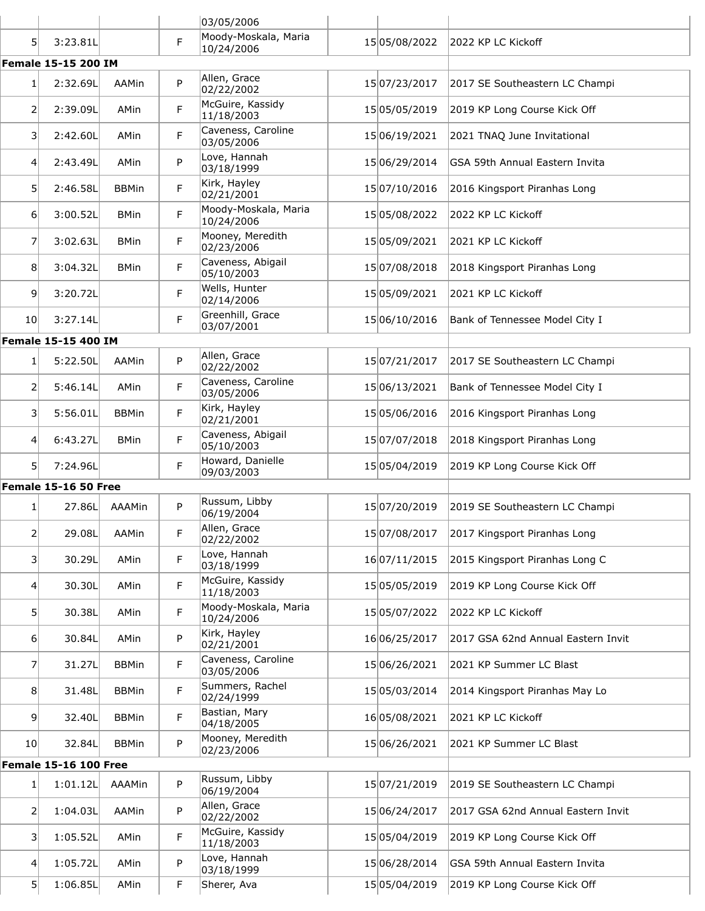| | | | | | | | |
|---|---|---|---|---|---|---|---|
| | | | | 03/05/2006 | | | |
| 5 | 3:23.81L | | F | Moody-Moskala, Maria 10/24/2006 | 15 | 05/08/2022 | 2022 KP LC Kickoff |

**Female 15-15 200 IM**

| | | | | | | | |
|---|---|---|---|---|---|---|---|
| 1 | 2:32.69L | AAMin | P | Allen, Grace 02/22/2002 | 15 | 07/23/2017 | 2017 SE Southeastern LC Champi |
| 2 | 2:39.09L | AMin | F | McGuire, Kassidy 11/18/2003 | 15 | 05/05/2019 | 2019 KP Long Course Kick Off |
| 3 | 2:42.60L | AMin | F | Caveness, Caroline 03/05/2006 | 15 | 06/19/2021 | 2021 TNAQ June Invitational |
| 4 | 2:43.49L | AMin | P | Love, Hannah 03/18/1999 | 15 | 06/29/2014 | GSA 59th Annual Eastern Invita |
| 5 | 2:46.58L | BBMin | F | Kirk, Hayley 02/21/2001 | 15 | 07/10/2016 | 2016 Kingsport Piranhas Long |
| 6 | 3:00.52L | BMin | F | Moody-Moskala, Maria 10/24/2006 | 15 | 05/08/2022 | 2022 KP LC Kickoff |
| 7 | 3:02.63L | BMin | F | Mooney, Meredith 02/23/2006 | 15 | 05/09/2021 | 2021 KP LC Kickoff |
| 8 | 3:04.32L | BMin | F | Caveness, Abigail 05/10/2003 | 15 | 07/08/2018 | 2018 Kingsport Piranhas Long |
| 9 | 3:20.72L | | F | Wells, Hunter 02/14/2006 | 15 | 05/09/2021 | 2021 KP LC Kickoff |
| 10 | 3:27.14L | | F | Greenhill, Grace 03/07/2001 | 15 | 06/10/2016 | Bank of Tennessee Model City I |

**Female 15-15 400 IM**

| | | | | | | | |
|---|---|---|---|---|---|---|---|
| 1 | 5:22.50L | AAMin | P | Allen, Grace 02/22/2002 | 15 | 07/21/2017 | 2017 SE Southeastern LC Champi |
| 2 | 5:46.14L | AMin | F | Caveness, Caroline 03/05/2006 | 15 | 06/13/2021 | Bank of Tennessee Model City I |
| 3 | 5:56.01L | BBMin | F | Kirk, Hayley 02/21/2001 | 15 | 05/06/2016 | 2016 Kingsport Piranhas Long |
| 4 | 6:43.27L | BMin | F | Caveness, Abigail 05/10/2003 | 15 | 07/07/2018 | 2018 Kingsport Piranhas Long |
| 5 | 7:24.96L | | F | Howard, Danielle 09/03/2003 | 15 | 05/04/2019 | 2019 KP Long Course Kick Off |

**Female 15-16 50 Free**

| | | | | | | | |
|---|---|---|---|---|---|---|---|
| 1 | 27.86L | AAAMin | P | Russum, Libby 06/19/2004 | 15 | 07/20/2019 | 2019 SE Southeastern LC Champi |
| 2 | 29.08L | AAMin | F | Allen, Grace 02/22/2002 | 15 | 07/08/2017 | 2017 Kingsport Piranhas Long |
| 3 | 30.29L | AMin | F | Love, Hannah 03/18/1999 | 16 | 07/11/2015 | 2015 Kingsport Piranhas Long C |
| 4 | 30.30L | AMin | F | McGuire, Kassidy 11/18/2003 | 15 | 05/05/2019 | 2019 KP Long Course Kick Off |
| 5 | 30.38L | AMin | F | Moody-Moskala, Maria 10/24/2006 | 15 | 05/07/2022 | 2022 KP LC Kickoff |
| 6 | 30.84L | AMin | P | Kirk, Hayley 02/21/2001 | 16 | 06/25/2017 | 2017 GSA 62nd Annual Eastern Invit |
| 7 | 31.27L | BBMin | F | Caveness, Caroline 03/05/2006 | 15 | 06/26/2021 | 2021 KP Summer LC Blast |
| 8 | 31.48L | BBMin | F | Summers, Rachel 02/24/1999 | 15 | 05/03/2014 | 2014 Kingsport Piranhas May Lo |
| 9 | 32.40L | BBMin | F | Bastian, Mary 04/18/2005 | 16 | 05/08/2021 | 2021 KP LC Kickoff |
| 10 | 32.84L | BBMin | P | Mooney, Meredith 02/23/2006 | 15 | 06/26/2021 | 2021 KP Summer LC Blast |

**Female 15-16 100 Free**

| | | | | | | | |
|---|---|---|---|---|---|---|---|
| 1 | 1:01.12L | AAAMin | P | Russum, Libby 06/19/2004 | 15 | 07/21/2019 | 2019 SE Southeastern LC Champi |
| 2 | 1:04.03L | AAMin | P | Allen, Grace 02/22/2002 | 15 | 06/24/2017 | 2017 GSA 62nd Annual Eastern Invit |
| 3 | 1:05.52L | AMin | F | McGuire, Kassidy 11/18/2003 | 15 | 05/04/2019 | 2019 KP Long Course Kick Off |
| 4 | 1:05.72L | AMin | P | Love, Hannah 03/18/1999 | 15 | 06/28/2014 | GSA 59th Annual Eastern Invita |
| 5 | 1:06.85L | AMin | F | Sherer, Ava | 15 | 05/04/2019 | 2019 KP Long Course Kick Off |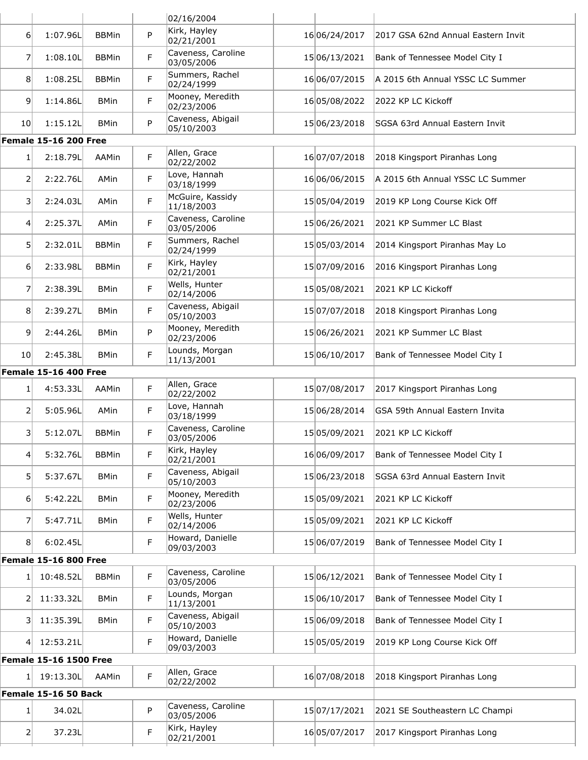| | | | | | | | |
|---|---|---|---|---|---|---|---|
| | | | | 02/16/2004 | | | |
| 6 | 1:07.96L | BBMin | P | Kirk, Hayley 02/21/2001 | 16 | 06/24/2017 | 2017 GSA 62nd Annual Eastern Invit |
| 7 | 1:08.10L | BBMin | F | Caveness, Caroline 03/05/2006 | 15 | 06/13/2021 | Bank of Tennessee Model City I |
| 8 | 1:08.25L | BBMin | F | Summers, Rachel 02/24/1999 | 16 | 06/07/2015 | A 2015 6th Annual YSSC LC Summer |
| 9 | 1:14.86L | BMin | F | Mooney, Meredith 02/23/2006 | 16 | 05/08/2022 | 2022 KP LC Kickoff |
| 10 | 1:15.12L | BMin | P | Caveness, Abigail 05/10/2003 | 15 | 06/23/2018 | SGSA 63rd Annual Eastern Invit |

**Female 15-16 200 Free**

| | | | | | | | |
|---|---|---|---|---|---|---|---|
| 1 | 2:18.79L | AAMin | F | Allen, Grace 02/22/2002 | 16 | 07/07/2018 | 2018 Kingsport Piranhas Long |
| 2 | 2:22.76L | AMin | F | Love, Hannah 03/18/1999 | 16 | 06/06/2015 | A 2015 6th Annual YSSC LC Summer |
| 3 | 2:24.03L | AMin | F | McGuire, Kassidy 11/18/2003 | 15 | 05/04/2019 | 2019 KP Long Course Kick Off |
| 4 | 2:25.37L | AMin | F | Caveness, Caroline 03/05/2006 | 15 | 06/26/2021 | 2021 KP Summer LC Blast |
| 5 | 2:32.01L | BBMin | F | Summers, Rachel 02/24/1999 | 15 | 05/03/2014 | 2014 Kingsport Piranhas May Lo |
| 6 | 2:33.98L | BBMin | F | Kirk, Hayley 02/21/2001 | 15 | 07/09/2016 | 2016 Kingsport Piranhas Long |
| 7 | 2:38.39L | BMin | F | Wells, Hunter 02/14/2006 | 15 | 05/08/2021 | 2021 KP LC Kickoff |
| 8 | 2:39.27L | BMin | F | Caveness, Abigail 05/10/2003 | 15 | 07/07/2018 | 2018 Kingsport Piranhas Long |
| 9 | 2:44.26L | BMin | P | Mooney, Meredith 02/23/2006 | 15 | 06/26/2021 | 2021 KP Summer LC Blast |
| 10 | 2:45.38L | BMin | F | Lounds, Morgan 11/13/2001 | 15 | 06/10/2017 | Bank of Tennessee Model City I |

**Female 15-16 400 Free**

| | | | | | | | |
|---|---|---|---|---|---|---|---|
| 1 | 4:53.33L | AAMin | F | Allen, Grace 02/22/2002 | 15 | 07/08/2017 | 2017 Kingsport Piranhas Long |
| 2 | 5:05.96L | AMin | F | Love, Hannah 03/18/1999 | 15 | 06/28/2014 | GSA 59th Annual Eastern Invita |
| 3 | 5:12.07L | BBMin | F | Caveness, Caroline 03/05/2006 | 15 | 05/09/2021 | 2021 KP LC Kickoff |
| 4 | 5:32.76L | BBMin | F | Kirk, Hayley 02/21/2001 | 16 | 06/09/2017 | Bank of Tennessee Model City I |
| 5 | 5:37.67L | BMin | F | Caveness, Abigail 05/10/2003 | 15 | 06/23/2018 | SGSA 63rd Annual Eastern Invit |
| 6 | 5:42.22L | BMin | F | Mooney, Meredith 02/23/2006 | 15 | 05/09/2021 | 2021 KP LC Kickoff |
| 7 | 5:47.71L | BMin | F | Wells, Hunter 02/14/2006 | 15 | 05/09/2021 | 2021 KP LC Kickoff |
| 8 | 6:02.45L | | F | Howard, Danielle 09/03/2003 | 15 | 06/07/2019 | Bank of Tennessee Model City I |

**Female 15-16 800 Free**

| | | | | | | | |
|---|---|---|---|---|---|---|---|
| 1 | 10:48.52L | BBMin | F | Caveness, Caroline 03/05/2006 | 15 | 06/12/2021 | Bank of Tennessee Model City I |
| 2 | 11:33.32L | BMin | F | Lounds, Morgan 11/13/2001 | 15 | 06/10/2017 | Bank of Tennessee Model City I |
| 3 | 11:35.39L | BMin | F | Caveness, Abigail 05/10/2003 | 15 | 06/09/2018 | Bank of Tennessee Model City I |
| 4 | 12:53.21L | | F | Howard, Danielle 09/03/2003 | 15 | 05/05/2019 | 2019 KP Long Course Kick Off |

**Female 15-16 1500 Free**

| | | | | | | | |
|---|---|---|---|---|---|---|---|
| 1 | 19:13.30L | AAMin | F | Allen, Grace 02/22/2002 | 16 | 07/08/2018 | 2018 Kingsport Piranhas Long |

**Female 15-16 50 Back**

| | | | | | | | |
|---|---|---|---|---|---|---|---|
| 1 | 34.02L | | P | Caveness, Caroline 03/05/2006 | 15 | 07/17/2021 | 2021 SE Southeastern LC Champi |
| 2 | 37.23L | | F | Kirk, Hayley 02/21/2001 | 16 | 05/07/2017 | 2017 Kingsport Piranhas Long |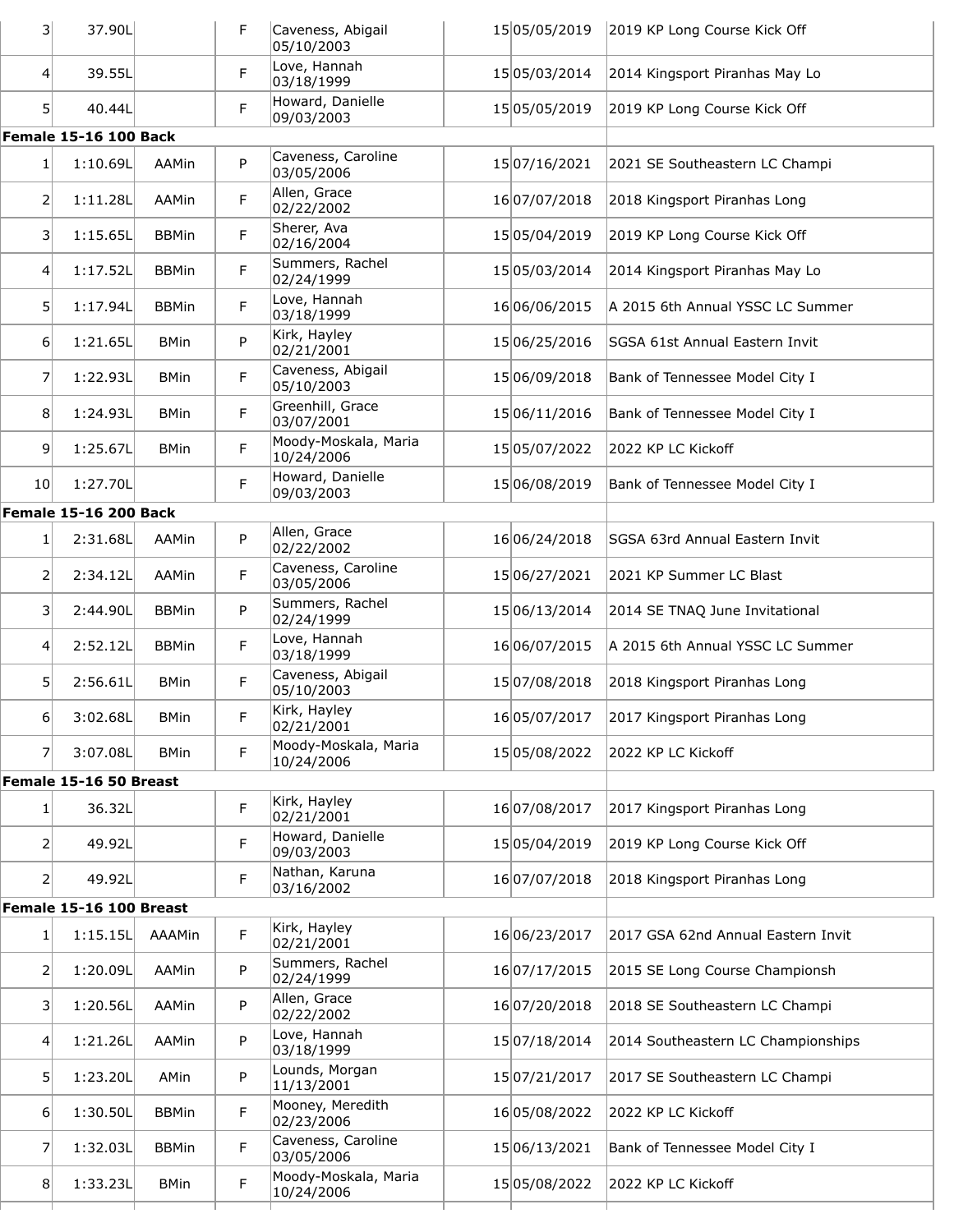| | | | | | | | |
|---|---|---|---|---|---|---|---|
| 3 | 37.90L | | F | Caveness, Abigail 05/10/2003 | 15 | 05/05/2019 | 2019 KP Long Course Kick Off |
| 4 | 39.55L | | F | Love, Hannah 03/18/1999 | 15 | 05/03/2014 | 2014 Kingsport Piranhas May Lo |
| 5 | 40.44L | | F | Howard, Danielle 09/03/2003 | 15 | 05/05/2019 | 2019 KP Long Course Kick Off |

**Female 15-16 100 Back**

| | | | | | | | |
|---|---|---|---|---|---|---|---|
| 1 | 1:10.69L | AAMin | P | Caveness, Caroline 03/05/2006 | 15 | 07/16/2021 | 2021 SE Southeastern LC Champi |
| 2 | 1:11.28L | AAMin | F | Allen, Grace 02/22/2002 | 16 | 07/07/2018 | 2018 Kingsport Piranhas Long |
| 3 | 1:15.65L | BBMin | F | Sherer, Ava 02/16/2004 | 15 | 05/04/2019 | 2019 KP Long Course Kick Off |
| 4 | 1:17.52L | BBMin | F | Summers, Rachel 02/24/1999 | 15 | 05/03/2014 | 2014 Kingsport Piranhas May Lo |
| 5 | 1:17.94L | BBMin | F | Love, Hannah 03/18/1999 | 16 | 06/06/2015 | A 2015 6th Annual YSSC LC Summer |
| 6 | 1:21.65L | BMin | P | Kirk, Hayley 02/21/2001 | 15 | 06/25/2016 | SGSA 61st Annual Eastern Invit |
| 7 | 1:22.93L | BMin | F | Caveness, Abigail 05/10/2003 | 15 | 06/09/2018 | Bank of Tennessee Model City I |
| 8 | 1:24.93L | BMin | F | Greenhill, Grace 03/07/2001 | 15 | 06/11/2016 | Bank of Tennessee Model City I |
| 9 | 1:25.67L | BMin | F | Moody-Moskala, Maria 10/24/2006 | 15 | 05/07/2022 | 2022 KP LC Kickoff |
| 10 | 1:27.70L | | F | Howard, Danielle 09/03/2003 | 15 | 06/08/2019 | Bank of Tennessee Model City I |

**Female 15-16 200 Back**

| | | | | | | | |
|---|---|---|---|---|---|---|---|
| 1 | 2:31.68L | AAMin | P | Allen, Grace 02/22/2002 | 16 | 06/24/2018 | SGSA 63rd Annual Eastern Invit |
| 2 | 2:34.12L | AAMin | F | Caveness, Caroline 03/05/2006 | 15 | 06/27/2021 | 2021 KP Summer LC Blast |
| 3 | 2:44.90L | BBMin | P | Summers, Rachel 02/24/1999 | 15 | 06/13/2014 | 2014 SE TNAQ June Invitational |
| 4 | 2:52.12L | BBMin | F | Love, Hannah 03/18/1999 | 16 | 06/07/2015 | A 2015 6th Annual YSSC LC Summer |
| 5 | 2:56.61L | BMin | F | Caveness, Abigail 05/10/2003 | 15 | 07/08/2018 | 2018 Kingsport Piranhas Long |
| 6 | 3:02.68L | BMin | F | Kirk, Hayley 02/21/2001 | 16 | 05/07/2017 | 2017 Kingsport Piranhas Long |
| 7 | 3:07.08L | BMin | F | Moody-Moskala, Maria 10/24/2006 | 15 | 05/08/2022 | 2022 KP LC Kickoff |

**Female 15-16 50 Breast**

| | | | | | | | |
|---|---|---|---|---|---|---|---|
| 1 | 36.32L | | F | Kirk, Hayley 02/21/2001 | 16 | 07/08/2017 | 2017 Kingsport Piranhas Long |
| 2 | 49.92L | | F | Howard, Danielle 09/03/2003 | 15 | 05/04/2019 | 2019 KP Long Course Kick Off |
| 2 | 49.92L | | F | Nathan, Karuna 03/16/2002 | 16 | 07/07/2018 | 2018 Kingsport Piranhas Long |

**Female 15-16 100 Breast**

| | | | | | | | |
|---|---|---|---|---|---|---|---|
| 1 | 1:15.15L | AAAMin | F | Kirk, Hayley 02/21/2001 | 16 | 06/23/2017 | 2017 GSA 62nd Annual Eastern Invit |
| 2 | 1:20.09L | AAMin | P | Summers, Rachel 02/24/1999 | 16 | 07/17/2015 | 2015 SE Long Course Championsh |
| 3 | 1:20.56L | AAMin | P | Allen, Grace 02/22/2002 | 16 | 07/20/2018 | 2018 SE Southeastern LC Champi |
| 4 | 1:21.26L | AAMin | P | Love, Hannah 03/18/1999 | 15 | 07/18/2014 | 2014 Southeastern LC Championships |
| 5 | 1:23.20L | AMin | P | Lounds, Morgan 11/13/2001 | 15 | 07/21/2017 | 2017 SE Southeastern LC Champi |
| 6 | 1:30.50L | BBMin | F | Mooney, Meredith 02/23/2006 | 16 | 05/08/2022 | 2022 KP LC Kickoff |
| 7 | 1:32.03L | BBMin | F | Caveness, Caroline 03/05/2006 | 15 | 06/13/2021 | Bank of Tennessee Model City I |
| 8 | 1:33.23L | BMin | F | Moody-Moskala, Maria 10/24/2006 | 15 | 05/08/2022 | 2022 KP LC Kickoff |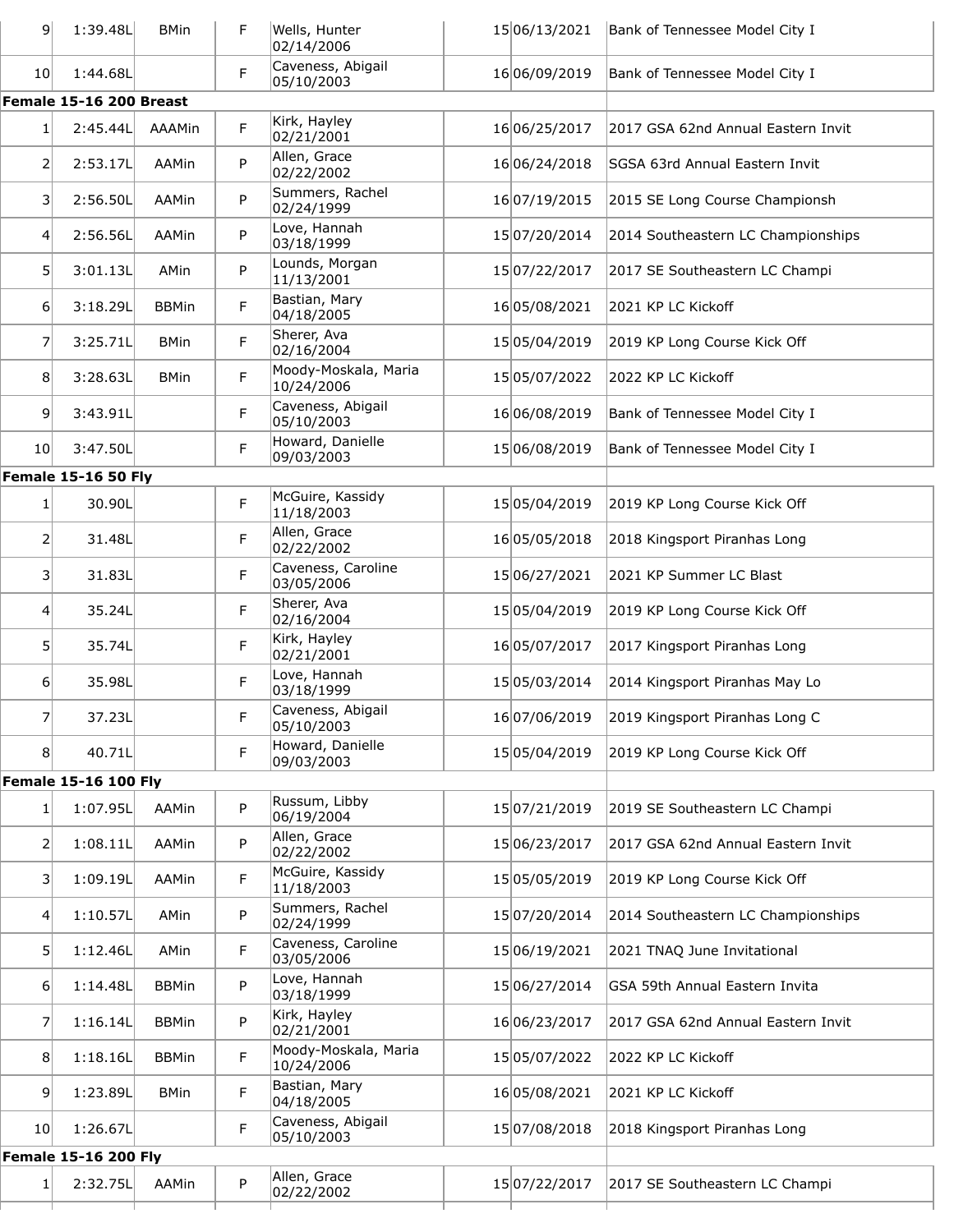| 9 | 1:39.48L | BMin | F | Wells, Hunter 02/14/2006 | | 15 | 06/13/2021 | Bank of Tennessee Model City I |
|---|---|---|---|---|---|---|---|---|
| 10 | 1:44.68L | | F | Caveness, Abigail 05/10/2003 | | 16 | 06/09/2019 | Bank of Tennessee Model City I |

**Female 15-16 200 Breast**

| | | | | | | | | |
|---|---|---|---|---|---|---|---|---|
| 1 | 2:45.44L | AAAMin | F | Kirk, Hayley 02/21/2001 | | 16 | 06/25/2017 | 2017 GSA 62nd Annual Eastern Invit |
| 2 | 2:53.17L | AAMin | P | Allen, Grace 02/22/2002 | | 16 | 06/24/2018 | SGSA 63rd Annual Eastern Invit |
| 3 | 2:56.50L | AAMin | P | Summers, Rachel 02/24/1999 | | 16 | 07/19/2015 | 2015 SE Long Course Championsh |
| 4 | 2:56.56L | AAMin | P | Love, Hannah 03/18/1999 | | 15 | 07/20/2014 | 2014 Southeastern LC Championships |
| 5 | 3:01.13L | AMin | P | Lounds, Morgan 11/13/2001 | | 15 | 07/22/2017 | 2017 SE Southeastern LC Champi |
| 6 | 3:18.29L | BBMin | F | Bastian, Mary 04/18/2005 | | 16 | 05/08/2021 | 2021 KP LC Kickoff |
| 7 | 3:25.71L | BMin | F | Sherer, Ava 02/16/2004 | | 15 | 05/04/2019 | 2019 KP Long Course Kick Off |
| 8 | 3:28.63L | BMin | F | Moody-Moskala, Maria 10/24/2006 | | 15 | 05/07/2022 | 2022 KP LC Kickoff |
| 9 | 3:43.91L | | F | Caveness, Abigail 05/10/2003 | | 16 | 06/08/2019 | Bank of Tennessee Model City I |
| 10 | 3:47.50L | | F | Howard, Danielle 09/03/2003 | | 15 | 06/08/2019 | Bank of Tennessee Model City I |

**Female 15-16 50 Fly**

| | | | | | | | | |
|---|---|---|---|---|---|---|---|---|
| 1 | 30.90L | | F | McGuire, Kassidy 11/18/2003 | | 15 | 05/04/2019 | 2019 KP Long Course Kick Off |
| 2 | 31.48L | | F | Allen, Grace 02/22/2002 | | 16 | 05/05/2018 | 2018 Kingsport Piranhas Long |
| 3 | 31.83L | | F | Caveness, Caroline 03/05/2006 | | 15 | 06/27/2021 | 2021 KP Summer LC Blast |
| 4 | 35.24L | | F | Sherer, Ava 02/16/2004 | | 15 | 05/04/2019 | 2019 KP Long Course Kick Off |
| 5 | 35.74L | | F | Kirk, Hayley 02/21/2001 | | 16 | 05/07/2017 | 2017 Kingsport Piranhas Long |
| 6 | 35.98L | | F | Love, Hannah 03/18/1999 | | 15 | 05/03/2014 | 2014 Kingsport Piranhas May Lo |
| 7 | 37.23L | | F | Caveness, Abigail 05/10/2003 | | 16 | 07/06/2019 | 2019 Kingsport Piranhas Long C |
| 8 | 40.71L | | F | Howard, Danielle 09/03/2003 | | 15 | 05/04/2019 | 2019 KP Long Course Kick Off |

**Female 15-16 100 Fly**

| | | | | | | | | |
|---|---|---|---|---|---|---|---|---|
| 1 | 1:07.95L | AAMin | P | Russum, Libby 06/19/2004 | | 15 | 07/21/2019 | 2019 SE Southeastern LC Champi |
| 2 | 1:08.11L | AAMin | P | Allen, Grace 02/22/2002 | | 15 | 06/23/2017 | 2017 GSA 62nd Annual Eastern Invit |
| 3 | 1:09.19L | AAMin | F | McGuire, Kassidy 11/18/2003 | | 15 | 05/05/2019 | 2019 KP Long Course Kick Off |
| 4 | 1:10.57L | AMin | P | Summers, Rachel 02/24/1999 | | 15 | 07/20/2014 | 2014 Southeastern LC Championships |
| 5 | 1:12.46L | AMin | F | Caveness, Caroline 03/05/2006 | | 15 | 06/19/2021 | 2021 TNAQ June Invitational |
| 6 | 1:14.48L | BBMin | P | Love, Hannah 03/18/1999 | | 15 | 06/27/2014 | GSA 59th Annual Eastern Invita |
| 7 | 1:16.14L | BBMin | P | Kirk, Hayley 02/21/2001 | | 16 | 06/23/2017 | 2017 GSA 62nd Annual Eastern Invit |
| 8 | 1:18.16L | BBMin | F | Moody-Moskala, Maria 10/24/2006 | | 15 | 05/07/2022 | 2022 KP LC Kickoff |
| 9 | 1:23.89L | BMin | F | Bastian, Mary 04/18/2005 | | 16 | 05/08/2021 | 2021 KP LC Kickoff |
| 10 | 1:26.67L | | F | Caveness, Abigail 05/10/2003 | | 15 | 07/08/2018 | 2018 Kingsport Piranhas Long |

**Female 15-16 200 Fly**

| | | | | | | | | |
|---|---|---|---|---|---|---|---|---|
| 1 | 2:32.75L | AAMin | P | Allen, Grace 02/22/2002 | | 15 | 07/22/2017 | 2017 SE Southeastern LC Champi |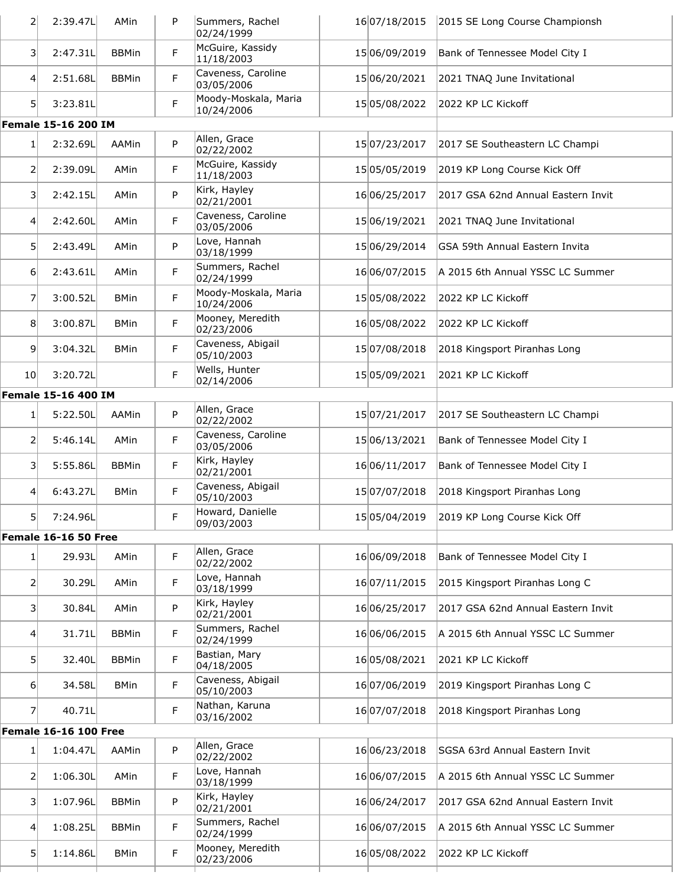| 2 | 2:39.47L | AMin | P | Summers, Rachel 02/24/1999 | 16 | 07/18/2015 | 2015 SE Long Course Championsh |
|---|---|---|---|---|---|---|---|
| 3 | 2:47.31L | BBMin | F | McGuire, Kassidy 11/18/2003 | 15 | 06/09/2019 | Bank of Tennessee Model City I |
| 4 | 2:51.68L | BBMin | F | Caveness, Caroline 03/05/2006 | 15 | 06/20/2021 | 2021 TNAQ June Invitational |
| 5 | 3:23.81L | | F | Moody-Moskala, Maria 10/24/2006 | 15 | 05/08/2022 | 2022 KP LC Kickoff |

**Female 15-16 200 IM**

| | | | | | | | |
|---|---|---|---|---|---|---|---|
| 1 | 2:32.69L | AAMin | P | Allen, Grace 02/22/2002 | 15 | 07/23/2017 | 2017 SE Southeastern LC Champi |
| 2 | 2:39.09L | AMin | F | McGuire, Kassidy 11/18/2003 | 15 | 05/05/2019 | 2019 KP Long Course Kick Off |
| 3 | 2:42.15L | AMin | P | Kirk, Hayley 02/21/2001 | 16 | 06/25/2017 | 2017 GSA 62nd Annual Eastern Invit |
| 4 | 2:42.60L | AMin | F | Caveness, Caroline 03/05/2006 | 15 | 06/19/2021 | 2021 TNAQ June Invitational |
| 5 | 2:43.49L | AMin | P | Love, Hannah 03/18/1999 | 15 | 06/29/2014 | GSA 59th Annual Eastern Invita |
| 6 | 2:43.61L | AMin | F | Summers, Rachel 02/24/1999 | 16 | 06/07/2015 | A 2015 6th Annual YSSC LC Summer |
| 7 | 3:00.52L | BMin | F | Moody-Moskala, Maria 10/24/2006 | 15 | 05/08/2022 | 2022 KP LC Kickoff |
| 8 | 3:00.87L | BMin | F | Mooney, Meredith 02/23/2006 | 16 | 05/08/2022 | 2022 KP LC Kickoff |
| 9 | 3:04.32L | BMin | F | Caveness, Abigail 05/10/2003 | 15 | 07/08/2018 | 2018 Kingsport Piranhas Long |
| 10 | 3:20.72L | | F | Wells, Hunter 02/14/2006 | 15 | 05/09/2021 | 2021 KP LC Kickoff |

**Female 15-16 400 IM**

| | | | | | | | |
|---|---|---|---|---|---|---|---|
| 1 | 5:22.50L | AAMin | P | Allen, Grace 02/22/2002 | 15 | 07/21/2017 | 2017 SE Southeastern LC Champi |
| 2 | 5:46.14L | AMin | F | Caveness, Caroline 03/05/2006 | 15 | 06/13/2021 | Bank of Tennessee Model City I |
| 3 | 5:55.86L | BBMin | F | Kirk, Hayley 02/21/2001 | 16 | 06/11/2017 | Bank of Tennessee Model City I |
| 4 | 6:43.27L | BMin | F | Caveness, Abigail 05/10/2003 | 15 | 07/07/2018 | 2018 Kingsport Piranhas Long |
| 5 | 7:24.96L | | F | Howard, Danielle 09/03/2003 | 15 | 05/04/2019 | 2019 KP Long Course Kick Off |

**Female 16-16 50 Free**

| | | | | | | | |
|---|---|---|---|---|---|---|---|
| 1 | 29.93L | AMin | F | Allen, Grace 02/22/2002 | 16 | 06/09/2018 | Bank of Tennessee Model City I |
| 2 | 30.29L | AMin | F | Love, Hannah 03/18/1999 | 16 | 07/11/2015 | 2015 Kingsport Piranhas Long C |
| 3 | 30.84L | AMin | P | Kirk, Hayley 02/21/2001 | 16 | 06/25/2017 | 2017 GSA 62nd Annual Eastern Invit |
| 4 | 31.71L | BBMin | F | Summers, Rachel 02/24/1999 | 16 | 06/06/2015 | A 2015 6th Annual YSSC LC Summer |
| 5 | 32.40L | BBMin | F | Bastian, Mary 04/18/2005 | 16 | 05/08/2021 | 2021 KP LC Kickoff |
| 6 | 34.58L | BMin | F | Caveness, Abigail 05/10/2003 | 16 | 07/06/2019 | 2019 Kingsport Piranhas Long C |
| 7 | 40.71L | | F | Nathan, Karuna 03/16/2002 | 16 | 07/07/2018 | 2018 Kingsport Piranhas Long |

**Female 16-16 100 Free**

| | | | | | | | |
|---|---|---|---|---|---|---|---|
| 1 | 1:04.47L | AAMin | P | Allen, Grace 02/22/2002 | 16 | 06/23/2018 | SGSA 63rd Annual Eastern Invit |
| 2 | 1:06.30L | AMin | F | Love, Hannah 03/18/1999 | 16 | 06/07/2015 | A 2015 6th Annual YSSC LC Summer |
| 3 | 1:07.96L | BBMin | P | Kirk, Hayley 02/21/2001 | 16 | 06/24/2017 | 2017 GSA 62nd Annual Eastern Invit |
| 4 | 1:08.25L | BBMin | F | Summers, Rachel 02/24/1999 | 16 | 06/07/2015 | A 2015 6th Annual YSSC LC Summer |
| 5 | 1:14.86L | BMin | F | Mooney, Meredith 02/23/2006 | 16 | 05/08/2022 | 2022 KP LC Kickoff |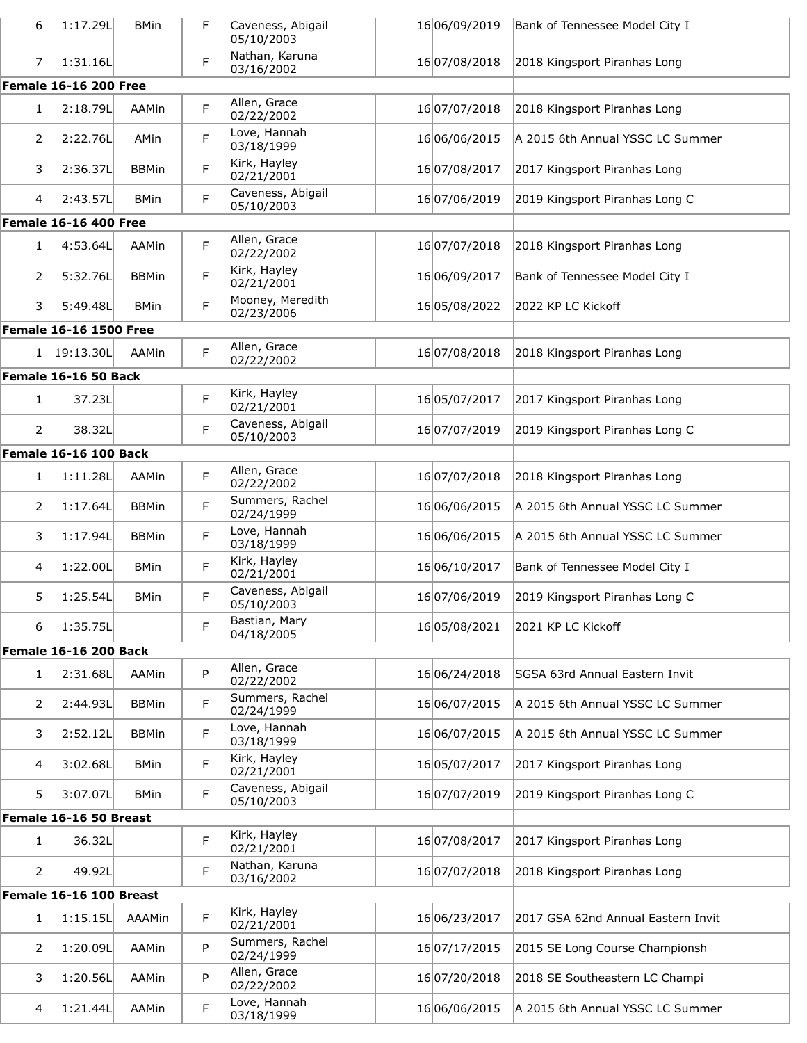| Place | Time | Standard | Type | Name / DOB | Age | Date | Meet |
|---|---|---|---|---|---|---|---|
| 6 | 1:17.29L | BMin | F | Caveness, Abigail 05/10/2003 | 16 | 06/09/2019 | Bank of Tennessee Model City I |
| 7 | 1:31.16L | | F | Nathan, Karuna 03/16/2002 | 16 | 07/08/2018 | 2018 Kingsport Piranhas Long |

**Female 16-16 200 Free**

| Place | Time | Standard | Type | Name / DOB | Age | Date | Meet |
|---|---|---|---|---|---|---|---|
| 1 | 2:18.79L | AAMin | F | Allen, Grace 02/22/2002 | 16 | 07/07/2018 | 2018 Kingsport Piranhas Long |
| 2 | 2:22.76L | AMin | F | Love, Hannah 03/18/1999 | 16 | 06/06/2015 | A 2015 6th Annual YSSC LC Summer |
| 3 | 2:36.37L | BBMin | F | Kirk, Hayley 02/21/2001 | 16 | 07/08/2017 | 2017 Kingsport Piranhas Long |
| 4 | 2:43.57L | BMin | F | Caveness, Abigail 05/10/2003 | 16 | 07/06/2019 | 2019 Kingsport Piranhas Long C |

**Female 16-16 400 Free**

| Place | Time | Standard | Type | Name / DOB | Age | Date | Meet |
|---|---|---|---|---|---|---|---|
| 1 | 4:53.64L | AAMin | F | Allen, Grace 02/22/2002 | 16 | 07/07/2018 | 2018 Kingsport Piranhas Long |
| 2 | 5:32.76L | BBMin | F | Kirk, Hayley 02/21/2001 | 16 | 06/09/2017 | Bank of Tennessee Model City I |
| 3 | 5:49.48L | BMin | F | Mooney, Meredith 02/23/2006 | 16 | 05/08/2022 | 2022 KP LC Kickoff |

**Female 16-16 1500 Free**

| Place | Time | Standard | Type | Name / DOB | Age | Date | Meet |
|---|---|---|---|---|---|---|---|
| 1 | 19:13.30L | AAMin | F | Allen, Grace 02/22/2002 | 16 | 07/08/2018 | 2018 Kingsport Piranhas Long |

**Female 16-16 50 Back**

| Place | Time | Standard | Type | Name / DOB | Age | Date | Meet |
|---|---|---|---|---|---|---|---|
| 1 | 37.23L | | F | Kirk, Hayley 02/21/2001 | 16 | 05/07/2017 | 2017 Kingsport Piranhas Long |
| 2 | 38.32L | | F | Caveness, Abigail 05/10/2003 | 16 | 07/07/2019 | 2019 Kingsport Piranhas Long C |

**Female 16-16 100 Back**

| Place | Time | Standard | Type | Name / DOB | Age | Date | Meet |
|---|---|---|---|---|---|---|---|
| 1 | 1:11.28L | AAMin | F | Allen, Grace 02/22/2002 | 16 | 07/07/2018 | 2018 Kingsport Piranhas Long |
| 2 | 1:17.64L | BBMin | F | Summers, Rachel 02/24/1999 | 16 | 06/06/2015 | A 2015 6th Annual YSSC LC Summer |
| 3 | 1:17.94L | BBMin | F | Love, Hannah 03/18/1999 | 16 | 06/06/2015 | A 2015 6th Annual YSSC LC Summer |
| 4 | 1:22.00L | BMin | F | Kirk, Hayley 02/21/2001 | 16 | 06/10/2017 | Bank of Tennessee Model City I |
| 5 | 1:25.54L | BMin | F | Caveness, Abigail 05/10/2003 | 16 | 07/06/2019 | 2019 Kingsport Piranhas Long C |
| 6 | 1:35.75L | | F | Bastian, Mary 04/18/2005 | 16 | 05/08/2021 | 2021 KP LC Kickoff |

**Female 16-16 200 Back**

| Place | Time | Standard | Type | Name / DOB | Age | Date | Meet |
|---|---|---|---|---|---|---|---|
| 1 | 2:31.68L | AAMin | P | Allen, Grace 02/22/2002 | 16 | 06/24/2018 | SGSA 63rd Annual Eastern Invit |
| 2 | 2:44.93L | BBMin | F | Summers, Rachel 02/24/1999 | 16 | 06/07/2015 | A 2015 6th Annual YSSC LC Summer |
| 3 | 2:52.12L | BBMin | F | Love, Hannah 03/18/1999 | 16 | 06/07/2015 | A 2015 6th Annual YSSC LC Summer |
| 4 | 3:02.68L | BMin | F | Kirk, Hayley 02/21/2001 | 16 | 05/07/2017 | 2017 Kingsport Piranhas Long |
| 5 | 3:07.07L | BMin | F | Caveness, Abigail 05/10/2003 | 16 | 07/07/2019 | 2019 Kingsport Piranhas Long C |

**Female 16-16 50 Breast**

| Place | Time | Standard | Type | Name / DOB | Age | Date | Meet |
|---|---|---|---|---|---|---|---|
| 1 | 36.32L | | F | Kirk, Hayley 02/21/2001 | 16 | 07/08/2017 | 2017 Kingsport Piranhas Long |
| 2 | 49.92L | | F | Nathan, Karuna 03/16/2002 | 16 | 07/07/2018 | 2018 Kingsport Piranhas Long |

**Female 16-16 100 Breast**

| Place | Time | Standard | Type | Name / DOB | Age | Date | Meet |
|---|---|---|---|---|---|---|---|
| 1 | 1:15.15L | AAAMin | F | Kirk, Hayley 02/21/2001 | 16 | 06/23/2017 | 2017 GSA 62nd Annual Eastern Invit |
| 2 | 1:20.09L | AAMin | P | Summers, Rachel 02/24/1999 | 16 | 07/17/2015 | 2015 SE Long Course Championsh |
| 3 | 1:20.56L | AAMin | P | Allen, Grace 02/22/2002 | 16 | 07/20/2018 | 2018 SE Southeastern LC Champi |
| 4 | 1:21.44L | AAMin | F | Love, Hannah 03/18/1999 | 16 | 06/06/2015 | A 2015 6th Annual YSSC LC Summer |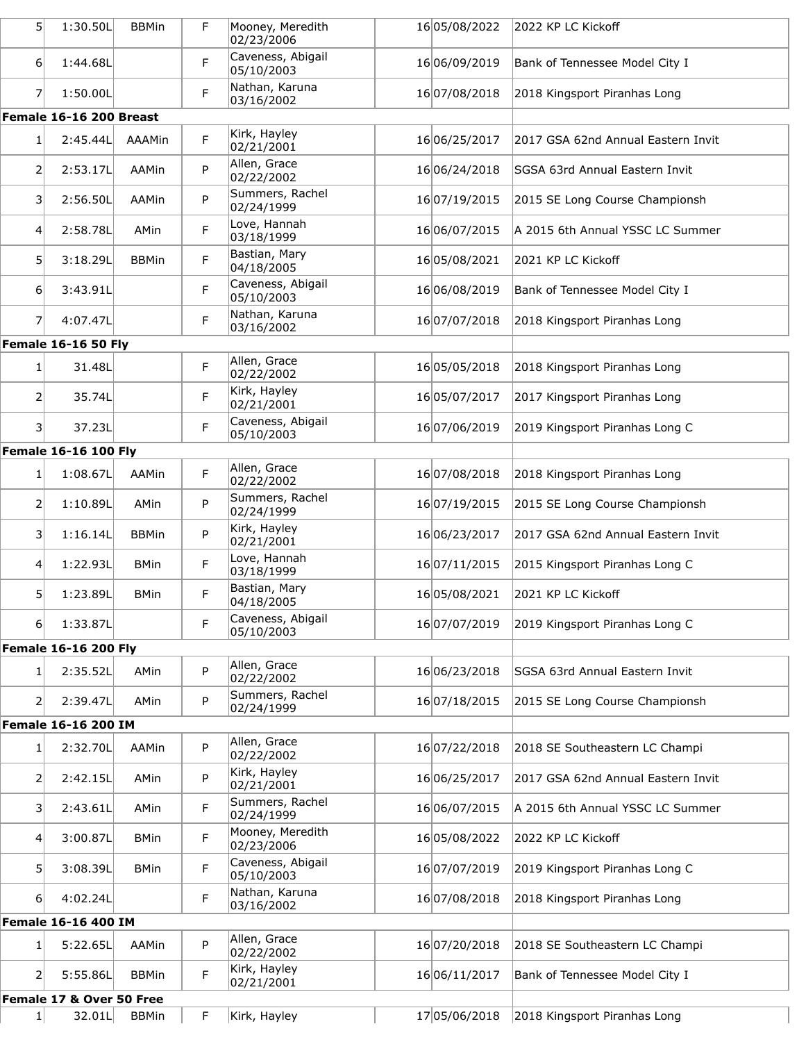| | | | | | | | |
|---|---|---|---|---|---|---|---|
| 5 | 1:30.50L | BBMin | F | Mooney, Meredith 02/23/2006 | 16 | 05/08/2022 | 2022 KP LC Kickoff |
| 6 | 1:44.68L | | F | Caveness, Abigail 05/10/2003 | 16 | 06/09/2019 | Bank of Tennessee Model City I |
| 7 | 1:50.00L | | F | Nathan, Karuna 03/16/2002 | 16 | 07/08/2018 | 2018 Kingsport Piranhas Long |

**Female 16-16 200 Breast**

| | | | | | | | |
|---|---|---|---|---|---|---|---|
| 1 | 2:45.44L | AAAMin | F | Kirk, Hayley 02/21/2001 | 16 | 06/25/2017 | 2017 GSA 62nd Annual Eastern Invit |
| 2 | 2:53.17L | AAMin | P | Allen, Grace 02/22/2002 | 16 | 06/24/2018 | SGSA 63rd Annual Eastern Invit |
| 3 | 2:56.50L | AAMin | P | Summers, Rachel 02/24/1999 | 16 | 07/19/2015 | 2015 SE Long Course Championsh |
| 4 | 2:58.78L | AMin | F | Love, Hannah 03/18/1999 | 16 | 06/07/2015 | A 2015 6th Annual YSSC LC Summer |
| 5 | 3:18.29L | BBMin | F | Bastian, Mary 04/18/2005 | 16 | 05/08/2021 | 2021 KP LC Kickoff |
| 6 | 3:43.91L | | F | Caveness, Abigail 05/10/2003 | 16 | 06/08/2019 | Bank of Tennessee Model City I |
| 7 | 4:07.47L | | F | Nathan, Karuna 03/16/2002 | 16 | 07/07/2018 | 2018 Kingsport Piranhas Long |

**Female 16-16 50 Fly**

| | | | | | | | |
|---|---|---|---|---|---|---|---|
| 1 | 31.48L | | F | Allen, Grace 02/22/2002 | 16 | 05/05/2018 | 2018 Kingsport Piranhas Long |
| 2 | 35.74L | | F | Kirk, Hayley 02/21/2001 | 16 | 05/07/2017 | 2017 Kingsport Piranhas Long |
| 3 | 37.23L | | F | Caveness, Abigail 05/10/2003 | 16 | 07/06/2019 | 2019 Kingsport Piranhas Long C |

**Female 16-16 100 Fly**

| | | | | | | | |
|---|---|---|---|---|---|---|---|
| 1 | 1:08.67L | AAMin | F | Allen, Grace 02/22/2002 | 16 | 07/08/2018 | 2018 Kingsport Piranhas Long |
| 2 | 1:10.89L | AMin | P | Summers, Rachel 02/24/1999 | 16 | 07/19/2015 | 2015 SE Long Course Championsh |
| 3 | 1:16.14L | BBMin | P | Kirk, Hayley 02/21/2001 | 16 | 06/23/2017 | 2017 GSA 62nd Annual Eastern Invit |
| 4 | 1:22.93L | BMin | F | Love, Hannah 03/18/1999 | 16 | 07/11/2015 | 2015 Kingsport Piranhas Long C |
| 5 | 1:23.89L | BMin | F | Bastian, Mary 04/18/2005 | 16 | 05/08/2021 | 2021 KP LC Kickoff |
| 6 | 1:33.87L | | F | Caveness, Abigail 05/10/2003 | 16 | 07/07/2019 | 2019 Kingsport Piranhas Long C |

**Female 16-16 200 Fly**

| | | | | | | | |
|---|---|---|---|---|---|---|---|
| 1 | 2:35.52L | AMin | P | Allen, Grace 02/22/2002 | 16 | 06/23/2018 | SGSA 63rd Annual Eastern Invit |
| 2 | 2:39.47L | AMin | P | Summers, Rachel 02/24/1999 | 16 | 07/18/2015 | 2015 SE Long Course Championsh |

**Female 16-16 200 IM**

| | | | | | | | |
|---|---|---|---|---|---|---|---|
| 1 | 2:32.70L | AAMin | P | Allen, Grace 02/22/2002 | 16 | 07/22/2018 | 2018 SE Southeastern LC Champi |
| 2 | 2:42.15L | AMin | P | Kirk, Hayley 02/21/2001 | 16 | 06/25/2017 | 2017 GSA 62nd Annual Eastern Invit |
| 3 | 2:43.61L | AMin | F | Summers, Rachel 02/24/1999 | 16 | 06/07/2015 | A 2015 6th Annual YSSC LC Summer |
| 4 | 3:00.87L | BMin | F | Mooney, Meredith 02/23/2006 | 16 | 05/08/2022 | 2022 KP LC Kickoff |
| 5 | 3:08.39L | BMin | F | Caveness, Abigail 05/10/2003 | 16 | 07/07/2019 | 2019 Kingsport Piranhas Long C |
| 6 | 4:02.24L | | F | Nathan, Karuna 03/16/2002 | 16 | 07/08/2018 | 2018 Kingsport Piranhas Long |

**Female 16-16 400 IM**

| | | | | | | | |
|---|---|---|---|---|---|---|---|
| 1 | 5:22.65L | AAMin | P | Allen, Grace 02/22/2002 | 16 | 07/20/2018 | 2018 SE Southeastern LC Champi |
| 2 | 5:55.86L | BBMin | F | Kirk, Hayley 02/21/2001 | 16 | 06/11/2017 | Bank of Tennessee Model City I |

**Female 17 & Over 50 Free**

| | | | | | | | |
|---|---|---|---|---|---|---|---|
| 1 | 32.01L | BBMin | F | Kirk, Hayley | 17 | 05/06/2018 | 2018 Kingsport Piranhas Long |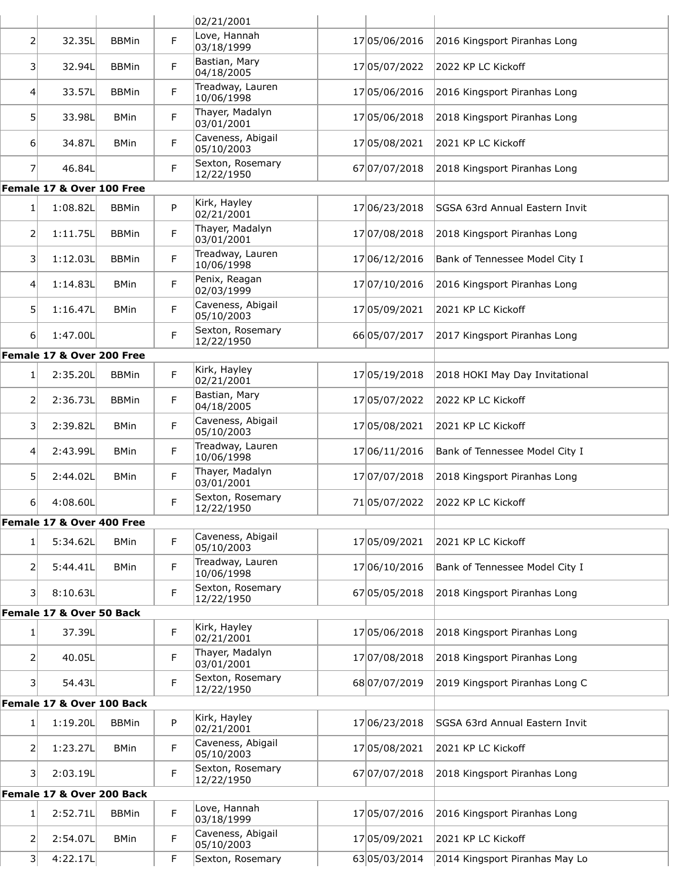| | | | | | | | |
|---|---|---|---|---|---|---|---|
| | | | | 02/21/2001 | | | |
| 2 | 32.35L | BBMin | F | Love, Hannah 03/18/1999 | 17 | 05/06/2016 | 2016 Kingsport Piranhas Long |
| 3 | 32.94L | BBMin | F | Bastian, Mary 04/18/2005 | 17 | 05/07/2022 | 2022 KP LC Kickoff |
| 4 | 33.57L | BBMin | F | Treadway, Lauren 10/06/1998 | 17 | 05/06/2016 | 2016 Kingsport Piranhas Long |
| 5 | 33.98L | BMin | F | Thayer, Madalyn 03/01/2001 | 17 | 05/06/2018 | 2018 Kingsport Piranhas Long |
| 6 | 34.87L | BMin | F | Caveness, Abigail 05/10/2003 | 17 | 05/08/2021 | 2021 KP LC Kickoff |
| 7 | 46.84L | | F | Sexton, Rosemary 12/22/1950 | 67 | 07/07/2018 | 2018 Kingsport Piranhas Long |
| **Female 17 & Over 100 Free** | | | | | | | |
| 1 | 1:08.82L | BBMin | P | Kirk, Hayley 02/21/2001 | 17 | 06/23/2018 | SGSA 63rd Annual Eastern Invit |
| 2 | 1:11.75L | BBMin | F | Thayer, Madalyn 03/01/2001 | 17 | 07/08/2018 | 2018 Kingsport Piranhas Long |
| 3 | 1:12.03L | BBMin | F | Treadway, Lauren 10/06/1998 | 17 | 06/12/2016 | Bank of Tennessee Model City I |
| 4 | 1:14.83L | BMin | F | Penix, Reagan 02/03/1999 | 17 | 07/10/2016 | 2016 Kingsport Piranhas Long |
| 5 | 1:16.47L | BMin | F | Caveness, Abigail 05/10/2003 | 17 | 05/09/2021 | 2021 KP LC Kickoff |
| 6 | 1:47.00L | | F | Sexton, Rosemary 12/22/1950 | 66 | 05/07/2017 | 2017 Kingsport Piranhas Long |
| **Female 17 & Over 200 Free** | | | | | | | |
| 1 | 2:35.20L | BBMin | F | Kirk, Hayley 02/21/2001 | 17 | 05/19/2018 | 2018 HOKI May Day Invitational |
| 2 | 2:36.73L | BBMin | F | Bastian, Mary 04/18/2005 | 17 | 05/07/2022 | 2022 KP LC Kickoff |
| 3 | 2:39.82L | BMin | F | Caveness, Abigail 05/10/2003 | 17 | 05/08/2021 | 2021 KP LC Kickoff |
| 4 | 2:43.99L | BMin | F | Treadway, Lauren 10/06/1998 | 17 | 06/11/2016 | Bank of Tennessee Model City I |
| 5 | 2:44.02L | BMin | F | Thayer, Madalyn 03/01/2001 | 17 | 07/07/2018 | 2018 Kingsport Piranhas Long |
| 6 | 4:08.60L | | F | Sexton, Rosemary 12/22/1950 | 71 | 05/07/2022 | 2022 KP LC Kickoff |
| **Female 17 & Over 400 Free** | | | | | | | |
| 1 | 5:34.62L | BMin | F | Caveness, Abigail 05/10/2003 | 17 | 05/09/2021 | 2021 KP LC Kickoff |
| 2 | 5:44.41L | BMin | F | Treadway, Lauren 10/06/1998 | 17 | 06/10/2016 | Bank of Tennessee Model City I |
| 3 | 8:10.63L | | F | Sexton, Rosemary 12/22/1950 | 67 | 05/05/2018 | 2018 Kingsport Piranhas Long |
| **Female 17 & Over 50 Back** | | | | | | | |
| 1 | 37.39L | | F | Kirk, Hayley 02/21/2001 | 17 | 05/06/2018 | 2018 Kingsport Piranhas Long |
| 2 | 40.05L | | F | Thayer, Madalyn 03/01/2001 | 17 | 07/08/2018 | 2018 Kingsport Piranhas Long |
| 3 | 54.43L | | F | Sexton, Rosemary 12/22/1950 | 68 | 07/07/2019 | 2019 Kingsport Piranhas Long C |
| **Female 17 & Over 100 Back** | | | | | | | |
| 1 | 1:19.20L | BBMin | P | Kirk, Hayley 02/21/2001 | 17 | 06/23/2018 | SGSA 63rd Annual Eastern Invit |
| 2 | 1:23.27L | BMin | F | Caveness, Abigail 05/10/2003 | 17 | 05/08/2021 | 2021 KP LC Kickoff |
| 3 | 2:03.19L | | F | Sexton, Rosemary 12/22/1950 | 67 | 07/07/2018 | 2018 Kingsport Piranhas Long |
| **Female 17 & Over 200 Back** | | | | | | | |
| 1 | 2:52.71L | BBMin | F | Love, Hannah 03/18/1999 | 17 | 05/07/2016 | 2016 Kingsport Piranhas Long |
| 2 | 2:54.07L | BMin | F | Caveness, Abigail 05/10/2003 | 17 | 05/09/2021 | 2021 KP LC Kickoff |
| 3 | 4:22.17L | | F | Sexton, Rosemary | 63 | 05/03/2014 | 2014 Kingsport Piranhas May Lo |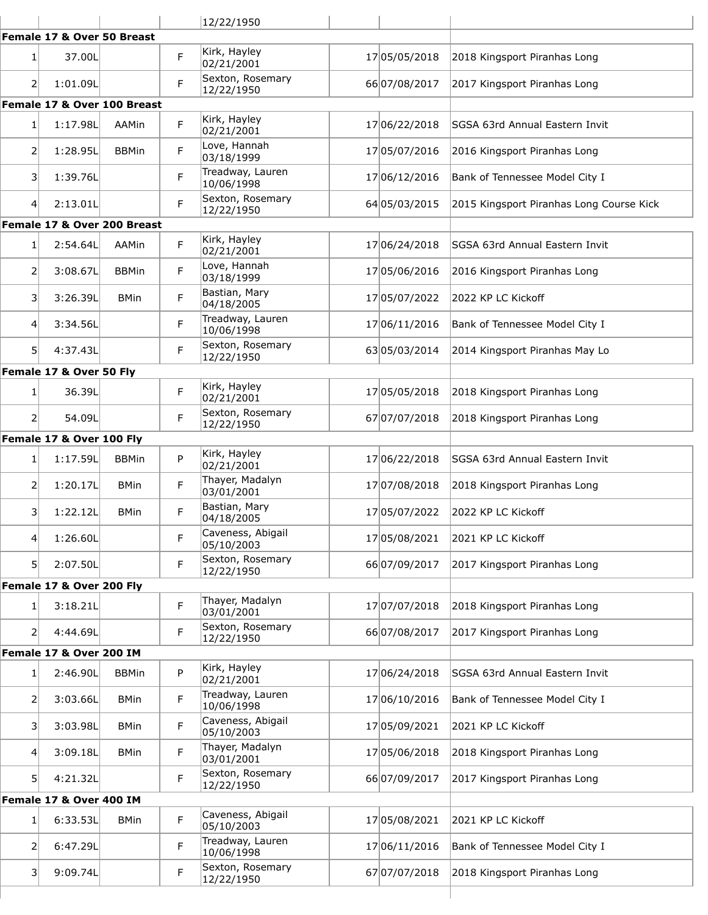| | | | | 12/22/1950 | | | |
|---|---|---|---|---|---|---|---|
| **Female 17 & Over 50 Breast** | | | | | | | |
| 1 | 37.00L | | F | Kirk, Hayley 02/21/2001 | 17 | 05/05/2018 | 2018 Kingsport Piranhas Long |
| 2 | 1:01.09L | | F | Sexton, Rosemary 12/22/1950 | 66 | 07/08/2017 | 2017 Kingsport Piranhas Long |
| **Female 17 & Over 100 Breast** | | | | | | | |
| 1 | 1:17.98L | AAMin | F | Kirk, Hayley 02/21/2001 | 17 | 06/22/2018 | SGSA 63rd Annual Eastern Invit |
| 2 | 1:28.95L | BBMin | F | Love, Hannah 03/18/1999 | 17 | 05/07/2016 | 2016 Kingsport Piranhas Long |
| 3 | 1:39.76L | | F | Treadway, Lauren 10/06/1998 | 17 | 06/12/2016 | Bank of Tennessee Model City I |
| 4 | 2:13.01L | | F | Sexton, Rosemary 12/22/1950 | 64 | 05/03/2015 | 2015 Kingsport Piranhas Long Course Kick |
| **Female 17 & Over 200 Breast** | | | | | | | |
| 1 | 2:54.64L | AAMin | F | Kirk, Hayley 02/21/2001 | 17 | 06/24/2018 | SGSA 63rd Annual Eastern Invit |
| 2 | 3:08.67L | BBMin | F | Love, Hannah 03/18/1999 | 17 | 05/06/2016 | 2016 Kingsport Piranhas Long |
| 3 | 3:26.39L | BMin | F | Bastian, Mary 04/18/2005 | 17 | 05/07/2022 | 2022 KP LC Kickoff |
| 4 | 3:34.56L | | F | Treadway, Lauren 10/06/1998 | 17 | 06/11/2016 | Bank of Tennessee Model City I |
| 5 | 4:37.43L | | F | Sexton, Rosemary 12/22/1950 | 63 | 05/03/2014 | 2014 Kingsport Piranhas May Lo |
| **Female 17 & Over 50 Fly** | | | | | | | |
| 1 | 36.39L | | F | Kirk, Hayley 02/21/2001 | 17 | 05/05/2018 | 2018 Kingsport Piranhas Long |
| 2 | 54.09L | | F | Sexton, Rosemary 12/22/1950 | 67 | 07/07/2018 | 2018 Kingsport Piranhas Long |
| **Female 17 & Over 100 Fly** | | | | | | | |
| 1 | 1:17.59L | BBMin | P | Kirk, Hayley 02/21/2001 | 17 | 06/22/2018 | SGSA 63rd Annual Eastern Invit |
| 2 | 1:20.17L | BMin | F | Thayer, Madalyn 03/01/2001 | 17 | 07/08/2018 | 2018 Kingsport Piranhas Long |
| 3 | 1:22.12L | BMin | F | Bastian, Mary 04/18/2005 | 17 | 05/07/2022 | 2022 KP LC Kickoff |
| 4 | 1:26.60L | | F | Caveness, Abigail 05/10/2003 | 17 | 05/08/2021 | 2021 KP LC Kickoff |
| 5 | 2:07.50L | | F | Sexton, Rosemary 12/22/1950 | 66 | 07/09/2017 | 2017 Kingsport Piranhas Long |
| **Female 17 & Over 200 Fly** | | | | | | | |
| 1 | 3:18.21L | | F | Thayer, Madalyn 03/01/2001 | 17 | 07/07/2018 | 2018 Kingsport Piranhas Long |
| 2 | 4:44.69L | | F | Sexton, Rosemary 12/22/1950 | 66 | 07/08/2017 | 2017 Kingsport Piranhas Long |
| **Female 17 & Over 200 IM** | | | | | | | |
| 1 | 2:46.90L | BBMin | P | Kirk, Hayley 02/21/2001 | 17 | 06/24/2018 | SGSA 63rd Annual Eastern Invit |
| 2 | 3:03.66L | BMin | F | Treadway, Lauren 10/06/1998 | 17 | 06/10/2016 | Bank of Tennessee Model City I |
| 3 | 3:03.98L | BMin | F | Caveness, Abigail 05/10/2003 | 17 | 05/09/2021 | 2021 KP LC Kickoff |
| 4 | 3:09.18L | BMin | F | Thayer, Madalyn 03/01/2001 | 17 | 05/06/2018 | 2018 Kingsport Piranhas Long |
| 5 | 4:21.32L | | F | Sexton, Rosemary 12/22/1950 | 66 | 07/09/2017 | 2017 Kingsport Piranhas Long |
| **Female 17 & Over 400 IM** | | | | | | | |
| 1 | 6:33.53L | BMin | F | Caveness, Abigail 05/10/2003 | 17 | 05/08/2021 | 2021 KP LC Kickoff |
| 2 | 6:47.29L | | F | Treadway, Lauren 10/06/1998 | 17 | 06/11/2016 | Bank of Tennessee Model City I |
| 3 | 9:09.74L | | F | Sexton, Rosemary 12/22/1950 | 67 | 07/07/2018 | 2018 Kingsport Piranhas Long |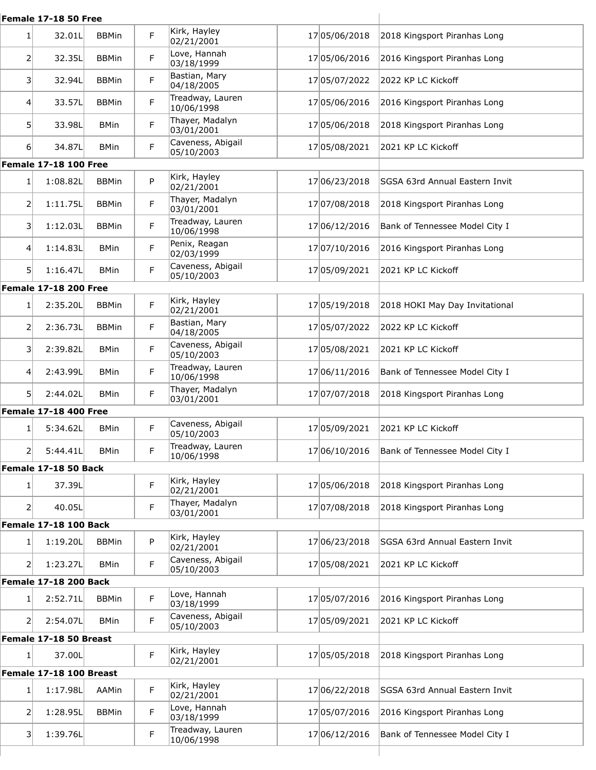**Female 17-18 50 Free**

| | | | | | | | |
|---|---|---|---|---|---|---|---|
| 1 | 32.01L | BBMin | F | Kirk, Hayley 02/21/2001 | 17 | 05/06/2018 | 2018 Kingsport Piranhas Long |
| 2 | 32.35L | BBMin | F | Love, Hannah 03/18/1999 | 17 | 05/06/2016 | 2016 Kingsport Piranhas Long |
| 3 | 32.94L | BBMin | F | Bastian, Mary 04/18/2005 | 17 | 05/07/2022 | 2022 KP LC Kickoff |
| 4 | 33.57L | BBMin | F | Treadway, Lauren 10/06/1998 | 17 | 05/06/2016 | 2016 Kingsport Piranhas Long |
| 5 | 33.98L | BMin | F | Thayer, Madalyn 03/01/2001 | 17 | 05/06/2018 | 2018 Kingsport Piranhas Long |
| 6 | 34.87L | BMin | F | Caveness, Abigail 05/10/2003 | 17 | 05/08/2021 | 2021 KP LC Kickoff |

**Female 17-18 100 Free**

| | | | | | | | |
|---|---|---|---|---|---|---|---|
| 1 | 1:08.82L | BBMin | P | Kirk, Hayley 02/21/2001 | 17 | 06/23/2018 | SGSA 63rd Annual Eastern Invit |
| 2 | 1:11.75L | BBMin | F | Thayer, Madalyn 03/01/2001 | 17 | 07/08/2018 | 2018 Kingsport Piranhas Long |
| 3 | 1:12.03L | BBMin | F | Treadway, Lauren 10/06/1998 | 17 | 06/12/2016 | Bank of Tennessee Model City I |
| 4 | 1:14.83L | BMin | F | Penix, Reagan 02/03/1999 | 17 | 07/10/2016 | 2016 Kingsport Piranhas Long |
| 5 | 1:16.47L | BMin | F | Caveness, Abigail 05/10/2003 | 17 | 05/09/2021 | 2021 KP LC Kickoff |

**Female 17-18 200 Free**

| | | | | | | | |
|---|---|---|---|---|---|---|---|
| 1 | 2:35.20L | BBMin | F | Kirk, Hayley 02/21/2001 | 17 | 05/19/2018 | 2018 HOKI May Day Invitational |
| 2 | 2:36.73L | BBMin | F | Bastian, Mary 04/18/2005 | 17 | 05/07/2022 | 2022 KP LC Kickoff |
| 3 | 2:39.82L | BMin | F | Caveness, Abigail 05/10/2003 | 17 | 05/08/2021 | 2021 KP LC Kickoff |
| 4 | 2:43.99L | BMin | F | Treadway, Lauren 10/06/1998 | 17 | 06/11/2016 | Bank of Tennessee Model City I |
| 5 | 2:44.02L | BMin | F | Thayer, Madalyn 03/01/2001 | 17 | 07/07/2018 | 2018 Kingsport Piranhas Long |

**Female 17-18 400 Free**

| | | | | | | | |
|---|---|---|---|---|---|---|---|
| 1 | 5:34.62L | BMin | F | Caveness, Abigail 05/10/2003 | 17 | 05/09/2021 | 2021 KP LC Kickoff |
| 2 | 5:44.41L | BMin | F | Treadway, Lauren 10/06/1998 | 17 | 06/10/2016 | Bank of Tennessee Model City I |

**Female 17-18 50 Back**

| | | | | | | | |
|---|---|---|---|---|---|---|---|
| 1 | 37.39L | | F | Kirk, Hayley 02/21/2001 | 17 | 05/06/2018 | 2018 Kingsport Piranhas Long |
| 2 | 40.05L | | F | Thayer, Madalyn 03/01/2001 | 17 | 07/08/2018 | 2018 Kingsport Piranhas Long |

**Female 17-18 100 Back**

| | | | | | | | |
|---|---|---|---|---|---|---|---|
| 1 | 1:19.20L | BBMin | P | Kirk, Hayley 02/21/2001 | 17 | 06/23/2018 | SGSA 63rd Annual Eastern Invit |
| 2 | 1:23.27L | BMin | F | Caveness, Abigail 05/10/2003 | 17 | 05/08/2021 | 2021 KP LC Kickoff |

**Female 17-18 200 Back**

| | | | | | | | |
|---|---|---|---|---|---|---|---|
| 1 | 2:52.71L | BBMin | F | Love, Hannah 03/18/1999 | 17 | 05/07/2016 | 2016 Kingsport Piranhas Long |
| 2 | 2:54.07L | BMin | F | Caveness, Abigail 05/10/2003 | 17 | 05/09/2021 | 2021 KP LC Kickoff |

**Female 17-18 50 Breast**

| | | | | | | | |
|---|---|---|---|---|---|---|---|
| 1 | 37.00L | | F | Kirk, Hayley 02/21/2001 | 17 | 05/05/2018 | 2018 Kingsport Piranhas Long |

**Female 17-18 100 Breast**

| | | | | | | | |
|---|---|---|---|---|---|---|---|
| 1 | 1:17.98L | AAMin | F | Kirk, Hayley 02/21/2001 | 17 | 06/22/2018 | SGSA 63rd Annual Eastern Invit |
| 2 | 1:28.95L | BBMin | F | Love, Hannah 03/18/1999 | 17 | 05/07/2016 | 2016 Kingsport Piranhas Long |
| 3 | 1:39.76L | | F | Treadway, Lauren 10/06/1998 | 17 | 06/12/2016 | Bank of Tennessee Model City I |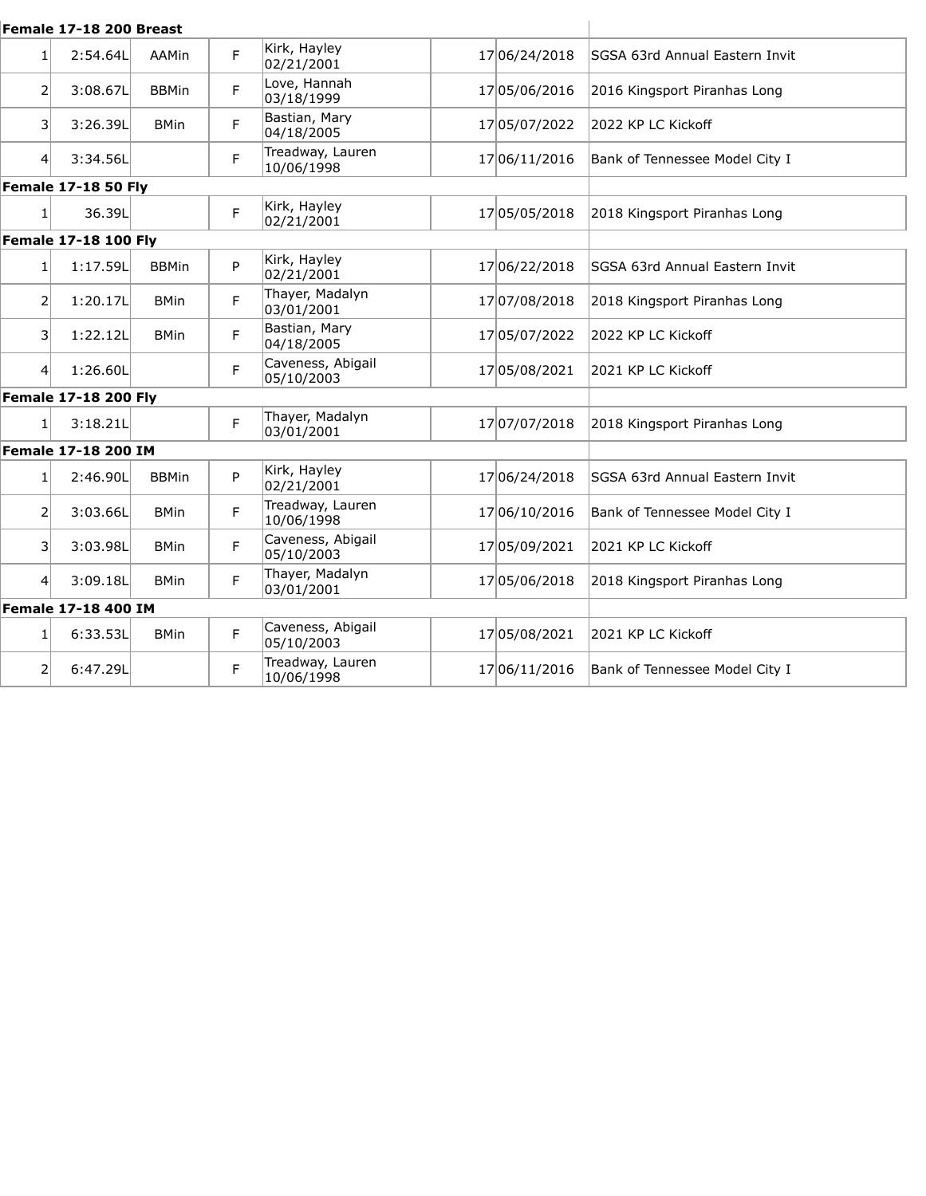| | | | | | | | |
|---|---|---|---|---|---|---|---|
| **Female 17-18 200 Breast** | | | | | | | |
| 1 | 2:54.64L | AAMin | F | Kirk, Hayley 02/21/2001 | 17 | 06/24/2018 | SGSA 63rd Annual Eastern Invit |
| 2 | 3:08.67L | BBMin | F | Love, Hannah 03/18/1999 | 17 | 05/06/2016 | 2016 Kingsport Piranhas Long |
| 3 | 3:26.39L | BMin | F | Bastian, Mary 04/18/2005 | 17 | 05/07/2022 | 2022 KP LC Kickoff |
| 4 | 3:34.56L | | F | Treadway, Lauren 10/06/1998 | 17 | 06/11/2016 | Bank of Tennessee Model City I |
| **Female 17-18 50 Fly** | | | | | | | |
| 1 | 36.39L | | F | Kirk, Hayley 02/21/2001 | 17 | 05/05/2018 | 2018 Kingsport Piranhas Long |
| **Female 17-18 100 Fly** | | | | | | | |
| 1 | 1:17.59L | BBMin | P | Kirk, Hayley 02/21/2001 | 17 | 06/22/2018 | SGSA 63rd Annual Eastern Invit |
| 2 | 1:20.17L | BMin | F | Thayer, Madalyn 03/01/2001 | 17 | 07/08/2018 | 2018 Kingsport Piranhas Long |
| 3 | 1:22.12L | BMin | F | Bastian, Mary 04/18/2005 | 17 | 05/07/2022 | 2022 KP LC Kickoff |
| 4 | 1:26.60L | | F | Caveness, Abigail 05/10/2003 | 17 | 05/08/2021 | 2021 KP LC Kickoff |
| **Female 17-18 200 Fly** | | | | | | | |
| 1 | 3:18.21L | | F | Thayer, Madalyn 03/01/2001 | 17 | 07/07/2018 | 2018 Kingsport Piranhas Long |
| **Female 17-18 200 IM** | | | | | | | |
| 1 | 2:46.90L | BBMin | P | Kirk, Hayley 02/21/2001 | 17 | 06/24/2018 | SGSA 63rd Annual Eastern Invit |
| 2 | 3:03.66L | BMin | F | Treadway, Lauren 10/06/1998 | 17 | 06/10/2016 | Bank of Tennessee Model City I |
| 3 | 3:03.98L | BMin | F | Caveness, Abigail 05/10/2003 | 17 | 05/09/2021 | 2021 KP LC Kickoff |
| 4 | 3:09.18L | BMin | F | Thayer, Madalyn 03/01/2001 | 17 | 05/06/2018 | 2018 Kingsport Piranhas Long |
| **Female 17-18 400 IM** | | | | | | | |
| 1 | 6:33.53L | BMin | F | Caveness, Abigail 05/10/2003 | 17 | 05/08/2021 | 2021 KP LC Kickoff |
| 2 | 6:47.29L | | F | Treadway, Lauren 10/06/1998 | 17 | 06/11/2016 | Bank of Tennessee Model City I |